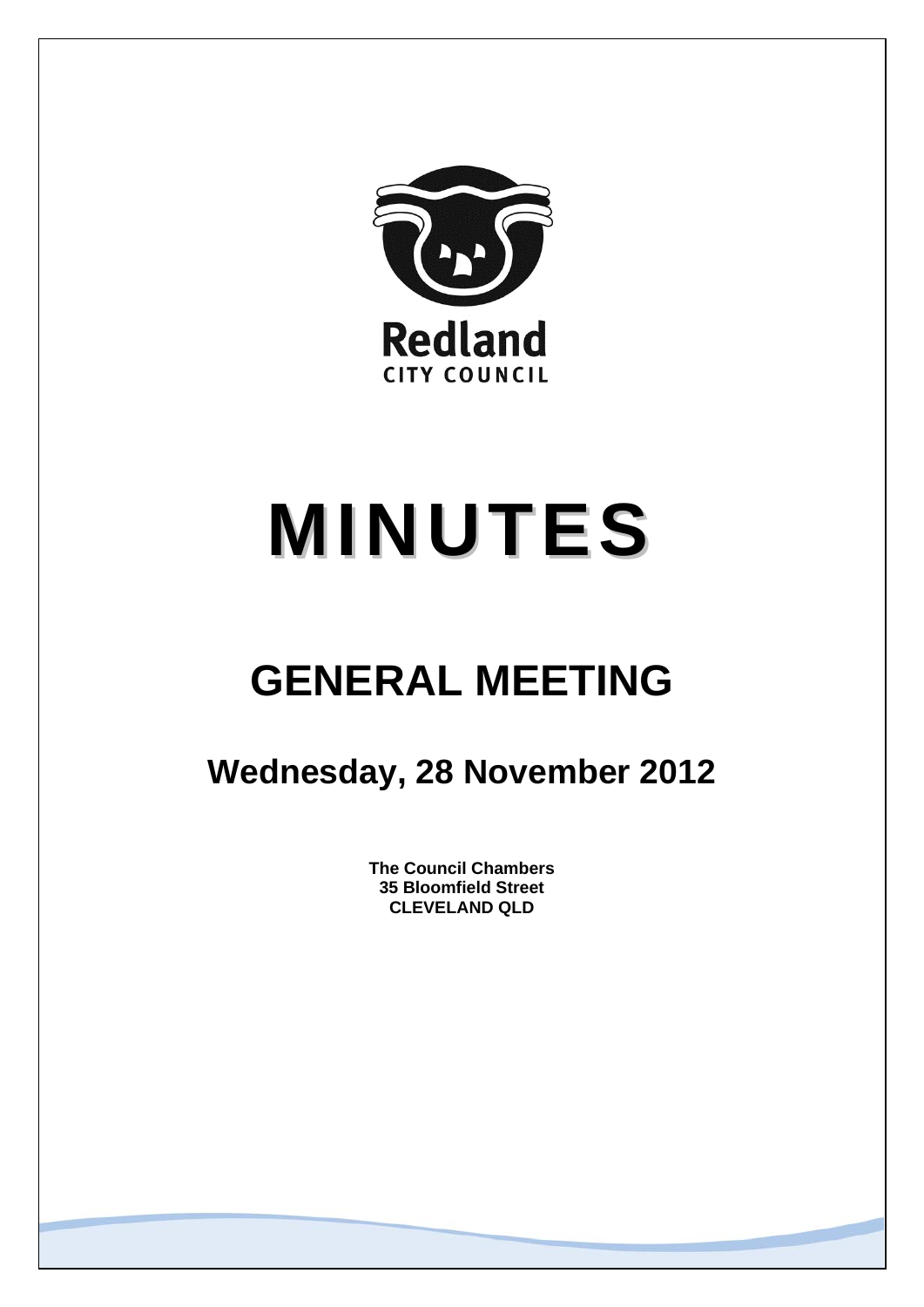Redland

CITY COUNCIL

# MINUTES

## GENERAL MEETING

### Wednesday, 28 November 2012

**The Council Chambers**
**35 Bloomfield Street**
**CLEVELAND QLD**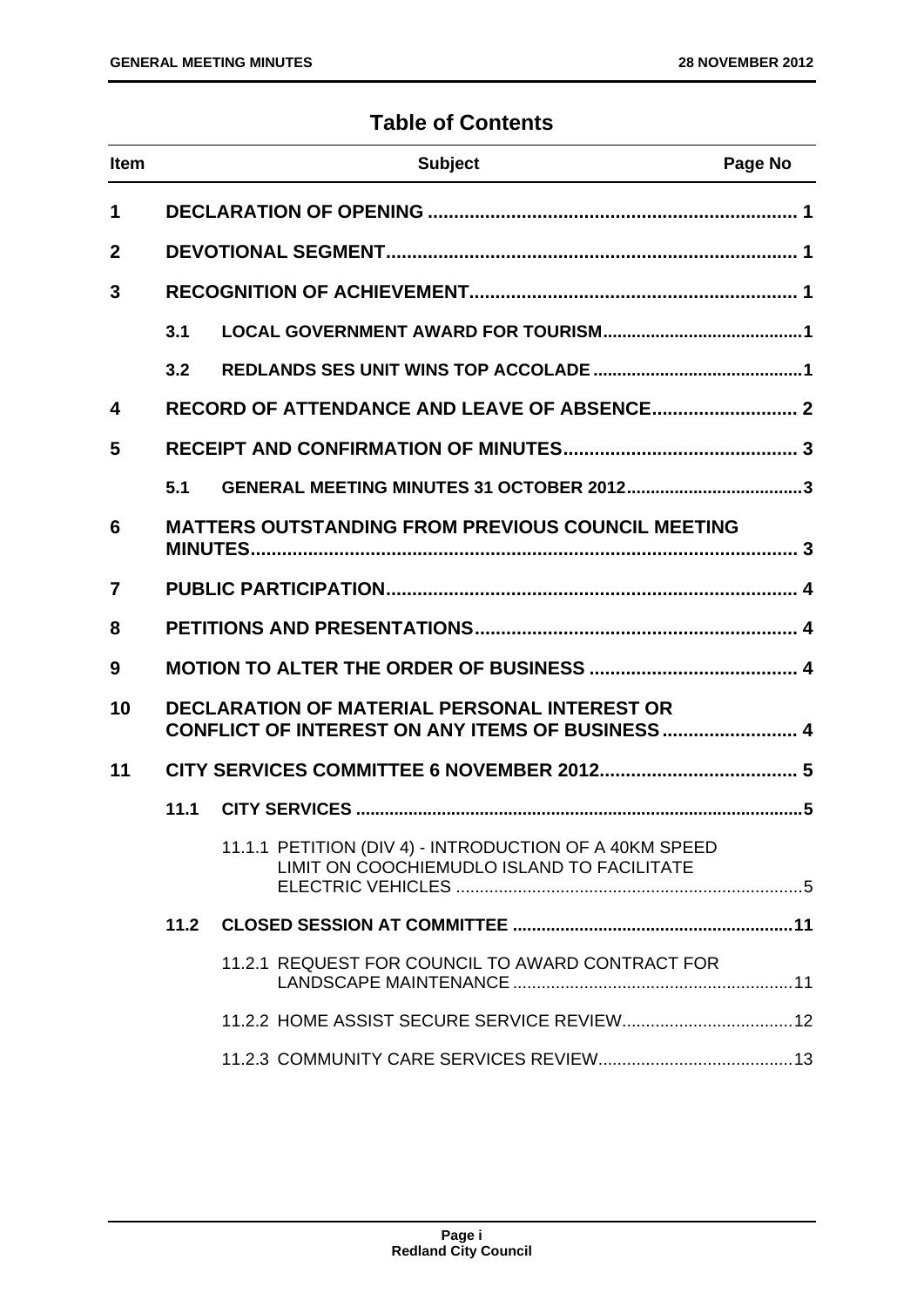# Table of Contents

| Item | | Subject | Page No |
|---|---|---|---|
| **1** | | **DECLARATION OF OPENING** | **1** |
| **2** | | **DEVOTIONAL SEGMENT** | **1** |
| **3** | | **RECOGNITION OF ACHIEVEMENT** | **1** |
| | **3.1** | **LOCAL GOVERNMENT AWARD FOR TOURISM** | **1** |
| | **3.2** | **REDLANDS SES UNIT WINS TOP ACCOLADE** | **1** |
| **4** | | **RECORD OF ATTENDANCE AND LEAVE OF ABSENCE** | **2** |
| **5** | | **RECEIPT AND CONFIRMATION OF MINUTES** | **3** |
| | **5.1** | **GENERAL MEETING MINUTES 31 OCTOBER 2012** | **3** |
| **6** | | **MATTERS OUTSTANDING FROM PREVIOUS COUNCIL MEETING MINUTES** | **3** |
| **7** | | **PUBLIC PARTICIPATION** | **4** |
| **8** | | **PETITIONS AND PRESENTATIONS** | **4** |
| **9** | | **MOTION TO ALTER THE ORDER OF BUSINESS** | **4** |
| **10** | | **DECLARATION OF MATERIAL PERSONAL INTEREST OR CONFLICT OF INTEREST ON ANY ITEMS OF BUSINESS** | **4** |
| **11** | | **CITY SERVICES COMMITTEE 6 NOVEMBER 2012** | **5** |
| | **11.1** | **CITY SERVICES** | **5** |
| | | 11.1.1 PETITION (DIV 4) - INTRODUCTION OF A 40KM SPEED LIMIT ON COOCHIEMUDLO ISLAND TO FACILITATE ELECTRIC VEHICLES | 5 |
| | **11.2** | **CLOSED SESSION AT COMMITTEE** | **11** |
| | | 11.2.1 REQUEST FOR COUNCIL TO AWARD CONTRACT FOR LANDSCAPE MAINTENANCE | 11 |
| | | 11.2.2 HOME ASSIST SECURE SERVICE REVIEW | 12 |
| | | 11.2.3 COMMUNITY CARE SERVICES REVIEW | 13 |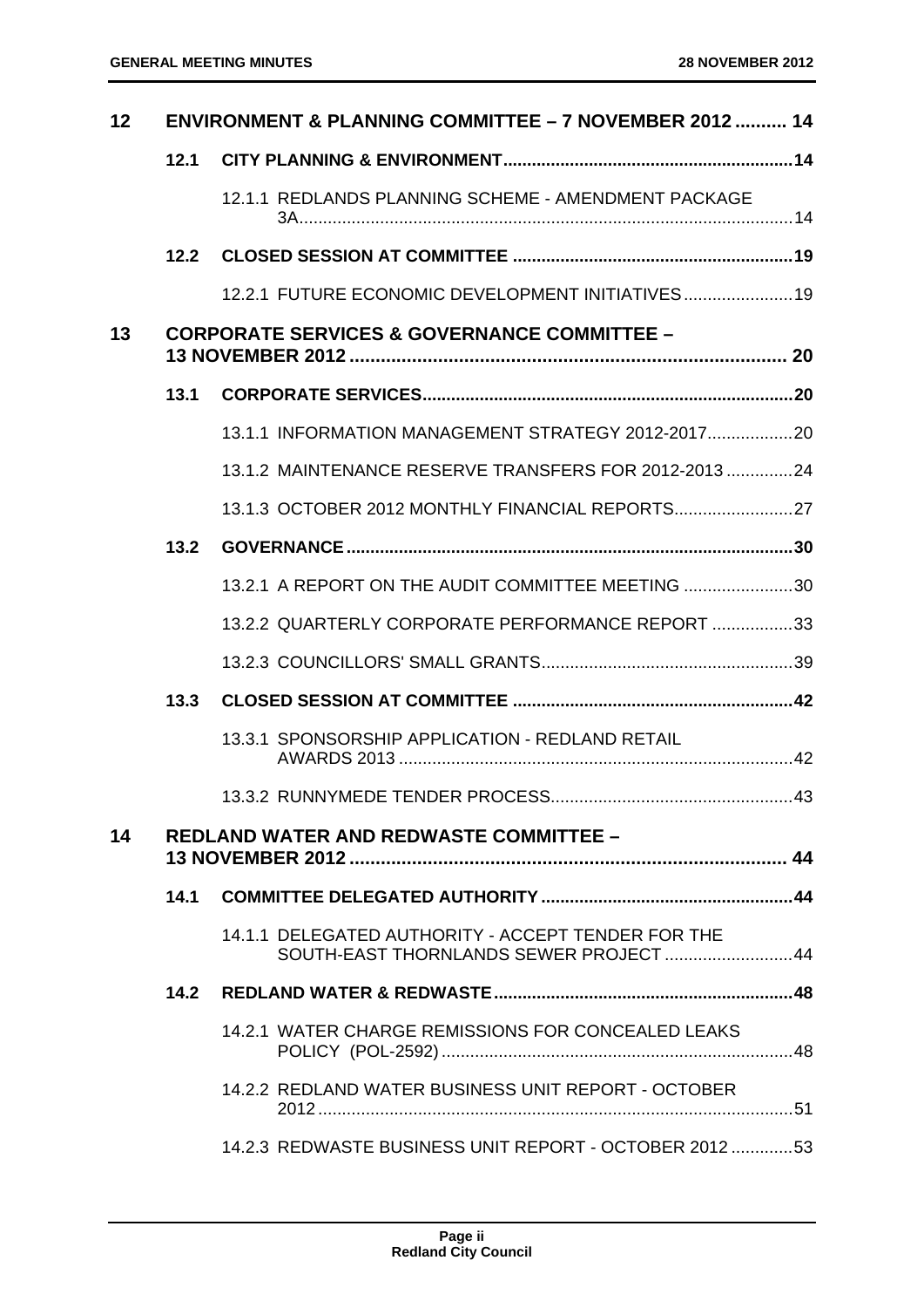| | | | |
|---|---|---|---|
| **12** | **ENVIRONMENT & PLANNING COMMITTEE – 7 NOVEMBER 2012** | | **14** |
| | **12.1** | **CITY PLANNING & ENVIRONMENT** | **14** |
| | | 12.1.1 REDLANDS PLANNING SCHEME - AMENDMENT PACKAGE 3A | 14 |
| | **12.2** | **CLOSED SESSION AT COMMITTEE** | **19** |
| | | 12.2.1 FUTURE ECONOMIC DEVELOPMENT INITIATIVES | 19 |
| **13** | **CORPORATE SERVICES & GOVERNANCE COMMITTEE – 13 NOVEMBER 2012** | | **20** |
| | **13.1** | **CORPORATE SERVICES** | **20** |
| | | 13.1.1 INFORMATION MANAGEMENT STRATEGY 2012-2017 | 20 |
| | | 13.1.2 MAINTENANCE RESERVE TRANSFERS FOR 2012-2013 | 24 |
| | | 13.1.3 OCTOBER 2012 MONTHLY FINANCIAL REPORTS | 27 |
| | **13.2** | **GOVERNANCE** | **30** |
| | | 13.2.1 A REPORT ON THE AUDIT COMMITTEE MEETING | 30 |
| | | 13.2.2 QUARTERLY CORPORATE PERFORMANCE REPORT | 33 |
| | | 13.2.3 COUNCILLORS' SMALL GRANTS | 39 |
| | **13.3** | **CLOSED SESSION AT COMMITTEE** | **42** |
| | | 13.3.1 SPONSORSHIP APPLICATION - REDLAND RETAIL AWARDS 2013 | 42 |
| | | 13.3.2 RUNNYMEDE TENDER PROCESS | 43 |
| **14** | **REDLAND WATER AND REDWASTE COMMITTEE – 13 NOVEMBER 2012** | | **44** |
| | **14.1** | **COMMITTEE DELEGATED AUTHORITY** | **44** |
| | | 14.1.1 DELEGATED AUTHORITY - ACCEPT TENDER FOR THE SOUTH-EAST THORNLANDS SEWER PROJECT | 44 |
| | **14.2** | **REDLAND WATER & REDWASTE** | **48** |
| | | 14.2.1 WATER CHARGE REMISSIONS FOR CONCEALED LEAKS POLICY (POL-2592) | 48 |
| | | 14.2.2 REDLAND WATER BUSINESS UNIT REPORT - OCTOBER 2012 | 51 |
| | | 14.2.3 REDWASTE BUSINESS UNIT REPORT - OCTOBER 2012 | 53 |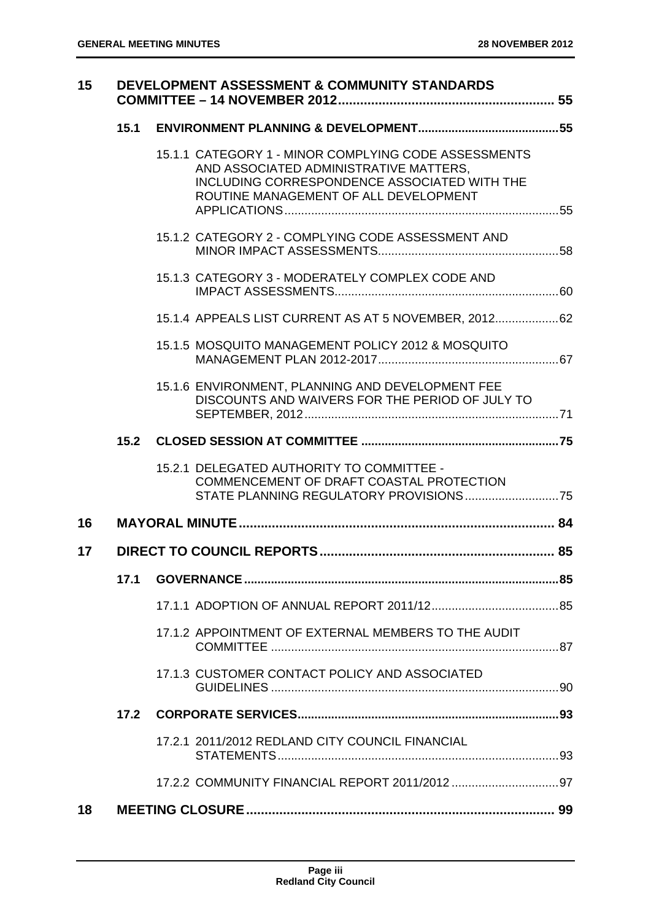**15 DEVELOPMENT ASSESSMENT & COMMUNITY STANDARDS COMMITTEE – 14 NOVEMBER 2012 ........ 55**

**15.1 ENVIRONMENT PLANNING & DEVELOPMENT ........ 55**

15.1.1 CATEGORY 1 - MINOR COMPLYING CODE ASSESSMENTS AND ASSOCIATED ADMINISTRATIVE MATTERS, INCLUDING CORRESPONDENCE ASSOCIATED WITH THE ROUTINE MANAGEMENT OF ALL DEVELOPMENT APPLICATIONS ........ 55

15.1.2 CATEGORY 2 - COMPLYING CODE ASSESSMENT AND MINOR IMPACT ASSESSMENTS ........ 58

15.1.3 CATEGORY 3 - MODERATELY COMPLEX CODE AND IMPACT ASSESSMENTS ........ 60

15.1.4 APPEALS LIST CURRENT AS AT 5 NOVEMBER, 2012 ........ 62

15.1.5 MOSQUITO MANAGEMENT POLICY 2012 & MOSQUITO MANAGEMENT PLAN 2012-2017 ........ 67

15.1.6 ENVIRONMENT, PLANNING AND DEVELOPMENT FEE DISCOUNTS AND WAIVERS FOR THE PERIOD OF JULY TO SEPTEMBER, 2012 ........ 71

**15.2 CLOSED SESSION AT COMMITTEE ........ 75**

15.2.1 DELEGATED AUTHORITY TO COMMITTEE - COMMENCEMENT OF DRAFT COASTAL PROTECTION STATE PLANNING REGULATORY PROVISIONS ........ 75

**16 MAYORAL MINUTE ........ 84**

**17 DIRECT TO COUNCIL REPORTS ........ 85**

**17.1 GOVERNANCE ........ 85**

17.1.1 ADOPTION OF ANNUAL REPORT 2011/12 ........ 85

17.1.2 APPOINTMENT OF EXTERNAL MEMBERS TO THE AUDIT COMMITTEE ........ 87

17.1.3 CUSTOMER CONTACT POLICY AND ASSOCIATED GUIDELINES ........ 90

**17.2 CORPORATE SERVICES ........ 93**

17.2.1 2011/2012 REDLAND CITY COUNCIL FINANCIAL STATEMENTS ........ 93

17.2.2 COMMUNITY FINANCIAL REPORT 2011/2012 ........ 97

**18 MEETING CLOSURE ........ 99**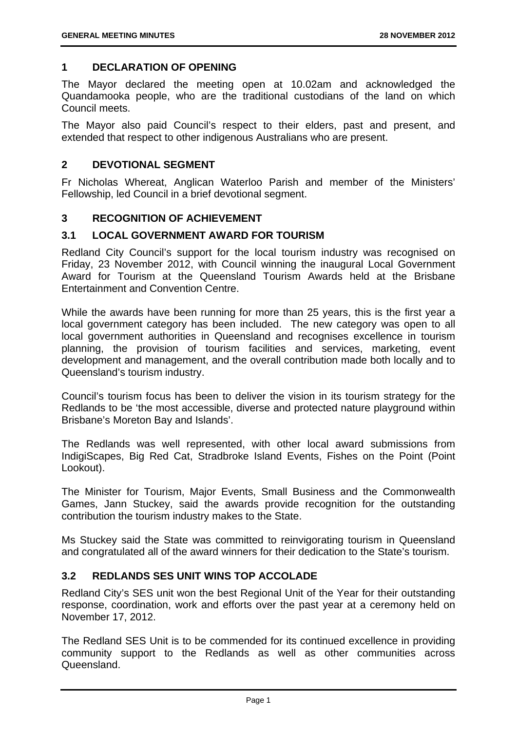## 1 DECLARATION OF OPENING

The Mayor declared the meeting open at 10.02am and acknowledged the Quandamooka people, who are the traditional custodians of the land on which Council meets.

The Mayor also paid Council's respect to their elders, past and present, and extended that respect to other indigenous Australians who are present.

## 2 DEVOTIONAL SEGMENT

Fr Nicholas Whereat, Anglican Waterloo Parish and member of the Ministers' Fellowship, led Council in a brief devotional segment.

## 3 RECOGNITION OF ACHIEVEMENT

### 3.1 LOCAL GOVERNMENT AWARD FOR TOURISM

Redland City Council's support for the local tourism industry was recognised on Friday, 23 November 2012, with Council winning the inaugural Local Government Award for Tourism at the Queensland Tourism Awards held at the Brisbane Entertainment and Convention Centre.

While the awards have been running for more than 25 years, this is the first year a local government category has been included. The new category was open to all local government authorities in Queensland and recognises excellence in tourism planning, the provision of tourism facilities and services, marketing, event development and management, and the overall contribution made both locally and to Queensland's tourism industry.

Council's tourism focus has been to deliver the vision in its tourism strategy for the Redlands to be 'the most accessible, diverse and protected nature playground within Brisbane's Moreton Bay and Islands'.

The Redlands was well represented, with other local award submissions from IndigiScapes, Big Red Cat, Stradbroke Island Events, Fishes on the Point (Point Lookout).

The Minister for Tourism, Major Events, Small Business and the Commonwealth Games, Jann Stuckey, said the awards provide recognition for the outstanding contribution the tourism industry makes to the State.

Ms Stuckey said the State was committed to reinvigorating tourism in Queensland and congratulated all of the award winners for their dedication to the State's tourism.

### 3.2 REDLANDS SES UNIT WINS TOP ACCOLADE

Redland City's SES unit won the best Regional Unit of the Year for their outstanding response, coordination, work and efforts over the past year at a ceremony held on November 17, 2012.

The Redland SES Unit is to be commended for its continued excellence in providing community support to the Redlands as well as other communities across Queensland.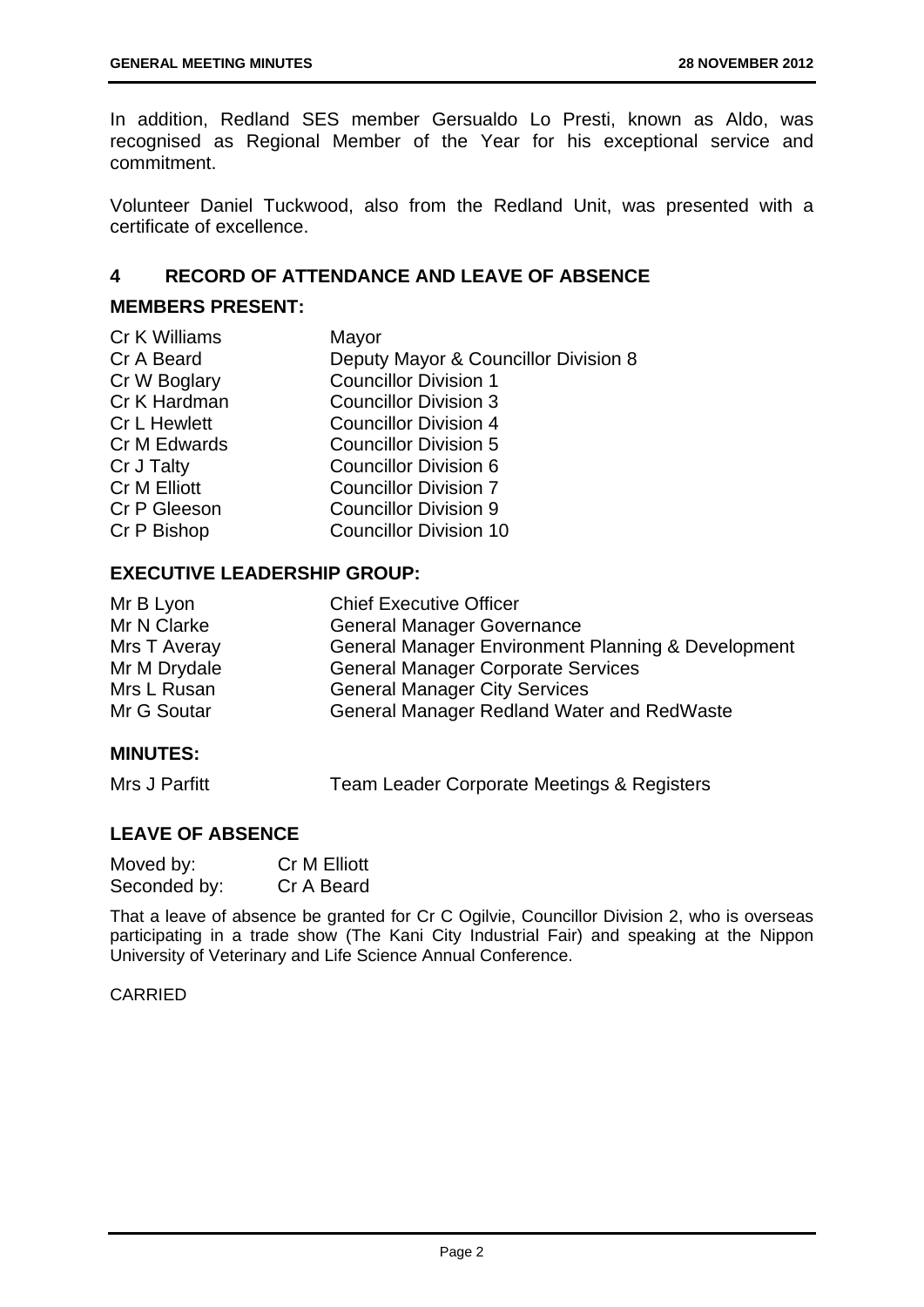In addition, Redland SES member Gersualdo Lo Presti, known as Aldo, was recognised as Regional Member of the Year for his exceptional service and commitment.

Volunteer Daniel Tuckwood, also from the Redland Unit, was presented with a certificate of excellence.

## 4 RECORD OF ATTENDANCE AND LEAVE OF ABSENCE

### MEMBERS PRESENT:

| | |
|---|---|
| Cr K Williams | Mayor |
| Cr A Beard | Deputy Mayor & Councillor Division 8 |
| Cr W Boglary | Councillor Division 1 |
| Cr K Hardman | Councillor Division 3 |
| Cr L Hewlett | Councillor Division 4 |
| Cr M Edwards | Councillor Division 5 |
| Cr J Talty | Councillor Division 6 |
| Cr M Elliott | Councillor Division 7 |
| Cr P Gleeson | Councillor Division 9 |
| Cr P Bishop | Councillor Division 10 |

### EXECUTIVE LEADERSHIP GROUP:

| | |
|---|---|
| Mr B Lyon | Chief Executive Officer |
| Mr N Clarke | General Manager Governance |
| Mrs T Averay | General Manager Environment Planning & Development |
| Mr M Drydale | General Manager Corporate Services |
| Mrs L Rusan | General Manager City Services |
| Mr G Soutar | General Manager Redland Water and RedWaste |

### MINUTES:

| | |
|---|---|
| Mrs J Parfitt | Team Leader Corporate Meetings & Registers |

### LEAVE OF ABSENCE

| | |
|---|---|
| Moved by: | Cr M Elliott |
| Seconded by: | Cr A Beard |

That a leave of absence be granted for Cr C Ogilvie, Councillor Division 2, who is overseas participating in a trade show (The Kani City Industrial Fair) and speaking at the Nippon University of Veterinary and Life Science Annual Conference.

CARRIED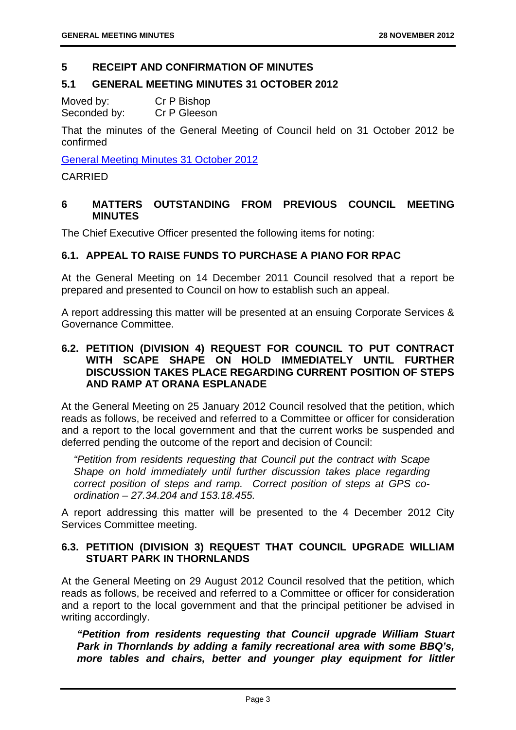## 5 RECEIPT AND CONFIRMATION OF MINUTES

### 5.1 GENERAL MEETING MINUTES 31 OCTOBER 2012

Moved by: Cr P Bishop
Seconded by: Cr P Gleeson

That the minutes of the General Meeting of Council held on 31 October 2012 be confirmed

General Meeting Minutes 31 October 2012

CARRIED

## 6 MATTERS OUTSTANDING FROM PREVIOUS COUNCIL MEETING MINUTES

The Chief Executive Officer presented the following items for noting:

### 6.1. APPEAL TO RAISE FUNDS TO PURCHASE A PIANO FOR RPAC

At the General Meeting on 14 December 2011 Council resolved that a report be prepared and presented to Council on how to establish such an appeal.

A report addressing this matter will be presented at an ensuing Corporate Services & Governance Committee.

### 6.2. PETITION (DIVISION 4) REQUEST FOR COUNCIL TO PUT CONTRACT WITH SCAPE SHAPE ON HOLD IMMEDIATELY UNTIL FURTHER DISCUSSION TAKES PLACE REGARDING CURRENT POSITION OF STEPS AND RAMP AT ORANA ESPLANADE

At the General Meeting on 25 January 2012 Council resolved that the petition, which reads as follows, be received and referred to a Committee or officer for consideration and a report to the local government and that the current works be suspended and deferred pending the outcome of the report and decision of Council:

*"Petition from residents requesting that Council put the contract with Scape Shape on hold immediately until further discussion takes place regarding correct position of steps and ramp. Correct position of steps at GPS co-ordination – 27.34.204 and 153.18.455.*

A report addressing this matter will be presented to the 4 December 2012 City Services Committee meeting.

### 6.3. PETITION (DIVISION 3) REQUEST THAT COUNCIL UPGRADE WILLIAM STUART PARK IN THORNLANDS

At the General Meeting on 29 August 2012 Council resolved that the petition, which reads as follows, be received and referred to a Committee or officer for consideration and a report to the local government and that the principal petitioner be advised in writing accordingly.

***"Petition from residents requesting that Council upgrade William Stuart Park in Thornlands by adding a family recreational area with some BBQ's, more tables and chairs, better and younger play equipment for littler***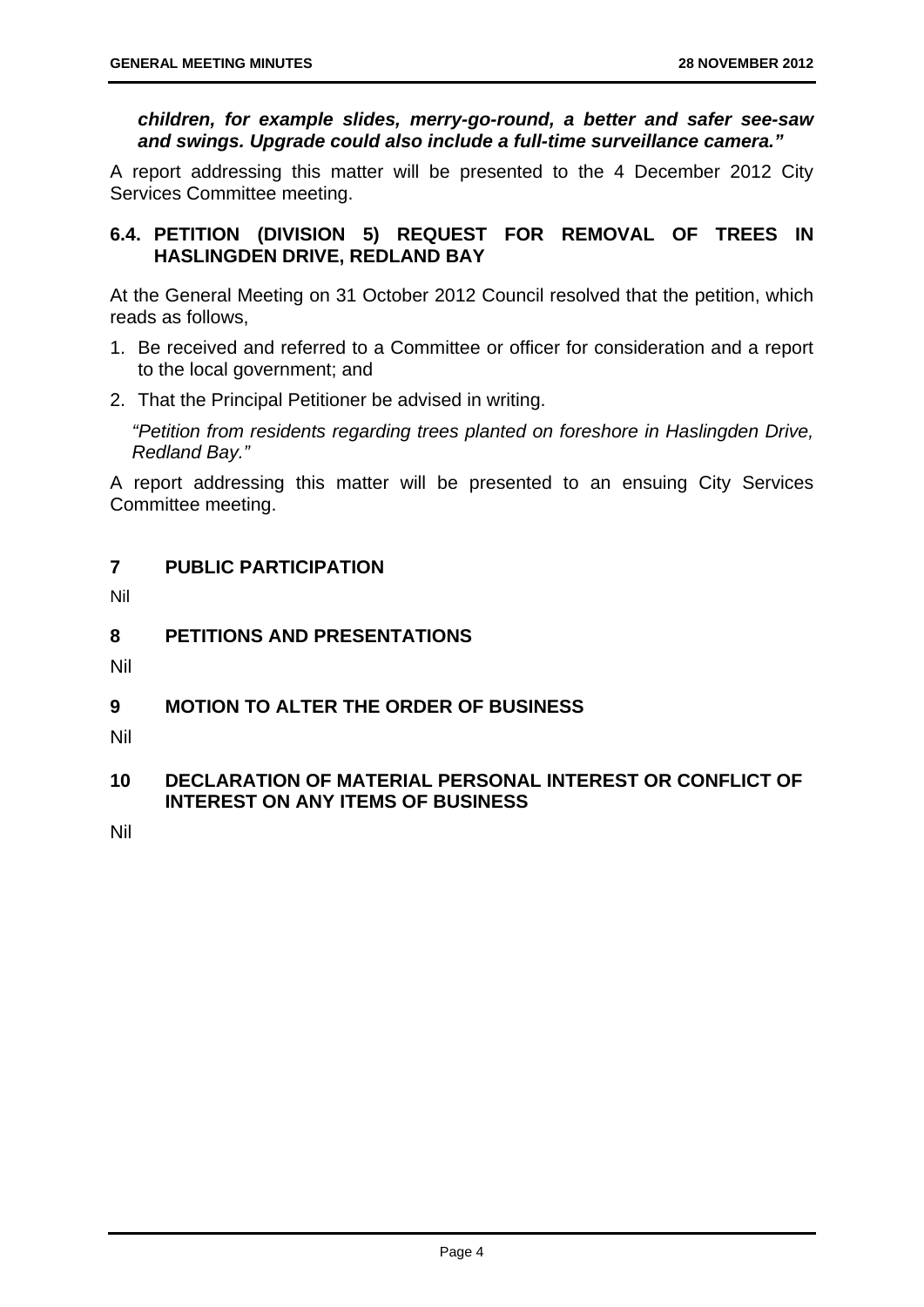***children, for example slides, merry-go-round, a better and safer see-saw and swings. Upgrade could also include a full-time surveillance camera."***

A report addressing this matter will be presented to the 4 December 2012 City Services Committee meeting.

### 6.4. PETITION (DIVISION 5) REQUEST FOR REMOVAL OF TREES IN HASLINGDEN DRIVE, REDLAND BAY

At the General Meeting on 31 October 2012 Council resolved that the petition, which reads as follows,

1. Be received and referred to a Committee or officer for consideration and a report to the local government; and
2. That the Principal Petitioner be advised in writing.

*"Petition from residents regarding trees planted on foreshore in Haslingden Drive, Redland Bay."*

A report addressing this matter will be presented to an ensuing City Services Committee meeting.

## 7 PUBLIC PARTICIPATION

Nil

## 8 PETITIONS AND PRESENTATIONS

Nil

## 9 MOTION TO ALTER THE ORDER OF BUSINESS

Nil

## 10 DECLARATION OF MATERIAL PERSONAL INTEREST OR CONFLICT OF INTEREST ON ANY ITEMS OF BUSINESS

Nil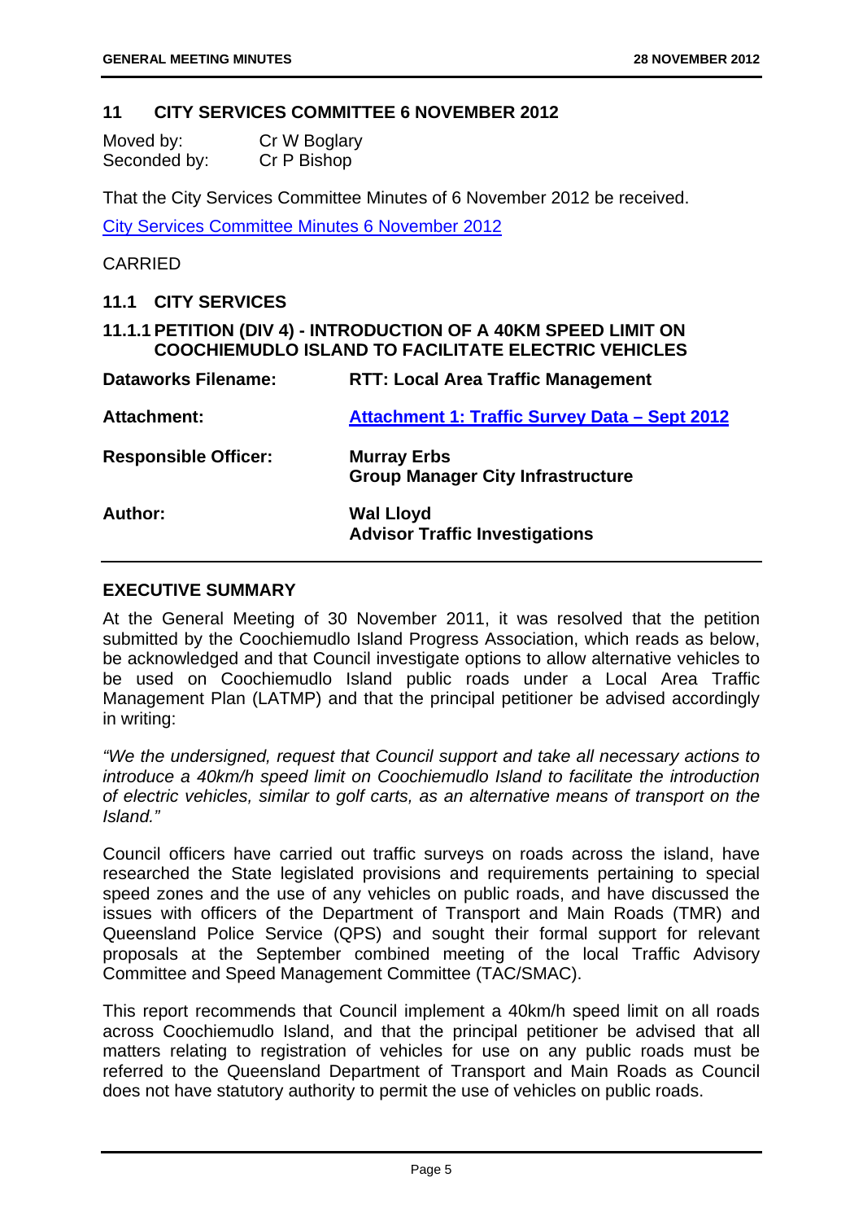## 11 CITY SERVICES COMMITTEE 6 NOVEMBER 2012

Moved by: Cr W Boglary
Seconded by: Cr P Bishop

That the City Services Committee Minutes of 6 November 2012 be received.

City Services Committee Minutes 6 November 2012

CARRIED

### 11.1 CITY SERVICES

#### 11.1.1 PETITION (DIV 4) - INTRODUCTION OF A 40KM SPEED LIMIT ON COOCHIEMUDLO ISLAND TO FACILITATE ELECTRIC VEHICLES

| | |
|---|---|
| **Dataworks Filename:** | **RTT: Local Area Traffic Management** |
| **Attachment:** | **Attachment 1: Traffic Survey Data – Sept 2012** |
| **Responsible Officer:** | **Murray Erbs**<br>**Group Manager City Infrastructure** |
| **Author:** | **Wal Lloyd**<br>**Advisor Traffic Investigations** |

**EXECUTIVE SUMMARY**

At the General Meeting of 30 November 2011, it was resolved that the petition submitted by the Coochiemudlo Island Progress Association, which reads as below, be acknowledged and that Council investigate options to allow alternative vehicles to be used on Coochiemudlo Island public roads under a Local Area Traffic Management Plan (LATMP) and that the principal petitioner be advised accordingly in writing:

*"We the undersigned, request that Council support and take all necessary actions to introduce a 40km/h speed limit on Coochiemudlo Island to facilitate the introduction of electric vehicles, similar to golf carts, as an alternative means of transport on the Island."*

Council officers have carried out traffic surveys on roads across the island, have researched the State legislated provisions and requirements pertaining to special speed zones and the use of any vehicles on public roads, and have discussed the issues with officers of the Department of Transport and Main Roads (TMR) and Queensland Police Service (QPS) and sought their formal support for relevant proposals at the September combined meeting of the local Traffic Advisory Committee and Speed Management Committee (TAC/SMAC).

This report recommends that Council implement a 40km/h speed limit on all roads across Coochiemudlo Island, and that the principal petitioner be advised that all matters relating to registration of vehicles for use on any public roads must be referred to the Queensland Department of Transport and Main Roads as Council does not have statutory authority to permit the use of vehicles on public roads.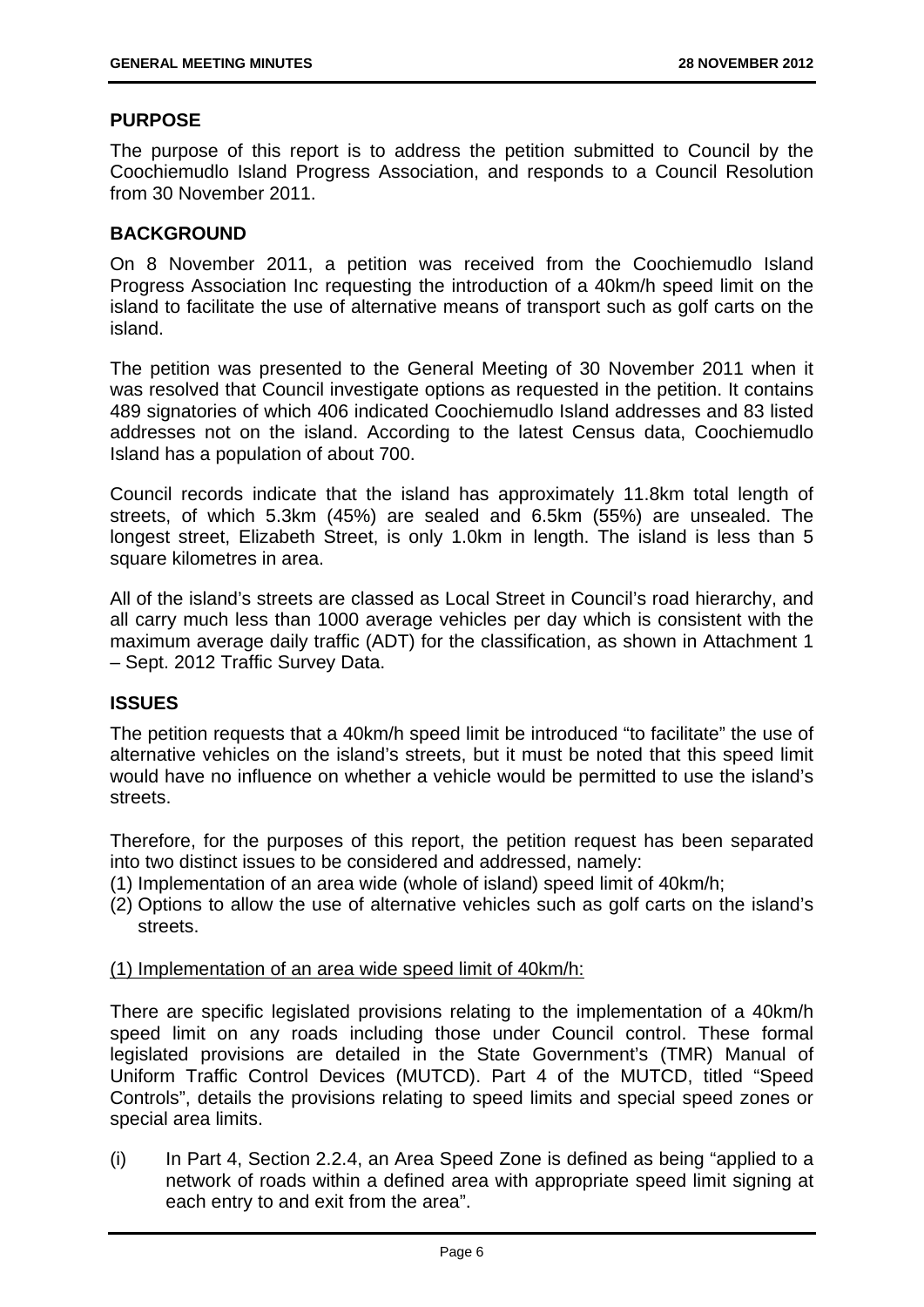## PURPOSE

The purpose of this report is to address the petition submitted to Council by the Coochiemudlo Island Progress Association, and responds to a Council Resolution from 30 November 2011.

## BACKGROUND

On 8 November 2011, a petition was received from the Coochiemudlo Island Progress Association Inc requesting the introduction of a 40km/h speed limit on the island to facilitate the use of alternative means of transport such as golf carts on the island.

The petition was presented to the General Meeting of 30 November 2011 when it was resolved that Council investigate options as requested in the petition. It contains 489 signatories of which 406 indicated Coochiemudlo Island addresses and 83 listed addresses not on the island. According to the latest Census data, Coochiemudlo Island has a population of about 700.

Council records indicate that the island has approximately 11.8km total length of streets, of which 5.3km (45%) are sealed and 6.5km (55%) are unsealed. The longest street, Elizabeth Street, is only 1.0km in length. The island is less than 5 square kilometres in area.

All of the island's streets are classed as Local Street in Council's road hierarchy, and all carry much less than 1000 average vehicles per day which is consistent with the maximum average daily traffic (ADT) for the classification, as shown in Attachment 1 – Sept. 2012 Traffic Survey Data.

## ISSUES

The petition requests that a 40km/h speed limit be introduced "to facilitate" the use of alternative vehicles on the island's streets, but it must be noted that this speed limit would have no influence on whether a vehicle would be permitted to use the island's streets.

Therefore, for the purposes of this report, the petition request has been separated into two distinct issues to be considered and addressed, namely:

(1) Implementation of an area wide (whole of island) speed limit of 40km/h;
(2) Options to allow the use of alternative vehicles such as golf carts on the island's streets.

<u>(1) Implementation of an area wide speed limit of 40km/h:</u>

There are specific legislated provisions relating to the implementation of a 40km/h speed limit on any roads including those under Council control. These formal legislated provisions are detailed in the State Government's (TMR) Manual of Uniform Traffic Control Devices (MUTCD). Part 4 of the MUTCD, titled "Speed Controls", details the provisions relating to speed limits and special speed zones or special area limits.

(i) In Part 4, Section 2.2.4, an Area Speed Zone is defined as being "applied to a network of roads within a defined area with appropriate speed limit signing at each entry to and exit from the area".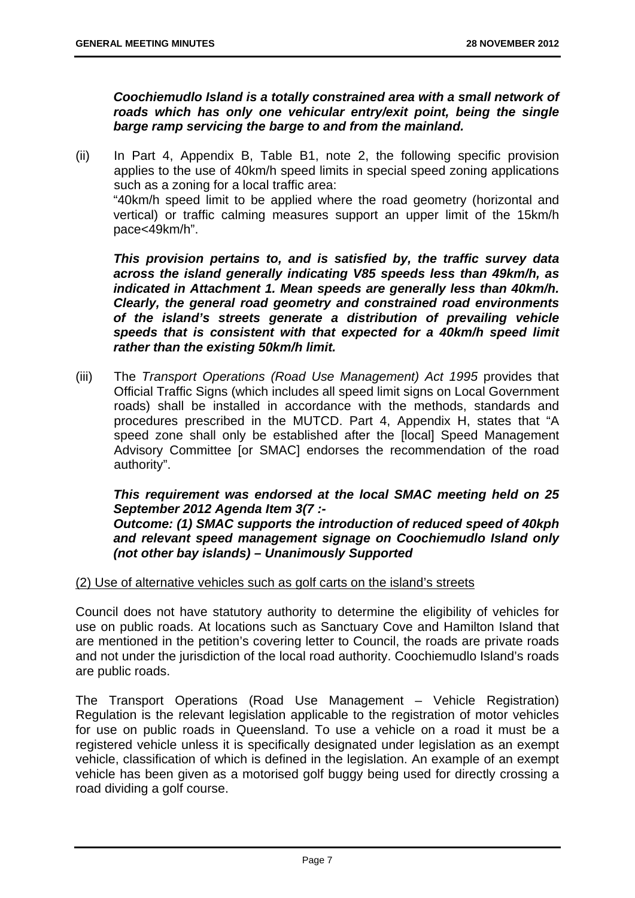***Coochiemudlo Island is a totally constrained area with a small network of roads which has only one vehicular entry/exit point, being the single barge ramp servicing the barge to and from the mainland.***

(ii) In Part 4, Appendix B, Table B1, note 2, the following specific provision applies to the use of 40km/h speed limits in special speed zoning applications such as a zoning for a local traffic area:
"40km/h speed limit to be applied where the road geometry (horizontal and vertical) or traffic calming measures support an upper limit of the 15km/h pace<49km/h".

***This provision pertains to, and is satisfied by, the traffic survey data across the island generally indicating V85 speeds less than 49km/h, as indicated in Attachment 1. Mean speeds are generally less than 40km/h. Clearly, the general road geometry and constrained road environments of the island's streets generate a distribution of prevailing vehicle speeds that is consistent with that expected for a 40km/h speed limit rather than the existing 50km/h limit.***

(iii) The *Transport Operations (Road Use Management) Act 1995* provides that Official Traffic Signs (which includes all speed limit signs on Local Government roads) shall be installed in accordance with the methods, standards and procedures prescribed in the MUTCD. Part 4, Appendix H, states that "A speed zone shall only be established after the [local] Speed Management Advisory Committee [or SMAC] endorses the recommendation of the road authority".

***This requirement was endorsed at the local SMAC meeting held on 25 September 2012 Agenda Item 3(7 :-***
***Outcome: (1) SMAC supports the introduction of reduced speed of 40kph and relevant speed management signage on Coochiemudlo Island only (not other bay islands) – Unanimously Supported***

<u>(2) Use of alternative vehicles such as golf carts on the island's streets</u>

Council does not have statutory authority to determine the eligibility of vehicles for use on public roads. At locations such as Sanctuary Cove and Hamilton Island that are mentioned in the petition's covering letter to Council, the roads are private roads and not under the jurisdiction of the local road authority. Coochiemudlo Island's roads are public roads.

The Transport Operations (Road Use Management – Vehicle Registration) Regulation is the relevant legislation applicable to the registration of motor vehicles for use on public roads in Queensland. To use a vehicle on a road it must be a registered vehicle unless it is specifically designated under legislation as an exempt vehicle, classification of which is defined in the legislation. An example of an exempt vehicle has been given as a motorised golf buggy being used for directly crossing a road dividing a golf course.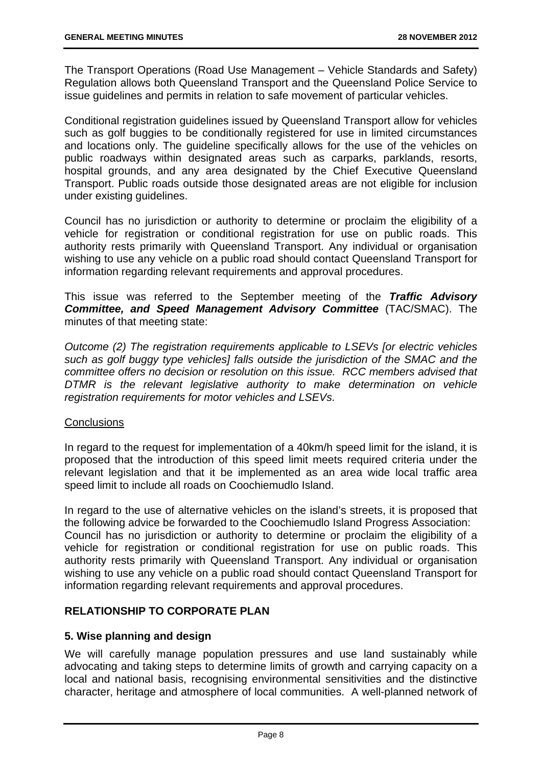The Transport Operations (Road Use Management – Vehicle Standards and Safety) Regulation allows both Queensland Transport and the Queensland Police Service to issue guidelines and permits in relation to safe movement of particular vehicles.

Conditional registration guidelines issued by Queensland Transport allow for vehicles such as golf buggies to be conditionally registered for use in limited circumstances and locations only. The guideline specifically allows for the use of the vehicles on public roadways within designated areas such as carparks, parklands, resorts, hospital grounds, and any area designated by the Chief Executive Queensland Transport. Public roads outside those designated areas are not eligible for inclusion under existing guidelines.

Council has no jurisdiction or authority to determine or proclaim the eligibility of a vehicle for registration or conditional registration for use on public roads. This authority rests primarily with Queensland Transport. Any individual or organisation wishing to use any vehicle on a public road should contact Queensland Transport for information regarding relevant requirements and approval procedures.

This issue was referred to the September meeting of the ***Traffic Advisory Committee, and Speed Management Advisory Committee*** (TAC/SMAC). The minutes of that meeting state:

*Outcome (2) The registration requirements applicable to LSEVs [or electric vehicles such as golf buggy type vehicles] falls outside the jurisdiction of the SMAC and the committee offers no decision or resolution on this issue. RCC members advised that DTMR is the relevant legislative authority to make determination on vehicle registration requirements for motor vehicles and LSEVs.*

Conclusions

In regard to the request for implementation of a 40km/h speed limit for the island, it is proposed that the introduction of this speed limit meets required criteria under the relevant legislation and that it be implemented as an area wide local traffic area speed limit to include all roads on Coochiemudlo Island.

In regard to the use of alternative vehicles on the island's streets, it is proposed that the following advice be forwarded to the Coochiemudlo Island Progress Association:
Council has no jurisdiction or authority to determine or proclaim the eligibility of a vehicle for registration or conditional registration for use on public roads. This authority rests primarily with Queensland Transport. Any individual or organisation wishing to use any vehicle on a public road should contact Queensland Transport for information regarding relevant requirements and approval procedures.

## RELATIONSHIP TO CORPORATE PLAN

### 5. Wise planning and design

We will carefully manage population pressures and use land sustainably while advocating and taking steps to determine limits of growth and carrying capacity on a local and national basis, recognising environmental sensitivities and the distinctive character, heritage and atmosphere of local communities. A well-planned network of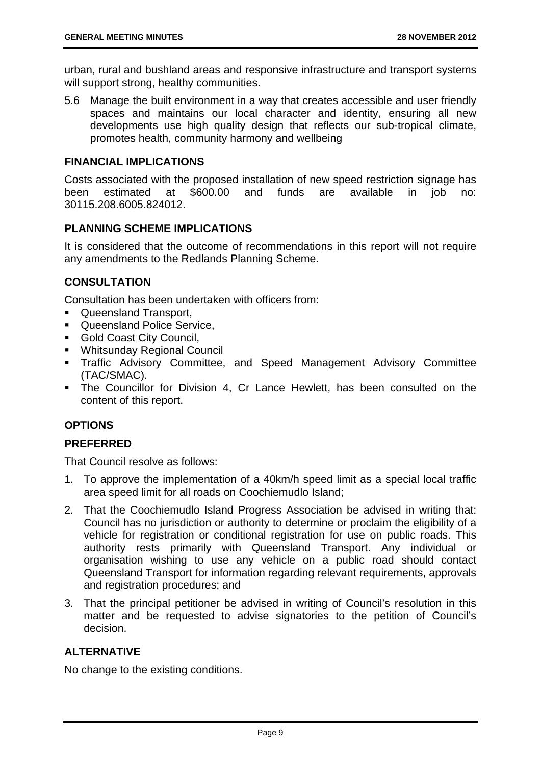urban, rural and bushland areas and responsive infrastructure and transport systems will support strong, healthy communities.

5.6 Manage the built environment in a way that creates accessible and user friendly spaces and maintains our local character and identity, ensuring all new developments use high quality design that reflects our sub-tropical climate, promotes health, community harmony and wellbeing

**FINANCIAL IMPLICATIONS**

Costs associated with the proposed installation of new speed restriction signage has been estimated at $600.00 and funds are available in job no: 30115.208.6005.824012.

**PLANNING SCHEME IMPLICATIONS**

It is considered that the outcome of recommendations in this report will not require any amendments to the Redlands Planning Scheme.

**CONSULTATION**

Consultation has been undertaken with officers from:

- Queensland Transport,
- Queensland Police Service,
- Gold Coast City Council,
- Whitsunday Regional Council
- Traffic Advisory Committee, and Speed Management Advisory Committee (TAC/SMAC).
- The Councillor for Division 4, Cr Lance Hewlett, has been consulted on the content of this report.

**OPTIONS**

**PREFERRED**

That Council resolve as follows:

1. To approve the implementation of a 40km/h speed limit as a special local traffic area speed limit for all roads on Coochiemudlo Island;
2. That the Coochiemudlo Island Progress Association be advised in writing that: Council has no jurisdiction or authority to determine or proclaim the eligibility of a vehicle for registration or conditional registration for use on public roads. This authority rests primarily with Queensland Transport. Any individual or organisation wishing to use any vehicle on a public road should contact Queensland Transport for information regarding relevant requirements, approvals and registration procedures; and
3. That the principal petitioner be advised in writing of Council's resolution in this matter and be requested to advise signatories to the petition of Council's decision.

**ALTERNATIVE**

No change to the existing conditions.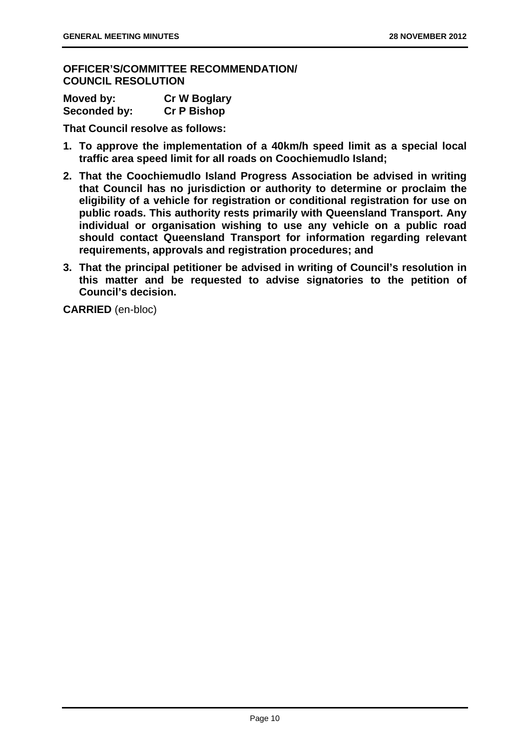**OFFICER'S/COMMITTEE RECOMMENDATION/ COUNCIL RESOLUTION**

**Moved by:** **Cr W Boglary**
**Seconded by:** **Cr P Bishop**

**That Council resolve as follows:**

1. **To approve the implementation of a 40km/h speed limit as a special local traffic area speed limit for all roads on Coochiemudlo Island;**
2. **That the Coochiemudlo Island Progress Association be advised in writing that Council has no jurisdiction or authority to determine or proclaim the eligibility of a vehicle for registration or conditional registration for use on public roads. This authority rests primarily with Queensland Transport. Any individual or organisation wishing to use any vehicle on a public road should contact Queensland Transport for information regarding relevant requirements, approvals and registration procedures; and**
3. **That the principal petitioner be advised in writing of Council's resolution in this matter and be requested to advise signatories to the petition of Council's decision.**

**CARRIED** (en-bloc)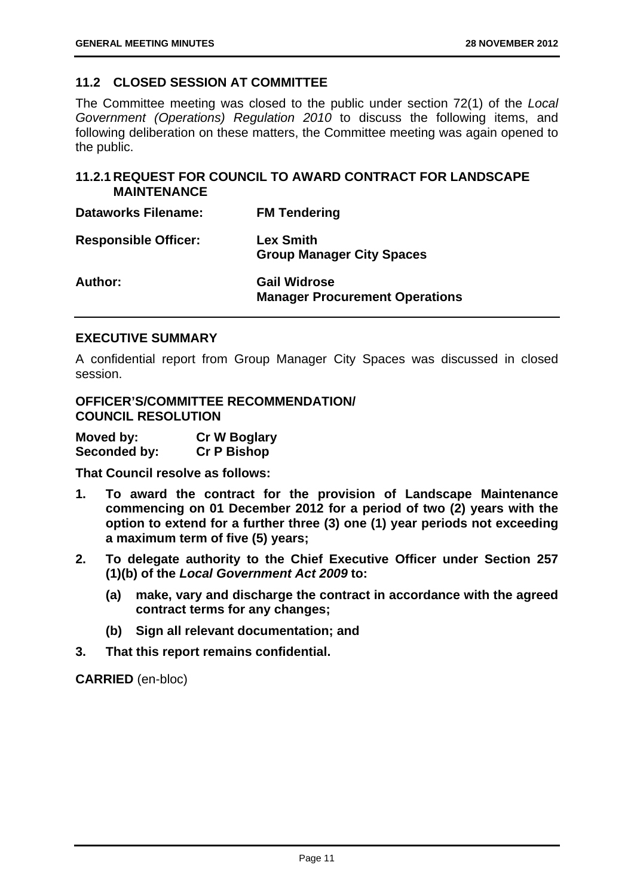## 11.2 CLOSED SESSION AT COMMITTEE

The Committee meeting was closed to the public under section 72(1) of the *Local Government (Operations) Regulation 2010* to discuss the following items, and following deliberation on these matters, the Committee meeting was again opened to the public.

### 11.2.1 REQUEST FOR COUNCIL TO AWARD CONTRACT FOR LANDSCAPE MAINTENANCE

| | |
|---|---|
| **Dataworks Filename:** | **FM Tendering** |
| **Responsible Officer:** | **Lex Smith**<br>**Group Manager City Spaces** |
| **Author:** | **Gail Widrose**<br>**Manager Procurement Operations** |

#### EXECUTIVE SUMMARY

A confidential report from Group Manager City Spaces was discussed in closed session.

#### OFFICER'S/COMMITTEE RECOMMENDATION/ COUNCIL RESOLUTION

**Moved by:** **Cr W Boglary**
**Seconded by:** **Cr P Bishop**

**That Council resolve as follows:**

1. **To award the contract for the provision of Landscape Maintenance commencing on 01 December 2012 for a period of two (2) years with the option to extend for a further three (3) one (1) year periods not exceeding a maximum term of five (5) years;**
2. **To delegate authority to the Chief Executive Officer under Section 257 (1)(b) of the *Local Government Act 2009* to:**
   - **(a) make, vary and discharge the contract in accordance with the agreed contract terms for any changes;**
   - **(b) Sign all relevant documentation; and**
3. **That this report remains confidential.**

**CARRIED** (en-bloc)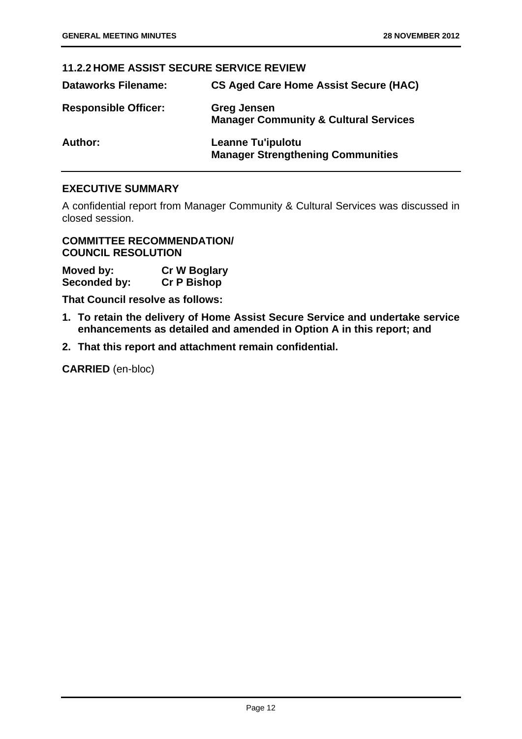## 11.2.2 HOME ASSIST SECURE SERVICE REVIEW

| | |
|---|---|
| **Dataworks Filename:** | **CS Aged Care Home Assist Secure (HAC)** |
| **Responsible Officer:** | **Greg Jensen**<br>**Manager Community & Cultural Services** |
| **Author:** | **Leanne Tu'ipulotu**<br>**Manager Strengthening Communities** |

### EXECUTIVE SUMMARY

A confidential report from Manager Community & Cultural Services was discussed in closed session.

**COMMITTEE RECOMMENDATION/**
**COUNCIL RESOLUTION**

| | |
|---|---|
| **Moved by:** | **Cr W Boglary** |
| **Seconded by:** | **Cr P Bishop** |

**That Council resolve as follows:**

1. **To retain the delivery of Home Assist Secure Service and undertake service enhancements as detailed and amended in Option A in this report; and**
2. **That this report and attachment remain confidential.**

**CARRIED** (en-bloc)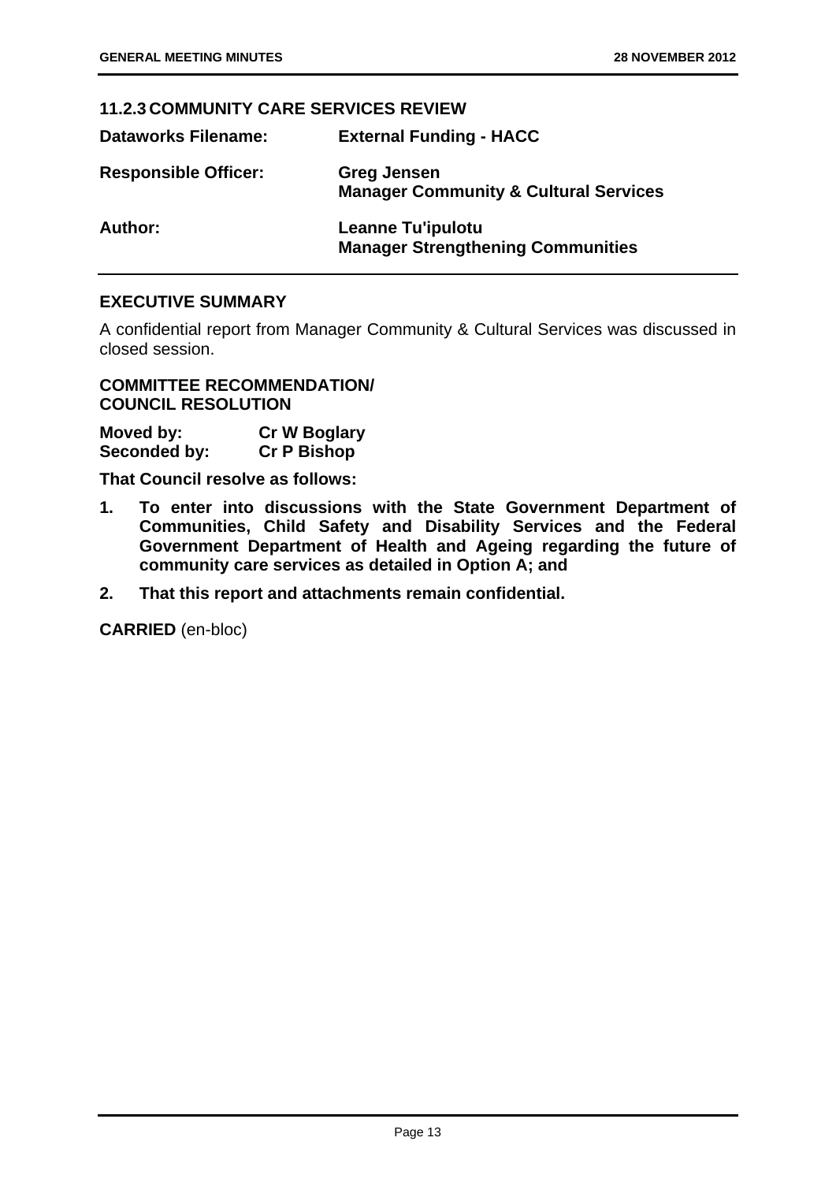### 11.2.3 COMMUNITY CARE SERVICES REVIEW

| | |
|---|---|
| **Dataworks Filename:** | **External Funding - HACC** |
| **Responsible Officer:** | **Greg Jensen**<br>**Manager Community & Cultural Services** |
| **Author:** | **Leanne Tu'ipulotu**<br>**Manager Strengthening Communities** |

**EXECUTIVE SUMMARY**

A confidential report from Manager Community & Cultural Services was discussed in closed session.

**COMMITTEE RECOMMENDATION/**
**COUNCIL RESOLUTION**

| | |
|---|---|
| **Moved by:** | **Cr W Boglary** |
| **Seconded by:** | **Cr P Bishop** |

**That Council resolve as follows:**

1. **To enter into discussions with the State Government Department of Communities, Child Safety and Disability Services and the Federal Government Department of Health and Ageing regarding the future of community care services as detailed in Option A; and**
2. **That this report and attachments remain confidential.**

**CARRIED** (en-bloc)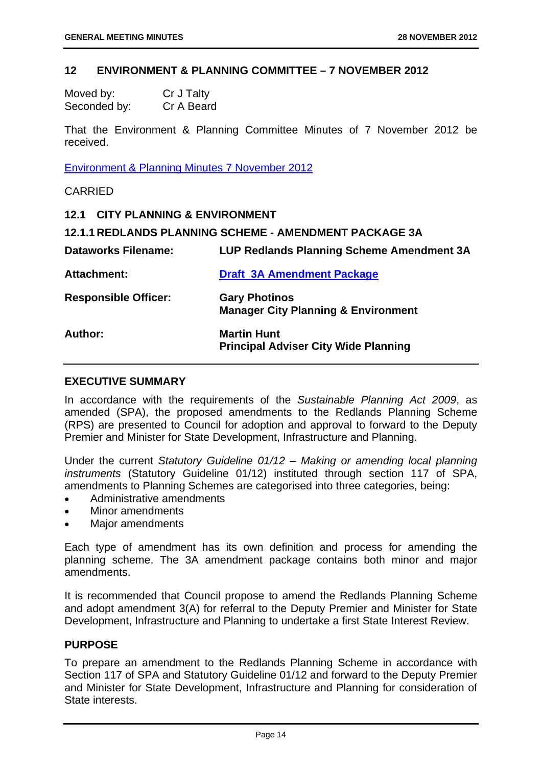## 12 ENVIRONMENT & PLANNING COMMITTEE – 7 NOVEMBER 2012

Moved by: Cr J Talty
Seconded by: Cr A Beard

That the Environment & Planning Committee Minutes of 7 November 2012 be received.

Environment & Planning Minutes 7 November 2012

CARRIED

### 12.1 CITY PLANNING & ENVIRONMENT

#### 12.1.1 REDLANDS PLANNING SCHEME - AMENDMENT PACKAGE 3A

| | |
|---|---|
| **Dataworks Filename:** | **LUP Redlands Planning Scheme Amendment 3A** |
| **Attachment:** | **Draft 3A Amendment Package** |
| **Responsible Officer:** | **Gary Photinos**<br>**Manager City Planning & Environment** |
| **Author:** | **Martin Hunt**<br>**Principal Adviser City Wide Planning** |

**EXECUTIVE SUMMARY**

In accordance with the requirements of the *Sustainable Planning Act 2009*, as amended (SPA), the proposed amendments to the Redlands Planning Scheme (RPS) are presented to Council for adoption and approval to forward to the Deputy Premier and Minister for State Development, Infrastructure and Planning.

Under the current *Statutory Guideline 01/12 – Making or amending local planning instruments* (Statutory Guideline 01/12) instituted through section 117 of SPA, amendments to Planning Schemes are categorised into three categories, being:

- Administrative amendments
- Minor amendments
- Major amendments

Each type of amendment has its own definition and process for amending the planning scheme. The 3A amendment package contains both minor and major amendments.

It is recommended that Council propose to amend the Redlands Planning Scheme and adopt amendment 3(A) for referral to the Deputy Premier and Minister for State Development, Infrastructure and Planning to undertake a first State Interest Review.

**PURPOSE**

To prepare an amendment to the Redlands Planning Scheme in accordance with Section 117 of SPA and Statutory Guideline 01/12 and forward to the Deputy Premier and Minister for State Development, Infrastructure and Planning for consideration of State interests.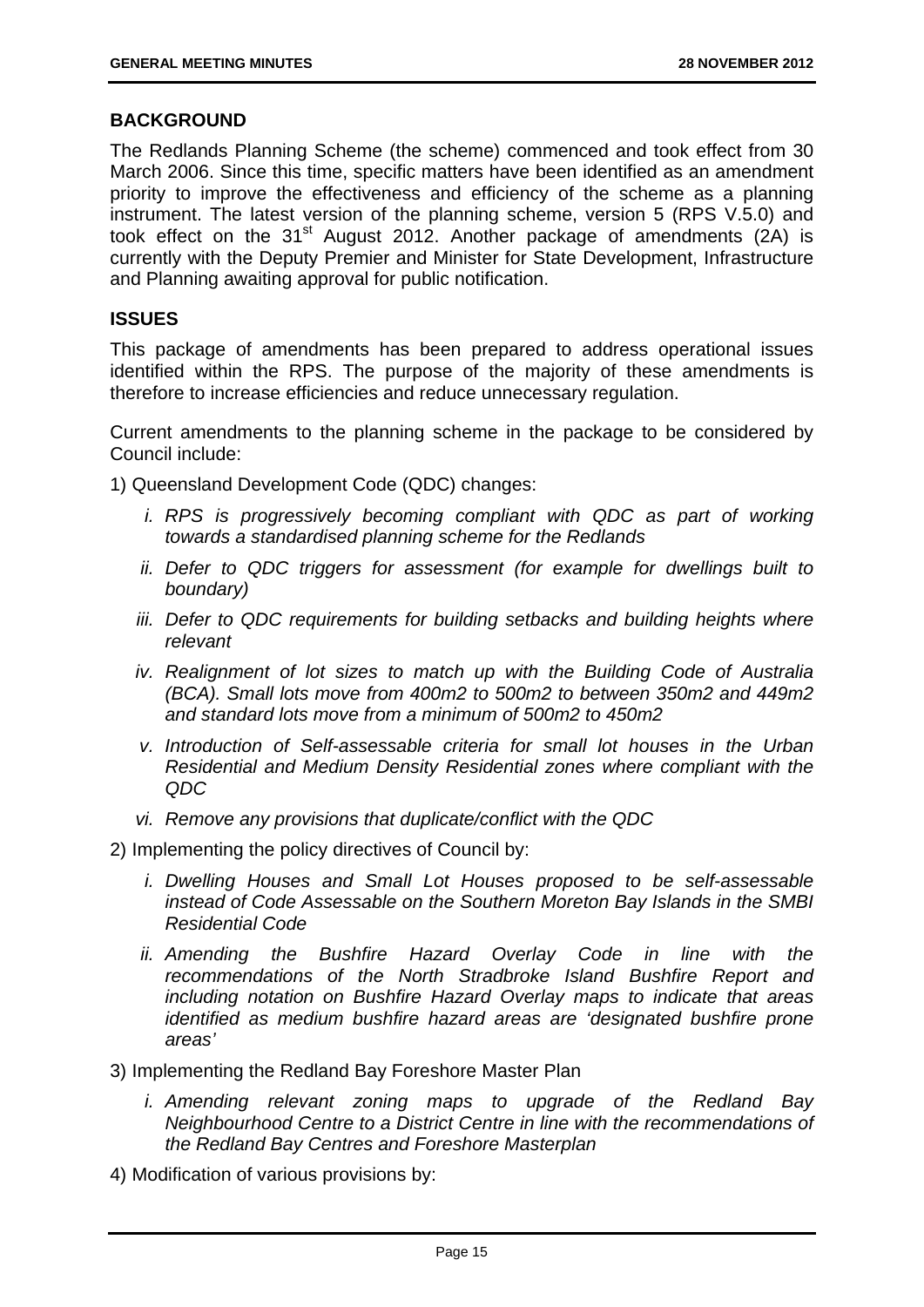## BACKGROUND

The Redlands Planning Scheme (the scheme) commenced and took effect from 30 March 2006. Since this time, specific matters have been identified as an amendment priority to improve the effectiveness and efficiency of the scheme as a planning instrument. The latest version of the planning scheme, version 5 (RPS V.5.0) and took effect on the 31st August 2012. Another package of amendments (2A) is currently with the Deputy Premier and Minister for State Development, Infrastructure and Planning awaiting approval for public notification.

## ISSUES

This package of amendments has been prepared to address operational issues identified within the RPS. The purpose of the majority of these amendments is therefore to increase efficiencies and reduce unnecessary regulation.

Current amendments to the planning scheme in the package to be considered by Council include:

1) Queensland Development Code (QDC) changes:

   *i. RPS is progressively becoming compliant with QDC as part of working towards a standardised planning scheme for the Redlands*

   *ii. Defer to QDC triggers for assessment (for example for dwellings built to boundary)*

   *iii. Defer to QDC requirements for building setbacks and building heights where relevant*

   *iv. Realignment of lot sizes to match up with the Building Code of Australia (BCA). Small lots move from 400m2 to 500m2 to between 350m2 and 449m2 and standard lots move from a minimum of 500m2 to 450m2*

   *v. Introduction of Self-assessable criteria for small lot houses in the Urban Residential and Medium Density Residential zones where compliant with the QDC*

   *vi. Remove any provisions that duplicate/conflict with the QDC*

2) Implementing the policy directives of Council by:

   *i. Dwelling Houses and Small Lot Houses proposed to be self-assessable instead of Code Assessable on the Southern Moreton Bay Islands in the SMBI Residential Code*

   *ii. Amending the Bushfire Hazard Overlay Code in line with the recommendations of the North Stradbroke Island Bushfire Report and including notation on Bushfire Hazard Overlay maps to indicate that areas identified as medium bushfire hazard areas are 'designated bushfire prone areas'*

3) Implementing the Redland Bay Foreshore Master Plan

   *i. Amending relevant zoning maps to upgrade of the Redland Bay Neighbourhood Centre to a District Centre in line with the recommendations of the Redland Bay Centres and Foreshore Masterplan*

4) Modification of various provisions by: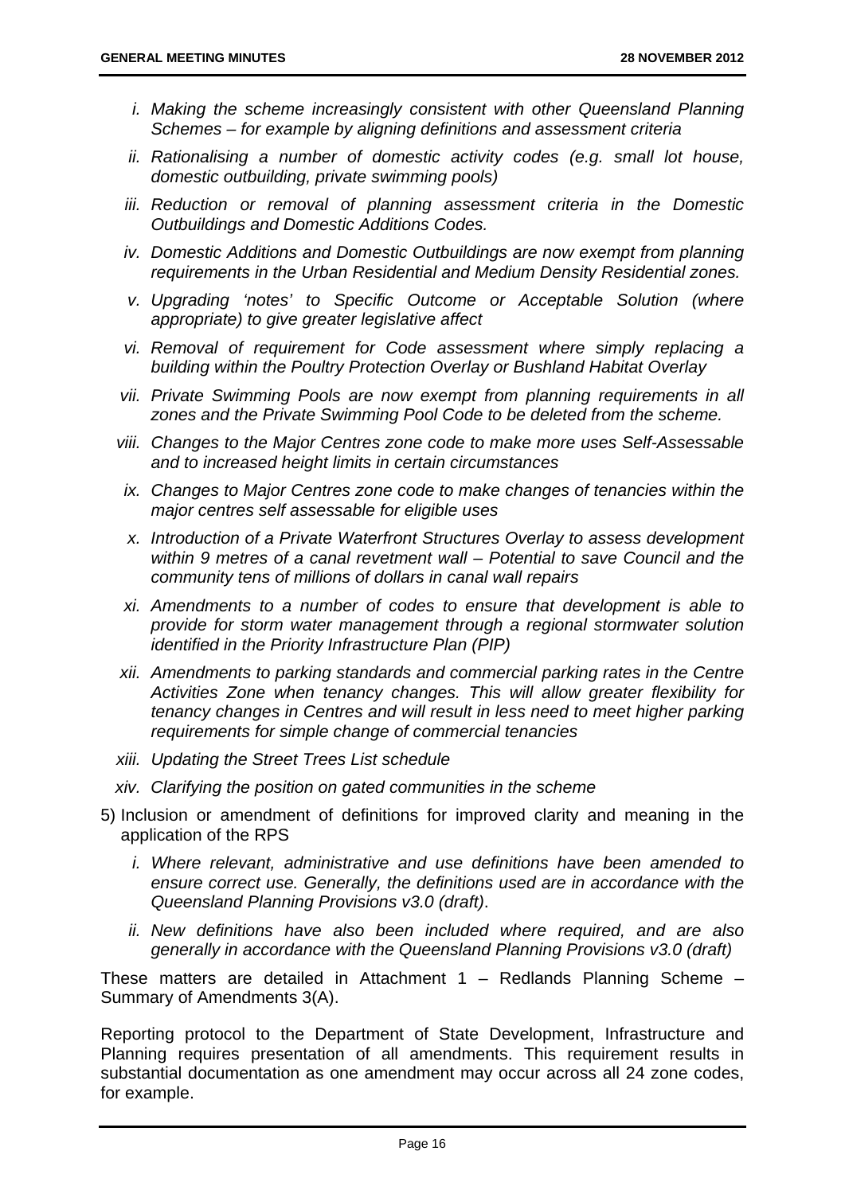- *i. Making the scheme increasingly consistent with other Queensland Planning Schemes – for example by aligning definitions and assessment criteria*
- *ii. Rationalising a number of domestic activity codes (e.g. small lot house, domestic outbuilding, private swimming pools)*
- *iii. Reduction or removal of planning assessment criteria in the Domestic Outbuildings and Domestic Additions Codes.*
- *iv. Domestic Additions and Domestic Outbuildings are now exempt from planning requirements in the Urban Residential and Medium Density Residential zones.*
- *v. Upgrading 'notes' to Specific Outcome or Acceptable Solution (where appropriate) to give greater legislative affect*
- *vi. Removal of requirement for Code assessment where simply replacing a building within the Poultry Protection Overlay or Bushland Habitat Overlay*
- *vii. Private Swimming Pools are now exempt from planning requirements in all zones and the Private Swimming Pool Code to be deleted from the scheme.*
- *viii. Changes to the Major Centres zone code to make more uses Self-Assessable and to increased height limits in certain circumstances*
- *ix. Changes to Major Centres zone code to make changes of tenancies within the major centres self assessable for eligible uses*
- *x. Introduction of a Private Waterfront Structures Overlay to assess development within 9 metres of a canal revetment wall – Potential to save Council and the community tens of millions of dollars in canal wall repairs*
- *xi. Amendments to a number of codes to ensure that development is able to provide for storm water management through a regional stormwater solution identified in the Priority Infrastructure Plan (PIP)*
- *xii. Amendments to parking standards and commercial parking rates in the Centre Activities Zone when tenancy changes. This will allow greater flexibility for tenancy changes in Centres and will result in less need to meet higher parking requirements for simple change of commercial tenancies*
- *xiii. Updating the Street Trees List schedule*
- *xiv. Clarifying the position on gated communities in the scheme*

5) Inclusion or amendment of definitions for improved clarity and meaning in the application of the RPS

- *i. Where relevant, administrative and use definitions have been amended to ensure correct use. Generally, the definitions used are in accordance with the Queensland Planning Provisions v3.0 (draft)*.
- *ii. New definitions have also been included where required, and are also generally in accordance with the Queensland Planning Provisions v3.0 (draft)*

These matters are detailed in Attachment 1 – Redlands Planning Scheme – Summary of Amendments 3(A).

Reporting protocol to the Department of State Development, Infrastructure and Planning requires presentation of all amendments. This requirement results in substantial documentation as one amendment may occur across all 24 zone codes, for example.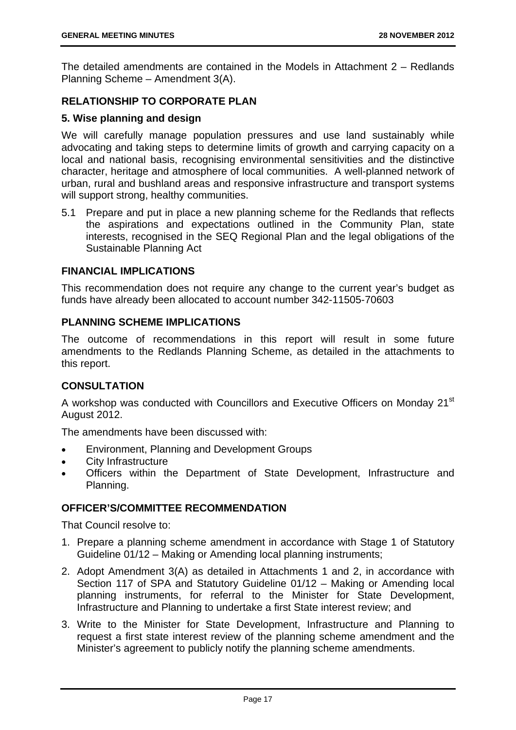The detailed amendments are contained in the Models in Attachment 2 – Redlands Planning Scheme – Amendment 3(A).

## RELATIONSHIP TO CORPORATE PLAN

### 5. Wise planning and design

We will carefully manage population pressures and use land sustainably while advocating and taking steps to determine limits of growth and carrying capacity on a local and national basis, recognising environmental sensitivities and the distinctive character, heritage and atmosphere of local communities. A well-planned network of urban, rural and bushland areas and responsive infrastructure and transport systems will support strong, healthy communities.

5.1 Prepare and put in place a new planning scheme for the Redlands that reflects the aspirations and expectations outlined in the Community Plan, state interests, recognised in the SEQ Regional Plan and the legal obligations of the Sustainable Planning Act

## FINANCIAL IMPLICATIONS

This recommendation does not require any change to the current year's budget as funds have already been allocated to account number 342-11505-70603

## PLANNING SCHEME IMPLICATIONS

The outcome of recommendations in this report will result in some future amendments to the Redlands Planning Scheme, as detailed in the attachments to this report.

## CONSULTATION

A workshop was conducted with Councillors and Executive Officers on Monday 21st August 2012.

The amendments have been discussed with:

- Environment, Planning and Development Groups
- City Infrastructure
- Officers within the Department of State Development, Infrastructure and Planning.

## OFFICER'S/COMMITTEE RECOMMENDATION

That Council resolve to:

1. Prepare a planning scheme amendment in accordance with Stage 1 of Statutory Guideline 01/12 – Making or Amending local planning instruments;
2. Adopt Amendment 3(A) as detailed in Attachments 1 and 2, in accordance with Section 117 of SPA and Statutory Guideline 01/12 – Making or Amending local planning instruments, for referral to the Minister for State Development, Infrastructure and Planning to undertake a first State interest review; and
3. Write to the Minister for State Development, Infrastructure and Planning to request a first state interest review of the planning scheme amendment and the Minister's agreement to publicly notify the planning scheme amendments.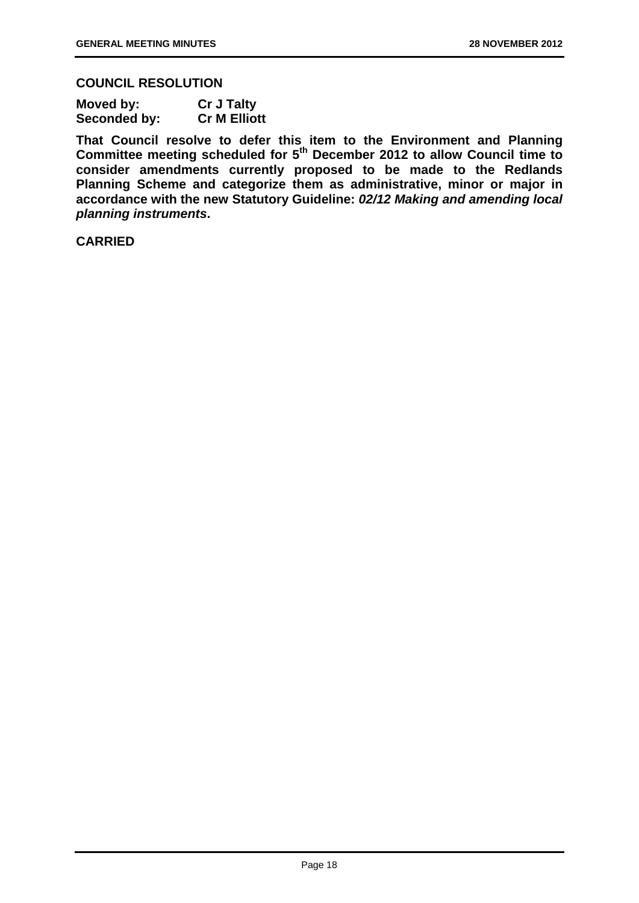**COUNCIL RESOLUTION**

**Moved by:** **Cr J Talty**
**Seconded by:** **Cr M Elliott**

**That Council resolve to defer this item to the Environment and Planning Committee meeting scheduled for 5th December 2012 to allow Council time to consider amendments currently proposed to be made to the Redlands Planning Scheme and categorize them as administrative, minor or major in accordance with the new Statutory Guideline: *02/12 Making and amending local planning instruments*.**

**CARRIED**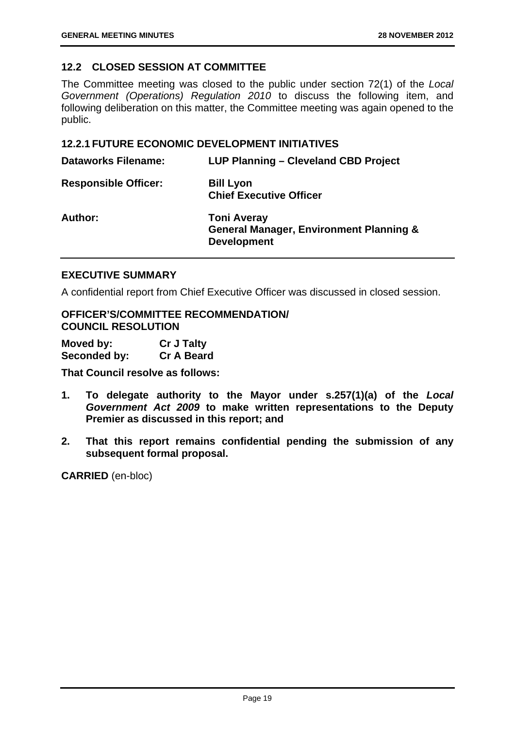## 12.2 CLOSED SESSION AT COMMITTEE

The Committee meeting was closed to the public under section 72(1) of the *Local Government (Operations) Regulation 2010* to discuss the following item, and following deliberation on this matter, the Committee meeting was again opened to the public.

### 12.2.1 FUTURE ECONOMIC DEVELOPMENT INITIATIVES

| | |
|---|---|
| **Dataworks Filename:** | **LUP Planning – Cleveland CBD Project** |
| **Responsible Officer:** | **Bill Lyon**<br>**Chief Executive Officer** |
| **Author:** | **Toni Averay**<br>**General Manager, Environment Planning & Development** |

**EXECUTIVE SUMMARY**

A confidential report from Chief Executive Officer was discussed in closed session.

**OFFICER'S/COMMITTEE RECOMMENDATION/**
**COUNCIL RESOLUTION**

**Moved by:** **Cr J Talty**
**Seconded by:** **Cr A Beard**

**That Council resolve as follows:**

1. **To delegate authority to the Mayor under s.257(1)(a) of the *Local Government Act 2009* to make written representations to the Deputy Premier as discussed in this report; and**
2. **That this report remains confidential pending the submission of any subsequent formal proposal.**

**CARRIED** (en-bloc)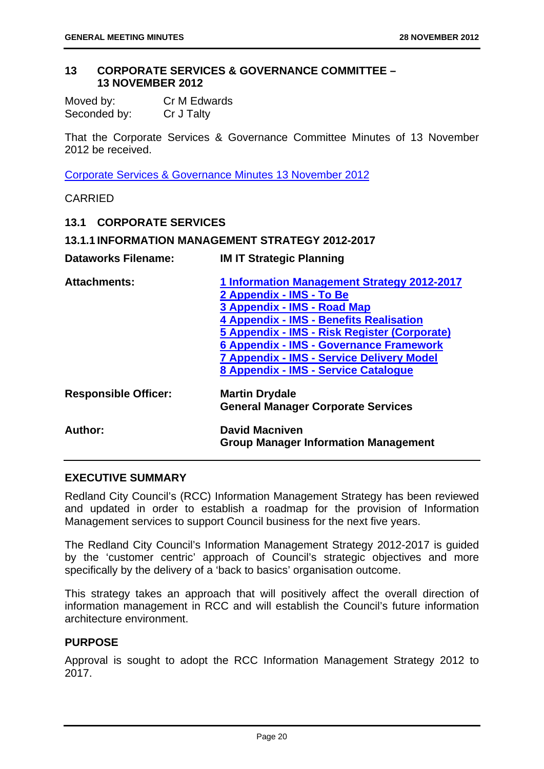## 13 CORPORATE SERVICES & GOVERNANCE COMMITTEE – 13 NOVEMBER 2012

Moved by: Cr M Edwards
Seconded by: Cr J Talty

That the Corporate Services & Governance Committee Minutes of 13 November 2012 be received.

Corporate Services & Governance Minutes 13 November 2012

CARRIED

### 13.1 CORPORATE SERVICES

#### 13.1.1 INFORMATION MANAGEMENT STRATEGY 2012-2017

**Dataworks Filename:** **IM IT Strategic Planning**

**Attachments:**
**1 Information Management Strategy 2012-2017**
**2 Appendix - IMS - To Be**
**3 Appendix - IMS - Road Map**
**4 Appendix - IMS - Benefits Realisation**
**5 Appendix - IMS - Risk Register (Corporate)**
**6 Appendix - IMS - Governance Framework**
**7 Appendix - IMS - Service Delivery Model**
**8 Appendix - IMS - Service Catalogue**

**Responsible Officer:** **Martin Drydale**
**General Manager Corporate Services**

**Author:** **David Macniven**
**Group Manager Information Management**

**EXECUTIVE SUMMARY**

Redland City Council's (RCC) Information Management Strategy has been reviewed and updated in order to establish a roadmap for the provision of Information Management services to support Council business for the next five years.

The Redland City Council's Information Management Strategy 2012-2017 is guided by the 'customer centric' approach of Council's strategic objectives and more specifically by the delivery of a 'back to basics' organisation outcome.

This strategy takes an approach that will positively affect the overall direction of information management in RCC and will establish the Council's future information architecture environment.

**PURPOSE**

Approval is sought to adopt the RCC Information Management Strategy 2012 to 2017.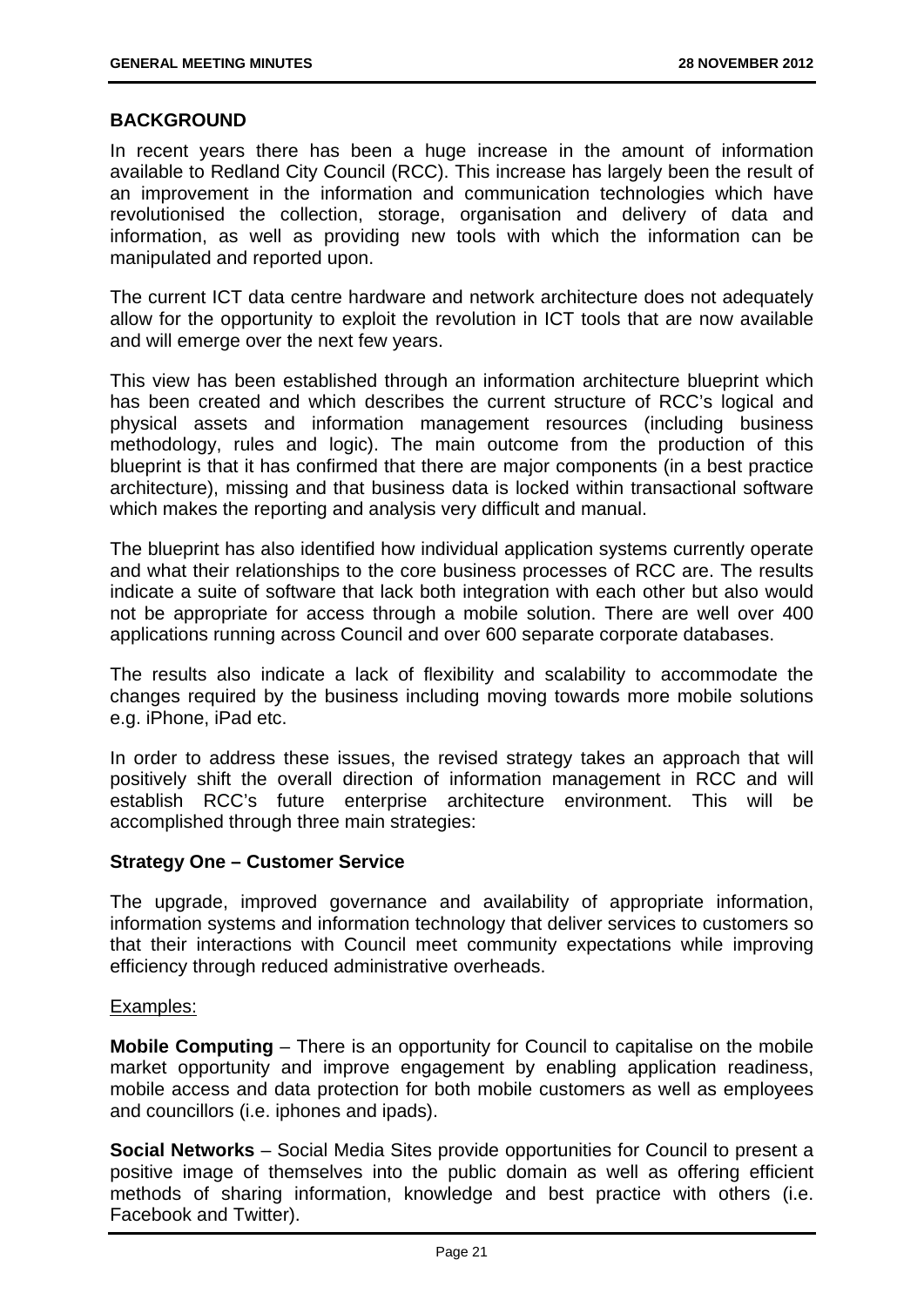## BACKGROUND

In recent years there has been a huge increase in the amount of information available to Redland City Council (RCC). This increase has largely been the result of an improvement in the information and communication technologies which have revolutionised the collection, storage, organisation and delivery of data and information, as well as providing new tools with which the information can be manipulated and reported upon.

The current ICT data centre hardware and network architecture does not adequately allow for the opportunity to exploit the revolution in ICT tools that are now available and will emerge over the next few years.

This view has been established through an information architecture blueprint which has been created and which describes the current structure of RCC's logical and physical assets and information management resources (including business methodology, rules and logic). The main outcome from the production of this blueprint is that it has confirmed that there are major components (in a best practice architecture), missing and that business data is locked within transactional software which makes the reporting and analysis very difficult and manual.

The blueprint has also identified how individual application systems currently operate and what their relationships to the core business processes of RCC are. The results indicate a suite of software that lack both integration with each other but also would not be appropriate for access through a mobile solution. There are well over 400 applications running across Council and over 600 separate corporate databases.

The results also indicate a lack of flexibility and scalability to accommodate the changes required by the business including moving towards more mobile solutions e.g. iPhone, iPad etc.

In order to address these issues, the revised strategy takes an approach that will positively shift the overall direction of information management in RCC and will establish RCC's future enterprise architecture environment. This will be accomplished through three main strategies:

### Strategy One – Customer Service

The upgrade, improved governance and availability of appropriate information, information systems and information technology that deliver services to customers so that their interactions with Council meet community expectations while improving efficiency through reduced administrative overheads.

Examples:

**Mobile Computing** – There is an opportunity for Council to capitalise on the mobile market opportunity and improve engagement by enabling application readiness, mobile access and data protection for both mobile customers as well as employees and councillors (i.e. iphones and ipads).

**Social Networks** – Social Media Sites provide opportunities for Council to present a positive image of themselves into the public domain as well as offering efficient methods of sharing information, knowledge and best practice with others (i.e. Facebook and Twitter).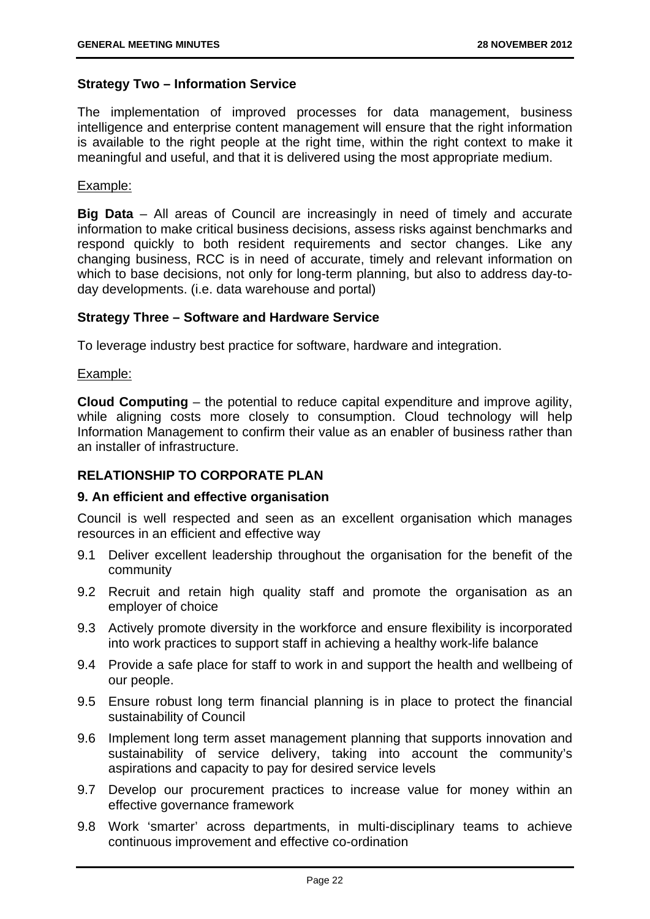**Strategy Two – Information Service**

The implementation of improved processes for data management, business intelligence and enterprise content management will ensure that the right information is available to the right people at the right time, within the right context to make it meaningful and useful, and that it is delivered using the most appropriate medium.

Example:

**Big Data** – All areas of Council are increasingly in need of timely and accurate information to make critical business decisions, assess risks against benchmarks and respond quickly to both resident requirements and sector changes. Like any changing business, RCC is in need of accurate, timely and relevant information on which to base decisions, not only for long-term planning, but also to address day-to-day developments. (i.e. data warehouse and portal)

**Strategy Three – Software and Hardware Service**

To leverage industry best practice for software, hardware and integration.

Example:

**Cloud Computing** – the potential to reduce capital expenditure and improve agility, while aligning costs more closely to consumption. Cloud technology will help Information Management to confirm their value as an enabler of business rather than an installer of infrastructure.

## RELATIONSHIP TO CORPORATE PLAN

### 9. An efficient and effective organisation

Council is well respected and seen as an excellent organisation which manages resources in an efficient and effective way

9.1 Deliver excellent leadership throughout the organisation for the benefit of the community

9.2 Recruit and retain high quality staff and promote the organisation as an employer of choice

9.3 Actively promote diversity in the workforce and ensure flexibility is incorporated into work practices to support staff in achieving a healthy work-life balance

9.4 Provide a safe place for staff to work in and support the health and wellbeing of our people.

9.5 Ensure robust long term financial planning is in place to protect the financial sustainability of Council

9.6 Implement long term asset management planning that supports innovation and sustainability of service delivery, taking into account the community's aspirations and capacity to pay for desired service levels

9.7 Develop our procurement practices to increase value for money within an effective governance framework

9.8 Work 'smarter' across departments, in multi-disciplinary teams to achieve continuous improvement and effective co-ordination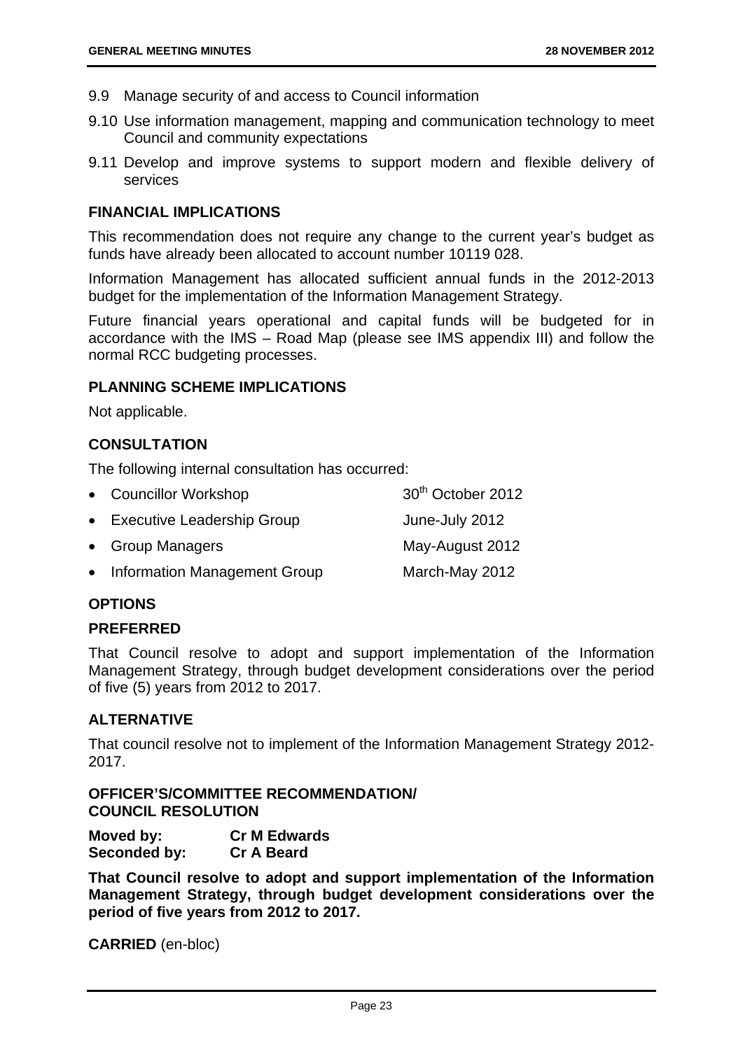9.9 Manage security of and access to Council information

9.10 Use information management, mapping and communication technology to meet Council and community expectations

9.11 Develop and improve systems to support modern and flexible delivery of services

## FINANCIAL IMPLICATIONS

This recommendation does not require any change to the current year's budget as funds have already been allocated to account number 10119 028.

Information Management has allocated sufficient annual funds in the 2012-2013 budget for the implementation of the Information Management Strategy.

Future financial years operational and capital funds will be budgeted for in accordance with the IMS – Road Map (please see IMS appendix III) and follow the normal RCC budgeting processes.

## PLANNING SCHEME IMPLICATIONS

Not applicable.

## CONSULTATION

The following internal consultation has occurred:

- Councillor Workshop — 30th October 2012
- Executive Leadership Group — June-July 2012
- Group Managers — May-August 2012
- Information Management Group — March-May 2012

## OPTIONS

### PREFERRED

That Council resolve to adopt and support implementation of the Information Management Strategy, through budget development considerations over the period of five (5) years from 2012 to 2017.

### ALTERNATIVE

That council resolve not to implement of the Information Management Strategy 2012-2017.

## OFFICER'S/COMMITTEE RECOMMENDATION/ COUNCIL RESOLUTION

**Moved by:** **Cr M Edwards**
**Seconded by:** **Cr A Beard**

**That Council resolve to adopt and support implementation of the Information Management Strategy, through budget development considerations over the period of five years from 2012 to 2017.**

**CARRIED** (en-bloc)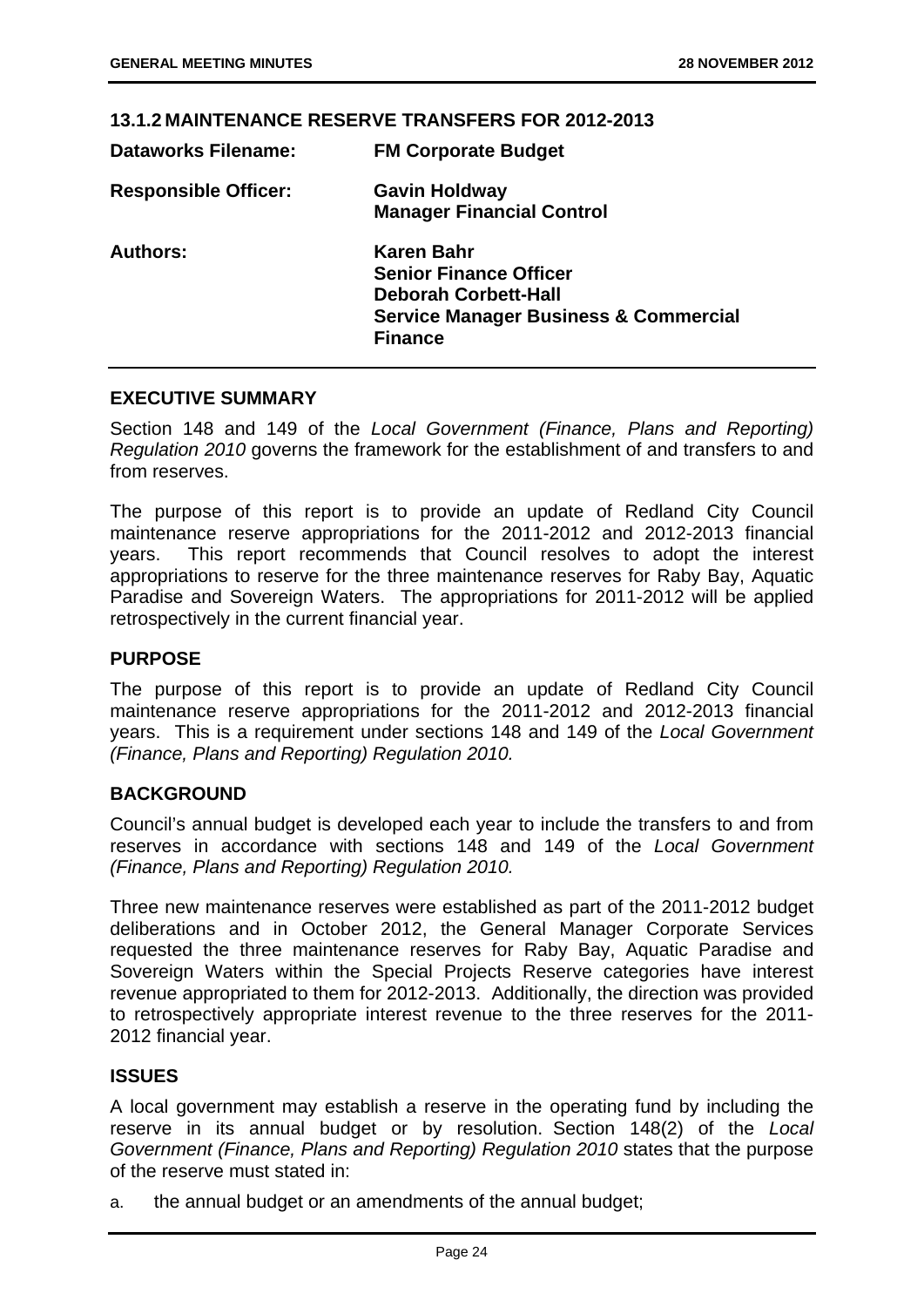### 13.1.2 MAINTENANCE RESERVE TRANSFERS FOR 2012-2013

| | |
|---|---|
| **Dataworks Filename:** | **FM Corporate Budget** |
| **Responsible Officer:** | **Gavin Holdway**<br>**Manager Financial Control** |
| **Authors:** | **Karen Bahr**<br>**Senior Finance Officer**<br>**Deborah Corbett-Hall**<br>**Service Manager Business & Commercial Finance** |

## EXECUTIVE SUMMARY

Section 148 and 149 of the *Local Government (Finance, Plans and Reporting) Regulation 2010* governs the framework for the establishment of and transfers to and from reserves.

The purpose of this report is to provide an update of Redland City Council maintenance reserve appropriations for the 2011-2012 and 2012-2013 financial years. This report recommends that Council resolves to adopt the interest appropriations to reserve for the three maintenance reserves for Raby Bay, Aquatic Paradise and Sovereign Waters. The appropriations for 2011-2012 will be applied retrospectively in the current financial year.

## PURPOSE

The purpose of this report is to provide an update of Redland City Council maintenance reserve appropriations for the 2011-2012 and 2012-2013 financial years. This is a requirement under sections 148 and 149 of the *Local Government (Finance, Plans and Reporting) Regulation 2010.*

## BACKGROUND

Council's annual budget is developed each year to include the transfers to and from reserves in accordance with sections 148 and 149 of the *Local Government (Finance, Plans and Reporting) Regulation 2010.*

Three new maintenance reserves were established as part of the 2011-2012 budget deliberations and in October 2012, the General Manager Corporate Services requested the three maintenance reserves for Raby Bay, Aquatic Paradise and Sovereign Waters within the Special Projects Reserve categories have interest revenue appropriated to them for 2012-2013. Additionally, the direction was provided to retrospectively appropriate interest revenue to the three reserves for the 2011-2012 financial year.

## ISSUES

A local government may establish a reserve in the operating fund by including the reserve in its annual budget or by resolution. Section 148(2) of the *Local Government (Finance, Plans and Reporting) Regulation 2010* states that the purpose of the reserve must stated in:

a. the annual budget or an amendments of the annual budget;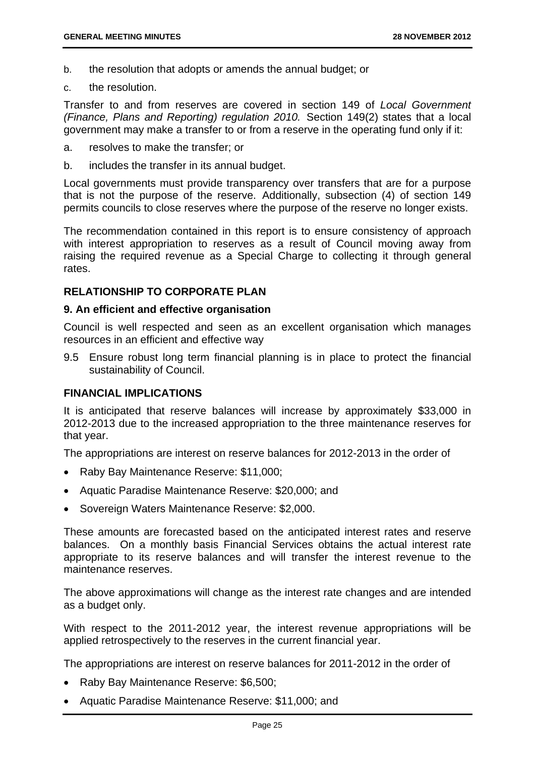b. the resolution that adopts or amends the annual budget; or

c. the resolution.

Transfer to and from reserves are covered in section 149 of *Local Government (Finance, Plans and Reporting) regulation 2010.* Section 149(2) states that a local government may make a transfer to or from a reserve in the operating fund only if it:

a. resolves to make the transfer; or

b. includes the transfer in its annual budget.

Local governments must provide transparency over transfers that are for a purpose that is not the purpose of the reserve. Additionally, subsection (4) of section 149 permits councils to close reserves where the purpose of the reserve no longer exists.

The recommendation contained in this report is to ensure consistency of approach with interest appropriation to reserves as a result of Council moving away from raising the required revenue as a Special Charge to collecting it through general rates.

## RELATIONSHIP TO CORPORATE PLAN

### 9. An efficient and effective organisation

Council is well respected and seen as an excellent organisation which manages resources in an efficient and effective way

9.5 Ensure robust long term financial planning is in place to protect the financial sustainability of Council.

## FINANCIAL IMPLICATIONS

It is anticipated that reserve balances will increase by approximately $33,000 in 2012-2013 due to the increased appropriation to the three maintenance reserves for that year.

The appropriations are interest on reserve balances for 2012-2013 in the order of

- Raby Bay Maintenance Reserve: $11,000;
- Aquatic Paradise Maintenance Reserve: $20,000; and
- Sovereign Waters Maintenance Reserve: $2,000.

These amounts are forecasted based on the anticipated interest rates and reserve balances. On a monthly basis Financial Services obtains the actual interest rate appropriate to its reserve balances and will transfer the interest revenue to the maintenance reserves.

The above approximations will change as the interest rate changes and are intended as a budget only.

With respect to the 2011-2012 year, the interest revenue appropriations will be applied retrospectively to the reserves in the current financial year.

The appropriations are interest on reserve balances for 2011-2012 in the order of

- Raby Bay Maintenance Reserve: $6,500;
- Aquatic Paradise Maintenance Reserve: $11,000; and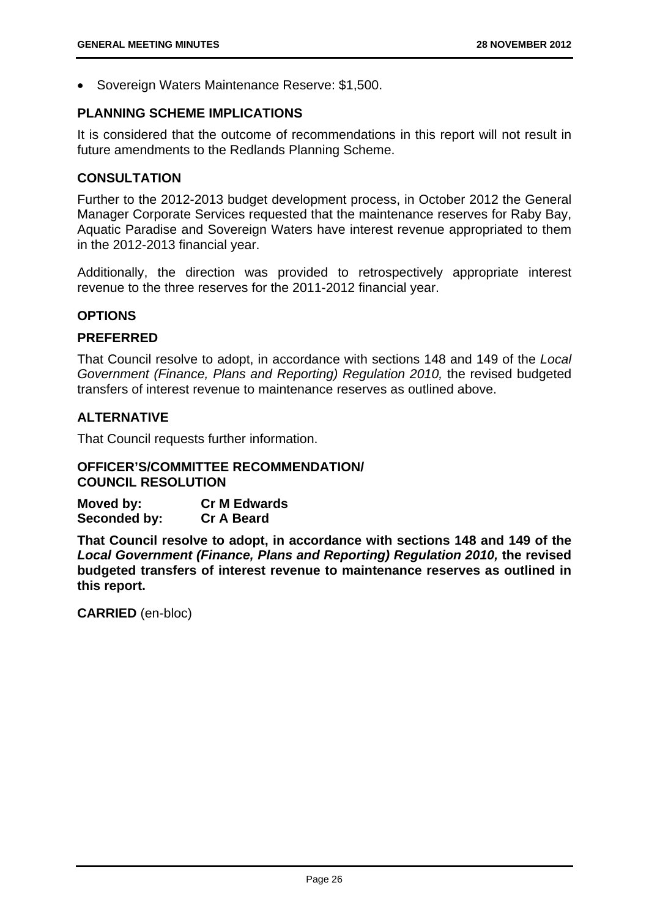- Sovereign Waters Maintenance Reserve: $1,500.

## PLANNING SCHEME IMPLICATIONS

It is considered that the outcome of recommendations in this report will not result in future amendments to the Redlands Planning Scheme.

## CONSULTATION

Further to the 2012-2013 budget development process, in October 2012 the General Manager Corporate Services requested that the maintenance reserves for Raby Bay, Aquatic Paradise and Sovereign Waters have interest revenue appropriated to them in the 2012-2013 financial year.

Additionally, the direction was provided to retrospectively appropriate interest revenue to the three reserves for the 2011-2012 financial year.

## OPTIONS

### PREFERRED

That Council resolve to adopt, in accordance with sections 148 and 149 of the *Local Government (Finance, Plans and Reporting) Regulation 2010,* the revised budgeted transfers of interest revenue to maintenance reserves as outlined above.

### ALTERNATIVE

That Council requests further information.

## OFFICER'S/COMMITTEE RECOMMENDATION/ COUNCIL RESOLUTION

**Moved by:** **Cr M Edwards**
**Seconded by:** **Cr A Beard**

**That Council resolve to adopt, in accordance with sections 148 and 149 of the *Local Government (Finance, Plans and Reporting) Regulation 2010,* the revised budgeted transfers of interest revenue to maintenance reserves as outlined in this report.**

**CARRIED** (en-bloc)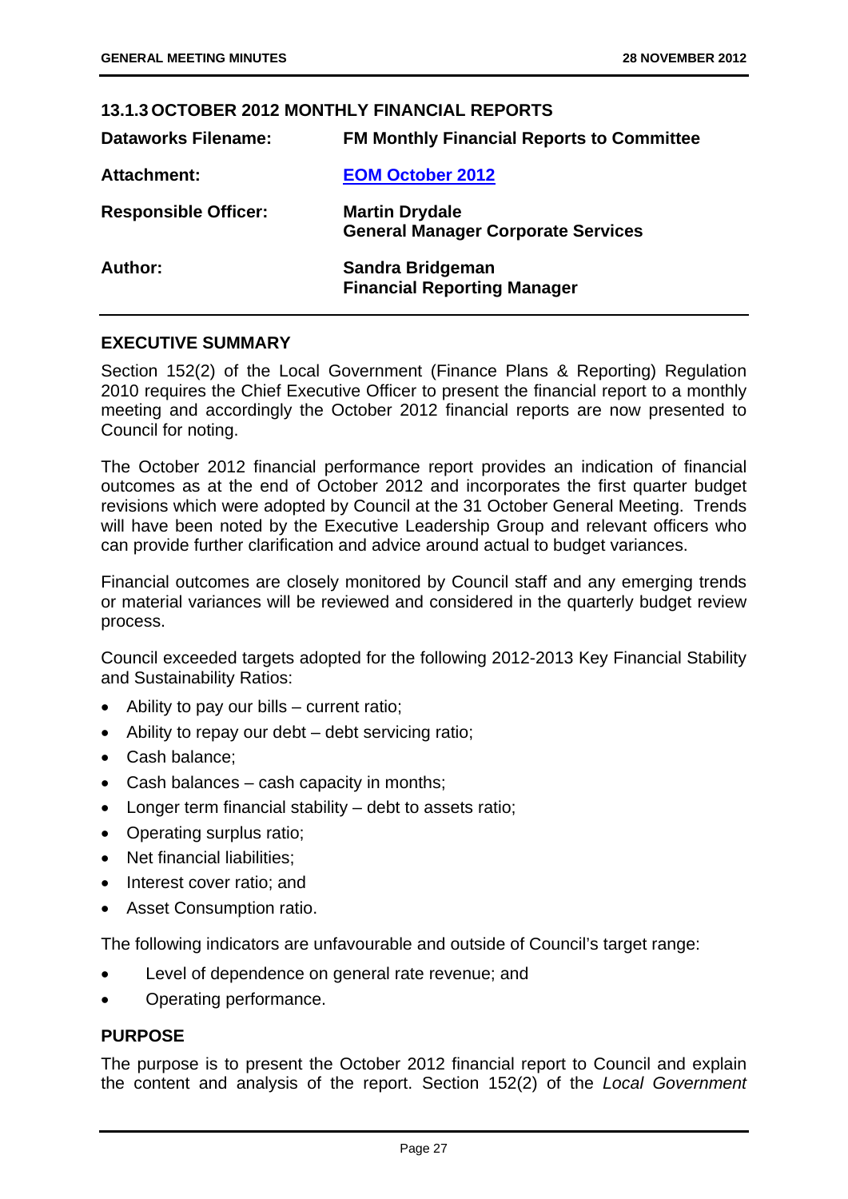## 13.1.3 OCTOBER 2012 MONTHLY FINANCIAL REPORTS

| | |
|---|---|
| **Dataworks Filename:** | **FM Monthly Financial Reports to Committee** |
| **Attachment:** | **EOM October 2012** |
| **Responsible Officer:** | **Martin Drydale**<br>**General Manager Corporate Services** |
| **Author:** | **Sandra Bridgeman**<br>**Financial Reporting Manager** |

### EXECUTIVE SUMMARY

Section 152(2) of the Local Government (Finance Plans & Reporting) Regulation 2010 requires the Chief Executive Officer to present the financial report to a monthly meeting and accordingly the October 2012 financial reports are now presented to Council for noting.

The October 2012 financial performance report provides an indication of financial outcomes as at the end of October 2012 and incorporates the first quarter budget revisions which were adopted by Council at the 31 October General Meeting. Trends will have been noted by the Executive Leadership Group and relevant officers who can provide further clarification and advice around actual to budget variances.

Financial outcomes are closely monitored by Council staff and any emerging trends or material variances will be reviewed and considered in the quarterly budget review process.

Council exceeded targets adopted for the following 2012-2013 Key Financial Stability and Sustainability Ratios:

- Ability to pay our bills – current ratio;
- Ability to repay our debt – debt servicing ratio;
- Cash balance;
- Cash balances – cash capacity in months;
- Longer term financial stability – debt to assets ratio;
- Operating surplus ratio;
- Net financial liabilities;
- Interest cover ratio; and
- Asset Consumption ratio.

The following indicators are unfavourable and outside of Council's target range:

- Level of dependence on general rate revenue; and
- Operating performance.

### PURPOSE

The purpose is to present the October 2012 financial report to Council and explain the content and analysis of the report. Section 152(2) of the *Local Government*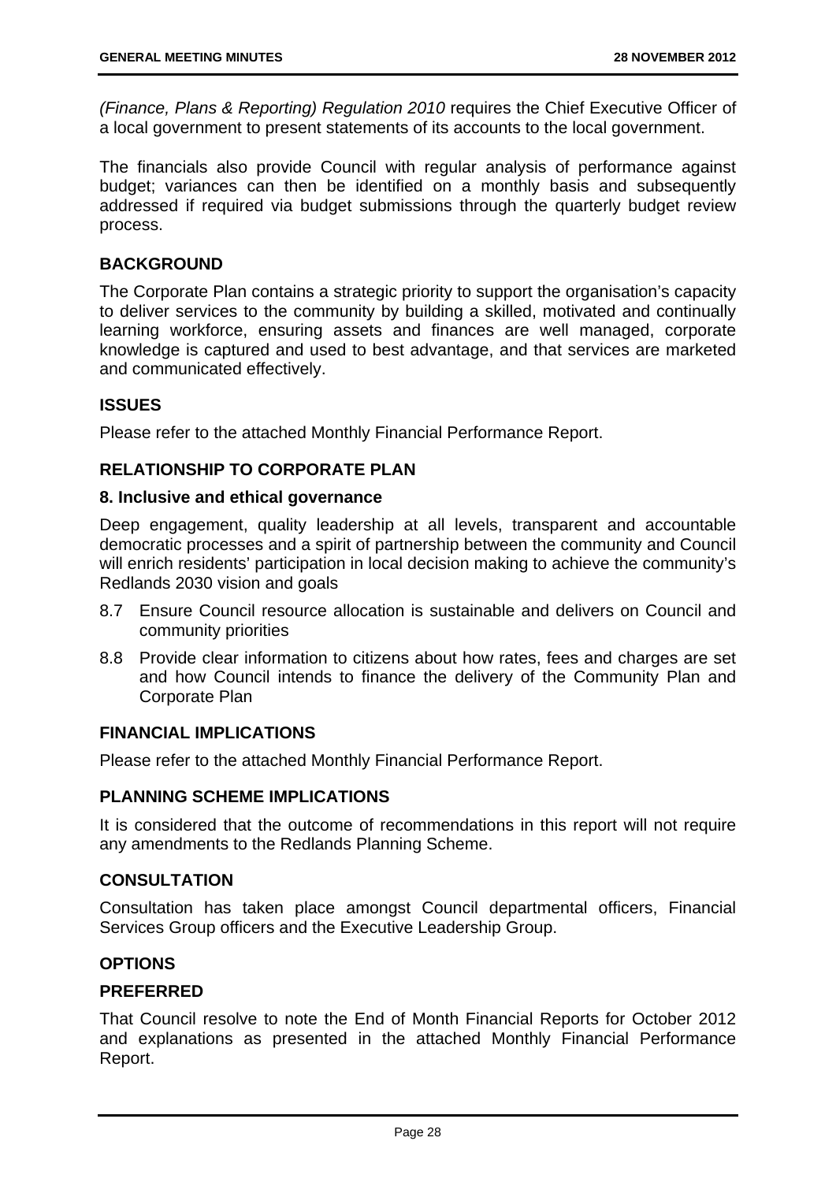*(Finance, Plans & Reporting) Regulation 2010* requires the Chief Executive Officer of a local government to present statements of its accounts to the local government.

The financials also provide Council with regular analysis of performance against budget; variances can then be identified on a monthly basis and subsequently addressed if required via budget submissions through the quarterly budget review process.

## BACKGROUND

The Corporate Plan contains a strategic priority to support the organisation's capacity to deliver services to the community by building a skilled, motivated and continually learning workforce, ensuring assets and finances are well managed, corporate knowledge is captured and used to best advantage, and that services are marketed and communicated effectively.

## ISSUES

Please refer to the attached Monthly Financial Performance Report.

## RELATIONSHIP TO CORPORATE PLAN

### 8. Inclusive and ethical governance

Deep engagement, quality leadership at all levels, transparent and accountable democratic processes and a spirit of partnership between the community and Council will enrich residents' participation in local decision making to achieve the community's Redlands 2030 vision and goals

8.7 Ensure Council resource allocation is sustainable and delivers on Council and community priorities

8.8 Provide clear information to citizens about how rates, fees and charges are set and how Council intends to finance the delivery of the Community Plan and Corporate Plan

## FINANCIAL IMPLICATIONS

Please refer to the attached Monthly Financial Performance Report.

## PLANNING SCHEME IMPLICATIONS

It is considered that the outcome of recommendations in this report will not require any amendments to the Redlands Planning Scheme.

## CONSULTATION

Consultation has taken place amongst Council departmental officers, Financial Services Group officers and the Executive Leadership Group.

## OPTIONS

### PREFERRED

That Council resolve to note the End of Month Financial Reports for October 2012 and explanations as presented in the attached Monthly Financial Performance Report.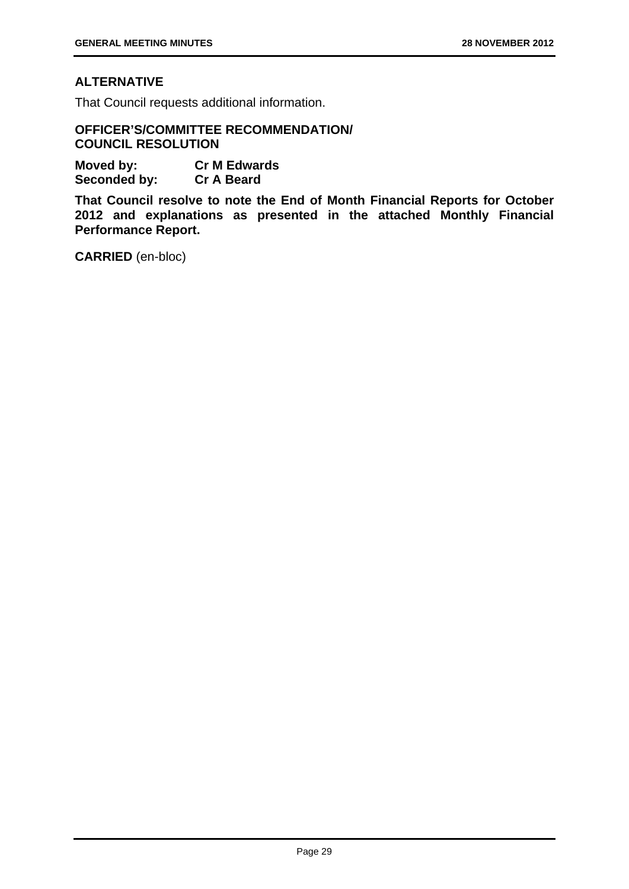### ALTERNATIVE

That Council requests additional information.

### OFFICER'S/COMMITTEE RECOMMENDATION/ COUNCIL RESOLUTION

**Moved by:** **Cr M Edwards**
**Seconded by:** **Cr A Beard**

**That Council resolve to note the End of Month Financial Reports for October 2012 and explanations as presented in the attached Monthly Financial Performance Report.**

**CARRIED** (en-bloc)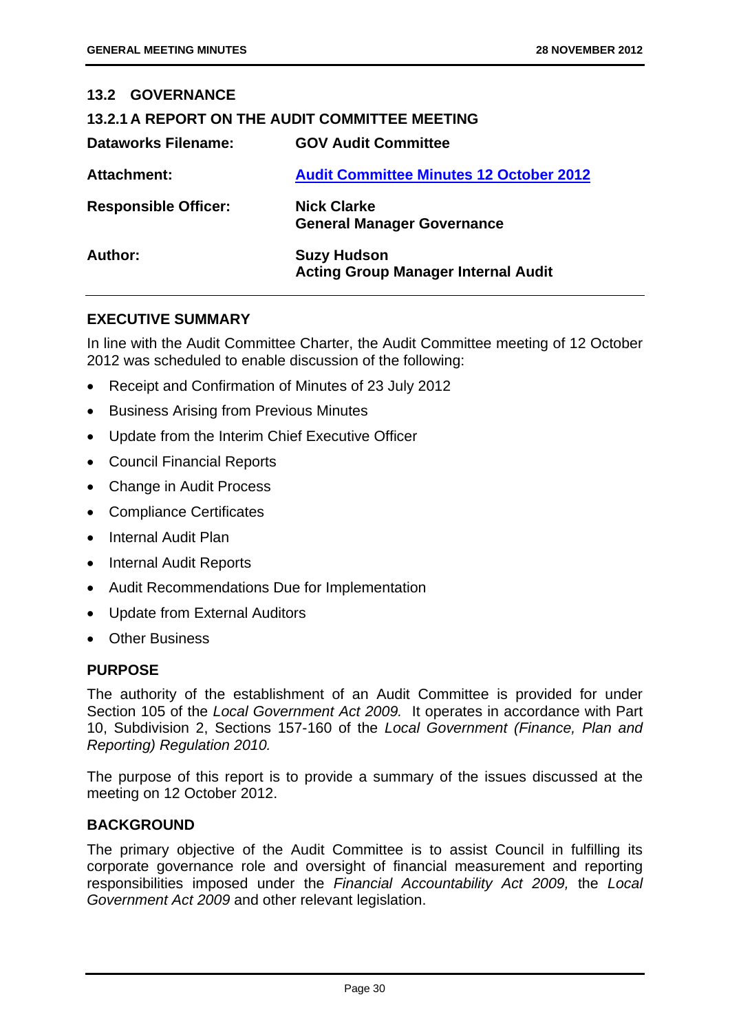## 13.2 GOVERNANCE

### 13.2.1 A REPORT ON THE AUDIT COMMITTEE MEETING

**Dataworks Filename:** GOV Audit Committee

**Attachment:** Audit Committee Minutes 12 October 2012

**Responsible Officer:** Nick Clarke
General Manager Governance

**Author:** Suzy Hudson
Acting Group Manager Internal Audit

### EXECUTIVE SUMMARY

In line with the Audit Committee Charter, the Audit Committee meeting of 12 October 2012 was scheduled to enable discussion of the following:

- Receipt and Confirmation of Minutes of 23 July 2012
- Business Arising from Previous Minutes
- Update from the Interim Chief Executive Officer
- Council Financial Reports
- Change in Audit Process
- Compliance Certificates
- Internal Audit Plan
- Internal Audit Reports
- Audit Recommendations Due for Implementation
- Update from External Auditors
- Other Business

### PURPOSE

The authority of the establishment of an Audit Committee is provided for under Section 105 of the *Local Government Act 2009.* It operates in accordance with Part 10, Subdivision 2, Sections 157-160 of the *Local Government (Finance, Plan and Reporting) Regulation 2010.*

The purpose of this report is to provide a summary of the issues discussed at the meeting on 12 October 2012.

### BACKGROUND

The primary objective of the Audit Committee is to assist Council in fulfilling its corporate governance role and oversight of financial measurement and reporting responsibilities imposed under the *Financial Accountability Act 2009,* the *Local Government Act 2009* and other relevant legislation.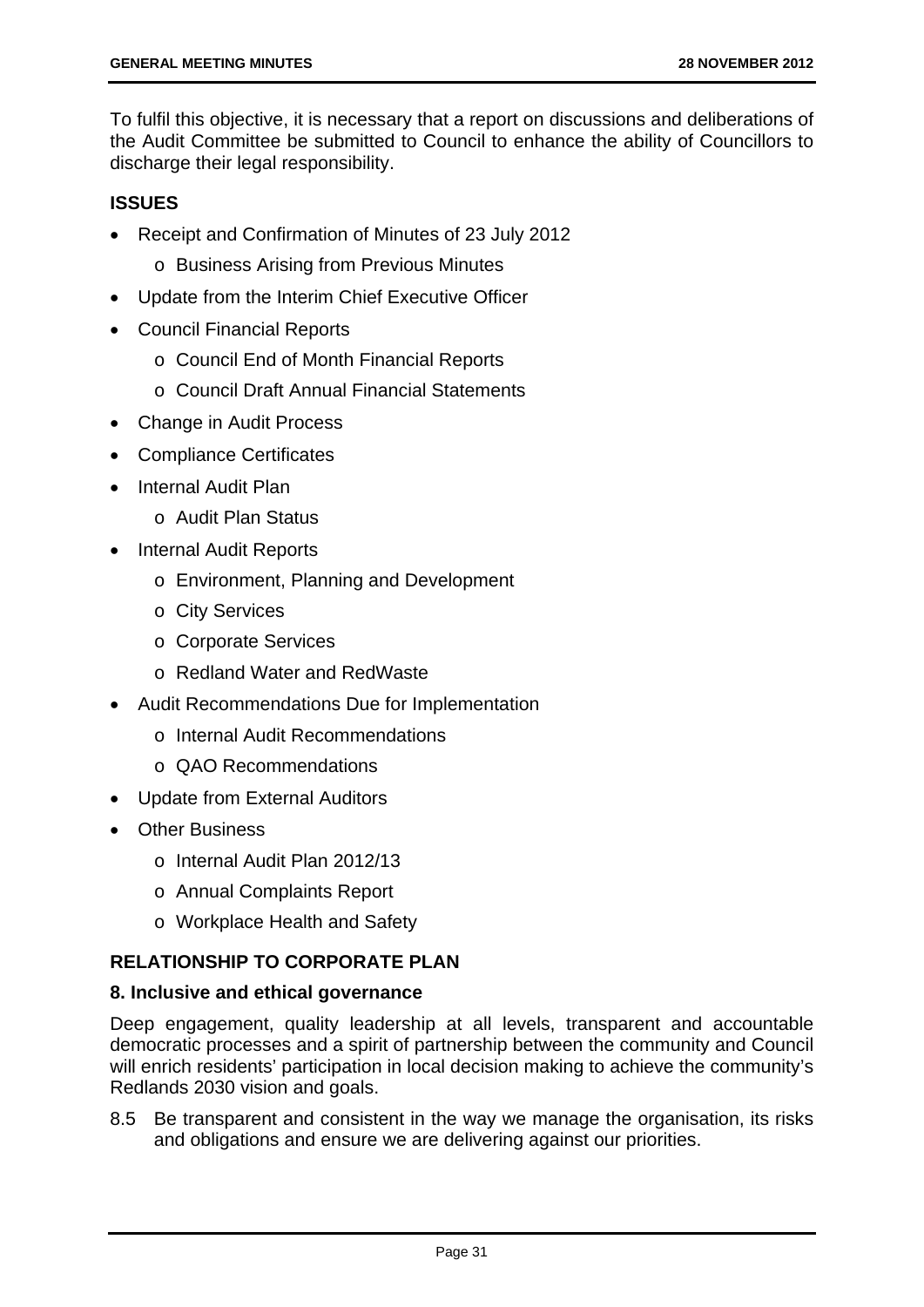To fulfil this objective, it is necessary that a report on discussions and deliberations of the Audit Committee be submitted to Council to enhance the ability of Councillors to discharge their legal responsibility.

## ISSUES

- Receipt and Confirmation of Minutes of 23 July 2012
  - Business Arising from Previous Minutes
- Update from the Interim Chief Executive Officer
- Council Financial Reports
  - Council End of Month Financial Reports
  - Council Draft Annual Financial Statements
- Change in Audit Process
- Compliance Certificates
- Internal Audit Plan
  - Audit Plan Status
- Internal Audit Reports
  - Environment, Planning and Development
  - City Services
  - Corporate Services
  - Redland Water and RedWaste
- Audit Recommendations Due for Implementation
  - Internal Audit Recommendations
  - QAO Recommendations
- Update from External Auditors
- Other Business
  - Internal Audit Plan 2012/13
  - Annual Complaints Report
  - Workplace Health and Safety

## RELATIONSHIP TO CORPORATE PLAN

### 8. Inclusive and ethical governance

Deep engagement, quality leadership at all levels, transparent and accountable democratic processes and a spirit of partnership between the community and Council will enrich residents' participation in local decision making to achieve the community's Redlands 2030 vision and goals.

8.5 Be transparent and consistent in the way we manage the organisation, its risks and obligations and ensure we are delivering against our priorities.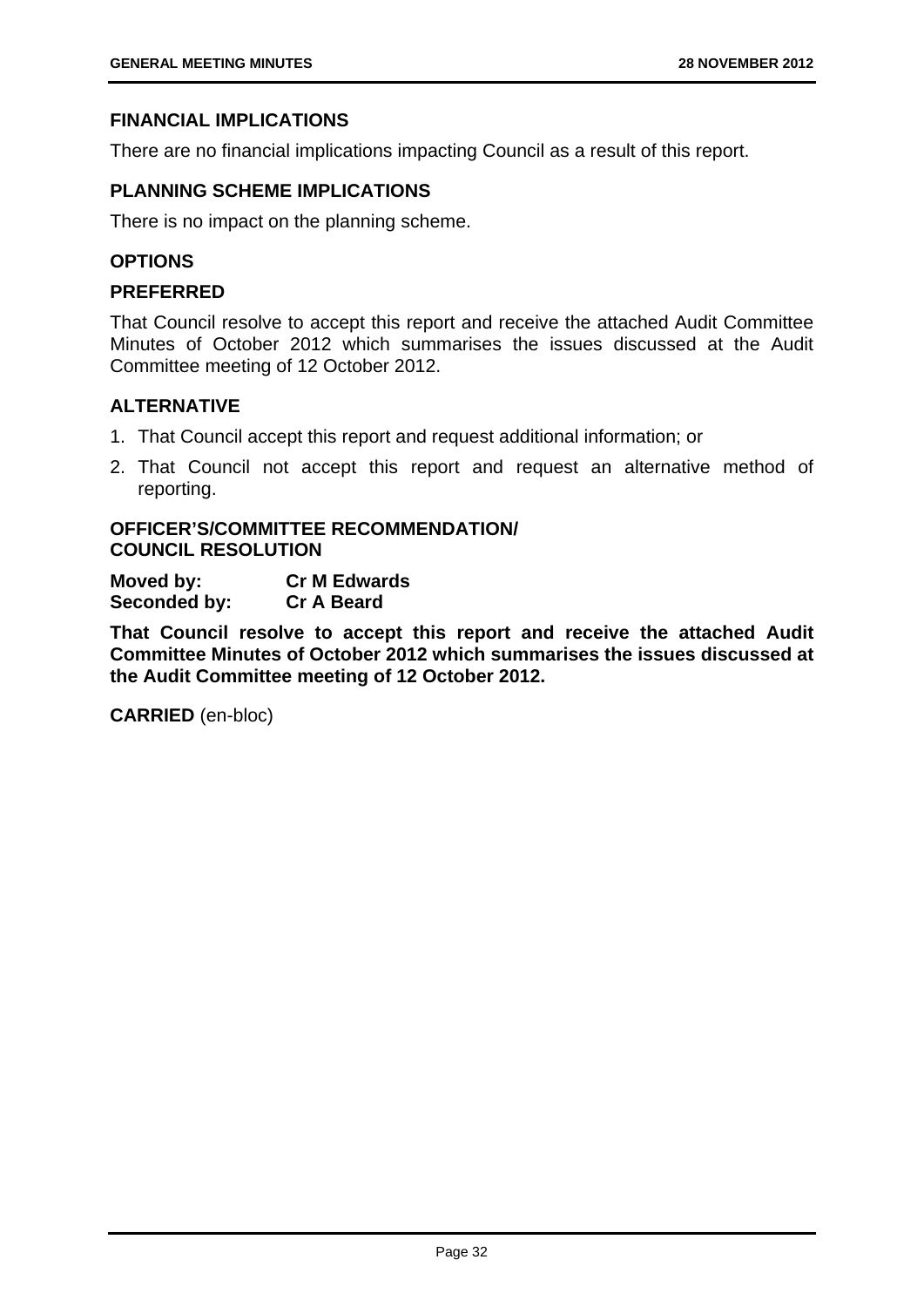## FINANCIAL IMPLICATIONS

There are no financial implications impacting Council as a result of this report.

## PLANNING SCHEME IMPLICATIONS

There is no impact on the planning scheme.

## OPTIONS

## PREFERRED

That Council resolve to accept this report and receive the attached Audit Committee Minutes of October 2012 which summarises the issues discussed at the Audit Committee meeting of 12 October 2012.

## ALTERNATIVE

1. That Council accept this report and request additional information; or
2. That Council not accept this report and request an alternative method of reporting.

## OFFICER'S/COMMITTEE RECOMMENDATION/ COUNCIL RESOLUTION

**Moved by:** **Cr M Edwards**
**Seconded by:** **Cr A Beard**

**That Council resolve to accept this report and receive the attached Audit Committee Minutes of October 2012 which summarises the issues discussed at the Audit Committee meeting of 12 October 2012.**

**CARRIED** (en-bloc)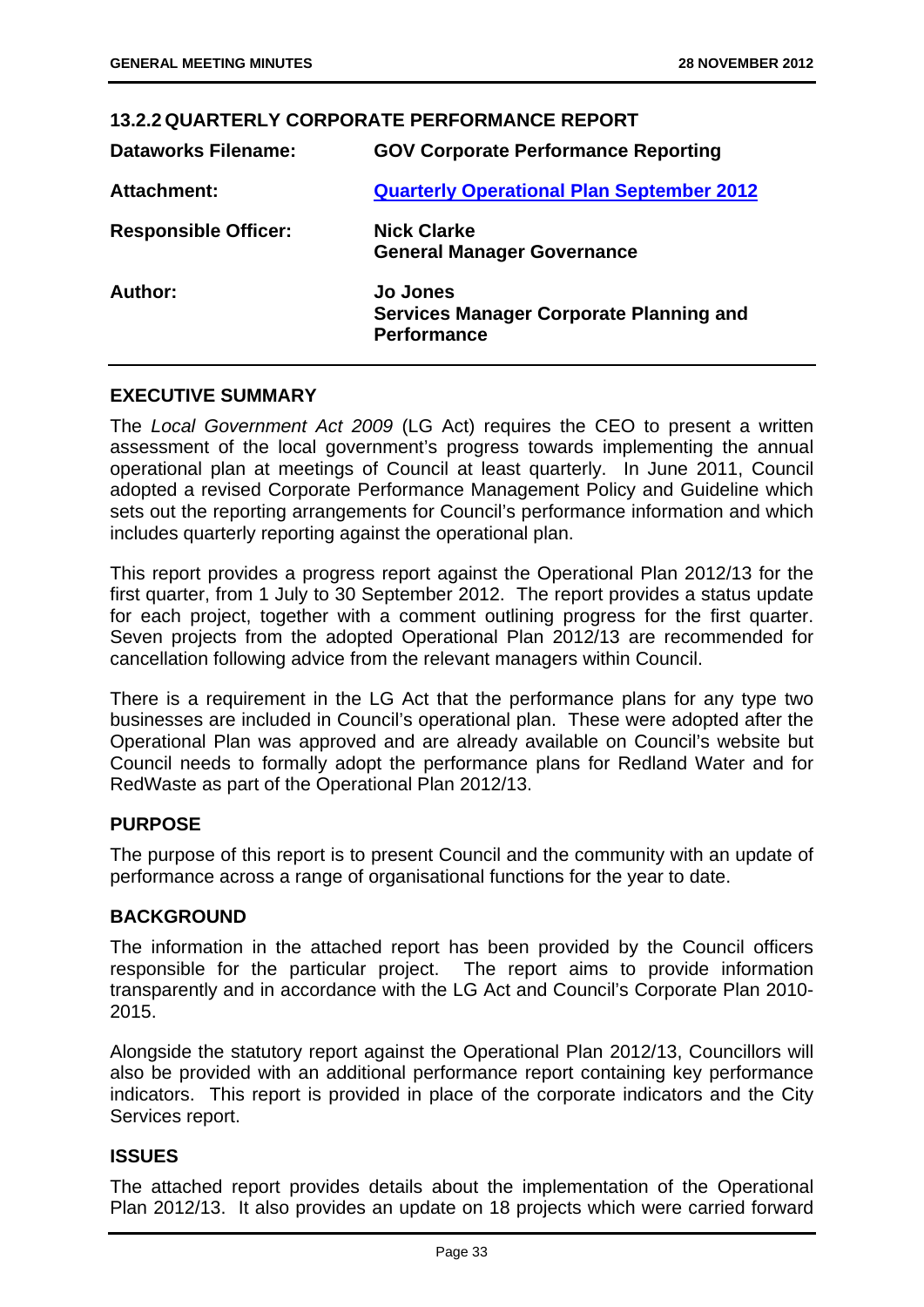### 13.2.2 QUARTERLY CORPORATE PERFORMANCE REPORT

| | |
|---|---|
| **Dataworks Filename:** | **GOV Corporate Performance Reporting** |
| **Attachment:** | **Quarterly Operational Plan September 2012** |
| **Responsible Officer:** | **Nick Clarke**<br>**General Manager Governance** |
| **Author:** | **Jo Jones**<br>**Services Manager Corporate Planning and Performance** |

## EXECUTIVE SUMMARY

The *Local Government Act 2009* (LG Act) requires the CEO to present a written assessment of the local government's progress towards implementing the annual operational plan at meetings of Council at least quarterly. In June 2011, Council adopted a revised Corporate Performance Management Policy and Guideline which sets out the reporting arrangements for Council's performance information and which includes quarterly reporting against the operational plan.

This report provides a progress report against the Operational Plan 2012/13 for the first quarter, from 1 July to 30 September 2012. The report provides a status update for each project, together with a comment outlining progress for the first quarter. Seven projects from the adopted Operational Plan 2012/13 are recommended for cancellation following advice from the relevant managers within Council.

There is a requirement in the LG Act that the performance plans for any type two businesses are included in Council's operational plan. These were adopted after the Operational Plan was approved and are already available on Council's website but Council needs to formally adopt the performance plans for Redland Water and for RedWaste as part of the Operational Plan 2012/13.

## PURPOSE

The purpose of this report is to present Council and the community with an update of performance across a range of organisational functions for the year to date.

## BACKGROUND

The information in the attached report has been provided by the Council officers responsible for the particular project. The report aims to provide information transparently and in accordance with the LG Act and Council's Corporate Plan 2010-2015.

Alongside the statutory report against the Operational Plan 2012/13, Councillors will also be provided with an additional performance report containing key performance indicators. This report is provided in place of the corporate indicators and the City Services report.

## ISSUES

The attached report provides details about the implementation of the Operational Plan 2012/13. It also provides an update on 18 projects which were carried forward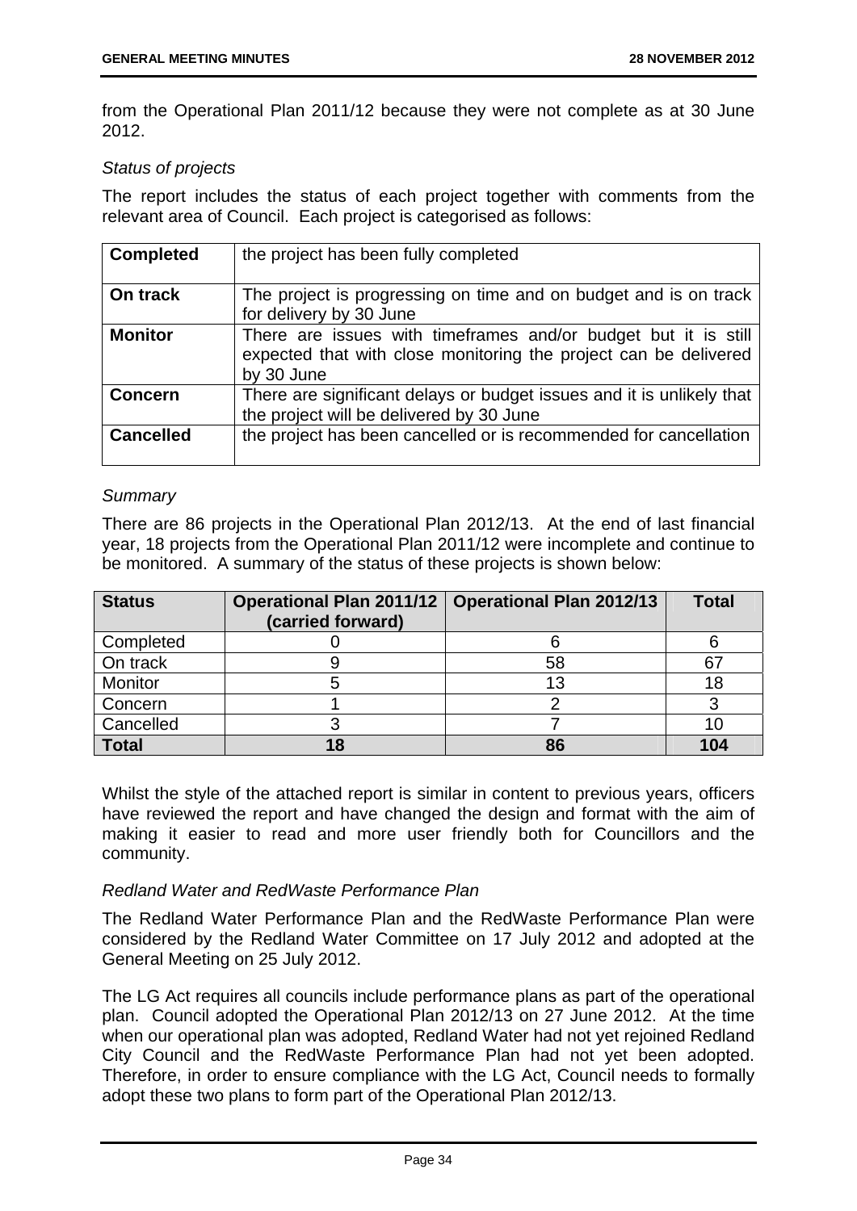from the Operational Plan 2011/12 because they were not complete as at 30 June 2012.

*Status of projects*

The report includes the status of each project together with comments from the relevant area of Council. Each project is categorised as follows:

| | |
|---|---|
| **Completed** | the project has been fully completed |
| **On track** | The project is progressing on time and on budget and is on track for delivery by 30 June |
| **Monitor** | There are issues with timeframes and/or budget but it is still expected that with close monitoring the project can be delivered by 30 June |
| **Concern** | There are significant delays or budget issues and it is unlikely that the project will be delivered by 30 June |
| **Cancelled** | the project has been cancelled or is recommended for cancellation |

*Summary*

There are 86 projects in the Operational Plan 2012/13. At the end of last financial year, 18 projects from the Operational Plan 2011/12 were incomplete and continue to be monitored. A summary of the status of these projects is shown below:

| **Status** | **Operational Plan 2011/12 (carried forward)** | **Operational Plan 2012/13** | **Total** |
|---|---|---|---|
| Completed | 0 | 6 | 6 |
| On track | 9 | 58 | 67 |
| Monitor | 5 | 13 | 18 |
| Concern | 1 | 2 | 3 |
| Cancelled | 3 | 7 | 10 |
| **Total** | **18** | **86** | **104** |

Whilst the style of the attached report is similar in content to previous years, officers have reviewed the report and have changed the design and format with the aim of making it easier to read and more user friendly both for Councillors and the community.

*Redland Water and RedWaste Performance Plan*

The Redland Water Performance Plan and the RedWaste Performance Plan were considered by the Redland Water Committee on 17 July 2012 and adopted at the General Meeting on 25 July 2012.

The LG Act requires all councils include performance plans as part of the operational plan. Council adopted the Operational Plan 2012/13 on 27 June 2012. At the time when our operational plan was adopted, Redland Water had not yet rejoined Redland City Council and the RedWaste Performance Plan had not yet been adopted. Therefore, in order to ensure compliance with the LG Act, Council needs to formally adopt these two plans to form part of the Operational Plan 2012/13.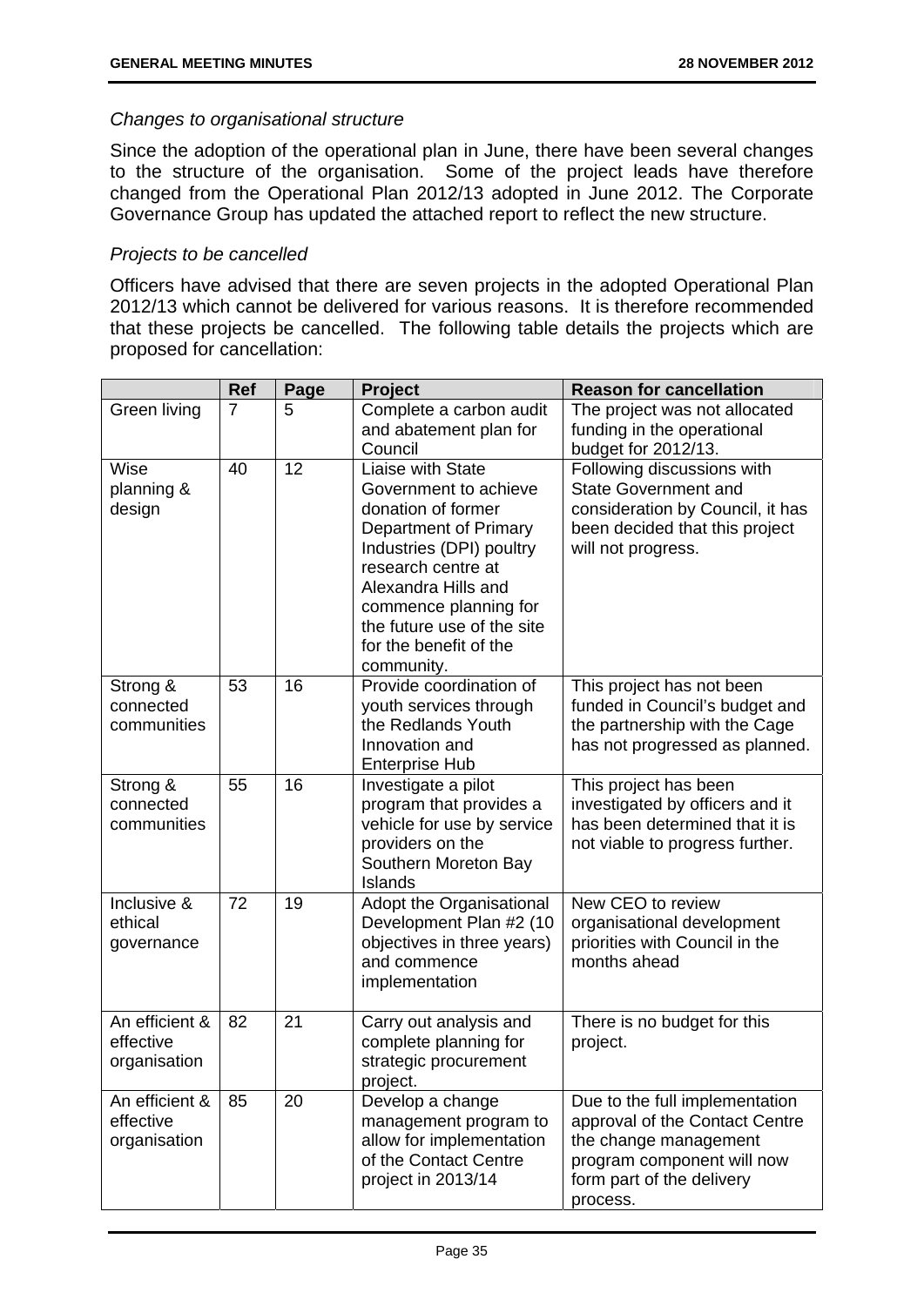*Changes to organisational structure*

Since the adoption of the operational plan in June, there have been several changes to the structure of the organisation. Some of the project leads have therefore changed from the Operational Plan 2012/13 adopted in June 2012. The Corporate Governance Group has updated the attached report to reflect the new structure.

*Projects to be cancelled*

Officers have advised that there are seven projects in the adopted Operational Plan 2012/13 which cannot be delivered for various reasons. It is therefore recommended that these projects be cancelled. The following table details the projects which are proposed for cancellation:

| | Ref | Page | Project | Reason for cancellation |
|---|---|---|---|---|
| Green living | 7 | 5 | Complete a carbon audit and abatement plan for Council | The project was not allocated funding in the operational budget for 2012/13. |
| Wise planning & design | 40 | 12 | Liaise with State Government to achieve donation of former Department of Primary Industries (DPI) poultry research centre at Alexandra Hills and commence planning for the future use of the site for the benefit of the community. | Following discussions with State Government and consideration by Council, it has been decided that this project will not progress. |
| Strong & connected communities | 53 | 16 | Provide coordination of youth services through the Redlands Youth Innovation and Enterprise Hub | This project has not been funded in Council's budget and the partnership with the Cage has not progressed as planned. |
| Strong & connected communities | 55 | 16 | Investigate a pilot program that provides a vehicle for use by service providers on the Southern Moreton Bay Islands | This project has been investigated by officers and it has been determined that it is not viable to progress further. |
| Inclusive & ethical governance | 72 | 19 | Adopt the Organisational Development Plan #2 (10 objectives in three years) and commence implementation | New CEO to review organisational development priorities with Council in the months ahead |
| An efficient & effective organisation | 82 | 21 | Carry out analysis and complete planning for strategic procurement project. | There is no budget for this project. |
| An efficient & effective organisation | 85 | 20 | Develop a change management program to allow for implementation of the Contact Centre project in 2013/14 | Due to the full implementation approval of the Contact Centre the change management program component will now form part of the delivery process. |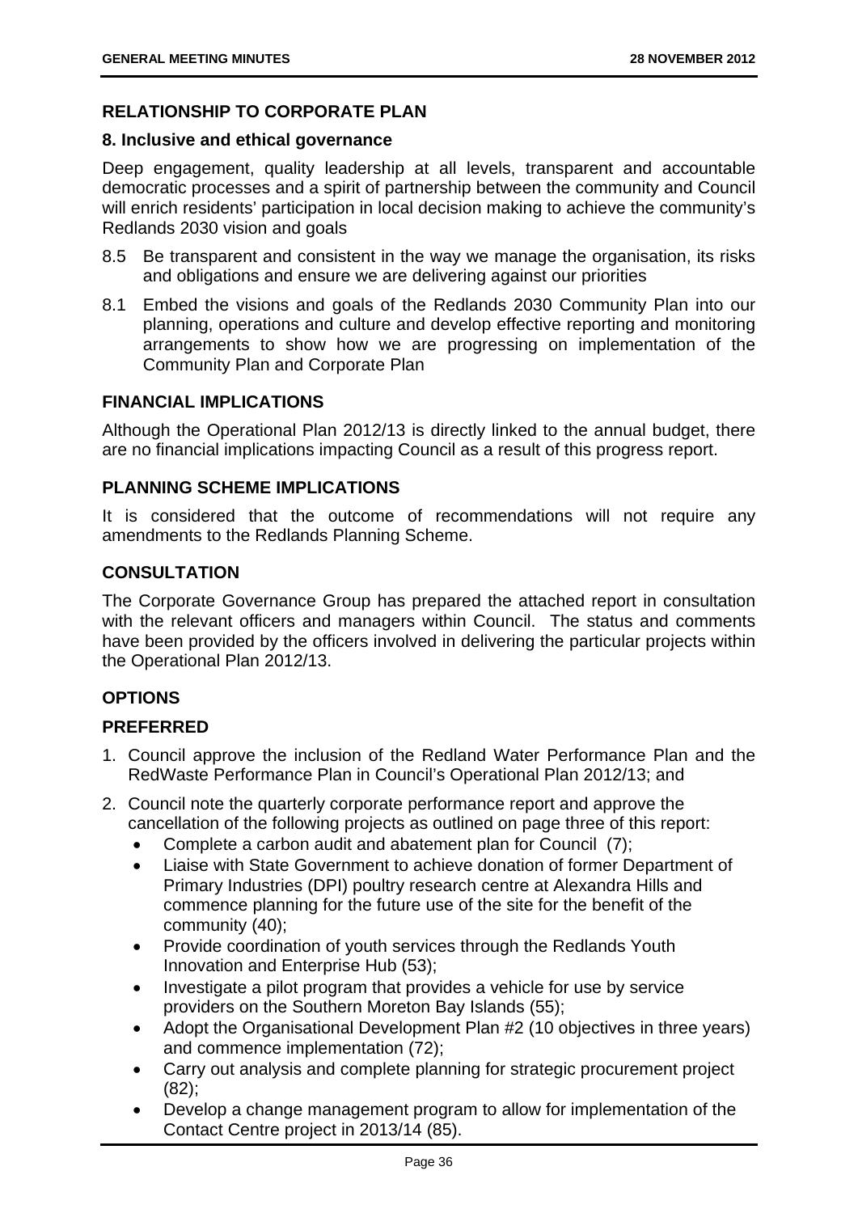## RELATIONSHIP TO CORPORATE PLAN

### 8. Inclusive and ethical governance

Deep engagement, quality leadership at all levels, transparent and accountable democratic processes and a spirit of partnership between the community and Council will enrich residents' participation in local decision making to achieve the community's Redlands 2030 vision and goals

8.5 Be transparent and consistent in the way we manage the organisation, its risks and obligations and ensure we are delivering against our priorities

8.1 Embed the visions and goals of the Redlands 2030 Community Plan into our planning, operations and culture and develop effective reporting and monitoring arrangements to show how we are progressing on implementation of the Community Plan and Corporate Plan

## FINANCIAL IMPLICATIONS

Although the Operational Plan 2012/13 is directly linked to the annual budget, there are no financial implications impacting Council as a result of this progress report.

## PLANNING SCHEME IMPLICATIONS

It is considered that the outcome of recommendations will not require any amendments to the Redlands Planning Scheme.

## CONSULTATION

The Corporate Governance Group has prepared the attached report in consultation with the relevant officers and managers within Council. The status and comments have been provided by the officers involved in delivering the particular projects within the Operational Plan 2012/13.

## OPTIONS

### PREFERRED

1. Council approve the inclusion of the Redland Water Performance Plan and the RedWaste Performance Plan in Council's Operational Plan 2012/13; and
2. Council note the quarterly corporate performance report and approve the cancellation of the following projects as outlined on page three of this report:
   - Complete a carbon audit and abatement plan for Council (7);
   - Liaise with State Government to achieve donation of former Department of Primary Industries (DPI) poultry research centre at Alexandra Hills and commence planning for the future use of the site for the benefit of the community (40);
   - Provide coordination of youth services through the Redlands Youth Innovation and Enterprise Hub (53);
   - Investigate a pilot program that provides a vehicle for use by service providers on the Southern Moreton Bay Islands (55);
   - Adopt the Organisational Development Plan #2 (10 objectives in three years) and commence implementation (72);
   - Carry out analysis and complete planning for strategic procurement project (82);
   - Develop a change management program to allow for implementation of the Contact Centre project in 2013/14 (85).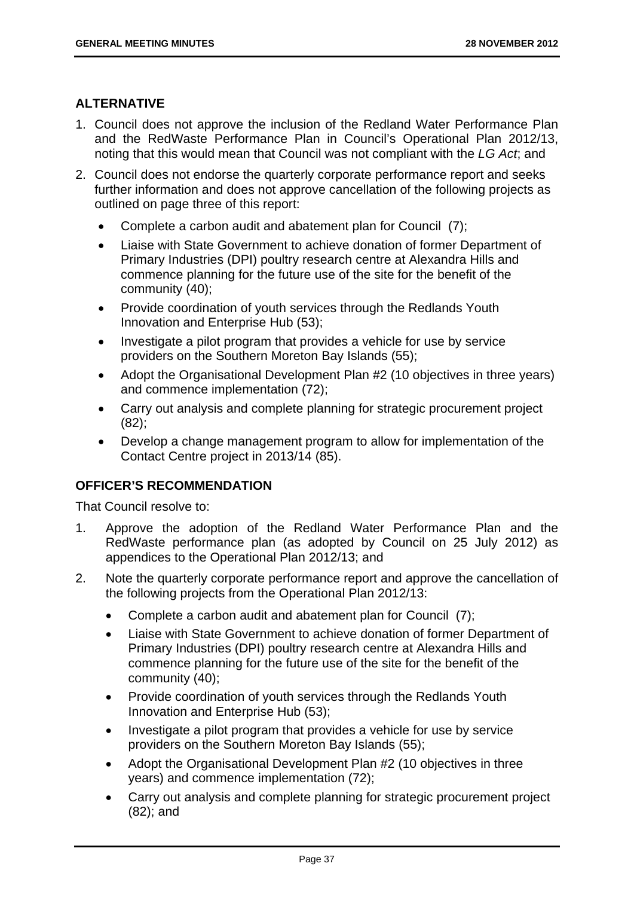## ALTERNATIVE

1. Council does not approve the inclusion of the Redland Water Performance Plan and the RedWaste Performance Plan in Council's Operational Plan 2012/13, noting that this would mean that Council was not compliant with the *LG Act*; and
2. Council does not endorse the quarterly corporate performance report and seeks further information and does not approve cancellation of the following projects as outlined on page three of this report:
   - Complete a carbon audit and abatement plan for Council (7);
   - Liaise with State Government to achieve donation of former Department of Primary Industries (DPI) poultry research centre at Alexandra Hills and commence planning for the future use of the site for the benefit of the community (40);
   - Provide coordination of youth services through the Redlands Youth Innovation and Enterprise Hub (53);
   - Investigate a pilot program that provides a vehicle for use by service providers on the Southern Moreton Bay Islands (55);
   - Adopt the Organisational Development Plan #2 (10 objectives in three years) and commence implementation (72);
   - Carry out analysis and complete planning for strategic procurement project (82);
   - Develop a change management program to allow for implementation of the Contact Centre project in 2013/14 (85).

## OFFICER'S RECOMMENDATION

That Council resolve to:

1. Approve the adoption of the Redland Water Performance Plan and the RedWaste performance plan (as adopted by Council on 25 July 2012) as appendices to the Operational Plan 2012/13; and
2. Note the quarterly corporate performance report and approve the cancellation of the following projects from the Operational Plan 2012/13:
   - Complete a carbon audit and abatement plan for Council (7);
   - Liaise with State Government to achieve donation of former Department of Primary Industries (DPI) poultry research centre at Alexandra Hills and commence planning for the future use of the site for the benefit of the community (40);
   - Provide coordination of youth services through the Redlands Youth Innovation and Enterprise Hub (53);
   - Investigate a pilot program that provides a vehicle for use by service providers on the Southern Moreton Bay Islands (55);
   - Adopt the Organisational Development Plan #2 (10 objectives in three years) and commence implementation (72);
   - Carry out analysis and complete planning for strategic procurement project (82); and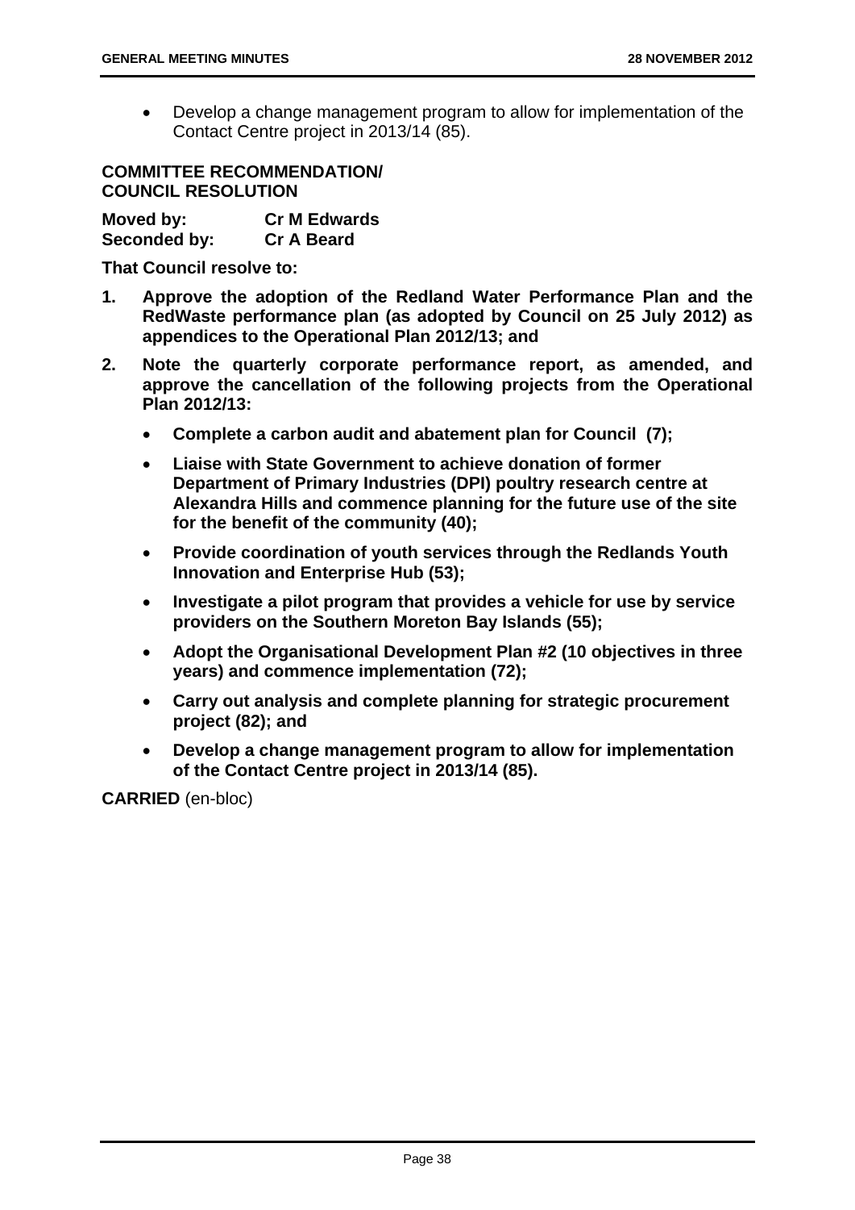- Develop a change management program to allow for implementation of the Contact Centre project in 2013/14 (85).

**COMMITTEE RECOMMENDATION/ COUNCIL RESOLUTION**

**Moved by:** **Cr M Edwards**
**Seconded by:** **Cr A Beard**

**That Council resolve to:**

1. **Approve the adoption of the Redland Water Performance Plan and the RedWaste performance plan (as adopted by Council on 25 July 2012) as appendices to the Operational Plan 2012/13; and**
2. **Note the quarterly corporate performance report, as amended, and approve the cancellation of the following projects from the Operational Plan 2012/13:**
   - **Complete a carbon audit and abatement plan for Council (7);**
   - **Liaise with State Government to achieve donation of former Department of Primary Industries (DPI) poultry research centre at Alexandra Hills and commence planning for the future use of the site for the benefit of the community (40);**
   - **Provide coordination of youth services through the Redlands Youth Innovation and Enterprise Hub (53);**
   - **Investigate a pilot program that provides a vehicle for use by service providers on the Southern Moreton Bay Islands (55);**
   - **Adopt the Organisational Development Plan #2 (10 objectives in three years) and commence implementation (72);**
   - **Carry out analysis and complete planning for strategic procurement project (82); and**
   - **Develop a change management program to allow for implementation of the Contact Centre project in 2013/14 (85).**

**CARRIED** (en-bloc)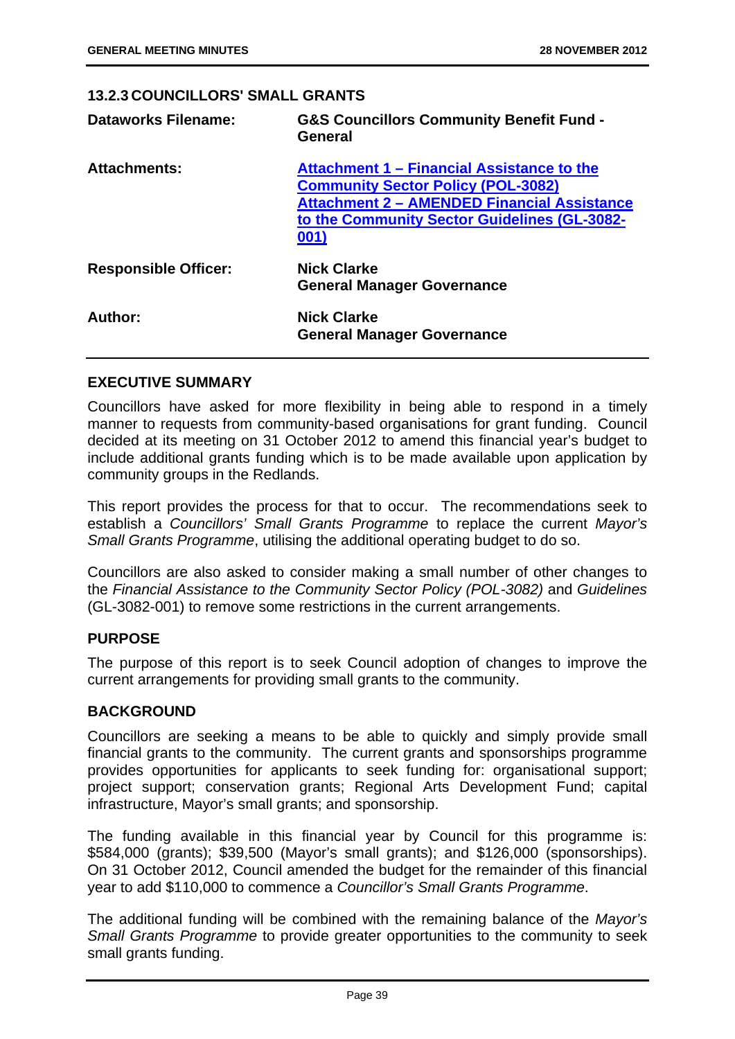### 13.2.3 COUNCILLORS' SMALL GRANTS

| | |
|---|---|
| **Dataworks Filename:** | **G&S Councillors Community Benefit Fund - General** |
| **Attachments:** | **Attachment 1 – Financial Assistance to the Community Sector Policy (POL-3082)**<br>**Attachment 2 – AMENDED Financial Assistance to the Community Sector Guidelines (GL-3082-001)** |
| **Responsible Officer:** | **Nick Clarke**<br>**General Manager Governance** |
| **Author:** | **Nick Clarke**<br>**General Manager Governance** |

#### EXECUTIVE SUMMARY

Councillors have asked for more flexibility in being able to respond in a timely manner to requests from community-based organisations for grant funding. Council decided at its meeting on 31 October 2012 to amend this financial year's budget to include additional grants funding which is to be made available upon application by community groups in the Redlands.

This report provides the process for that to occur. The recommendations seek to establish a *Councillors' Small Grants Programme* to replace the current *Mayor's Small Grants Programme*, utilising the additional operating budget to do so.

Councillors are also asked to consider making a small number of other changes to the *Financial Assistance to the Community Sector Policy (POL-3082)* and *Guidelines* (GL-3082-001) to remove some restrictions in the current arrangements.

#### PURPOSE

The purpose of this report is to seek Council adoption of changes to improve the current arrangements for providing small grants to the community.

#### BACKGROUND

Councillors are seeking a means to be able to quickly and simply provide small financial grants to the community. The current grants and sponsorships programme provides opportunities for applicants to seek funding for: organisational support; project support; conservation grants; Regional Arts Development Fund; capital infrastructure, Mayor's small grants; and sponsorship.

The funding available in this financial year by Council for this programme is: $584,000 (grants); $39,500 (Mayor's small grants); and $126,000 (sponsorships). On 31 October 2012, Council amended the budget for the remainder of this financial year to add $110,000 to commence a *Councillor's Small Grants Programme*.

The additional funding will be combined with the remaining balance of the *Mayor's Small Grants Programme* to provide greater opportunities to the community to seek small grants funding.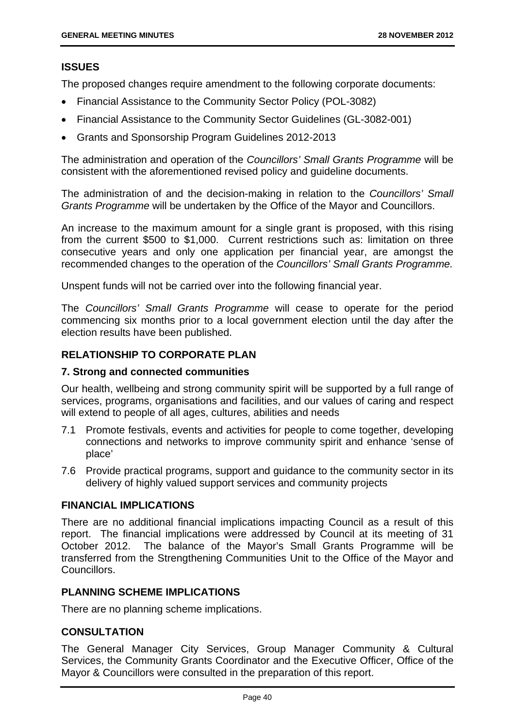## ISSUES

The proposed changes require amendment to the following corporate documents:

- Financial Assistance to the Community Sector Policy (POL-3082)
- Financial Assistance to the Community Sector Guidelines (GL-3082-001)
- Grants and Sponsorship Program Guidelines 2012-2013

The administration and operation of the *Councillors' Small Grants Programme* will be consistent with the aforementioned revised policy and guideline documents.

The administration of and the decision-making in relation to the *Councillors' Small Grants Programme* will be undertaken by the Office of the Mayor and Councillors.

An increase to the maximum amount for a single grant is proposed, with this rising from the current $500 to $1,000. Current restrictions such as: limitation on three consecutive years and only one application per financial year, are amongst the recommended changes to the operation of the *Councillors' Small Grants Programme.*

Unspent funds will not be carried over into the following financial year.

The *Councillors' Small Grants Programme* will cease to operate for the period commencing six months prior to a local government election until the day after the election results have been published.

## RELATIONSHIP TO CORPORATE PLAN

### 7. Strong and connected communities

Our health, wellbeing and strong community spirit will be supported by a full range of services, programs, organisations and facilities, and our values of caring and respect will extend to people of all ages, cultures, abilities and needs

7.1 Promote festivals, events and activities for people to come together, developing connections and networks to improve community spirit and enhance 'sense of place'

7.6 Provide practical programs, support and guidance to the community sector in its delivery of highly valued support services and community projects

## FINANCIAL IMPLICATIONS

There are no additional financial implications impacting Council as a result of this report. The financial implications were addressed by Council at its meeting of 31 October 2012. The balance of the Mayor's Small Grants Programme will be transferred from the Strengthening Communities Unit to the Office of the Mayor and Councillors.

## PLANNING SCHEME IMPLICATIONS

There are no planning scheme implications.

## CONSULTATION

The General Manager City Services, Group Manager Community & Cultural Services, the Community Grants Coordinator and the Executive Officer, Office of the Mayor & Councillors were consulted in the preparation of this report.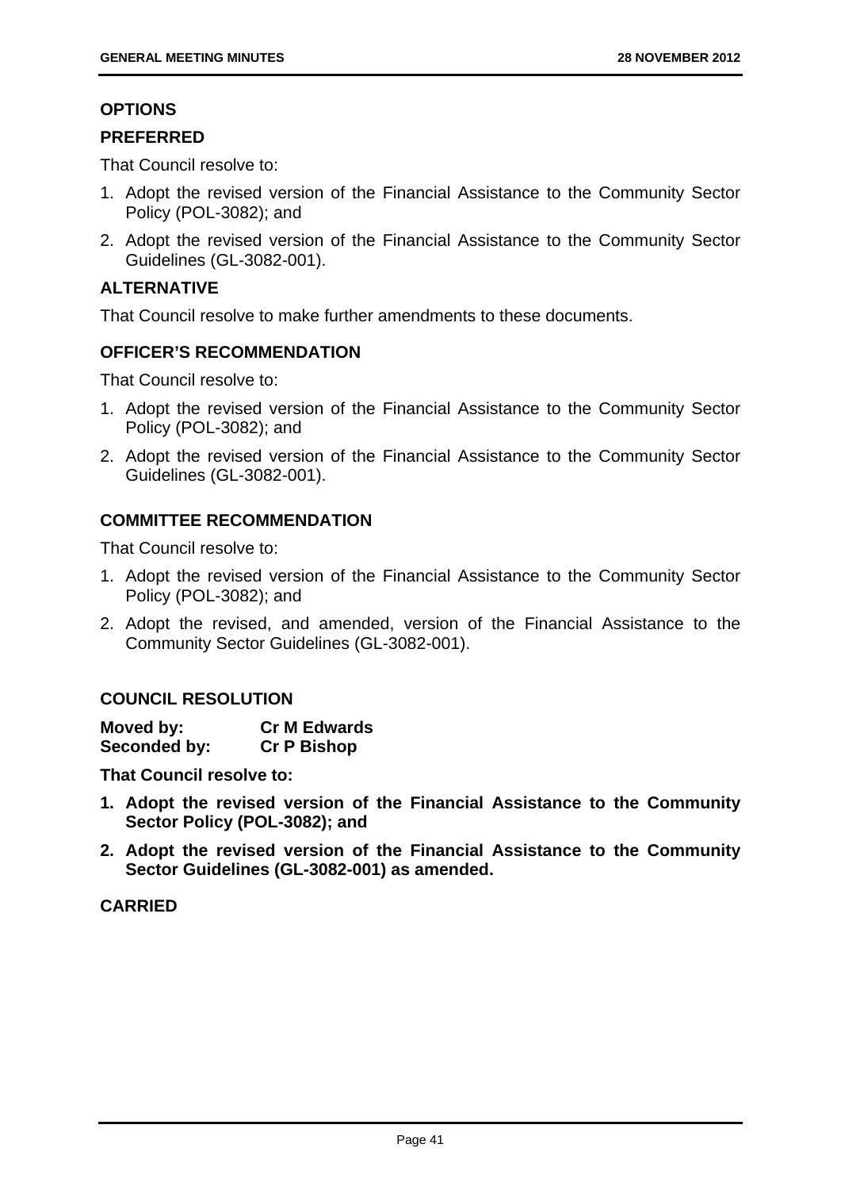### OPTIONS

### PREFERRED

That Council resolve to:

1. Adopt the revised version of the Financial Assistance to the Community Sector Policy (POL-3082); and
2. Adopt the revised version of the Financial Assistance to the Community Sector Guidelines (GL-3082-001).

### ALTERNATIVE

That Council resolve to make further amendments to these documents.

### OFFICER'S RECOMMENDATION

That Council resolve to:

1. Adopt the revised version of the Financial Assistance to the Community Sector Policy (POL-3082); and
2. Adopt the revised version of the Financial Assistance to the Community Sector Guidelines (GL-3082-001).

### COMMITTEE RECOMMENDATION

That Council resolve to:

1. Adopt the revised version of the Financial Assistance to the Community Sector Policy (POL-3082); and
2. Adopt the revised, and amended, version of the Financial Assistance to the Community Sector Guidelines (GL-3082-001).

### COUNCIL RESOLUTION

**Moved by:** **Cr M Edwards**
**Seconded by:** **Cr P Bishop**

**That Council resolve to:**

1. **Adopt the revised version of the Financial Assistance to the Community Sector Policy (POL-3082); and**
2. **Adopt the revised version of the Financial Assistance to the Community Sector Guidelines (GL-3082-001) as amended.**

**CARRIED**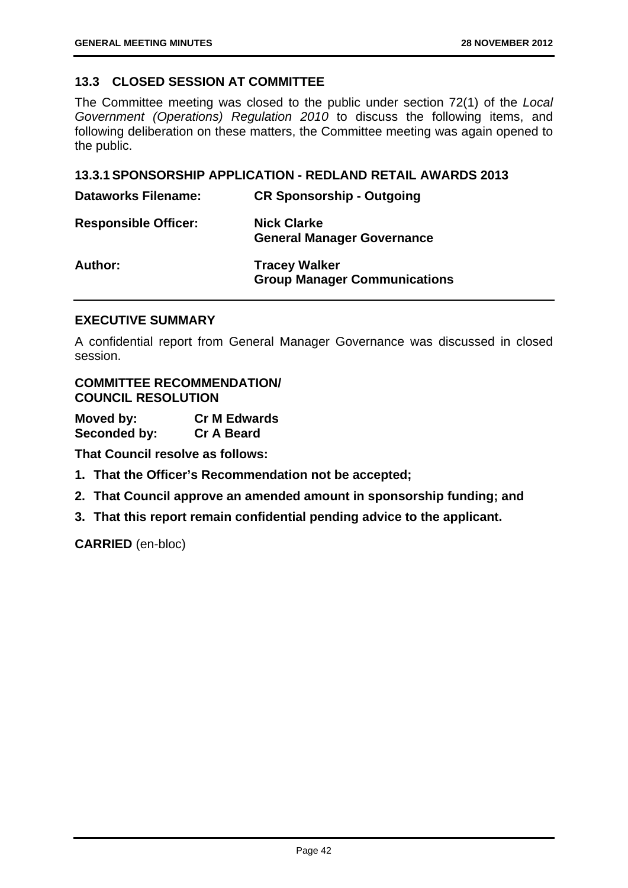## 13.3 CLOSED SESSION AT COMMITTEE

The Committee meeting was closed to the public under section 72(1) of the *Local Government (Operations) Regulation 2010* to discuss the following items, and following deliberation on these matters, the Committee meeting was again opened to the public.

### 13.3.1 SPONSORSHIP APPLICATION - REDLAND RETAIL AWARDS 2013

| | |
|---|---|
| **Dataworks Filename:** | **CR Sponsorship - Outgoing** |
| **Responsible Officer:** | **Nick Clarke**<br>**General Manager Governance** |
| **Author:** | **Tracey Walker**<br>**Group Manager Communications** |

### EXECUTIVE SUMMARY

A confidential report from General Manager Governance was discussed in closed session.

### COMMITTEE RECOMMENDATION/ COUNCIL RESOLUTION

**Moved by:** **Cr M Edwards**
**Seconded by:** **Cr A Beard**

**That Council resolve as follows:**

1. **That the Officer's Recommendation not be accepted;**
2. **That Council approve an amended amount in sponsorship funding; and**
3. **That this report remain confidential pending advice to the applicant.**

**CARRIED** (en-bloc)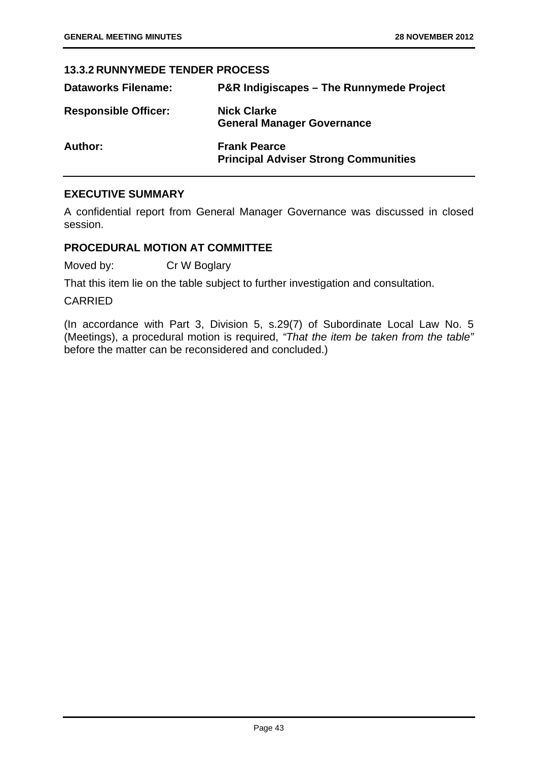### 13.3.2 RUNNYMEDE TENDER PROCESS

| | |
|---|---|
| **Dataworks Filename:** | **P&R Indigiscapes – The Runnymede Project** |
| **Responsible Officer:** | **Nick Clarke**<br>**General Manager Governance** |
| **Author:** | **Frank Pearce**<br>**Principal Adviser Strong Communities** |

#### EXECUTIVE SUMMARY

A confidential report from General Manager Governance was discussed in closed session.

#### PROCEDURAL MOTION AT COMMITTEE

Moved by: Cr W Boglary

That this item lie on the table subject to further investigation and consultation.

CARRIED

(In accordance with Part 3, Division 5, s.29(7) of Subordinate Local Law No. 5 (Meetings), a procedural motion is required, *"That the item be taken from the table"* before the matter can be reconsidered and concluded.)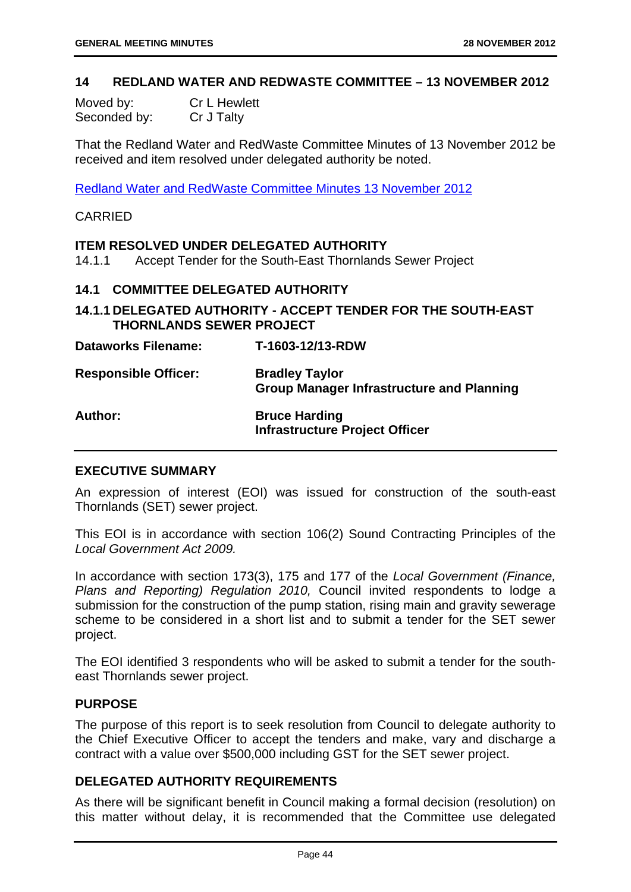## 14 REDLAND WATER AND REDWASTE COMMITTEE – 13 NOVEMBER 2012

Moved by: Cr L Hewlett
Seconded by: Cr J Talty

That the Redland Water and RedWaste Committee Minutes of 13 November 2012 be received and item resolved under delegated authority be noted.

[Redland Water and RedWaste Committee Minutes 13 November 2012]

CARRIED

**ITEM RESOLVED UNDER DELEGATED AUTHORITY**

14.1.1 Accept Tender for the South-East Thornlands Sewer Project

### 14.1 COMMITTEE DELEGATED AUTHORITY

### 14.1.1 DELEGATED AUTHORITY - ACCEPT TENDER FOR THE SOUTH-EAST THORNLANDS SEWER PROJECT

| | |
|---|---|
| **Dataworks Filename:** | **T-1603-12/13-RDW** |
| **Responsible Officer:** | **Bradley Taylor**<br>**Group Manager Infrastructure and Planning** |
| **Author:** | **Bruce Harding**<br>**Infrastructure Project Officer** |

#### EXECUTIVE SUMMARY

An expression of interest (EOI) was issued for construction of the south-east Thornlands (SET) sewer project.

This EOI is in accordance with section 106(2) Sound Contracting Principles of the *Local Government Act 2009.*

In accordance with section 173(3), 175 and 177 of the *Local Government (Finance, Plans and Reporting) Regulation 2010,* Council invited respondents to lodge a submission for the construction of the pump station, rising main and gravity sewerage scheme to be considered in a short list and to submit a tender for the SET sewer project.

The EOI identified 3 respondents who will be asked to submit a tender for the south-east Thornlands sewer project.

#### PURPOSE

The purpose of this report is to seek resolution from Council to delegate authority to the Chief Executive Officer to accept the tenders and make, vary and discharge a contract with a value over $500,000 including GST for the SET sewer project.

#### DELEGATED AUTHORITY REQUIREMENTS

As there will be significant benefit in Council making a formal decision (resolution) on this matter without delay, it is recommended that the Committee use delegated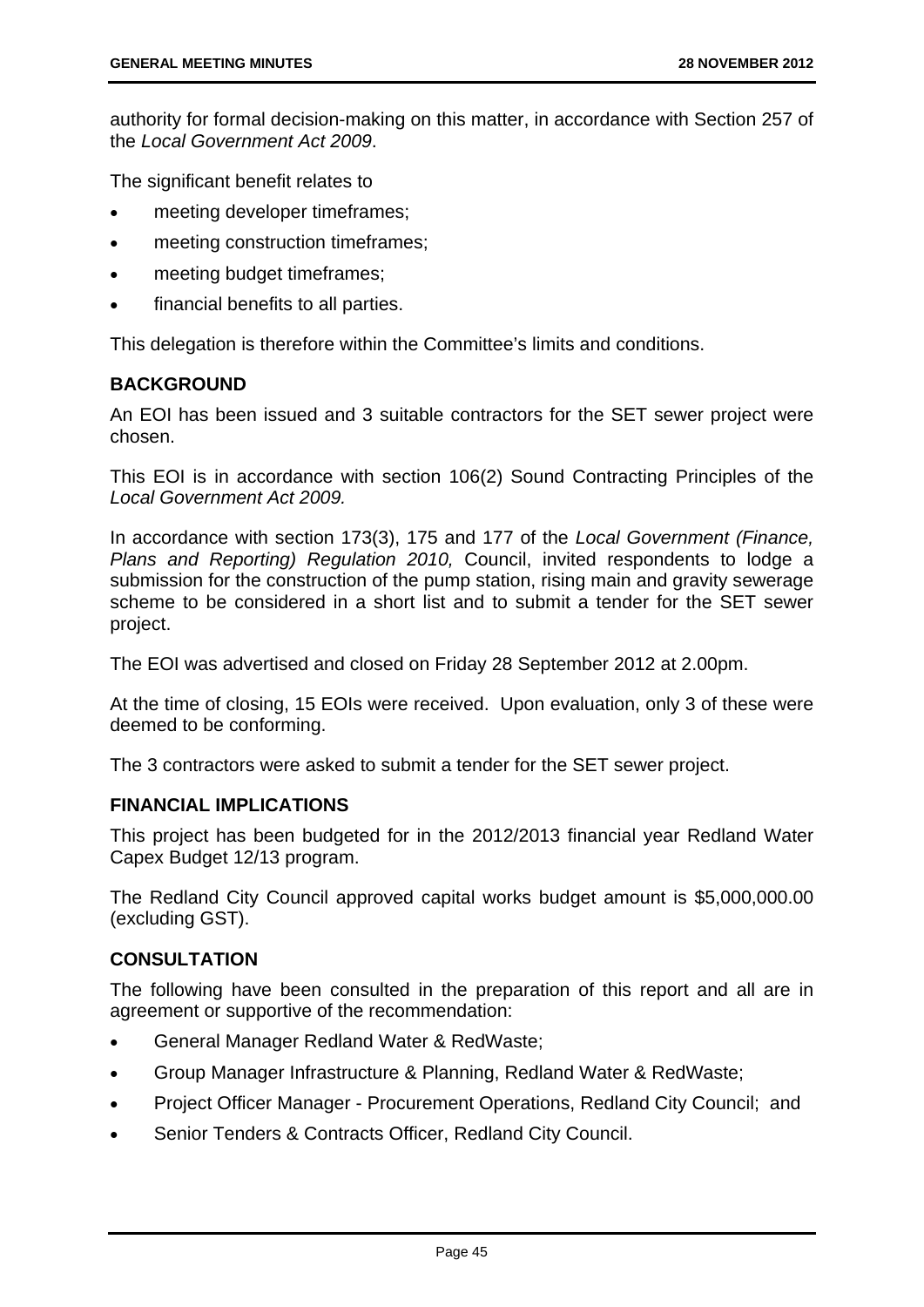authority for formal decision-making on this matter, in accordance with Section 257 of the *Local Government Act 2009*.

The significant benefit relates to

- meeting developer timeframes;
- meeting construction timeframes;
- meeting budget timeframes;
- financial benefits to all parties.

This delegation is therefore within the Committee's limits and conditions.

## BACKGROUND

An EOI has been issued and 3 suitable contractors for the SET sewer project were chosen.

This EOI is in accordance with section 106(2) Sound Contracting Principles of the *Local Government Act 2009.*

In accordance with section 173(3), 175 and 177 of the *Local Government (Finance, Plans and Reporting) Regulation 2010,* Council, invited respondents to lodge a submission for the construction of the pump station, rising main and gravity sewerage scheme to be considered in a short list and to submit a tender for the SET sewer project.

The EOI was advertised and closed on Friday 28 September 2012 at 2.00pm.

At the time of closing, 15 EOIs were received. Upon evaluation, only 3 of these were deemed to be conforming.

The 3 contractors were asked to submit a tender for the SET sewer project.

## FINANCIAL IMPLICATIONS

This project has been budgeted for in the 2012/2013 financial year Redland Water Capex Budget 12/13 program.

The Redland City Council approved capital works budget amount is $5,000,000.00 (excluding GST).

## CONSULTATION

The following have been consulted in the preparation of this report and all are in agreement or supportive of the recommendation:

- General Manager Redland Water & RedWaste;
- Group Manager Infrastructure & Planning, Redland Water & RedWaste;
- Project Officer Manager - Procurement Operations, Redland City Council; and
- Senior Tenders & Contracts Officer, Redland City Council.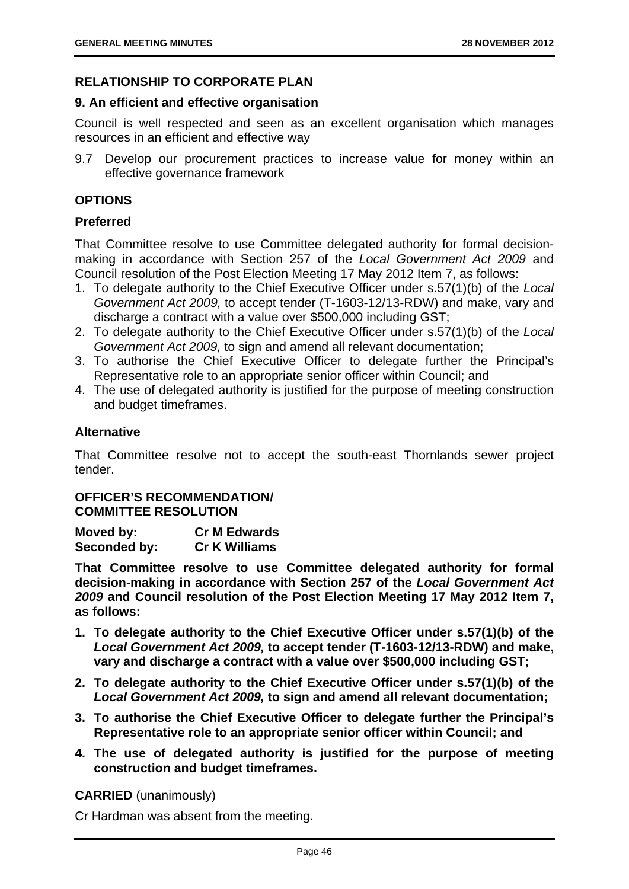## RELATIONSHIP TO CORPORATE PLAN

### 9. An efficient and effective organisation

Council is well respected and seen as an excellent organisation which manages resources in an efficient and effective way

9.7 Develop our procurement practices to increase value for money within an effective governance framework

## OPTIONS

### Preferred

That Committee resolve to use Committee delegated authority for formal decision-making in accordance with Section 257 of the *Local Government Act 2009* and Council resolution of the Post Election Meeting 17 May 2012 Item 7, as follows:

1. To delegate authority to the Chief Executive Officer under s.57(1)(b) of the *Local Government Act 2009,* to accept tender (T-1603-12/13-RDW) and make, vary and discharge a contract with a value over $500,000 including GST;
2. To delegate authority to the Chief Executive Officer under s.57(1)(b) of the *Local Government Act 2009,* to sign and amend all relevant documentation;
3. To authorise the Chief Executive Officer to delegate further the Principal's Representative role to an appropriate senior officer within Council; and
4. The use of delegated authority is justified for the purpose of meeting construction and budget timeframes.

### Alternative

That Committee resolve not to accept the south-east Thornlands sewer project tender.

## OFFICER'S RECOMMENDATION/ COMMITTEE RESOLUTION

**Moved by:** **Cr M Edwards**
**Seconded by:** **Cr K Williams**

**That Committee resolve to use Committee delegated authority for formal decision-making in accordance with Section 257 of the *Local Government Act 2009* and Council resolution of the Post Election Meeting 17 May 2012 Item 7, as follows:**

1. **To delegate authority to the Chief Executive Officer under s.57(1)(b) of the *Local Government Act 2009,* to accept tender (T-1603-12/13-RDW) and make, vary and discharge a contract with a value over $500,000 including GST;**
2. **To delegate authority to the Chief Executive Officer under s.57(1)(b) of the *Local Government Act 2009,* to sign and amend all relevant documentation;**
3. **To authorise the Chief Executive Officer to delegate further the Principal's Representative role to an appropriate senior officer within Council; and**
4. **The use of delegated authority is justified for the purpose of meeting construction and budget timeframes.**

**CARRIED** (unanimously)

Cr Hardman was absent from the meeting.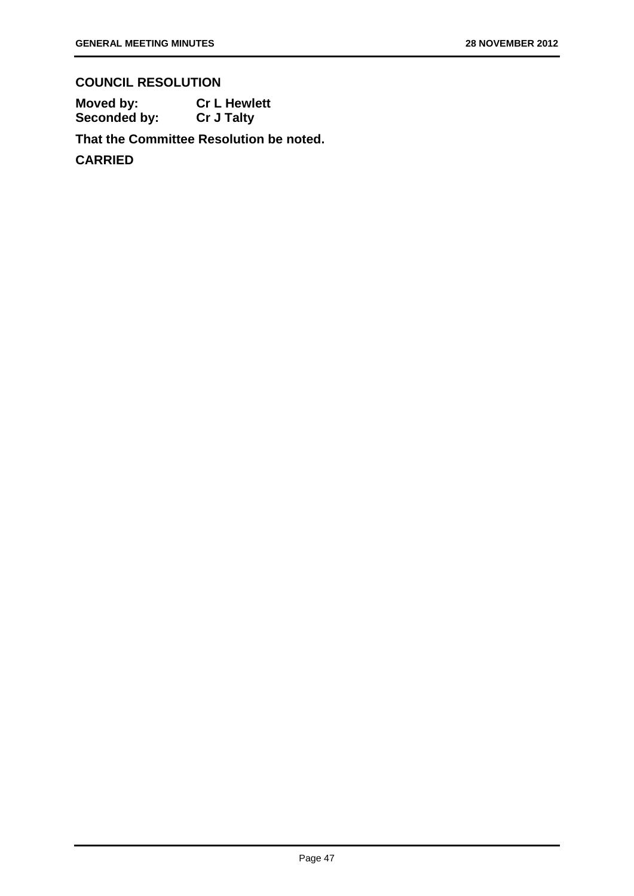**COUNCIL RESOLUTION**

**Moved by:** **Cr L Hewlett**
**Seconded by:** **Cr J Talty**

**That the Committee Resolution be noted.**

**CARRIED**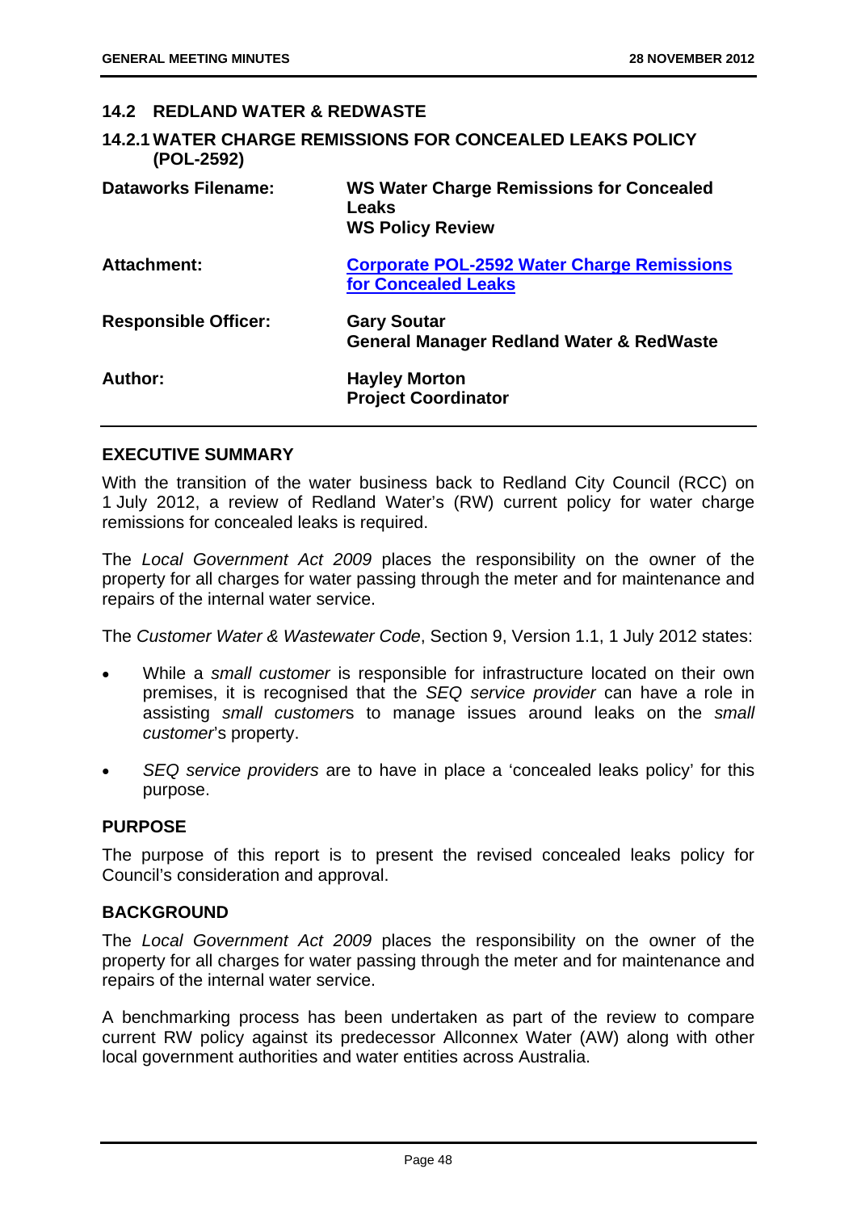## 14.2 REDLAND WATER & REDWASTE

### 14.2.1 WATER CHARGE REMISSIONS FOR CONCEALED LEAKS POLICY (POL-2592)

| | |
|---|---|
| **Dataworks Filename:** | **WS Water Charge Remissions for Concealed Leaks**<br>**WS Policy Review** |
| **Attachment:** | **Corporate POL-2592 Water Charge Remissions for Concealed Leaks** |
| **Responsible Officer:** | **Gary Soutar**<br>**General Manager Redland Water & RedWaste** |
| **Author:** | **Hayley Morton**<br>**Project Coordinator** |

#### EXECUTIVE SUMMARY

With the transition of the water business back to Redland City Council (RCC) on 1 July 2012, a review of Redland Water's (RW) current policy for water charge remissions for concealed leaks is required.

The *Local Government Act 2009* places the responsibility on the owner of the property for all charges for water passing through the meter and for maintenance and repairs of the internal water service.

The *Customer Water & Wastewater Code*, Section 9, Version 1.1, 1 July 2012 states:

- While a *small customer* is responsible for infrastructure located on their own premises, it is recognised that the *SEQ service provider* can have a role in assisting *small customer*s to manage issues around leaks on the *small customer*'s property.
- *SEQ service providers* are to have in place a 'concealed leaks policy' for this purpose.

#### PURPOSE

The purpose of this report is to present the revised concealed leaks policy for Council's consideration and approval.

#### BACKGROUND

The *Local Government Act 2009* places the responsibility on the owner of the property for all charges for water passing through the meter and for maintenance and repairs of the internal water service.

A benchmarking process has been undertaken as part of the review to compare current RW policy against its predecessor Allconnex Water (AW) along with other local government authorities and water entities across Australia.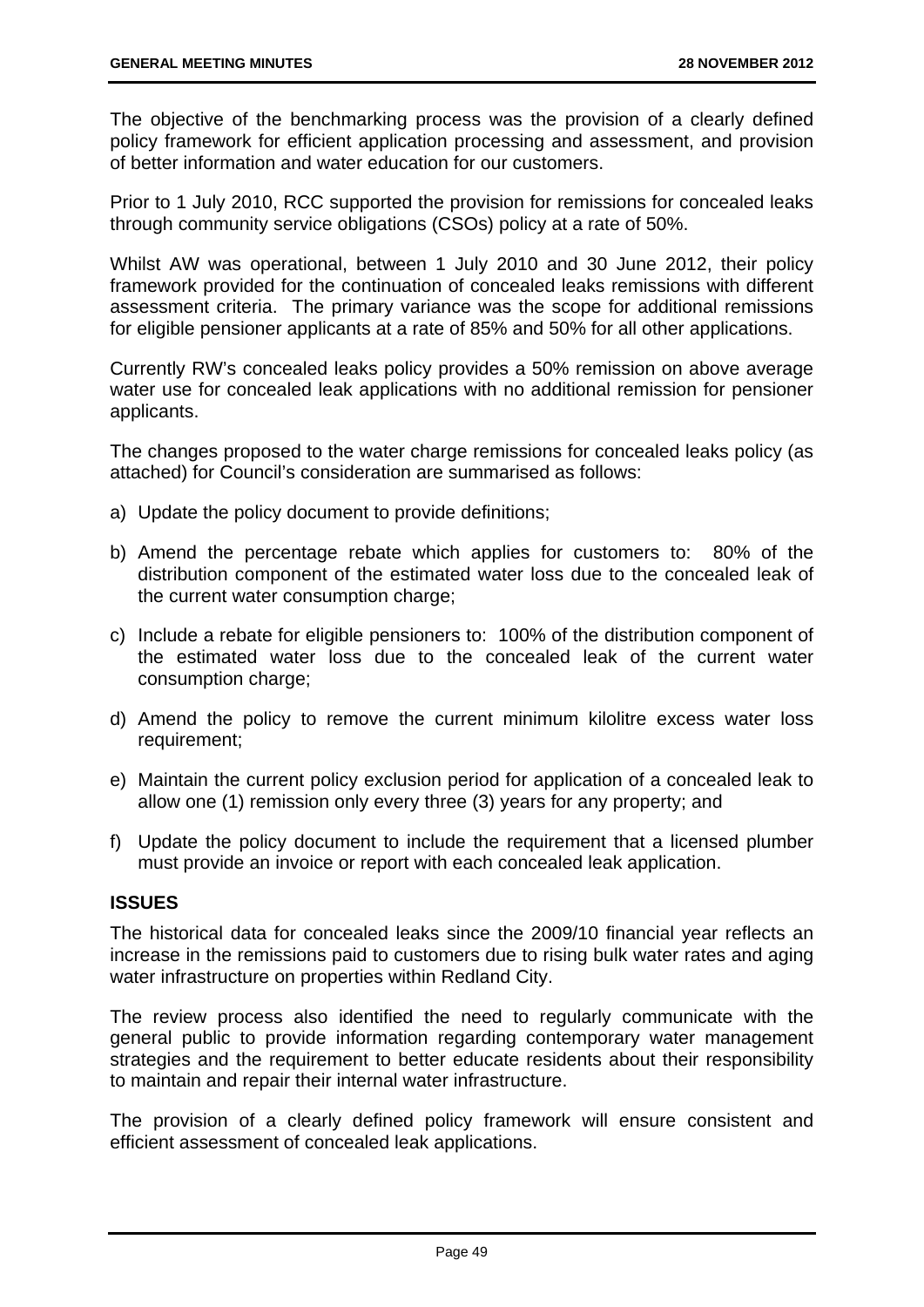The objective of the benchmarking process was the provision of a clearly defined policy framework for efficient application processing and assessment, and provision of better information and water education for our customers.

Prior to 1 July 2010, RCC supported the provision for remissions for concealed leaks through community service obligations (CSOs) policy at a rate of 50%.

Whilst AW was operational, between 1 July 2010 and 30 June 2012, their policy framework provided for the continuation of concealed leaks remissions with different assessment criteria. The primary variance was the scope for additional remissions for eligible pensioner applicants at a rate of 85% and 50% for all other applications.

Currently RW's concealed leaks policy provides a 50% remission on above average water use for concealed leak applications with no additional remission for pensioner applicants.

The changes proposed to the water charge remissions for concealed leaks policy (as attached) for Council's consideration are summarised as follows:

a) Update the policy document to provide definitions;

b) Amend the percentage rebate which applies for customers to: 80% of the distribution component of the estimated water loss due to the concealed leak of the current water consumption charge;

c) Include a rebate for eligible pensioners to: 100% of the distribution component of the estimated water loss due to the concealed leak of the current water consumption charge;

d) Amend the policy to remove the current minimum kilolitre excess water loss requirement;

e) Maintain the current policy exclusion period for application of a concealed leak to allow one (1) remission only every three (3) years for any property; and

f) Update the policy document to include the requirement that a licensed plumber must provide an invoice or report with each concealed leak application.

## ISSUES

The historical data for concealed leaks since the 2009/10 financial year reflects an increase in the remissions paid to customers due to rising bulk water rates and aging water infrastructure on properties within Redland City.

The review process also identified the need to regularly communicate with the general public to provide information regarding contemporary water management strategies and the requirement to better educate residents about their responsibility to maintain and repair their internal water infrastructure.

The provision of a clearly defined policy framework will ensure consistent and efficient assessment of concealed leak applications.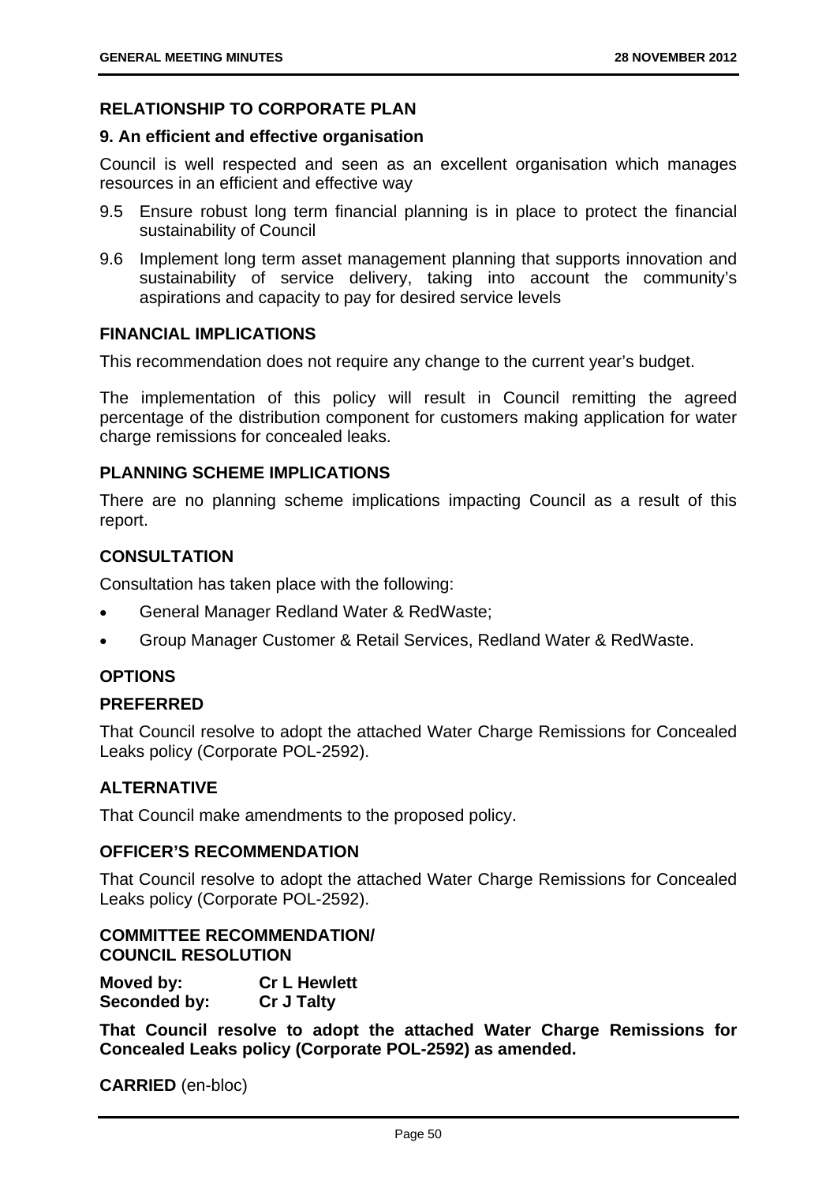## RELATIONSHIP TO CORPORATE PLAN

### 9. An efficient and effective organisation

Council is well respected and seen as an excellent organisation which manages resources in an efficient and effective way

9.5 Ensure robust long term financial planning is in place to protect the financial sustainability of Council

9.6 Implement long term asset management planning that supports innovation and sustainability of service delivery, taking into account the community's aspirations and capacity to pay for desired service levels

## FINANCIAL IMPLICATIONS

This recommendation does not require any change to the current year's budget.

The implementation of this policy will result in Council remitting the agreed percentage of the distribution component for customers making application for water charge remissions for concealed leaks.

## PLANNING SCHEME IMPLICATIONS

There are no planning scheme implications impacting Council as a result of this report.

## CONSULTATION

Consultation has taken place with the following:

- General Manager Redland Water & RedWaste;
- Group Manager Customer & Retail Services, Redland Water & RedWaste.

## OPTIONS

### PREFERRED

That Council resolve to adopt the attached Water Charge Remissions for Concealed Leaks policy (Corporate POL-2592).

### ALTERNATIVE

That Council make amendments to the proposed policy.

## OFFICER'S RECOMMENDATION

That Council resolve to adopt the attached Water Charge Remissions for Concealed Leaks policy (Corporate POL-2592).

## COMMITTEE RECOMMENDATION/ COUNCIL RESOLUTION

**Moved by:** **Cr L Hewlett**
**Seconded by:** **Cr J Talty**

**That Council resolve to adopt the attached Water Charge Remissions for Concealed Leaks policy (Corporate POL-2592) as amended.**

**CARRIED** (en-bloc)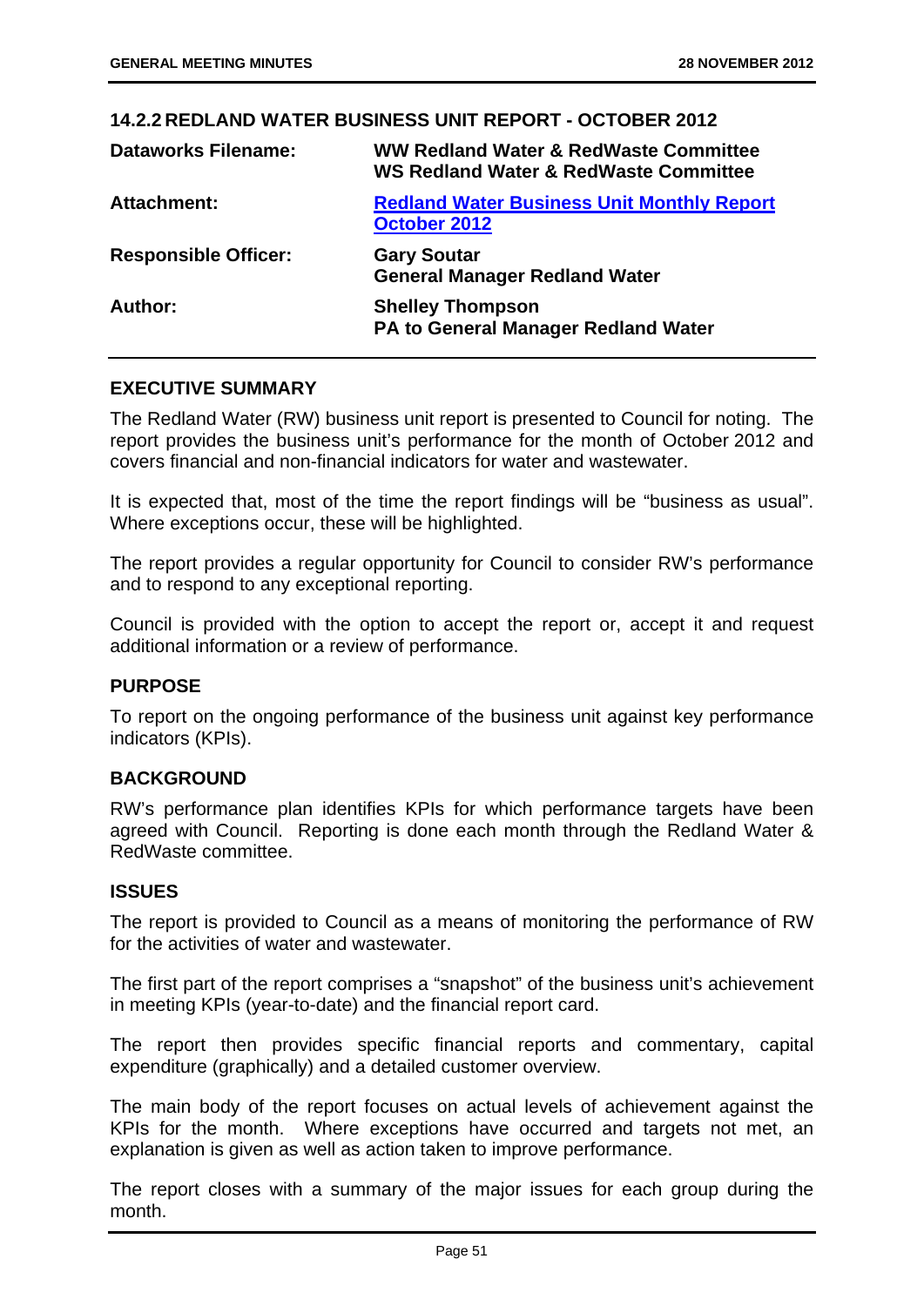## 14.2.2 REDLAND WATER BUSINESS UNIT REPORT - OCTOBER 2012

| | |
|---|---|
| **Dataworks Filename:** | **WW Redland Water & RedWaste Committee**<br>**WS Redland Water & RedWaste Committee** |
| **Attachment:** | **Redland Water Business Unit Monthly Report October 2012** |
| **Responsible Officer:** | **Gary Soutar**<br>**General Manager Redland Water** |
| **Author:** | **Shelley Thompson**<br>**PA to General Manager Redland Water** |

### EXECUTIVE SUMMARY

The Redland Water (RW) business unit report is presented to Council for noting. The report provides the business unit's performance for the month of October 2012 and covers financial and non-financial indicators for water and wastewater.

It is expected that, most of the time the report findings will be "business as usual". Where exceptions occur, these will be highlighted.

The report provides a regular opportunity for Council to consider RW's performance and to respond to any exceptional reporting.

Council is provided with the option to accept the report or, accept it and request additional information or a review of performance.

### PURPOSE

To report on the ongoing performance of the business unit against key performance indicators (KPIs).

### BACKGROUND

RW's performance plan identifies KPIs for which performance targets have been agreed with Council. Reporting is done each month through the Redland Water & RedWaste committee.

### ISSUES

The report is provided to Council as a means of monitoring the performance of RW for the activities of water and wastewater.

The first part of the report comprises a "snapshot" of the business unit's achievement in meeting KPIs (year-to-date) and the financial report card.

The report then provides specific financial reports and commentary, capital expenditure (graphically) and a detailed customer overview.

The main body of the report focuses on actual levels of achievement against the KPIs for the month. Where exceptions have occurred and targets not met, an explanation is given as well as action taken to improve performance.

The report closes with a summary of the major issues for each group during the month.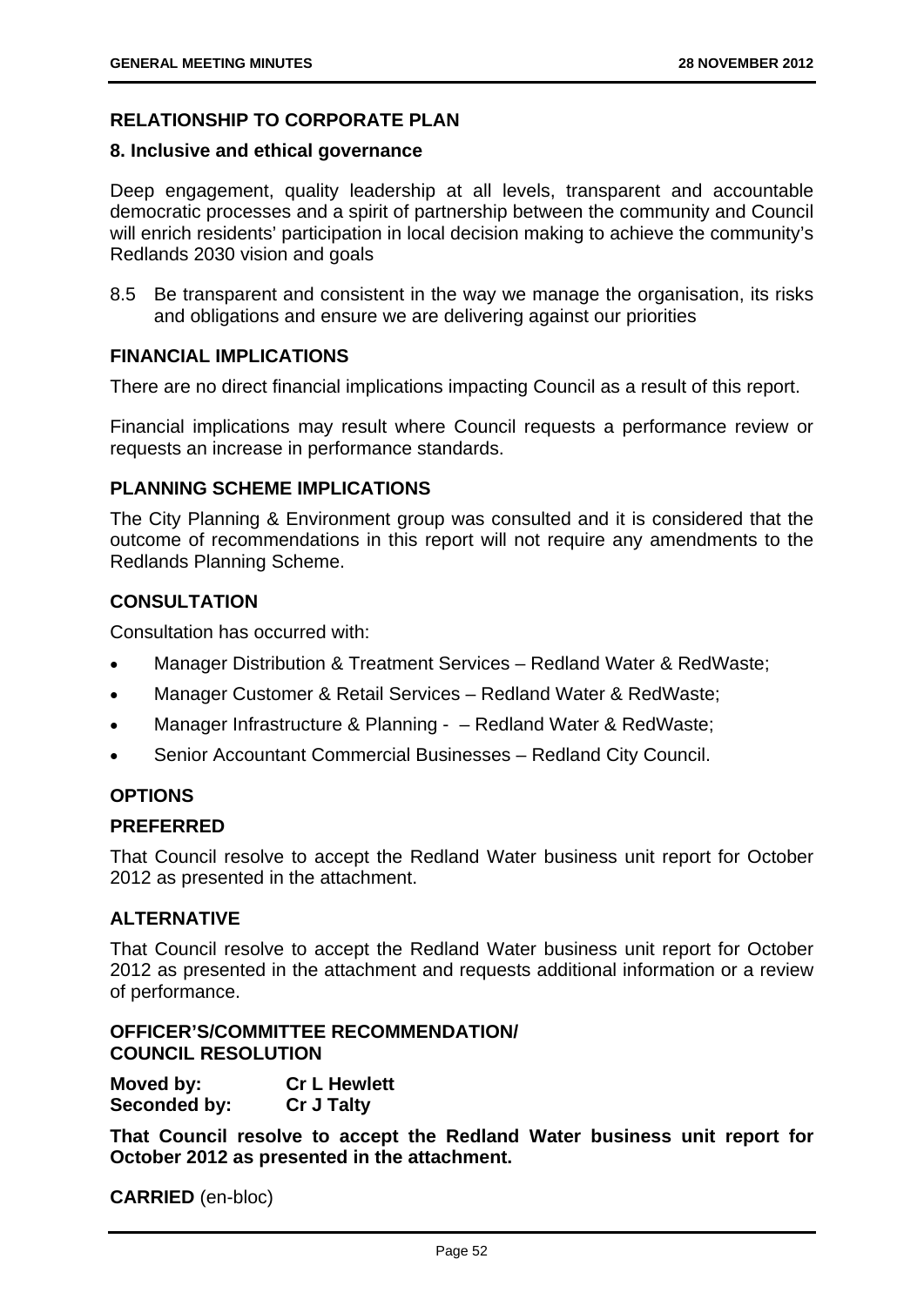## RELATIONSHIP TO CORPORATE PLAN

### 8. Inclusive and ethical governance

Deep engagement, quality leadership at all levels, transparent and accountable democratic processes and a spirit of partnership between the community and Council will enrich residents' participation in local decision making to achieve the community's Redlands 2030 vision and goals

8.5 Be transparent and consistent in the way we manage the organisation, its risks and obligations and ensure we are delivering against our priorities

## FINANCIAL IMPLICATIONS

There are no direct financial implications impacting Council as a result of this report.

Financial implications may result where Council requests a performance review or requests an increase in performance standards.

## PLANNING SCHEME IMPLICATIONS

The City Planning & Environment group was consulted and it is considered that the outcome of recommendations in this report will not require any amendments to the Redlands Planning Scheme.

## CONSULTATION

Consultation has occurred with:

- Manager Distribution & Treatment Services – Redland Water & RedWaste;
- Manager Customer & Retail Services – Redland Water & RedWaste;
- Manager Infrastructure & Planning - – Redland Water & RedWaste;
- Senior Accountant Commercial Businesses – Redland City Council.

## OPTIONS

### PREFERRED

That Council resolve to accept the Redland Water business unit report for October 2012 as presented in the attachment.

### ALTERNATIVE

That Council resolve to accept the Redland Water business unit report for October 2012 as presented in the attachment and requests additional information or a review of performance.

## OFFICER'S/COMMITTEE RECOMMENDATION/ COUNCIL RESOLUTION

**Moved by:** **Cr L Hewlett**
**Seconded by:** **Cr J Talty**

**That Council resolve to accept the Redland Water business unit report for October 2012 as presented in the attachment.**

**CARRIED** (en-bloc)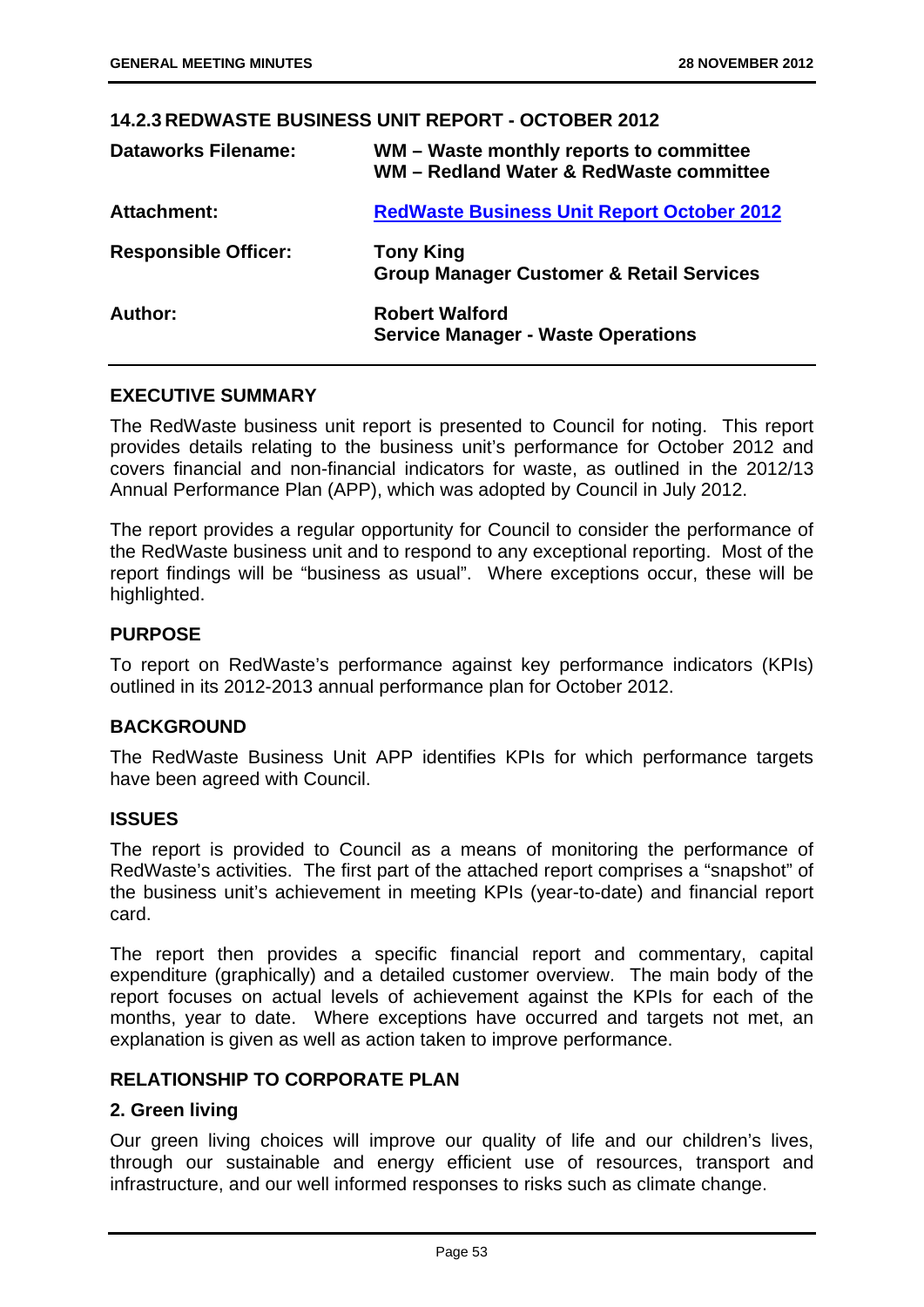### 14.2.3 REDWASTE BUSINESS UNIT REPORT - OCTOBER 2012

| | |
|---|---|
| **Dataworks Filename:** | **WM – Waste monthly reports to committee**<br>**WM – Redland Water & RedWaste committee** |
| **Attachment:** | **RedWaste Business Unit Report October 2012** |
| **Responsible Officer:** | **Tony King**<br>**Group Manager Customer & Retail Services** |
| **Author:** | **Robert Walford**<br>**Service Manager - Waste Operations** |

**EXECUTIVE SUMMARY**

The RedWaste business unit report is presented to Council for noting. This report provides details relating to the business unit's performance for October 2012 and covers financial and non-financial indicators for waste, as outlined in the 2012/13 Annual Performance Plan (APP), which was adopted by Council in July 2012.

The report provides a regular opportunity for Council to consider the performance of the RedWaste business unit and to respond to any exceptional reporting. Most of the report findings will be "business as usual". Where exceptions occur, these will be highlighted.

**PURPOSE**

To report on RedWaste's performance against key performance indicators (KPIs) outlined in its 2012-2013 annual performance plan for October 2012.

**BACKGROUND**

The RedWaste Business Unit APP identifies KPIs for which performance targets have been agreed with Council.

**ISSUES**

The report is provided to Council as a means of monitoring the performance of RedWaste's activities. The first part of the attached report comprises a "snapshot" of the business unit's achievement in meeting KPIs (year-to-date) and financial report card.

The report then provides a specific financial report and commentary, capital expenditure (graphically) and a detailed customer overview. The main body of the report focuses on actual levels of achievement against the KPIs for each of the months, year to date. Where exceptions have occurred and targets not met, an explanation is given as well as action taken to improve performance.

**RELATIONSHIP TO CORPORATE PLAN**

**2. Green living**

Our green living choices will improve our quality of life and our children's lives, through our sustainable and energy efficient use of resources, transport and infrastructure, and our well informed responses to risks such as climate change.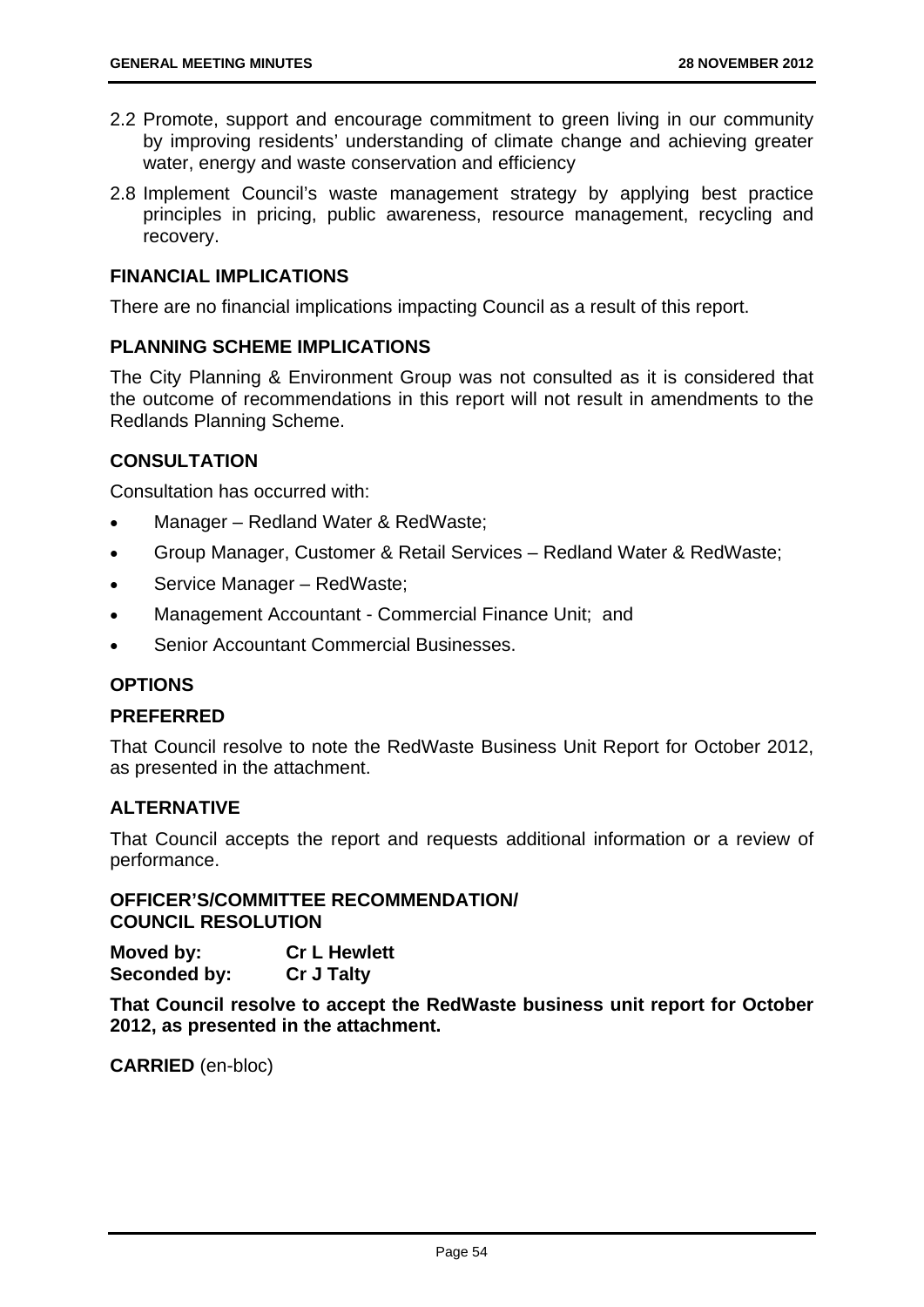2.2 Promote, support and encourage commitment to green living in our community by improving residents' understanding of climate change and achieving greater water, energy and waste conservation and efficiency

2.8 Implement Council's waste management strategy by applying best practice principles in pricing, public awareness, resource management, recycling and recovery.

## FINANCIAL IMPLICATIONS

There are no financial implications impacting Council as a result of this report.

## PLANNING SCHEME IMPLICATIONS

The City Planning & Environment Group was not consulted as it is considered that the outcome of recommendations in this report will not result in amendments to the Redlands Planning Scheme.

## CONSULTATION

Consultation has occurred with:

- Manager – Redland Water & RedWaste;
- Group Manager, Customer & Retail Services – Redland Water & RedWaste;
- Service Manager – RedWaste;
- Management Accountant - Commercial Finance Unit; and
- Senior Accountant Commercial Businesses.

## OPTIONS

### PREFERRED

That Council resolve to note the RedWaste Business Unit Report for October 2012, as presented in the attachment.

### ALTERNATIVE

That Council accepts the report and requests additional information or a review of performance.

### OFFICER'S/COMMITTEE RECOMMENDATION/ COUNCIL RESOLUTION

**Moved by:** **Cr L Hewlett**
**Seconded by:** **Cr J Talty**

**That Council resolve to accept the RedWaste business unit report for October 2012, as presented in the attachment.**

**CARRIED** (en-bloc)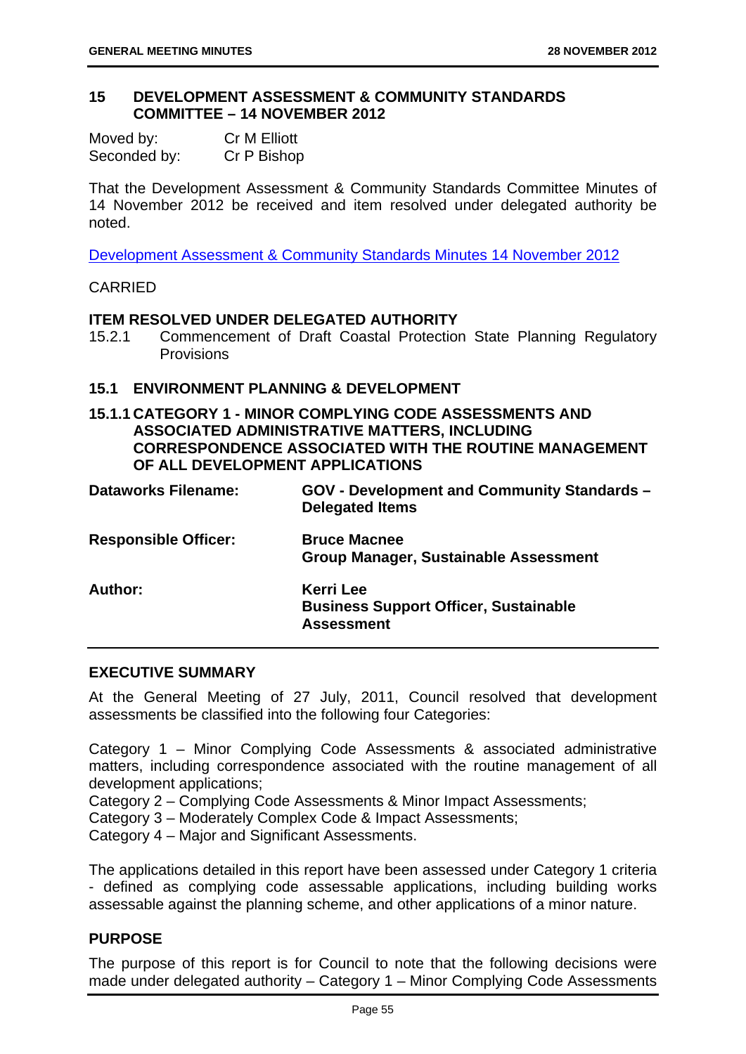## 15 DEVELOPMENT ASSESSMENT & COMMUNITY STANDARDS COMMITTEE – 14 NOVEMBER 2012

Moved by: Cr M Elliott
Seconded by: Cr P Bishop

That the Development Assessment & Community Standards Committee Minutes of 14 November 2012 be received and item resolved under delegated authority be noted.

Development Assessment & Community Standards Minutes 14 November 2012

CARRIED

**ITEM RESOLVED UNDER DELEGATED AUTHORITY**

15.2.1 Commencement of Draft Coastal Protection State Planning Regulatory Provisions

### 15.1 ENVIRONMENT PLANNING & DEVELOPMENT

### 15.1.1 CATEGORY 1 - MINOR COMPLYING CODE ASSESSMENTS AND ASSOCIATED ADMINISTRATIVE MATTERS, INCLUDING CORRESPONDENCE ASSOCIATED WITH THE ROUTINE MANAGEMENT OF ALL DEVELOPMENT APPLICATIONS

| | |
|---|---|
| **Dataworks Filename:** | **GOV - Development and Community Standards – Delegated Items** |
| **Responsible Officer:** | **Bruce Macnee**<br>**Group Manager, Sustainable Assessment** |
| **Author:** | **Kerri Lee**<br>**Business Support Officer, Sustainable Assessment** |

## EXECUTIVE SUMMARY

At the General Meeting of 27 July, 2011, Council resolved that development assessments be classified into the following four Categories:

Category 1 – Minor Complying Code Assessments & associated administrative matters, including correspondence associated with the routine management of all development applications;
Category 2 – Complying Code Assessments & Minor Impact Assessments;
Category 3 – Moderately Complex Code & Impact Assessments;
Category 4 – Major and Significant Assessments.

The applications detailed in this report have been assessed under Category 1 criteria - defined as complying code assessable applications, including building works assessable against the planning scheme, and other applications of a minor nature.

## PURPOSE

The purpose of this report is for Council to note that the following decisions were made under delegated authority – Category 1 – Minor Complying Code Assessments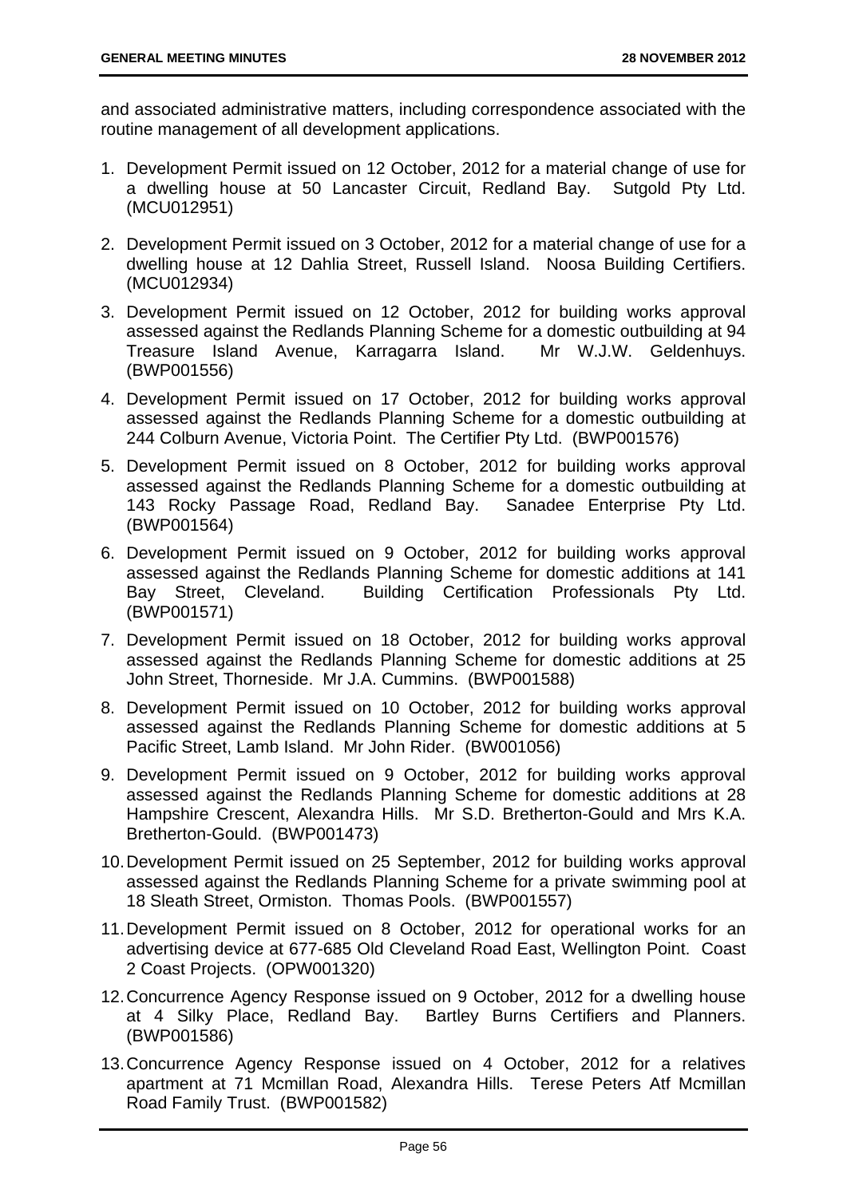and associated administrative matters, including correspondence associated with the routine management of all development applications.

1. Development Permit issued on 12 October, 2012 for a material change of use for a dwelling house at 50 Lancaster Circuit, Redland Bay. Sutgold Pty Ltd. (MCU012951)

2. Development Permit issued on 3 October, 2012 for a material change of use for a dwelling house at 12 Dahlia Street, Russell Island. Noosa Building Certifiers. (MCU012934)

3. Development Permit issued on 12 October, 2012 for building works approval assessed against the Redlands Planning Scheme for a domestic outbuilding at 94 Treasure Island Avenue, Karragarra Island. Mr W.J.W. Geldenhuys. (BWP001556)

4. Development Permit issued on 17 October, 2012 for building works approval assessed against the Redlands Planning Scheme for a domestic outbuilding at 244 Colburn Avenue, Victoria Point. The Certifier Pty Ltd. (BWP001576)

5. Development Permit issued on 8 October, 2012 for building works approval assessed against the Redlands Planning Scheme for a domestic outbuilding at 143 Rocky Passage Road, Redland Bay. Sanadee Enterprise Pty Ltd. (BWP001564)

6. Development Permit issued on 9 October, 2012 for building works approval assessed against the Redlands Planning Scheme for domestic additions at 141 Bay Street, Cleveland. Building Certification Professionals Pty Ltd. (BWP001571)

7. Development Permit issued on 18 October, 2012 for building works approval assessed against the Redlands Planning Scheme for domestic additions at 25 John Street, Thorneside. Mr J.A. Cummins. (BWP001588)

8. Development Permit issued on 10 October, 2012 for building works approval assessed against the Redlands Planning Scheme for domestic additions at 5 Pacific Street, Lamb Island. Mr John Rider. (BW001056)

9. Development Permit issued on 9 October, 2012 for building works approval assessed against the Redlands Planning Scheme for domestic additions at 28 Hampshire Crescent, Alexandra Hills. Mr S.D. Bretherton-Gould and Mrs K.A. Bretherton-Gould. (BWP001473)

10. Development Permit issued on 25 September, 2012 for building works approval assessed against the Redlands Planning Scheme for a private swimming pool at 18 Sleath Street, Ormiston. Thomas Pools. (BWP001557)

11. Development Permit issued on 8 October, 2012 for operational works for an advertising device at 677-685 Old Cleveland Road East, Wellington Point. Coast 2 Coast Projects. (OPW001320)

12. Concurrence Agency Response issued on 9 October, 2012 for a dwelling house at 4 Silky Place, Redland Bay. Bartley Burns Certifiers and Planners. (BWP001586)

13. Concurrence Agency Response issued on 4 October, 2012 for a relatives apartment at 71 Mcmillan Road, Alexandra Hills. Terese Peters Atf Mcmillan Road Family Trust. (BWP001582)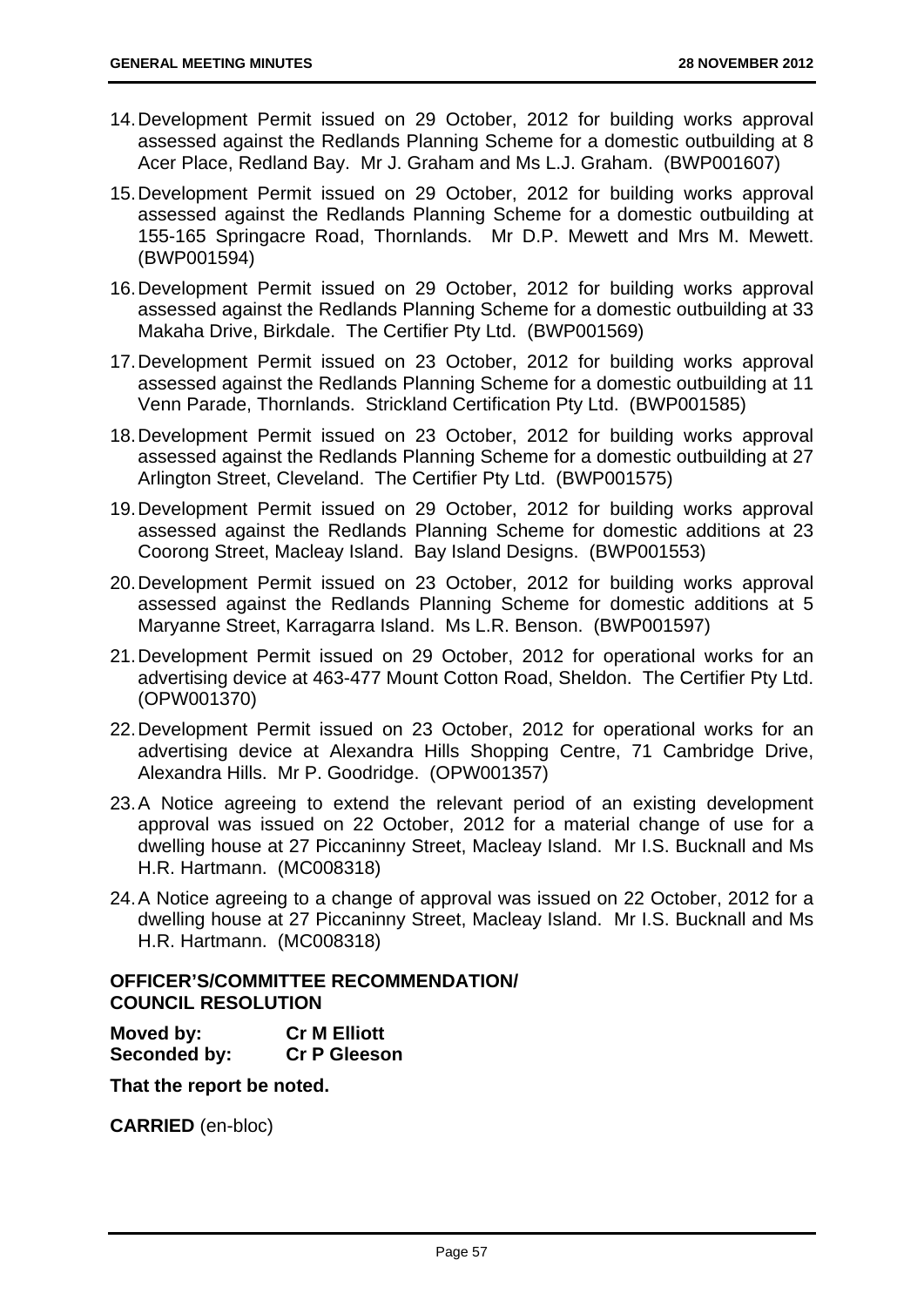14. Development Permit issued on 29 October, 2012 for building works approval assessed against the Redlands Planning Scheme for a domestic outbuilding at 8 Acer Place, Redland Bay. Mr J. Graham and Ms L.J. Graham. (BWP001607)
15. Development Permit issued on 29 October, 2012 for building works approval assessed against the Redlands Planning Scheme for a domestic outbuilding at 155-165 Springacre Road, Thornlands. Mr D.P. Mewett and Mrs M. Mewett. (BWP001594)
16. Development Permit issued on 29 October, 2012 for building works approval assessed against the Redlands Planning Scheme for a domestic outbuilding at 33 Makaha Drive, Birkdale. The Certifier Pty Ltd. (BWP001569)
17. Development Permit issued on 23 October, 2012 for building works approval assessed against the Redlands Planning Scheme for a domestic outbuilding at 11 Venn Parade, Thornlands. Strickland Certification Pty Ltd. (BWP001585)
18. Development Permit issued on 23 October, 2012 for building works approval assessed against the Redlands Planning Scheme for a domestic outbuilding at 27 Arlington Street, Cleveland. The Certifier Pty Ltd. (BWP001575)
19. Development Permit issued on 29 October, 2012 for building works approval assessed against the Redlands Planning Scheme for domestic additions at 23 Coorong Street, Macleay Island. Bay Island Designs. (BWP001553)
20. Development Permit issued on 23 October, 2012 for building works approval assessed against the Redlands Planning Scheme for domestic additions at 5 Maryanne Street, Karragarra Island. Ms L.R. Benson. (BWP001597)
21. Development Permit issued on 29 October, 2012 for operational works for an advertising device at 463-477 Mount Cotton Road, Sheldon. The Certifier Pty Ltd. (OPW001370)
22. Development Permit issued on 23 October, 2012 for operational works for an advertising device at Alexandra Hills Shopping Centre, 71 Cambridge Drive, Alexandra Hills. Mr P. Goodridge. (OPW001357)
23. A Notice agreeing to extend the relevant period of an existing development approval was issued on 22 October, 2012 for a material change of use for a dwelling house at 27 Piccaninny Street, Macleay Island. Mr I.S. Bucknall and Ms H.R. Hartmann. (MC008318)
24. A Notice agreeing to a change of approval was issued on 22 October, 2012 for a dwelling house at 27 Piccaninny Street, Macleay Island. Mr I.S. Bucknall and Ms H.R. Hartmann. (MC008318)

**OFFICER'S/COMMITTEE RECOMMENDATION/ COUNCIL RESOLUTION**

**Moved by:** **Cr M Elliott**
**Seconded by:** **Cr P Gleeson**

**That the report be noted.**

**CARRIED** (en-bloc)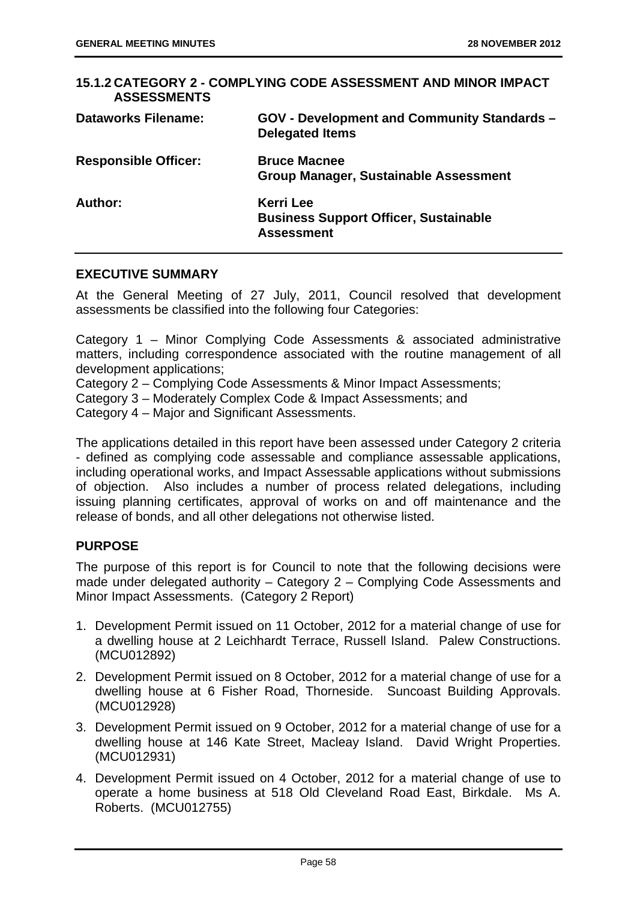## 15.1.2 CATEGORY 2 - COMPLYING CODE ASSESSMENT AND MINOR IMPACT ASSESSMENTS

| | |
|---|---|
| **Dataworks Filename:** | **GOV - Development and Community Standards – Delegated Items** |
| **Responsible Officer:** | **Bruce Macnee**<br>**Group Manager, Sustainable Assessment** |
| **Author:** | **Kerri Lee**<br>**Business Support Officer, Sustainable Assessment** |

### EXECUTIVE SUMMARY

At the General Meeting of 27 July, 2011, Council resolved that development assessments be classified into the following four Categories:

Category 1 – Minor Complying Code Assessments & associated administrative matters, including correspondence associated with the routine management of all development applications;
Category 2 – Complying Code Assessments & Minor Impact Assessments;
Category 3 – Moderately Complex Code & Impact Assessments; and
Category 4 – Major and Significant Assessments.

The applications detailed in this report have been assessed under Category 2 criteria - defined as complying code assessable and compliance assessable applications, including operational works, and Impact Assessable applications without submissions of objection. Also includes a number of process related delegations, including issuing planning certificates, approval of works on and off maintenance and the release of bonds, and all other delegations not otherwise listed.

### PURPOSE

The purpose of this report is for Council to note that the following decisions were made under delegated authority – Category 2 – Complying Code Assessments and Minor Impact Assessments. (Category 2 Report)

1. Development Permit issued on 11 October, 2012 for a material change of use for a dwelling house at 2 Leichhardt Terrace, Russell Island. Palew Constructions. (MCU012892)
2. Development Permit issued on 8 October, 2012 for a material change of use for a dwelling house at 6 Fisher Road, Thorneside. Suncoast Building Approvals. (MCU012928)
3. Development Permit issued on 9 October, 2012 for a material change of use for a dwelling house at 146 Kate Street, Macleay Island. David Wright Properties. (MCU012931)
4. Development Permit issued on 4 October, 2012 for a material change of use to operate a home business at 518 Old Cleveland Road East, Birkdale. Ms A. Roberts. (MCU012755)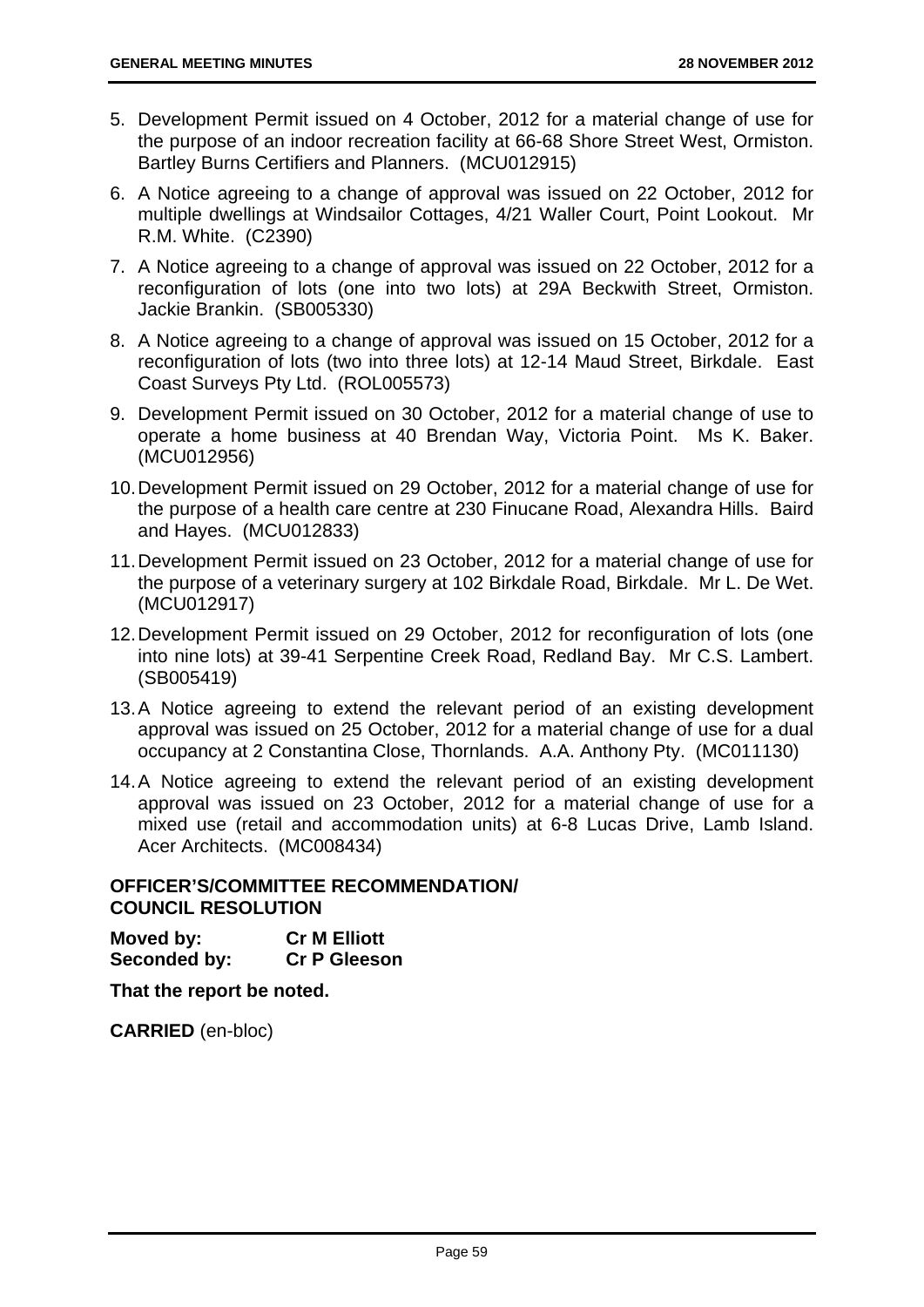5. Development Permit issued on 4 October, 2012 for a material change of use for the purpose of an indoor recreation facility at 66-68 Shore Street West, Ormiston. Bartley Burns Certifiers and Planners. (MCU012915)

6. A Notice agreeing to a change of approval was issued on 22 October, 2012 for multiple dwellings at Windsailor Cottages, 4/21 Waller Court, Point Lookout. Mr R.M. White. (C2390)

7. A Notice agreeing to a change of approval was issued on 22 October, 2012 for a reconfiguration of lots (one into two lots) at 29A Beckwith Street, Ormiston. Jackie Brankin. (SB005330)

8. A Notice agreeing to a change of approval was issued on 15 October, 2012 for a reconfiguration of lots (two into three lots) at 12-14 Maud Street, Birkdale. East Coast Surveys Pty Ltd. (ROL005573)

9. Development Permit issued on 30 October, 2012 for a material change of use to operate a home business at 40 Brendan Way, Victoria Point. Ms K. Baker. (MCU012956)

10. Development Permit issued on 29 October, 2012 for a material change of use for the purpose of a health care centre at 230 Finucane Road, Alexandra Hills. Baird and Hayes. (MCU012833)

11. Development Permit issued on 23 October, 2012 for a material change of use for the purpose of a veterinary surgery at 102 Birkdale Road, Birkdale. Mr L. De Wet. (MCU012917)

12. Development Permit issued on 29 October, 2012 for reconfiguration of lots (one into nine lots) at 39-41 Serpentine Creek Road, Redland Bay. Mr C.S. Lambert. (SB005419)

13. A Notice agreeing to extend the relevant period of an existing development approval was issued on 25 October, 2012 for a material change of use for a dual occupancy at 2 Constantina Close, Thornlands. A.A. Anthony Pty. (MC011130)

14. A Notice agreeing to extend the relevant period of an existing development approval was issued on 23 October, 2012 for a material change of use for a mixed use (retail and accommodation units) at 6-8 Lucas Drive, Lamb Island. Acer Architects. (MC008434)

**OFFICER'S/COMMITTEE RECOMMENDATION/ COUNCIL RESOLUTION**

**Moved by:** **Cr M Elliott**
**Seconded by:** **Cr P Gleeson**

**That the report be noted.**

**CARRIED** (en-bloc)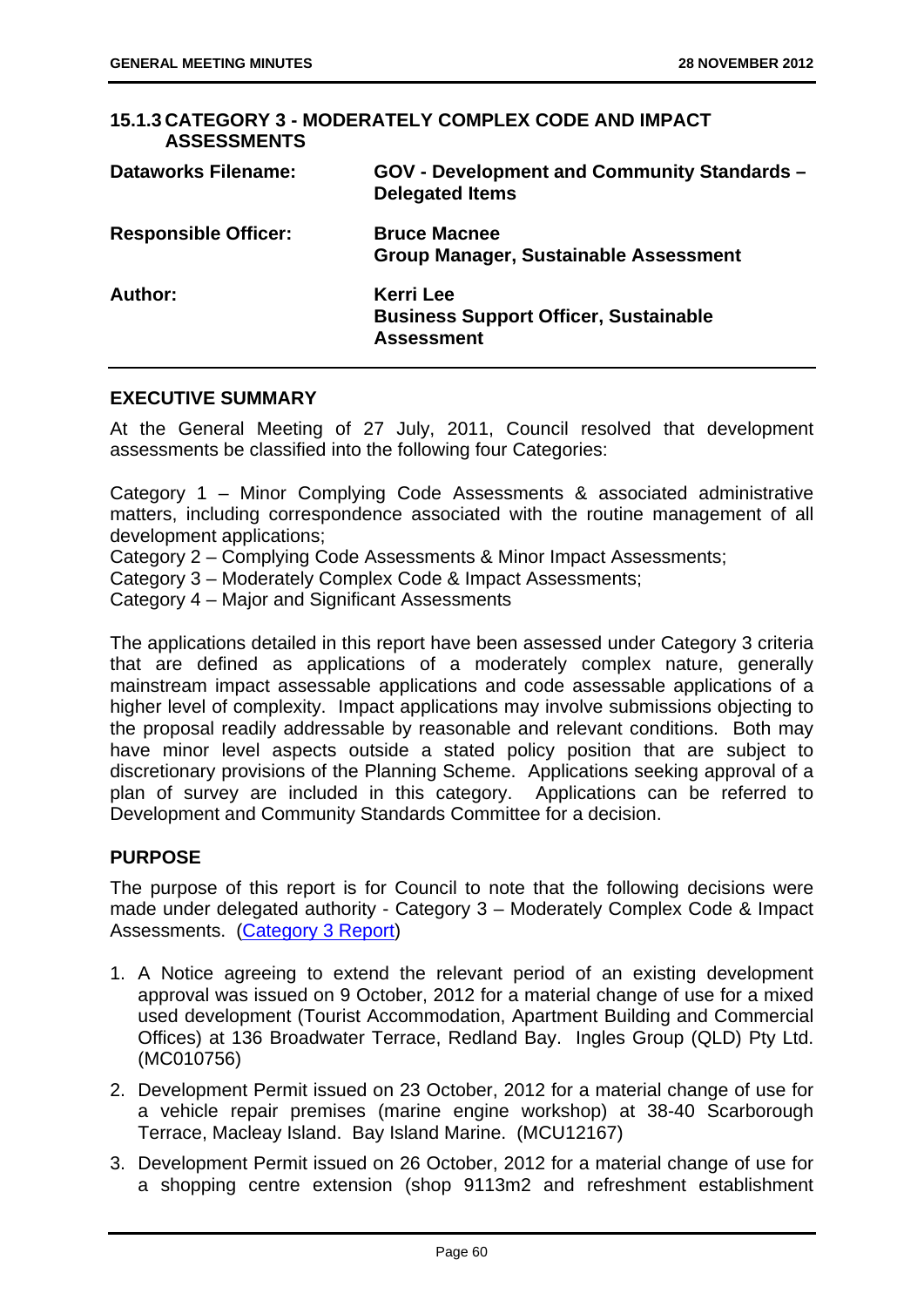## 15.1.3 CATEGORY 3 - MODERATELY COMPLEX CODE AND IMPACT ASSESSMENTS

| | |
|---|---|
| **Dataworks Filename:** | **GOV - Development and Community Standards – Delegated Items** |
| **Responsible Officer:** | **Bruce Macnee**<br>**Group Manager, Sustainable Assessment** |
| **Author:** | **Kerri Lee**<br>**Business Support Officer, Sustainable Assessment** |

### EXECUTIVE SUMMARY

At the General Meeting of 27 July, 2011, Council resolved that development assessments be classified into the following four Categories:

Category 1 – Minor Complying Code Assessments & associated administrative matters, including correspondence associated with the routine management of all development applications;
Category 2 – Complying Code Assessments & Minor Impact Assessments;
Category 3 – Moderately Complex Code & Impact Assessments;
Category 4 – Major and Significant Assessments

The applications detailed in this report have been assessed under Category 3 criteria that are defined as applications of a moderately complex nature, generally mainstream impact assessable applications and code assessable applications of a higher level of complexity. Impact applications may involve submissions objecting to the proposal readily addressable by reasonable and relevant conditions. Both may have minor level aspects outside a stated policy position that are subject to discretionary provisions of the Planning Scheme. Applications seeking approval of a plan of survey are included in this category. Applications can be referred to Development and Community Standards Committee for a decision.

### PURPOSE

The purpose of this report is for Council to note that the following decisions were made under delegated authority - Category 3 – Moderately Complex Code & Impact Assessments. (Category 3 Report)

1. A Notice agreeing to extend the relevant period of an existing development approval was issued on 9 October, 2012 for a material change of use for a mixed used development (Tourist Accommodation, Apartment Building and Commercial Offices) at 136 Broadwater Terrace, Redland Bay. Ingles Group (QLD) Pty Ltd. (MC010756)
2. Development Permit issued on 23 October, 2012 for a material change of use for a vehicle repair premises (marine engine workshop) at 38-40 Scarborough Terrace, Macleay Island. Bay Island Marine. (MCU12167)
3. Development Permit issued on 26 October, 2012 for a material change of use for a shopping centre extension (shop 9113m2 and refreshment establishment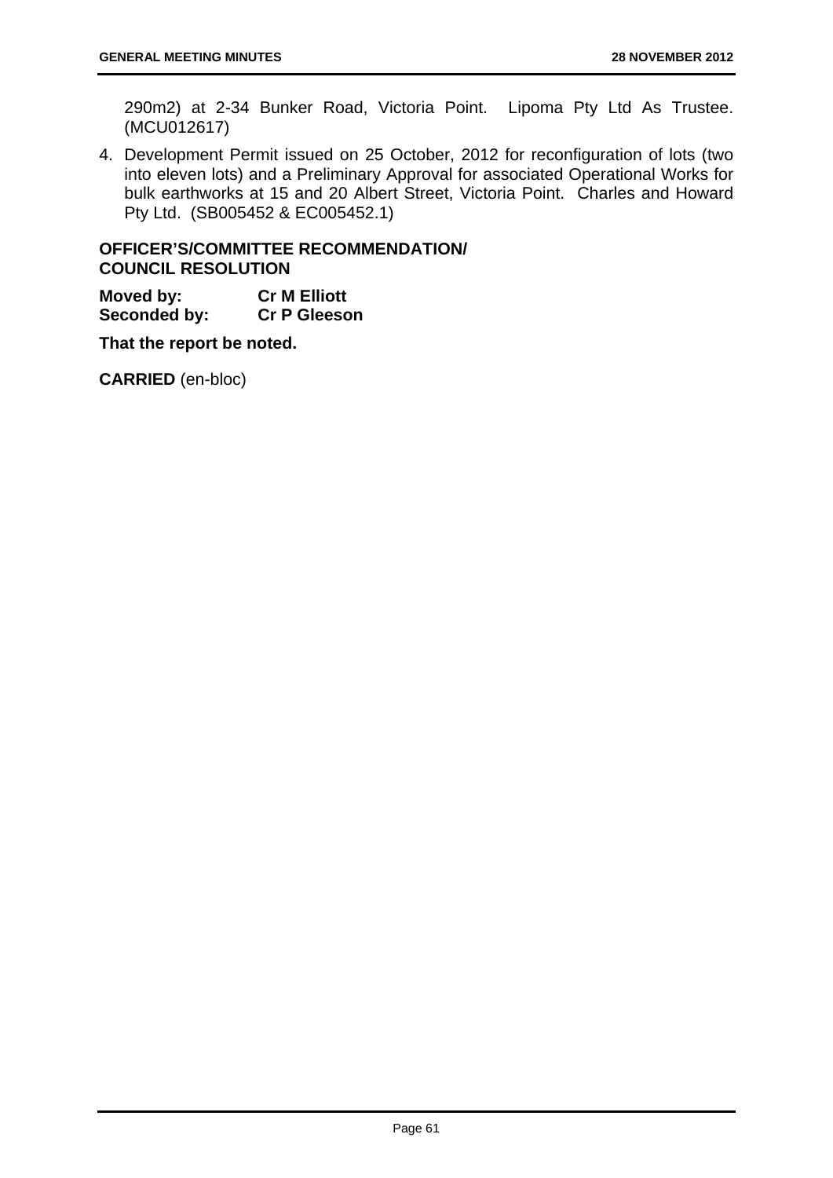290m2) at 2-34 Bunker Road, Victoria Point. Lipoma Pty Ltd As Trustee. (MCU012617)

4. Development Permit issued on 25 October, 2012 for reconfiguration of lots (two into eleven lots) and a Preliminary Approval for associated Operational Works for bulk earthworks at 15 and 20 Albert Street, Victoria Point. Charles and Howard Pty Ltd. (SB005452 & EC005452.1)

**OFFICER'S/COMMITTEE RECOMMENDATION/ COUNCIL RESOLUTION**

**Moved by:** **Cr M Elliott**
**Seconded by:** **Cr P Gleeson**

**That the report be noted.**

**CARRIED** (en-bloc)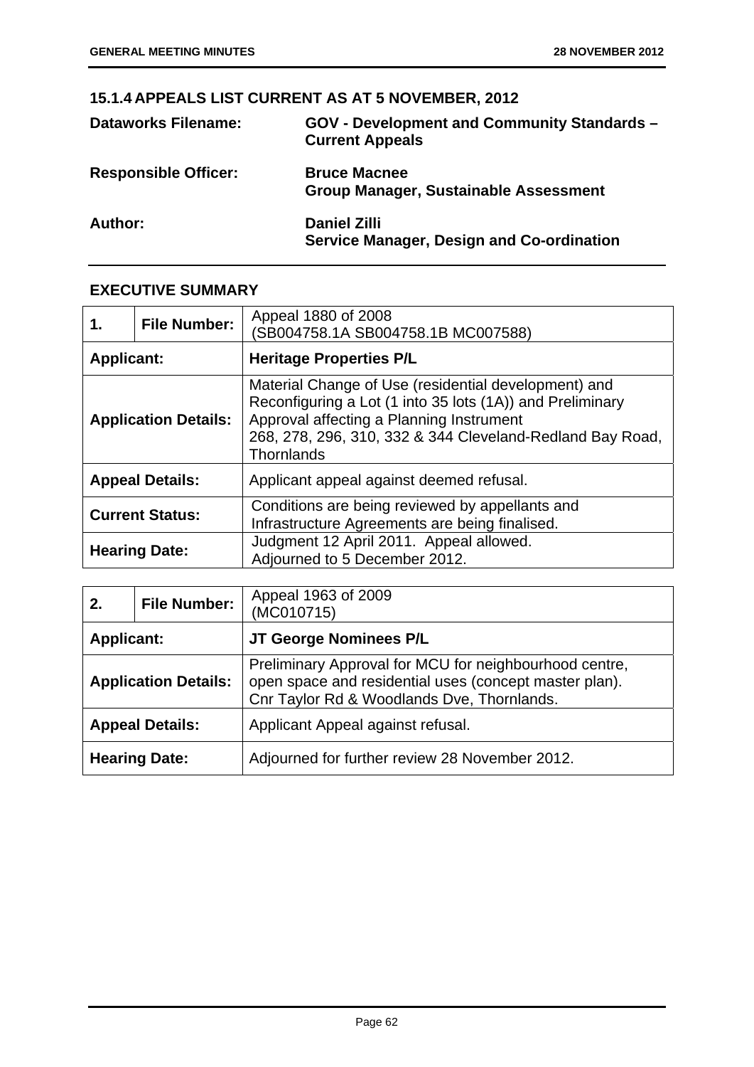## 15.1.4 APPEALS LIST CURRENT AS AT 5 NOVEMBER, 2012

**Dataworks Filename:** GOV - Development and Community Standards – Current Appeals

**Responsible Officer:** Bruce Macnee
Group Manager, Sustainable Assessment

**Author:** Daniel Zilli
Service Manager, Design and Co-ordination

### EXECUTIVE SUMMARY

| **1.** | **File Number:** | Appeal 1880 of 2008<br>(SB004758.1A SB004758.1B MC007588) |
|---|---|---|
| **Applicant:** | | **Heritage Properties P/L** |
| **Application Details:** | | Material Change of Use (residential development) and Reconfiguring a Lot (1 into 35 lots (1A)) and Preliminary Approval affecting a Planning Instrument<br>268, 278, 296, 310, 332 & 344 Cleveland-Redland Bay Road, Thornlands |
| **Appeal Details:** | | Applicant appeal against deemed refusal. |
| **Current Status:** | | Conditions are being reviewed by appellants and Infrastructure Agreements are being finalised. |
| **Hearing Date:** | | Judgment 12 April 2011. Appeal allowed.<br>Adjourned to 5 December 2012. |

| **2.** | **File Number:** | Appeal 1963 of 2009<br>(MC010715) |
|---|---|---|
| **Applicant:** | | **JT George Nominees P/L** |
| **Application Details:** | | Preliminary Approval for MCU for neighbourhood centre, open space and residential uses (concept master plan).<br>Cnr Taylor Rd & Woodlands Dve, Thornlands. |
| **Appeal Details:** | | Applicant Appeal against refusal. |
| **Hearing Date:** | | Adjourned for further review 28 November 2012. |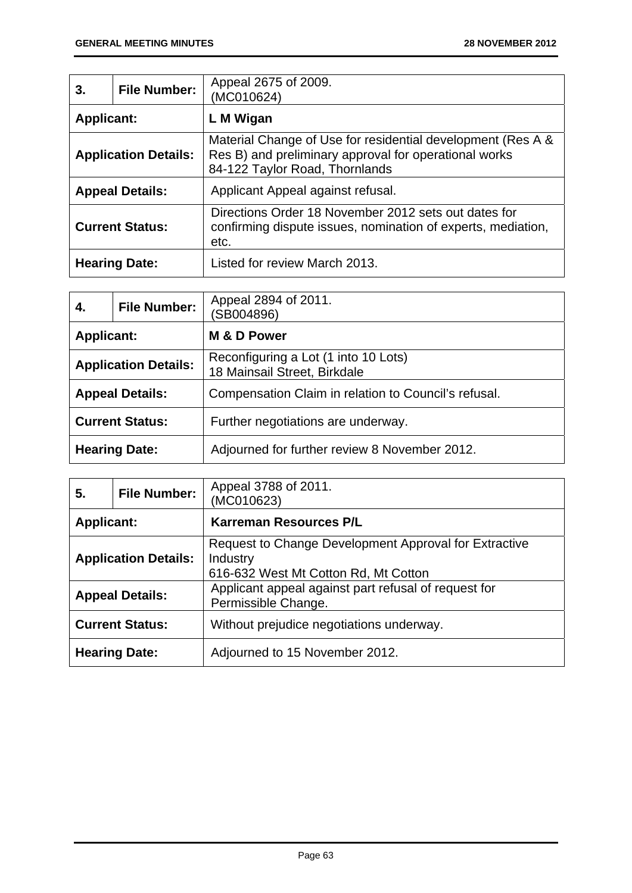| 3. | File Number: | Appeal 2675 of 2009.<br>(MC010624) |
|---|---|---|
| **Applicant:** | | **L M Wigan** |
| **Application Details:** | | Material Change of Use for residential development (Res A & Res B) and preliminary approval for operational works<br>84-122 Taylor Road, Thornlands |
| **Appeal Details:** | | Applicant Appeal against refusal. |
| **Current Status:** | | Directions Order 18 November 2012 sets out dates for confirming dispute issues, nomination of experts, mediation, etc. |
| **Hearing Date:** | | Listed for review March 2013. |

| 4. | File Number: | Appeal 2894 of 2011.<br>(SB004896) |
|---|---|---|
| **Applicant:** | | **M & D Power** |
| **Application Details:** | | Reconfiguring a Lot (1 into 10 Lots)<br>18 Mainsail Street, Birkdale |
| **Appeal Details:** | | Compensation Claim in relation to Council's refusal. |
| **Current Status:** | | Further negotiations are underway. |
| **Hearing Date:** | | Adjourned for further review 8 November 2012. |

| 5. | File Number: | Appeal 3788 of 2011.<br>(MC010623) |
|---|---|---|
| **Applicant:** | | **Karreman Resources P/L** |
| **Application Details:** | | Request to Change Development Approval for Extractive Industry<br>616-632 West Mt Cotton Rd, Mt Cotton |
| **Appeal Details:** | | Applicant appeal against part refusal of request for Permissible Change. |
| **Current Status:** | | Without prejudice negotiations underway. |
| **Hearing Date:** | | Adjourned to 15 November 2012. |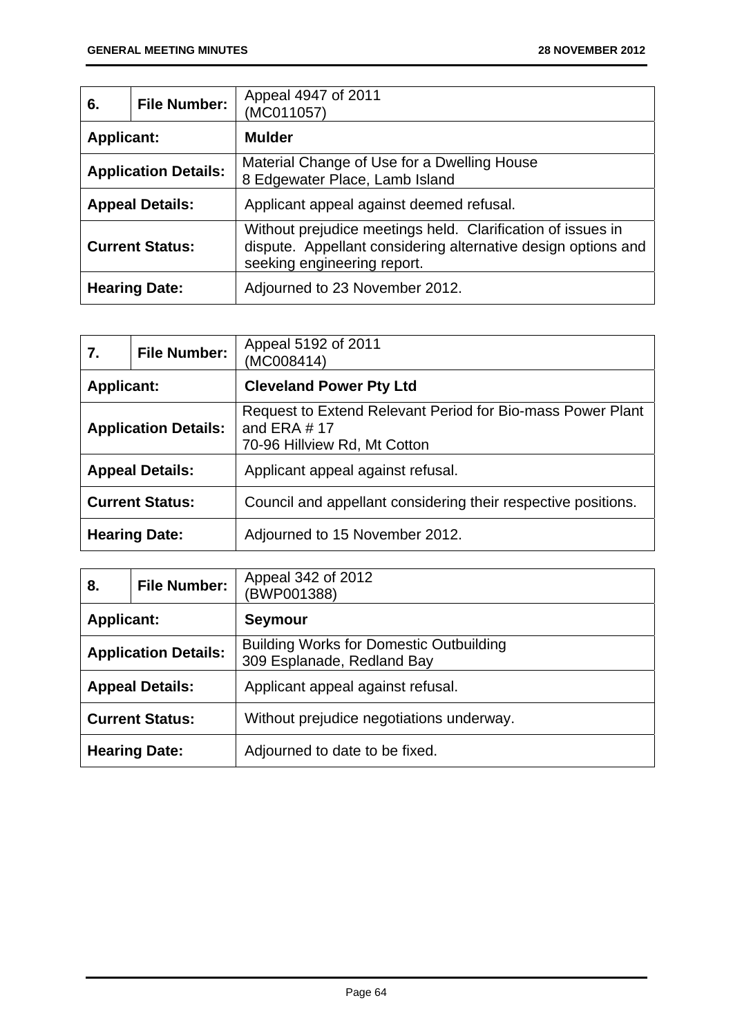| 6. | File Number: | Appeal 4947 of 2011<br>(MC011057) |
|---|---|---|
| **Applicant:** | | **Mulder** |
| **Application Details:** | | Material Change of Use for a Dwelling House<br>8 Edgewater Place, Lamb Island |
| **Appeal Details:** | | Applicant appeal against deemed refusal. |
| **Current Status:** | | Without prejudice meetings held. Clarification of issues in dispute. Appellant considering alternative design options and seeking engineering report. |
| **Hearing Date:** | | Adjourned to 23 November 2012. |

| 7. | File Number: | Appeal 5192 of 2011<br>(MC008414) |
|---|---|---|
| **Applicant:** | | **Cleveland Power Pty Ltd** |
| **Application Details:** | | Request to Extend Relevant Period for Bio-mass Power Plant and ERA # 17<br>70-96 Hillview Rd, Mt Cotton |
| **Appeal Details:** | | Applicant appeal against refusal. |
| **Current Status:** | | Council and appellant considering their respective positions. |
| **Hearing Date:** | | Adjourned to 15 November 2012. |

| 8. | File Number: | Appeal 342 of 2012<br>(BWP001388) |
|---|---|---|
| **Applicant:** | | **Seymour** |
| **Application Details:** | | Building Works for Domestic Outbuilding<br>309 Esplanade, Redland Bay |
| **Appeal Details:** | | Applicant appeal against refusal. |
| **Current Status:** | | Without prejudice negotiations underway. |
| **Hearing Date:** | | Adjourned to date to be fixed. |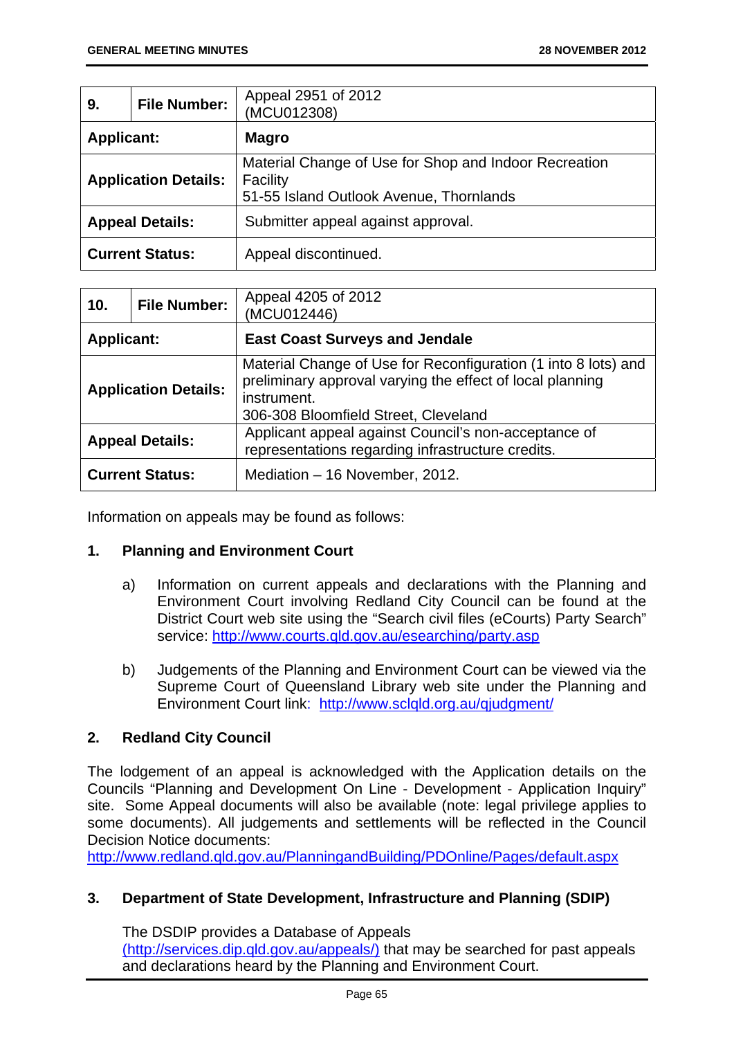| 9. | File Number: | Appeal 2951 of 2012 (MCU012308) |
|---|---|---|
| **Applicant:** | | **Magro** |
| **Application Details:** | | Material Change of Use for Shop and Indoor Recreation Facility<br>51-55 Island Outlook Avenue, Thornlands |
| **Appeal Details:** | | Submitter appeal against approval. |
| **Current Status:** | | Appeal discontinued. |

| 10. | File Number: | Appeal 4205 of 2012 (MCU012446) |
|---|---|---|
| **Applicant:** | | **East Coast Surveys and Jendale** |
| **Application Details:** | | Material Change of Use for Reconfiguration (1 into 8 lots) and preliminary approval varying the effect of local planning instrument.<br>306-308 Bloomfield Street, Cleveland |
| **Appeal Details:** | | Applicant appeal against Council's non-acceptance of representations regarding infrastructure credits. |
| **Current Status:** | | Mediation – 16 November, 2012. |

Information on appeals may be found as follows:

**1. Planning and Environment Court**

a) Information on current appeals and declarations with the Planning and Environment Court involving Redland City Council can be found at the District Court web site using the "Search civil files (eCourts) Party Search" service: http://www.courts.qld.gov.au/esearching/party.asp

b) Judgements of the Planning and Environment Court can be viewed via the Supreme Court of Queensland Library web site under the Planning and Environment Court link: http://www.sclqld.org.au/qjudgment/

**2. Redland City Council**

The lodgement of an appeal is acknowledged with the Application details on the Councils "Planning and Development On Line - Development - Application Inquiry" site. Some Appeal documents will also be available (note: legal privilege applies to some documents). All judgements and settlements will be reflected in the Council Decision Notice documents:
http://www.redland.qld.gov.au/PlanningandBuilding/PDOnline/Pages/default.aspx

**3. Department of State Development, Infrastructure and Planning (SDIP)**

The DSDIP provides a Database of Appeals (http://services.dip.qld.gov.au/appeals/) that may be searched for past appeals and declarations heard by the Planning and Environment Court.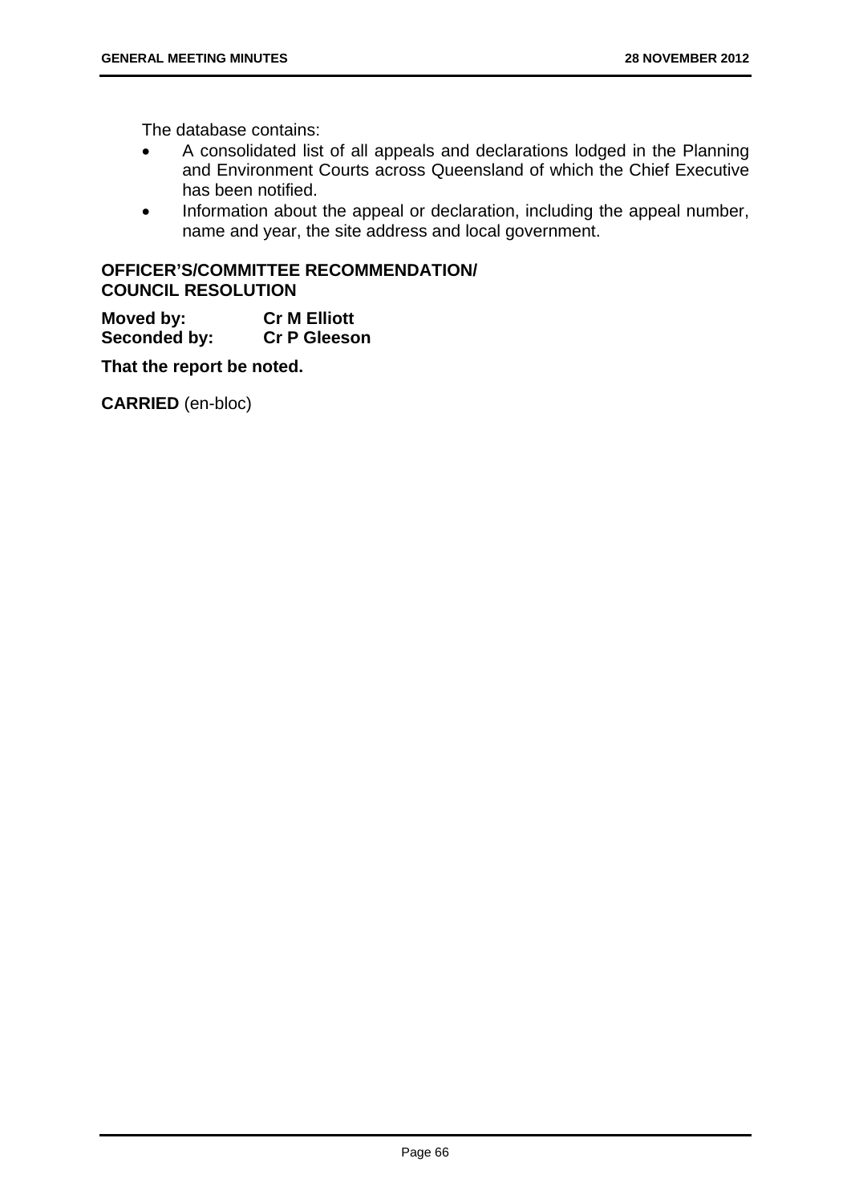The database contains:

- A consolidated list of all appeals and declarations lodged in the Planning and Environment Courts across Queensland of which the Chief Executive has been notified.
- Information about the appeal or declaration, including the appeal number, name and year, the site address and local government.

**OFFICER'S/COMMITTEE RECOMMENDATION/**
**COUNCIL RESOLUTION**

**Moved by:** **Cr M Elliott**
**Seconded by:** **Cr P Gleeson**

**That the report be noted.**

**CARRIED** (en-bloc)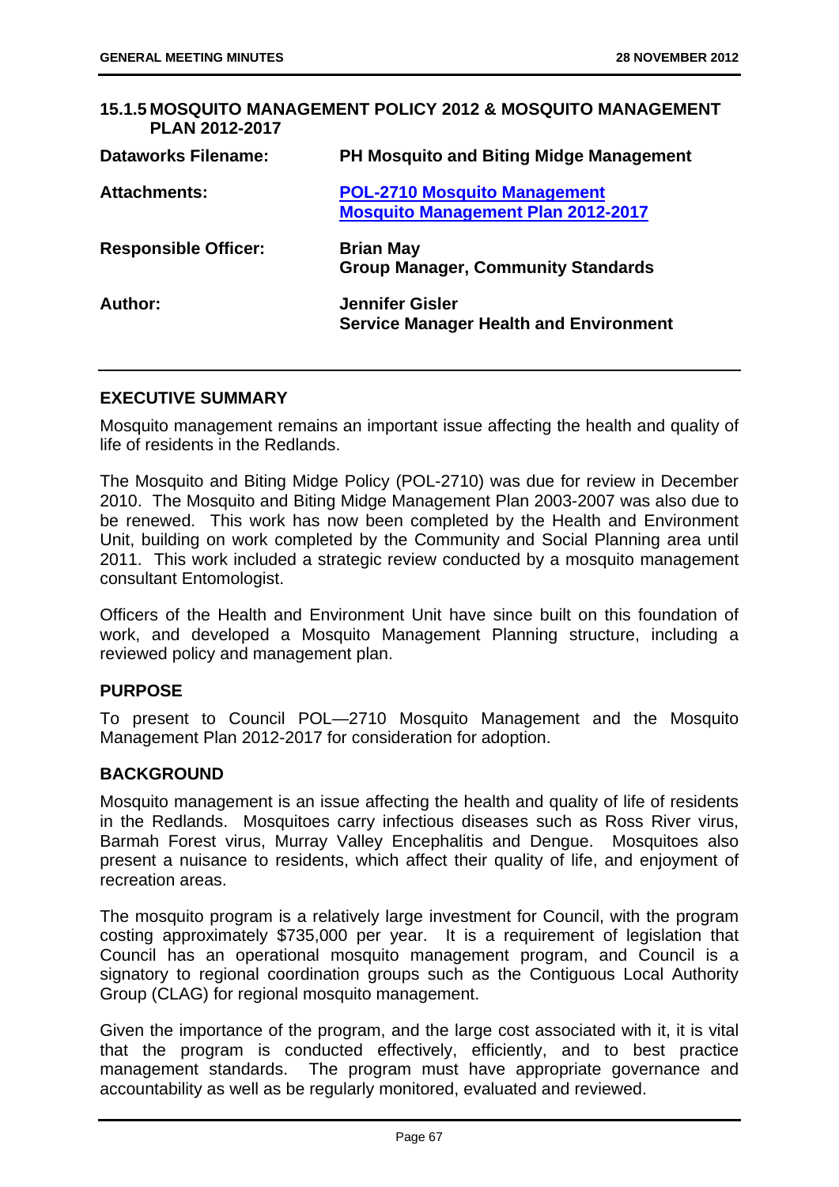## 15.1.5 MOSQUITO MANAGEMENT POLICY 2012 & MOSQUITO MANAGEMENT PLAN 2012-2017

| | |
|---|---|
| **Dataworks Filename:** | **PH Mosquito and Biting Midge Management** |
| **Attachments:** | **POL-2710 Mosquito Management**<br>**Mosquito Management Plan 2012-2017** |
| **Responsible Officer:** | **Brian May**<br>**Group Manager, Community Standards** |
| **Author:** | **Jennifer Gisler**<br>**Service Manager Health and Environment** |

### EXECUTIVE SUMMARY

Mosquito management remains an important issue affecting the health and quality of life of residents in the Redlands.

The Mosquito and Biting Midge Policy (POL-2710) was due for review in December 2010. The Mosquito and Biting Midge Management Plan 2003-2007 was also due to be renewed. This work has now been completed by the Health and Environment Unit, building on work completed by the Community and Social Planning area until 2011. This work included a strategic review conducted by a mosquito management consultant Entomologist.

Officers of the Health and Environment Unit have since built on this foundation of work, and developed a Mosquito Management Planning structure, including a reviewed policy and management plan.

### PURPOSE

To present to Council POL—2710 Mosquito Management and the Mosquito Management Plan 2012-2017 for consideration for adoption.

### BACKGROUND

Mosquito management is an issue affecting the health and quality of life of residents in the Redlands. Mosquitoes carry infectious diseases such as Ross River virus, Barmah Forest virus, Murray Valley Encephalitis and Dengue. Mosquitoes also present a nuisance to residents, which affect their quality of life, and enjoyment of recreation areas.

The mosquito program is a relatively large investment for Council, with the program costing approximately $735,000 per year. It is a requirement of legislation that Council has an operational mosquito management program, and Council is a signatory to regional coordination groups such as the Contiguous Local Authority Group (CLAG) for regional mosquito management.

Given the importance of the program, and the large cost associated with it, it is vital that the program is conducted effectively, efficiently, and to best practice management standards. The program must have appropriate governance and accountability as well as be regularly monitored, evaluated and reviewed.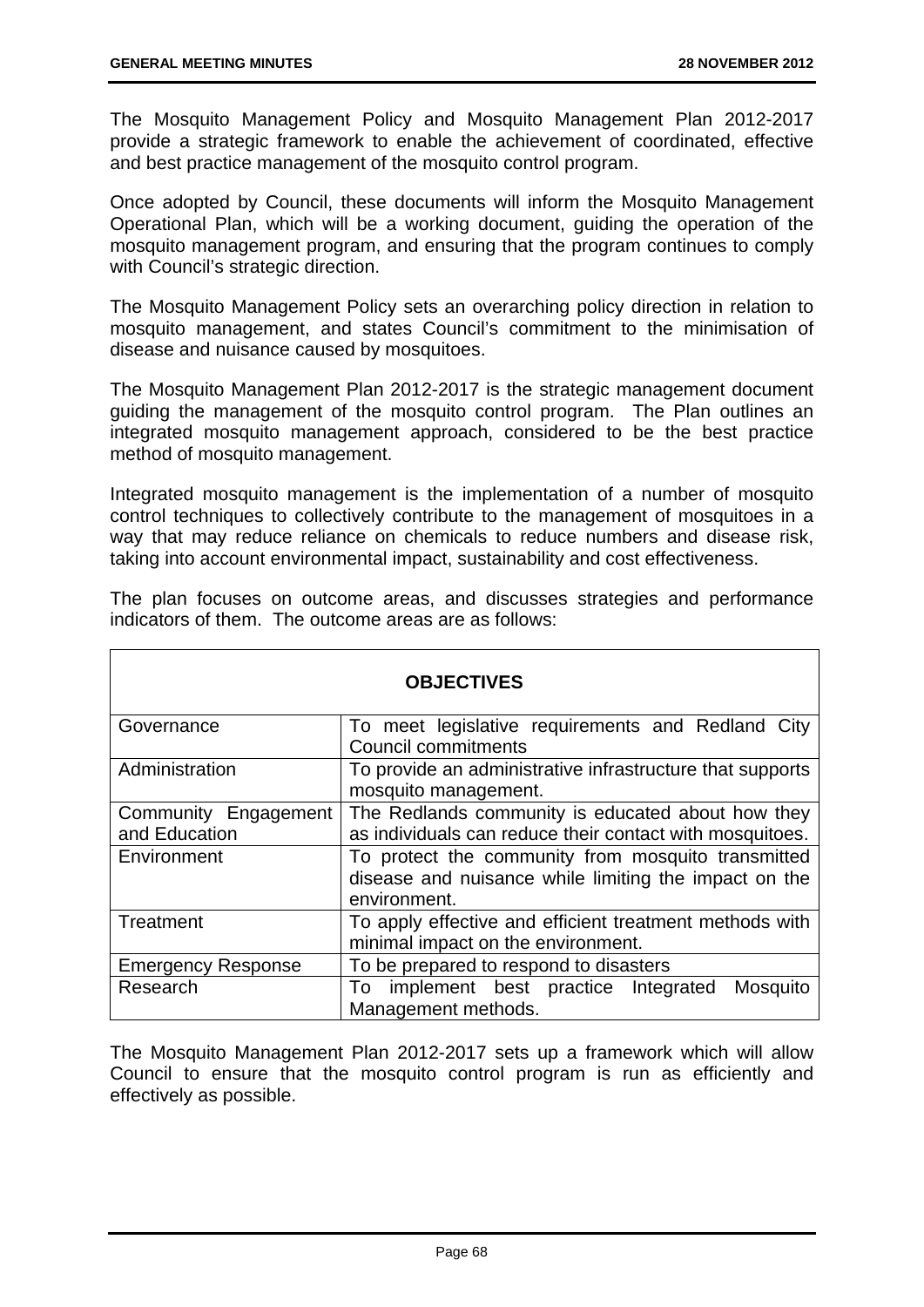The Mosquito Management Policy and Mosquito Management Plan 2012-2017 provide a strategic framework to enable the achievement of coordinated, effective and best practice management of the mosquito control program.

Once adopted by Council, these documents will inform the Mosquito Management Operational Plan, which will be a working document, guiding the operation of the mosquito management program, and ensuring that the program continues to comply with Council's strategic direction.

The Mosquito Management Policy sets an overarching policy direction in relation to mosquito management, and states Council's commitment to the minimisation of disease and nuisance caused by mosquitoes.

The Mosquito Management Plan 2012-2017 is the strategic management document guiding the management of the mosquito control program. The Plan outlines an integrated mosquito management approach, considered to be the best practice method of mosquito management.

Integrated mosquito management is the implementation of a number of mosquito control techniques to collectively contribute to the management of mosquitoes in a way that may reduce reliance on chemicals to reduce numbers and disease risk, taking into account environmental impact, sustainability and cost effectiveness.

The plan focuses on outcome areas, and discusses strategies and performance indicators of them. The outcome areas are as follows:

| **OBJECTIVES** | |
|---|---|
| Governance | To meet legislative requirements and Redland City Council commitments |
| Administration | To provide an administrative infrastructure that supports mosquito management. |
| Community Engagement and Education | The Redlands community is educated about how they as individuals can reduce their contact with mosquitoes. |
| Environment | To protect the community from mosquito transmitted disease and nuisance while limiting the impact on the environment. |
| Treatment | To apply effective and efficient treatment methods with minimal impact on the environment. |
| Emergency Response | To be prepared to respond to disasters |
| Research | To implement best practice Integrated Mosquito Management methods. |

The Mosquito Management Plan 2012-2017 sets up a framework which will allow Council to ensure that the mosquito control program is run as efficiently and effectively as possible.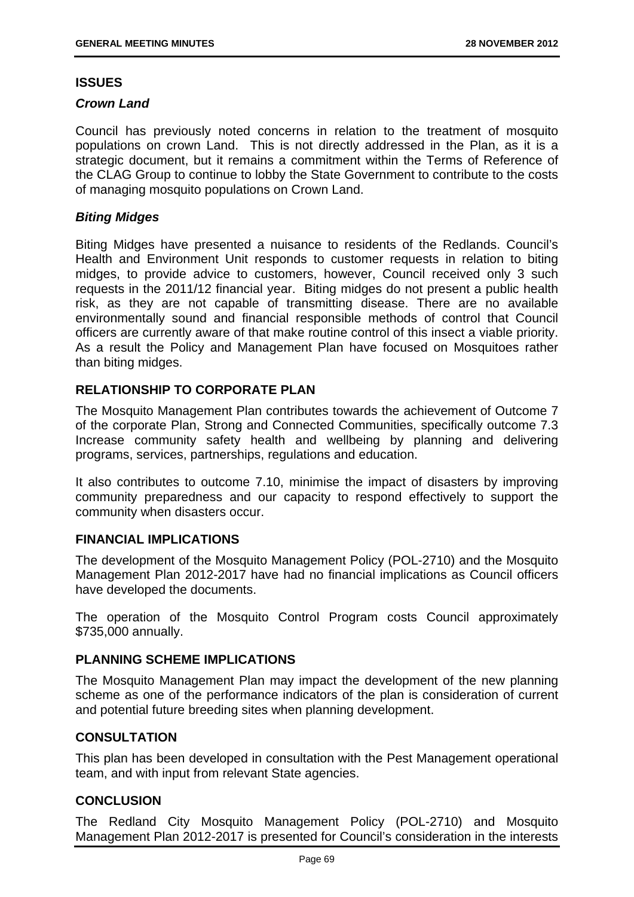## ISSUES

### *Crown Land*

Council has previously noted concerns in relation to the treatment of mosquito populations on crown Land. This is not directly addressed in the Plan, as it is a strategic document, but it remains a commitment within the Terms of Reference of the CLAG Group to continue to lobby the State Government to contribute to the costs of managing mosquito populations on Crown Land.

### *Biting Midges*

Biting Midges have presented a nuisance to residents of the Redlands. Council's Health and Environment Unit responds to customer requests in relation to biting midges, to provide advice to customers, however, Council received only 3 such requests in the 2011/12 financial year. Biting midges do not present a public health risk, as they are not capable of transmitting disease. There are no available environmentally sound and financial responsible methods of control that Council officers are currently aware of that make routine control of this insect a viable priority. As a result the Policy and Management Plan have focused on Mosquitoes rather than biting midges.

## RELATIONSHIP TO CORPORATE PLAN

The Mosquito Management Plan contributes towards the achievement of Outcome 7 of the corporate Plan, Strong and Connected Communities, specifically outcome 7.3 Increase community safety health and wellbeing by planning and delivering programs, services, partnerships, regulations and education.

It also contributes to outcome 7.10, minimise the impact of disasters by improving community preparedness and our capacity to respond effectively to support the community when disasters occur.

## FINANCIAL IMPLICATIONS

The development of the Mosquito Management Policy (POL-2710) and the Mosquito Management Plan 2012-2017 have had no financial implications as Council officers have developed the documents.

The operation of the Mosquito Control Program costs Council approximately $735,000 annually.

## PLANNING SCHEME IMPLICATIONS

The Mosquito Management Plan may impact the development of the new planning scheme as one of the performance indicators of the plan is consideration of current and potential future breeding sites when planning development.

## CONSULTATION

This plan has been developed in consultation with the Pest Management operational team, and with input from relevant State agencies.

## CONCLUSION

The Redland City Mosquito Management Policy (POL-2710) and Mosquito Management Plan 2012-2017 is presented for Council's consideration in the interests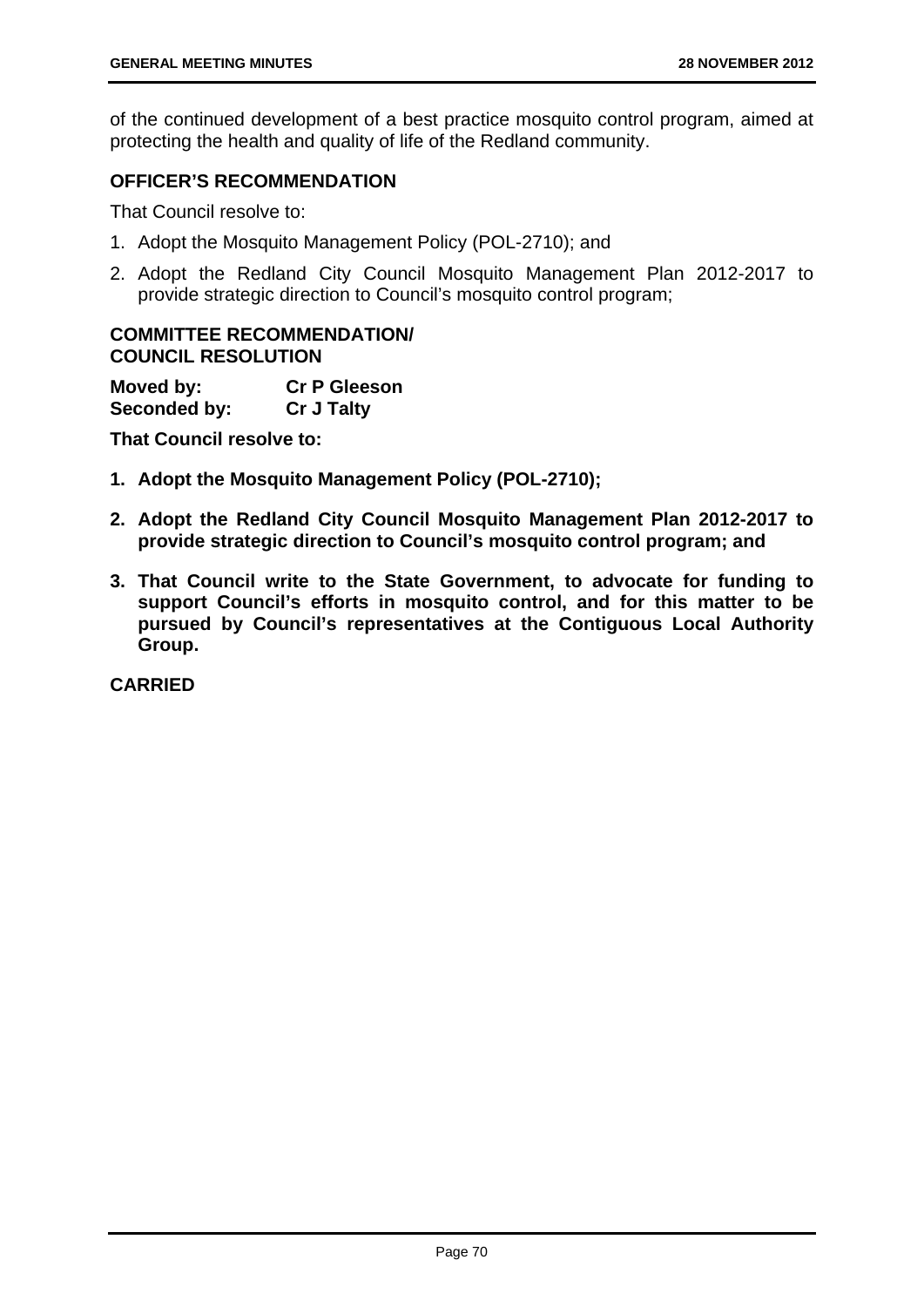of the continued development of a best practice mosquito control program, aimed at protecting the health and quality of life of the Redland community.

**OFFICER'S RECOMMENDATION**

That Council resolve to:

1. Adopt the Mosquito Management Policy (POL-2710); and
2. Adopt the Redland City Council Mosquito Management Plan 2012-2017 to provide strategic direction to Council's mosquito control program;

**COMMITTEE RECOMMENDATION/**
**COUNCIL RESOLUTION**

**Moved by:** **Cr P Gleeson**
**Seconded by:** **Cr J Talty**

**That Council resolve to:**

1. **Adopt the Mosquito Management Policy (POL-2710);**
2. **Adopt the Redland City Council Mosquito Management Plan 2012-2017 to provide strategic direction to Council's mosquito control program; and**
3. **That Council write to the State Government, to advocate for funding to support Council's efforts in mosquito control, and for this matter to be pursued by Council's representatives at the Contiguous Local Authority Group.**

**CARRIED**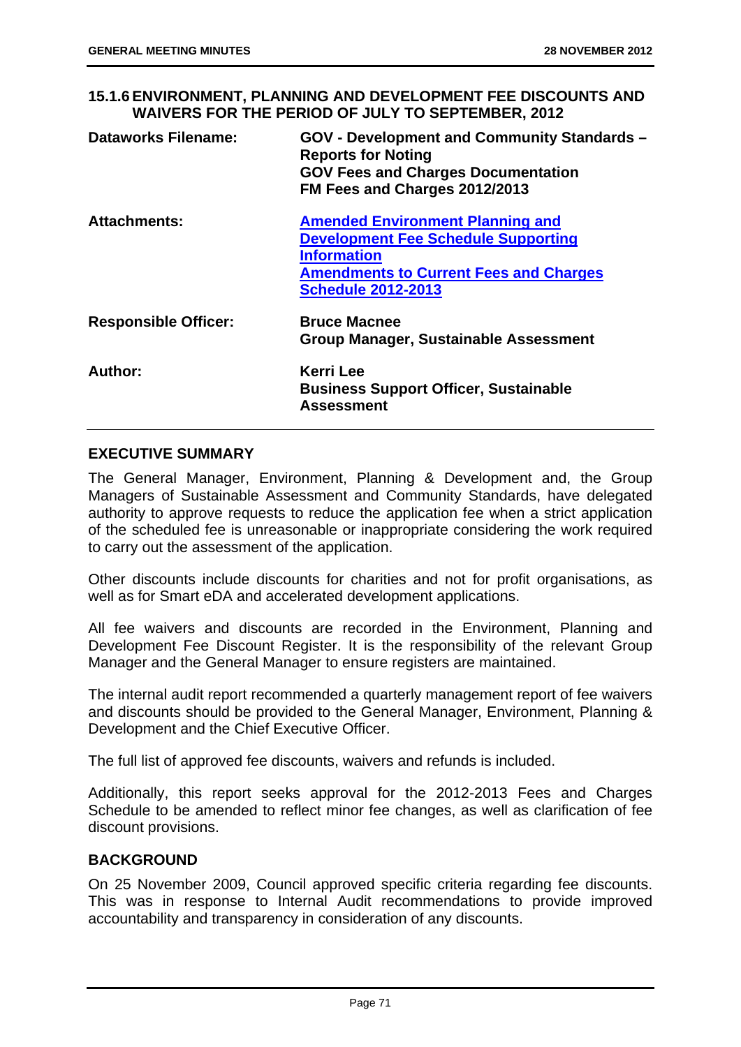## 15.1.6 ENVIRONMENT, PLANNING AND DEVELOPMENT FEE DISCOUNTS AND WAIVERS FOR THE PERIOD OF JULY TO SEPTEMBER, 2012

| | |
|---|---|
| **Dataworks Filename:** | **GOV - Development and Community Standards – Reports for Noting**<br>**GOV Fees and Charges Documentation**<br>**FM Fees and Charges 2012/2013** |
| **Attachments:** | **Amended Environment Planning and Development Fee Schedule Supporting Information**<br>**Amendments to Current Fees and Charges Schedule 2012-2013** |
| **Responsible Officer:** | **Bruce Macnee**<br>**Group Manager, Sustainable Assessment** |
| **Author:** | **Kerri Lee**<br>**Business Support Officer, Sustainable Assessment** |

### EXECUTIVE SUMMARY

The General Manager, Environment, Planning & Development and, the Group Managers of Sustainable Assessment and Community Standards, have delegated authority to approve requests to reduce the application fee when a strict application of the scheduled fee is unreasonable or inappropriate considering the work required to carry out the assessment of the application.

Other discounts include discounts for charities and not for profit organisations, as well as for Smart eDA and accelerated development applications.

All fee waivers and discounts are recorded in the Environment, Planning and Development Fee Discount Register. It is the responsibility of the relevant Group Manager and the General Manager to ensure registers are maintained.

The internal audit report recommended a quarterly management report of fee waivers and discounts should be provided to the General Manager, Environment, Planning & Development and the Chief Executive Officer.

The full list of approved fee discounts, waivers and refunds is included.

Additionally, this report seeks approval for the 2012-2013 Fees and Charges Schedule to be amended to reflect minor fee changes, as well as clarification of fee discount provisions.

### BACKGROUND

On 25 November 2009, Council approved specific criteria regarding fee discounts. This was in response to Internal Audit recommendations to provide improved accountability and transparency in consideration of any discounts.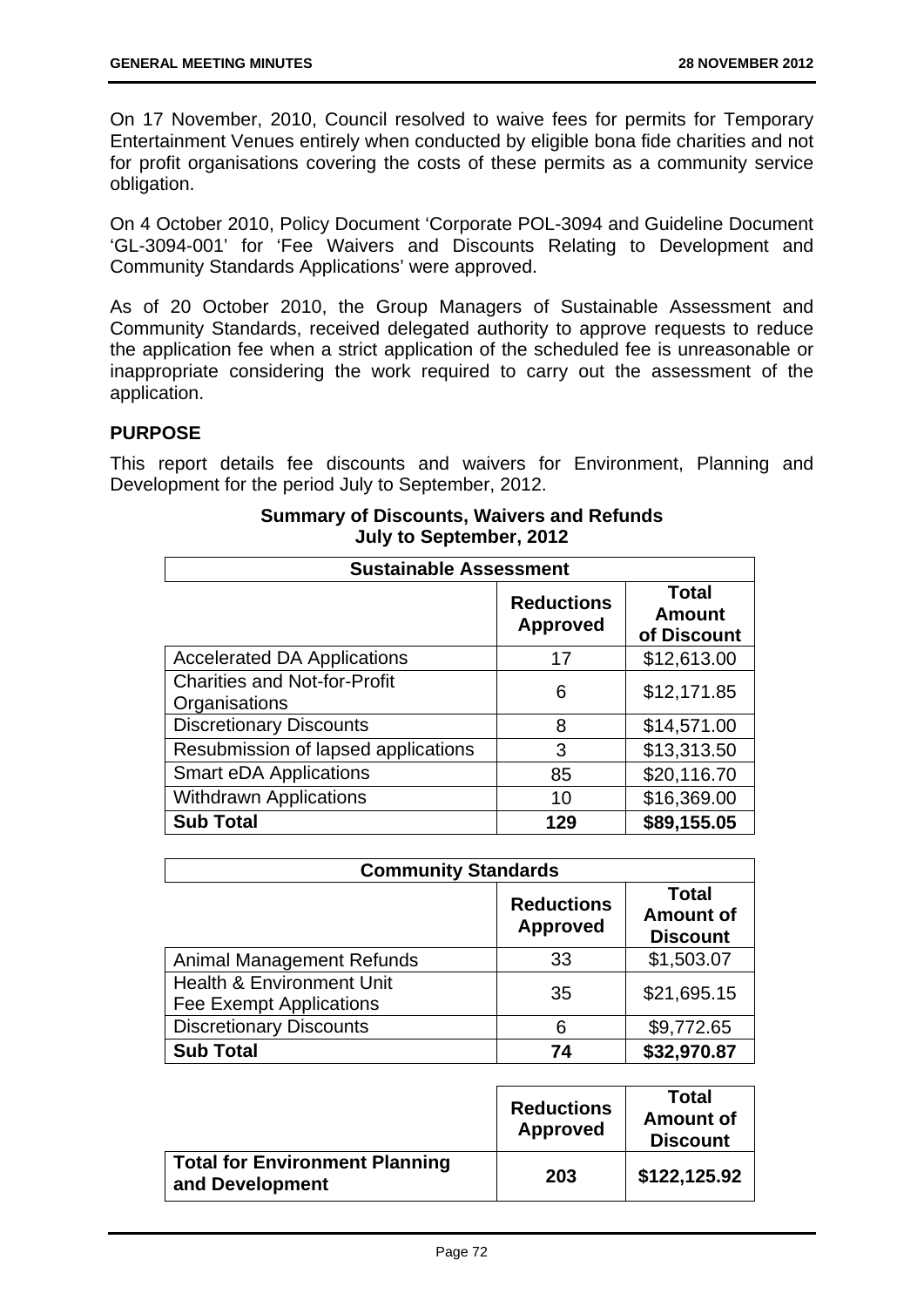On 17 November, 2010, Council resolved to waive fees for permits for Temporary Entertainment Venues entirely when conducted by eligible bona fide charities and not for profit organisations covering the costs of these permits as a community service obligation.

On 4 October 2010, Policy Document 'Corporate POL-3094 and Guideline Document 'GL-3094-001' for 'Fee Waivers and Discounts Relating to Development and Community Standards Applications' were approved.

As of 20 October 2010, the Group Managers of Sustainable Assessment and Community Standards, received delegated authority to approve requests to reduce the application fee when a strict application of the scheduled fee is unreasonable or inappropriate considering the work required to carry out the assessment of the application.

## PURPOSE

This report details fee discounts and waivers for Environment, Planning and Development for the period July to September, 2012.

**Summary of Discounts, Waivers and Refunds**
**July to September, 2012**

| Sustainable Assessment | | |
|---|---|---|
| | **Reductions Approved** | **Total Amount of Discount** |
| Accelerated DA Applications | 17 | $12,613.00 |
| Charities and Not-for-Profit Organisations | 6 | $12,171.85 |
| Discretionary Discounts | 8 | $14,571.00 |
| Resubmission of lapsed applications | 3 | $13,313.50 |
| Smart eDA Applications | 85 | $20,116.70 |
| Withdrawn Applications | 10 | $16,369.00 |
| **Sub Total** | **129** | **$89,155.05** |

| Community Standards | | |
|---|---|---|
| | **Reductions Approved** | **Total Amount of Discount** |
| Animal Management Refunds | 33 | $1,503.07 |
| Health & Environment Unit Fee Exempt Applications | 35 | $21,695.15 |
| Discretionary Discounts | 6 | $9,772.65 |
| **Sub Total** | **74** | **$32,970.87** |

| | **Reductions Approved** | **Total Amount of Discount** |
|---|---|---|
| **Total for Environment Planning and Development** | **203** | **$122,125.92** |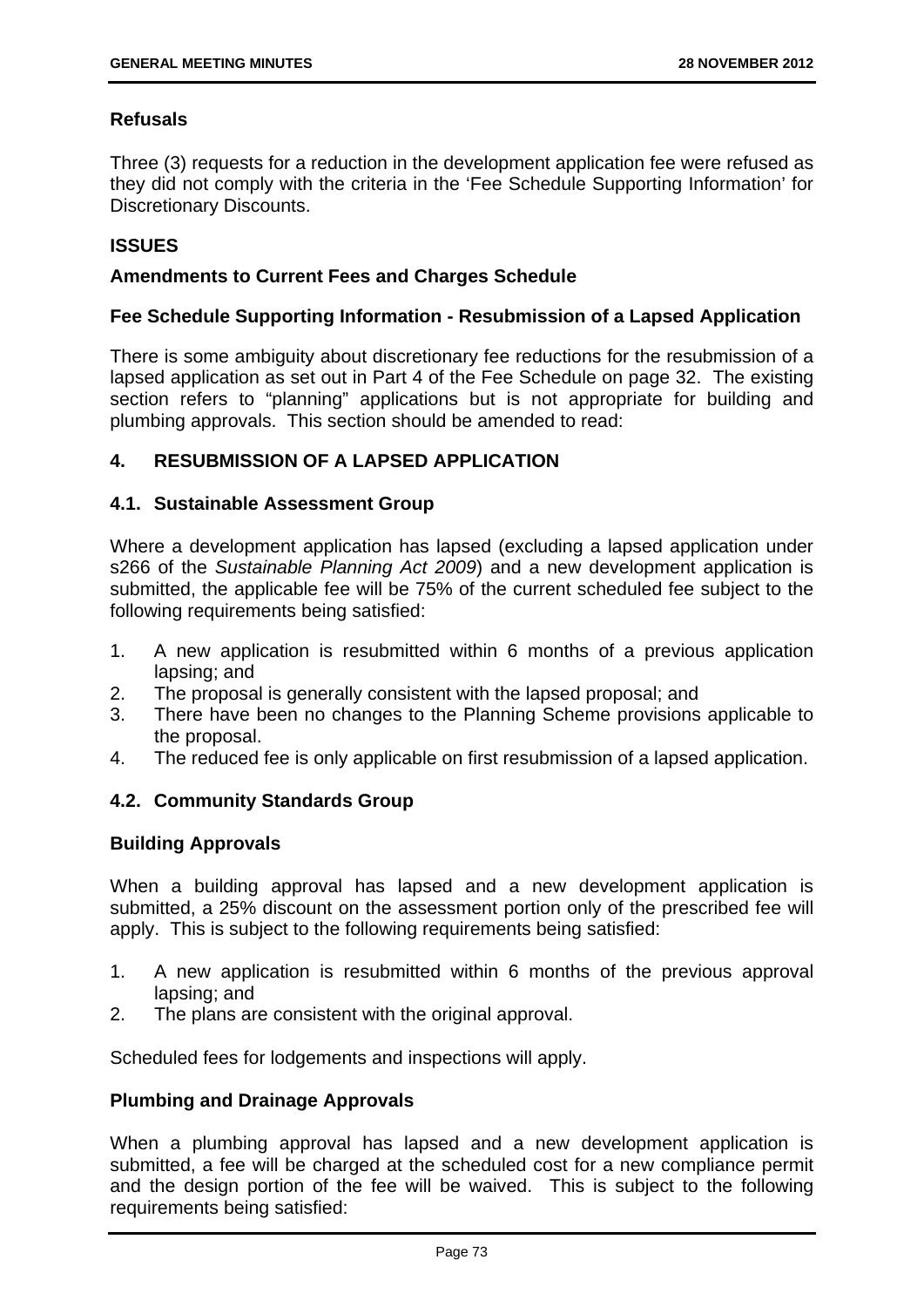## Refusals

Three (3) requests for a reduction in the development application fee were refused as they did not comply with the criteria in the 'Fee Schedule Supporting Information' for Discretionary Discounts.

## ISSUES

### Amendments to Current Fees and Charges Schedule

### Fee Schedule Supporting Information - Resubmission of a Lapsed Application

There is some ambiguity about discretionary fee reductions for the resubmission of a lapsed application as set out in Part 4 of the Fee Schedule on page 32. The existing section refers to "planning" applications but is not appropriate for building and plumbing approvals. This section should be amended to read:

### 4. RESUBMISSION OF A LAPSED APPLICATION

### 4.1. Sustainable Assessment Group

Where a development application has lapsed (excluding a lapsed application under s266 of the *Sustainable Planning Act 2009*) and a new development application is submitted, the applicable fee will be 75% of the current scheduled fee subject to the following requirements being satisfied:

1. A new application is resubmitted within 6 months of a previous application lapsing; and
2. The proposal is generally consistent with the lapsed proposal; and
3. There have been no changes to the Planning Scheme provisions applicable to the proposal.
4. The reduced fee is only applicable on first resubmission of a lapsed application.

### 4.2. Community Standards Group

**Building Approvals**

When a building approval has lapsed and a new development application is submitted, a 25% discount on the assessment portion only of the prescribed fee will apply. This is subject to the following requirements being satisfied:

1. A new application is resubmitted within 6 months of the previous approval lapsing; and
2. The plans are consistent with the original approval.

Scheduled fees for lodgements and inspections will apply.

**Plumbing and Drainage Approvals**

When a plumbing approval has lapsed and a new development application is submitted, a fee will be charged at the scheduled cost for a new compliance permit and the design portion of the fee will be waived. This is subject to the following requirements being satisfied: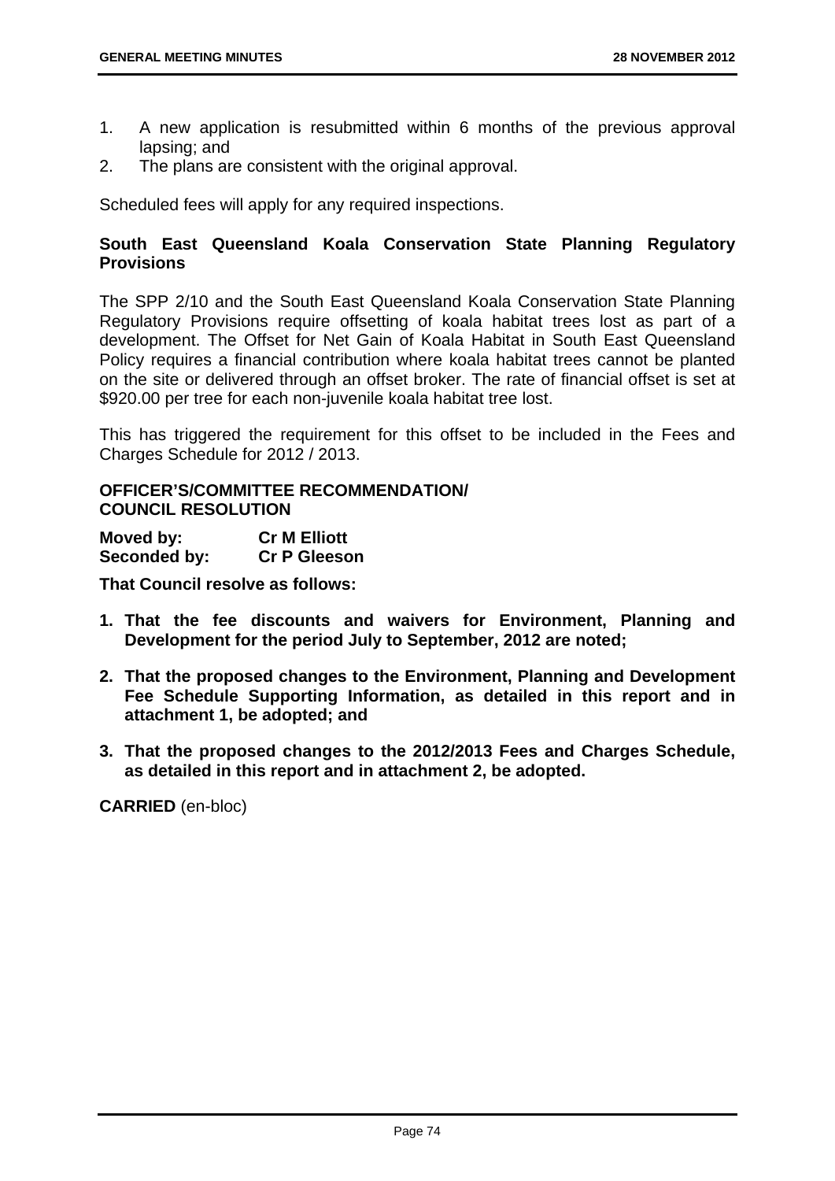1. A new application is resubmitted within 6 months of the previous approval lapsing; and
2. The plans are consistent with the original approval.

Scheduled fees will apply for any required inspections.

**South East Queensland Koala Conservation State Planning Regulatory Provisions**

The SPP 2/10 and the South East Queensland Koala Conservation State Planning Regulatory Provisions require offsetting of koala habitat trees lost as part of a development. The Offset for Net Gain of Koala Habitat in South East Queensland Policy requires a financial contribution where koala habitat trees cannot be planted on the site or delivered through an offset broker. The rate of financial offset is set at $920.00 per tree for each non-juvenile koala habitat tree lost.

This has triggered the requirement for this offset to be included in the Fees and Charges Schedule for 2012 / 2013.

**OFFICER'S/COMMITTEE RECOMMENDATION/**
**COUNCIL RESOLUTION**

**Moved by:** **Cr M Elliott**
**Seconded by:** **Cr P Gleeson**

**That Council resolve as follows:**

1. **That the fee discounts and waivers for Environment, Planning and Development for the period July to September, 2012 are noted;**

2. **That the proposed changes to the Environment, Planning and Development Fee Schedule Supporting Information, as detailed in this report and in attachment 1, be adopted; and**

3. **That the proposed changes to the 2012/2013 Fees and Charges Schedule, as detailed in this report and in attachment 2, be adopted.**

**CARRIED** (en-bloc)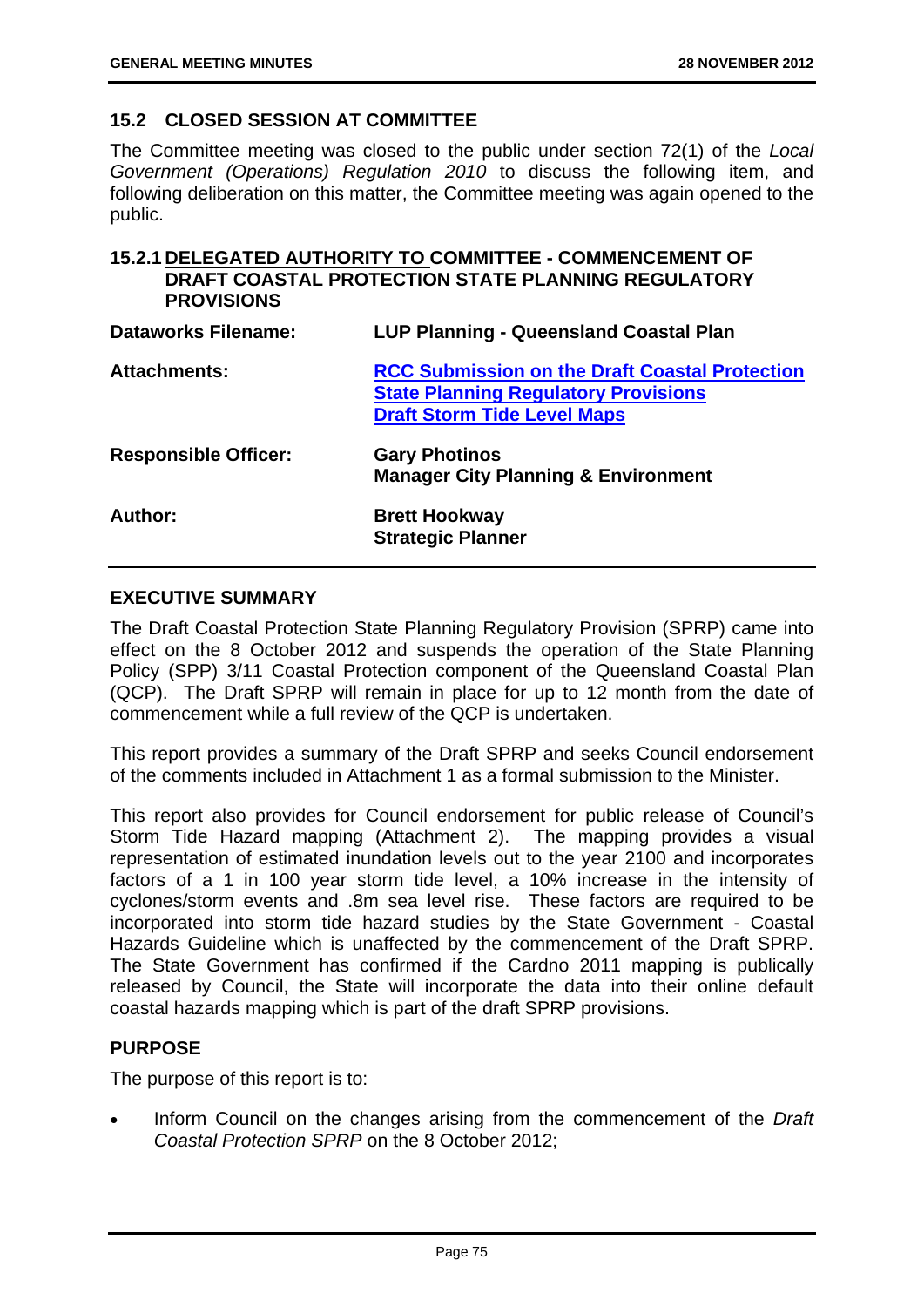## 15.2 CLOSED SESSION AT COMMITTEE

The Committee meeting was closed to the public under section 72(1) of the *Local Government (Operations) Regulation 2010* to discuss the following item, and following deliberation on this matter, the Committee meeting was again opened to the public.

### 15.2.1 DELEGATED AUTHORITY TO COMMITTEE - COMMENCEMENT OF DRAFT COASTAL PROTECTION STATE PLANNING REGULATORY PROVISIONS

| | |
|---|---|
| **Dataworks Filename:** | **LUP Planning - Queensland Coastal Plan** |
| **Attachments:** | **RCC Submission on the Draft Coastal Protection State Planning Regulatory Provisions**<br>**Draft Storm Tide Level Maps** |
| **Responsible Officer:** | **Gary Photinos**<br>**Manager City Planning & Environment** |
| **Author:** | **Brett Hookway**<br>**Strategic Planner** |

## EXECUTIVE SUMMARY

The Draft Coastal Protection State Planning Regulatory Provision (SPRP) came into effect on the 8 October 2012 and suspends the operation of the State Planning Policy (SPP) 3/11 Coastal Protection component of the Queensland Coastal Plan (QCP). The Draft SPRP will remain in place for up to 12 month from the date of commencement while a full review of the QCP is undertaken.

This report provides a summary of the Draft SPRP and seeks Council endorsement of the comments included in Attachment 1 as a formal submission to the Minister.

This report also provides for Council endorsement for public release of Council's Storm Tide Hazard mapping (Attachment 2). The mapping provides a visual representation of estimated inundation levels out to the year 2100 and incorporates factors of a 1 in 100 year storm tide level, a 10% increase in the intensity of cyclones/storm events and .8m sea level rise. These factors are required to be incorporated into storm tide hazard studies by the State Government - Coastal Hazards Guideline which is unaffected by the commencement of the Draft SPRP. The State Government has confirmed if the Cardno 2011 mapping is publically released by Council, the State will incorporate the data into their online default coastal hazards mapping which is part of the draft SPRP provisions.

## PURPOSE

The purpose of this report is to:

- Inform Council on the changes arising from the commencement of the *Draft Coastal Protection SPRP* on the 8 October 2012;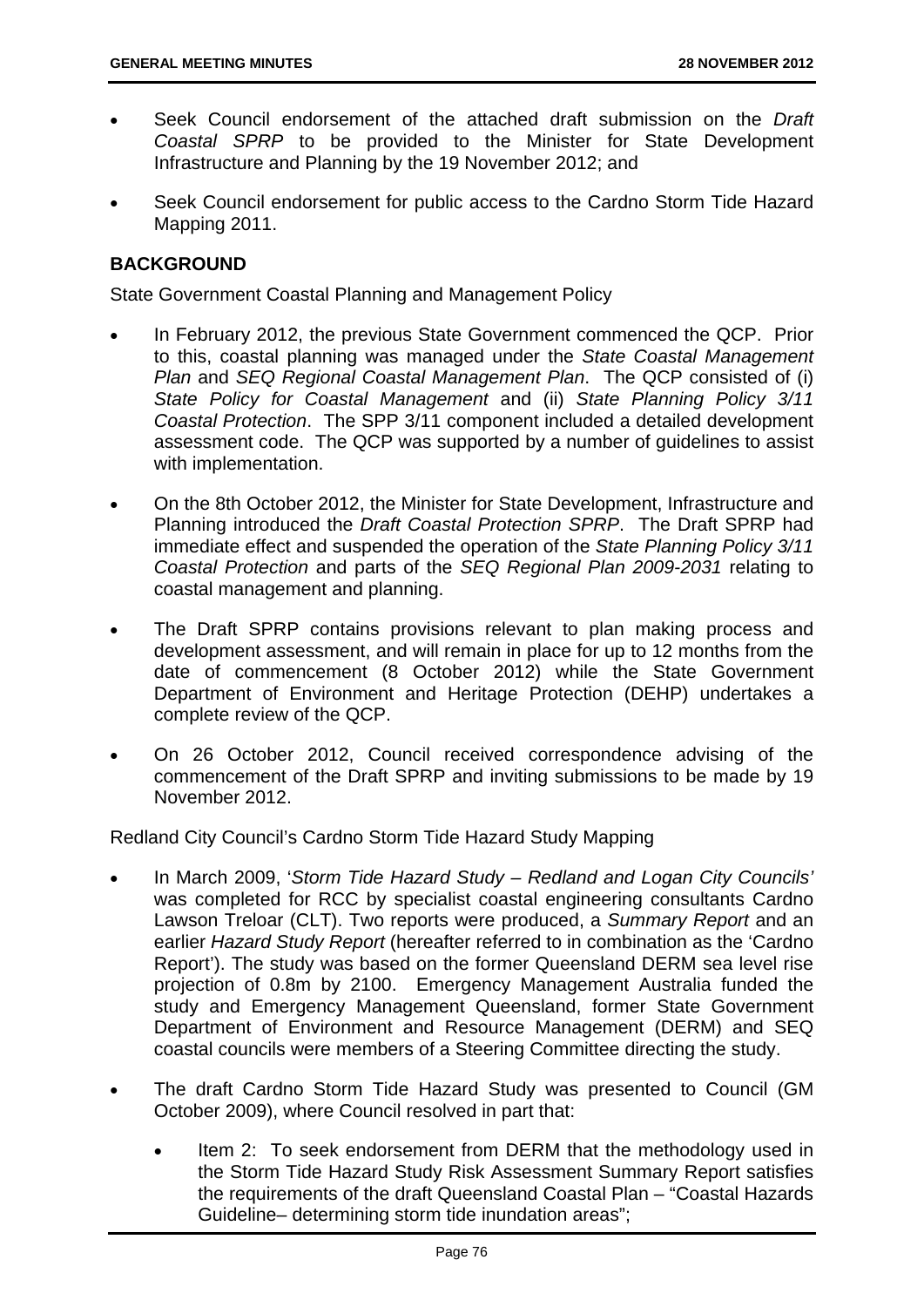- Seek Council endorsement of the attached draft submission on the *Draft Coastal SPRP* to be provided to the Minister for State Development Infrastructure and Planning by the 19 November 2012; and

- Seek Council endorsement for public access to the Cardno Storm Tide Hazard Mapping 2011.

## BACKGROUND

State Government Coastal Planning and Management Policy

- In February 2012, the previous State Government commenced the QCP. Prior to this, coastal planning was managed under the *State Coastal Management Plan* and *SEQ Regional Coastal Management Plan*. The QCP consisted of (i) *State Policy for Coastal Management* and (ii) *State Planning Policy 3/11 Coastal Protection*. The SPP 3/11 component included a detailed development assessment code. The QCP was supported by a number of guidelines to assist with implementation.

- On the 8th October 2012, the Minister for State Development, Infrastructure and Planning introduced the *Draft Coastal Protection SPRP*. The Draft SPRP had immediate effect and suspended the operation of the *State Planning Policy 3/11 Coastal Protection* and parts of the *SEQ Regional Plan 2009-2031* relating to coastal management and planning.

- The Draft SPRP contains provisions relevant to plan making process and development assessment, and will remain in place for up to 12 months from the date of commencement (8 October 2012) while the State Government Department of Environment and Heritage Protection (DEHP) undertakes a complete review of the QCP.

- On 26 October 2012, Council received correspondence advising of the commencement of the Draft SPRP and inviting submissions to be made by 19 November 2012.

Redland City Council's Cardno Storm Tide Hazard Study Mapping

- In March 2009, '*Storm Tide Hazard Study – Redland and Logan City Councils'* was completed for RCC by specialist coastal engineering consultants Cardno Lawson Treloar (CLT). Two reports were produced, a *Summary Report* and an earlier *Hazard Study Report* (hereafter referred to in combination as the 'Cardno Report'). The study was based on the former Queensland DERM sea level rise projection of 0.8m by 2100. Emergency Management Australia funded the study and Emergency Management Queensland, former State Government Department of Environment and Resource Management (DERM) and SEQ coastal councils were members of a Steering Committee directing the study.

- The draft Cardno Storm Tide Hazard Study was presented to Council (GM October 2009), where Council resolved in part that:

    - Item 2: To seek endorsement from DERM that the methodology used in the Storm Tide Hazard Study Risk Assessment Summary Report satisfies the requirements of the draft Queensland Coastal Plan – "Coastal Hazards Guideline– determining storm tide inundation areas";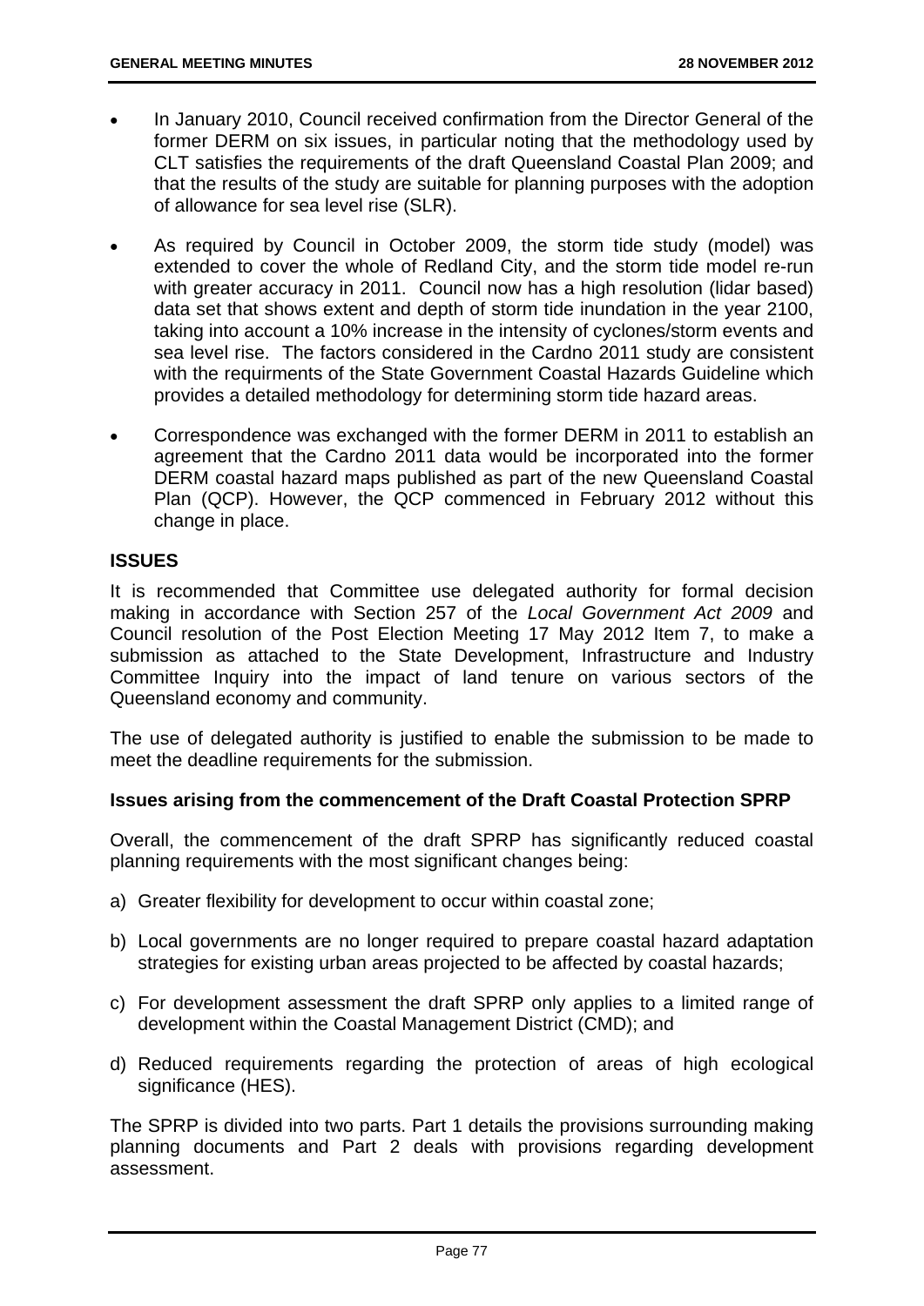- In January 2010, Council received confirmation from the Director General of the former DERM on six issues, in particular noting that the methodology used by CLT satisfies the requirements of the draft Queensland Coastal Plan 2009; and that the results of the study are suitable for planning purposes with the adoption of allowance for sea level rise (SLR).

- As required by Council in October 2009, the storm tide study (model) was extended to cover the whole of Redland City, and the storm tide model re-run with greater accuracy in 2011. Council now has a high resolution (lidar based) data set that shows extent and depth of storm tide inundation in the year 2100, taking into account a 10% increase in the intensity of cyclones/storm events and sea level rise. The factors considered in the Cardno 2011 study are consistent with the requirments of the State Government Coastal Hazards Guideline which provides a detailed methodology for determining storm tide hazard areas.

- Correspondence was exchanged with the former DERM in 2011 to establish an agreement that the Cardno 2011 data would be incorporated into the former DERM coastal hazard maps published as part of the new Queensland Coastal Plan (QCP). However, the QCP commenced in February 2012 without this change in place.

## ISSUES

It is recommended that Committee use delegated authority for formal decision making in accordance with Section 257 of the *Local Government Act 2009* and Council resolution of the Post Election Meeting 17 May 2012 Item 7, to make a submission as attached to the State Development, Infrastructure and Industry Committee Inquiry into the impact of land tenure on various sectors of the Queensland economy and community.

The use of delegated authority is justified to enable the submission to be made to meet the deadline requirements for the submission.

### Issues arising from the commencement of the Draft Coastal Protection SPRP

Overall, the commencement of the draft SPRP has significantly reduced coastal planning requirements with the most significant changes being:

a) Greater flexibility for development to occur within coastal zone;

b) Local governments are no longer required to prepare coastal hazard adaptation strategies for existing urban areas projected to be affected by coastal hazards;

c) For development assessment the draft SPRP only applies to a limited range of development within the Coastal Management District (CMD); and

d) Reduced requirements regarding the protection of areas of high ecological significance (HES).

The SPRP is divided into two parts. Part 1 details the provisions surrounding making planning documents and Part 2 deals with provisions regarding development assessment.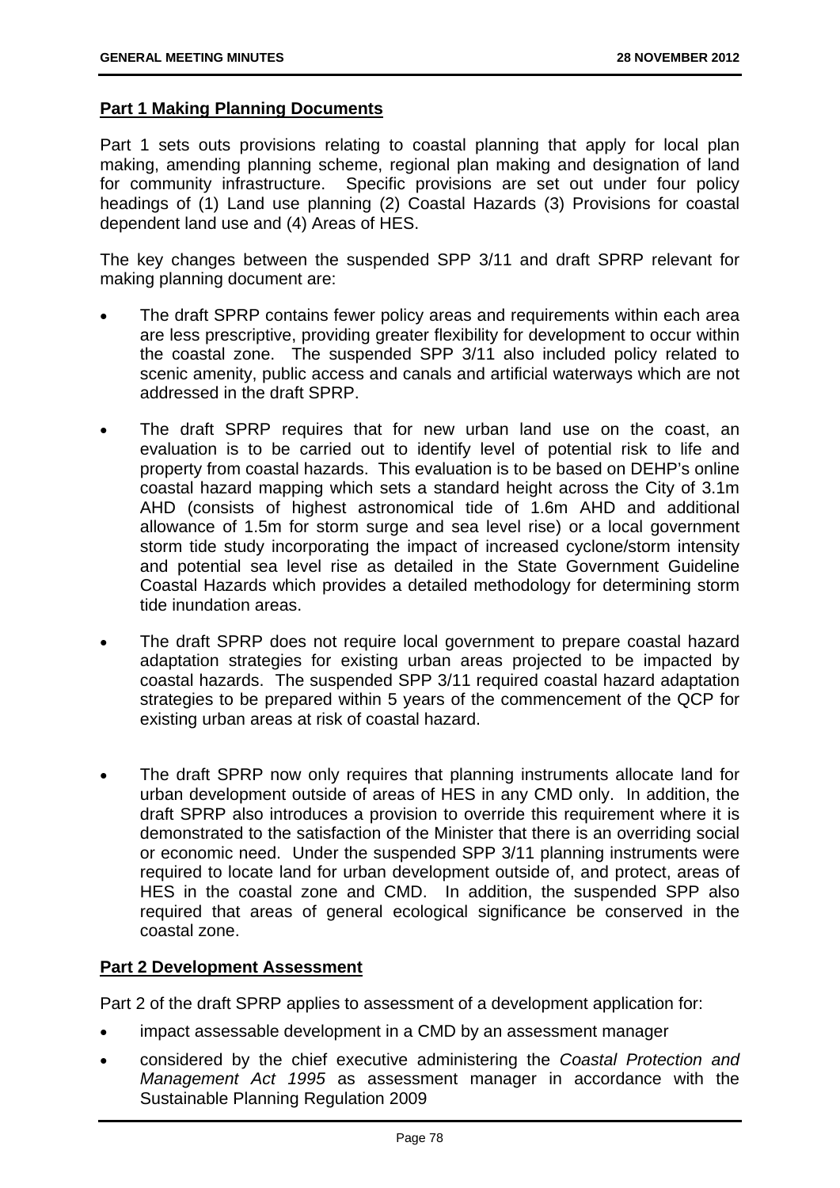**Part 1 Making Planning Documents**

Part 1 sets outs provisions relating to coastal planning that apply for local plan making, amending planning scheme, regional plan making and designation of land for community infrastructure. Specific provisions are set out under four policy headings of (1) Land use planning (2) Coastal Hazards (3) Provisions for coastal dependent land use and (4) Areas of HES.

The key changes between the suspended SPP 3/11 and draft SPRP relevant for making planning document are:

- The draft SPRP contains fewer policy areas and requirements within each area are less prescriptive, providing greater flexibility for development to occur within the coastal zone. The suspended SPP 3/11 also included policy related to scenic amenity, public access and canals and artificial waterways which are not addressed in the draft SPRP.
- The draft SPRP requires that for new urban land use on the coast, an evaluation is to be carried out to identify level of potential risk to life and property from coastal hazards. This evaluation is to be based on DEHP's online coastal hazard mapping which sets a standard height across the City of 3.1m AHD (consists of highest astronomical tide of 1.6m AHD and additional allowance of 1.5m for storm surge and sea level rise) or a local government storm tide study incorporating the impact of increased cyclone/storm intensity and potential sea level rise as detailed in the State Government Guideline Coastal Hazards which provides a detailed methodology for determining storm tide inundation areas.
- The draft SPRP does not require local government to prepare coastal hazard adaptation strategies for existing urban areas projected to be impacted by coastal hazards. The suspended SPP 3/11 required coastal hazard adaptation strategies to be prepared within 5 years of the commencement of the QCP for existing urban areas at risk of coastal hazard.
- The draft SPRP now only requires that planning instruments allocate land for urban development outside of areas of HES in any CMD only. In addition, the draft SPRP also introduces a provision to override this requirement where it is demonstrated to the satisfaction of the Minister that there is an overriding social or economic need. Under the suspended SPP 3/11 planning instruments were required to locate land for urban development outside of, and protect, areas of HES in the coastal zone and CMD. In addition, the suspended SPP also required that areas of general ecological significance be conserved in the coastal zone.

**Part 2 Development Assessment**

Part 2 of the draft SPRP applies to assessment of a development application for:

- impact assessable development in a CMD by an assessment manager
- considered by the chief executive administering the *Coastal Protection and Management Act 1995* as assessment manager in accordance with the Sustainable Planning Regulation 2009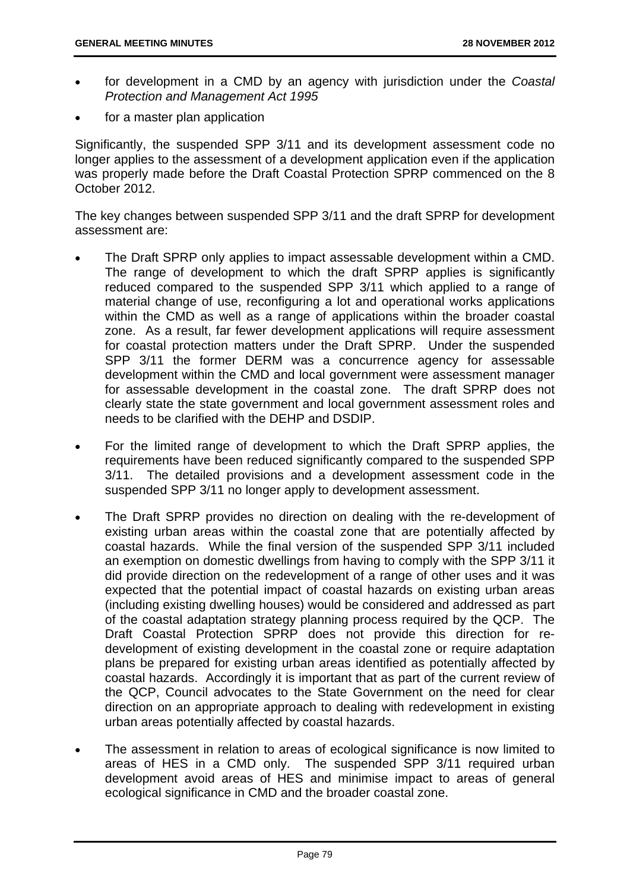- for development in a CMD by an agency with jurisdiction under the *Coastal Protection and Management Act 1995*
- for a master plan application

Significantly, the suspended SPP 3/11 and its development assessment code no longer applies to the assessment of a development application even if the application was properly made before the Draft Coastal Protection SPRP commenced on the 8 October 2012.

The key changes between suspended SPP 3/11 and the draft SPRP for development assessment are:

- The Draft SPRP only applies to impact assessable development within a CMD. The range of development to which the draft SPRP applies is significantly reduced compared to the suspended SPP 3/11 which applied to a range of material change of use, reconfiguring a lot and operational works applications within the CMD as well as a range of applications within the broader coastal zone. As a result, far fewer development applications will require assessment for coastal protection matters under the Draft SPRP. Under the suspended SPP 3/11 the former DERM was a concurrence agency for assessable development within the CMD and local government were assessment manager for assessable development in the coastal zone. The draft SPRP does not clearly state the state government and local government assessment roles and needs to be clarified with the DEHP and DSDIP.
- For the limited range of development to which the Draft SPRP applies, the requirements have been reduced significantly compared to the suspended SPP 3/11. The detailed provisions and a development assessment code in the suspended SPP 3/11 no longer apply to development assessment.
- The Draft SPRP provides no direction on dealing with the re-development of existing urban areas within the coastal zone that are potentially affected by coastal hazards. While the final version of the suspended SPP 3/11 included an exemption on domestic dwellings from having to comply with the SPP 3/11 it did provide direction on the redevelopment of a range of other uses and it was expected that the potential impact of coastal hazards on existing urban areas (including existing dwelling houses) would be considered and addressed as part of the coastal adaptation strategy planning process required by the QCP. The Draft Coastal Protection SPRP does not provide this direction for re-development of existing development in the coastal zone or require adaptation plans be prepared for existing urban areas identified as potentially affected by coastal hazards. Accordingly it is important that as part of the current review of the QCP, Council advocates to the State Government on the need for clear direction on an appropriate approach to dealing with redevelopment in existing urban areas potentially affected by coastal hazards.
- The assessment in relation to areas of ecological significance is now limited to areas of HES in a CMD only. The suspended SPP 3/11 required urban development avoid areas of HES and minimise impact to areas of general ecological significance in CMD and the broader coastal zone.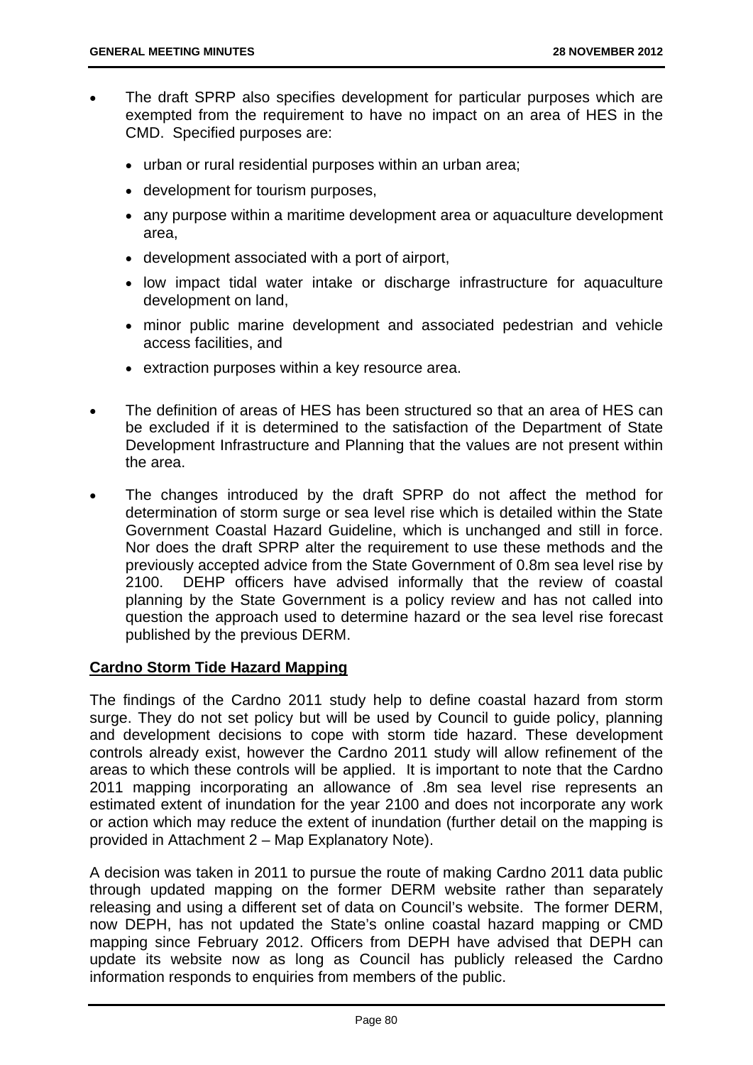- The draft SPRP also specifies development for particular purposes which are exempted from the requirement to have no impact on an area of HES in the CMD. Specified purposes are:
  - urban or rural residential purposes within an urban area;
  - development for tourism purposes,
  - any purpose within a maritime development area or aquaculture development area,
  - development associated with a port of airport,
  - low impact tidal water intake or discharge infrastructure for aquaculture development on land,
  - minor public marine development and associated pedestrian and vehicle access facilities, and
  - extraction purposes within a key resource area.
- The definition of areas of HES has been structured so that an area of HES can be excluded if it is determined to the satisfaction of the Department of State Development Infrastructure and Planning that the values are not present within the area.
- The changes introduced by the draft SPRP do not affect the method for determination of storm surge or sea level rise which is detailed within the State Government Coastal Hazard Guideline, which is unchanged and still in force. Nor does the draft SPRP alter the requirement to use these methods and the previously accepted advice from the State Government of 0.8m sea level rise by 2100. DEHP officers have advised informally that the review of coastal planning by the State Government is a policy review and has not called into question the approach used to determine hazard or the sea level rise forecast published by the previous DERM.

**Cardno Storm Tide Hazard Mapping**

The findings of the Cardno 2011 study help to define coastal hazard from storm surge. They do not set policy but will be used by Council to guide policy, planning and development decisions to cope with storm tide hazard. These development controls already exist, however the Cardno 2011 study will allow refinement of the areas to which these controls will be applied. It is important to note that the Cardno 2011 mapping incorporating an allowance of .8m sea level rise represents an estimated extent of inundation for the year 2100 and does not incorporate any work or action which may reduce the extent of inundation (further detail on the mapping is provided in Attachment 2 – Map Explanatory Note).

A decision was taken in 2011 to pursue the route of making Cardno 2011 data public through updated mapping on the former DERM website rather than separately releasing and using a different set of data on Council's website. The former DERM, now DEPH, has not updated the State's online coastal hazard mapping or CMD mapping since February 2012. Officers from DEPH have advised that DEPH can update its website now as long as Council has publicly released the Cardno information responds to enquiries from members of the public.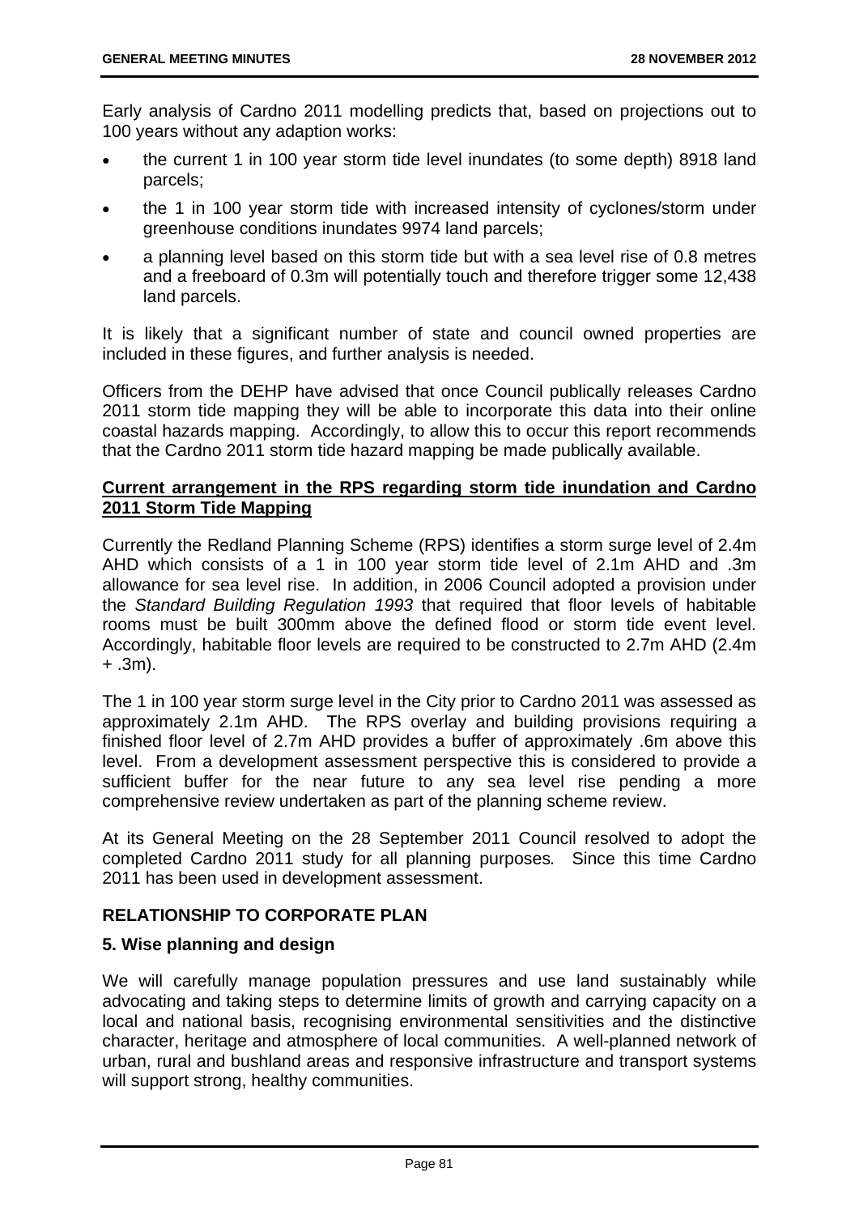Early analysis of Cardno 2011 modelling predicts that, based on projections out to 100 years without any adaption works:

- the current 1 in 100 year storm tide level inundates (to some depth) 8918 land parcels;
- the 1 in 100 year storm tide with increased intensity of cyclones/storm under greenhouse conditions inundates 9974 land parcels;
- a planning level based on this storm tide but with a sea level rise of 0.8 metres and a freeboard of 0.3m will potentially touch and therefore trigger some 12,438 land parcels.

It is likely that a significant number of state and council owned properties are included in these figures, and further analysis is needed.

Officers from the DEHP have advised that once Council publically releases Cardno 2011 storm tide mapping they will be able to incorporate this data into their online coastal hazards mapping. Accordingly, to allow this to occur this report recommends that the Cardno 2011 storm tide hazard mapping be made publically available.

**<u>Current arrangement in the RPS regarding storm tide inundation and Cardno 2011 Storm Tide Mapping</u>**

Currently the Redland Planning Scheme (RPS) identifies a storm surge level of 2.4m AHD which consists of a 1 in 100 year storm tide level of 2.1m AHD and .3m allowance for sea level rise. In addition, in 2006 Council adopted a provision under the *Standard Building Regulation 1993* that required that floor levels of habitable rooms must be built 300mm above the defined flood or storm tide event level. Accordingly, habitable floor levels are required to be constructed to 2.7m AHD (2.4m + .3m).

The 1 in 100 year storm surge level in the City prior to Cardno 2011 was assessed as approximately 2.1m AHD. The RPS overlay and building provisions requiring a finished floor level of 2.7m AHD provides a buffer of approximately .6m above this level. From a development assessment perspective this is considered to provide a sufficient buffer for the near future to any sea level rise pending a more comprehensive review undertaken as part of the planning scheme review.

At its General Meeting on the 28 September 2011 Council resolved to adopt the completed Cardno 2011 study for all planning purposes*.* Since this time Cardno 2011 has been used in development assessment.

## RELATIONSHIP TO CORPORATE PLAN

### 5. Wise planning and design

We will carefully manage population pressures and use land sustainably while advocating and taking steps to determine limits of growth and carrying capacity on a local and national basis, recognising environmental sensitivities and the distinctive character, heritage and atmosphere of local communities. A well-planned network of urban, rural and bushland areas and responsive infrastructure and transport systems will support strong, healthy communities.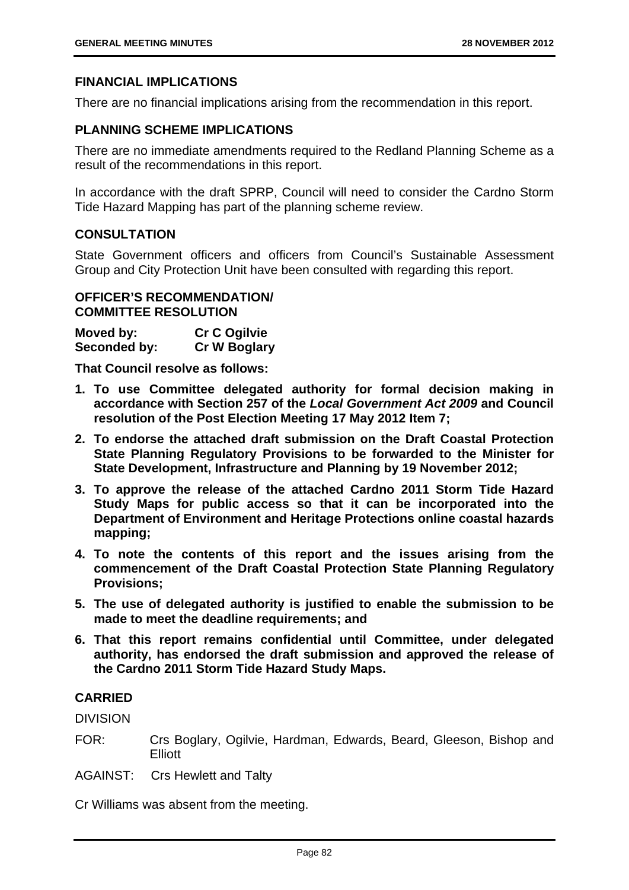## FINANCIAL IMPLICATIONS

There are no financial implications arising from the recommendation in this report.

## PLANNING SCHEME IMPLICATIONS

There are no immediate amendments required to the Redland Planning Scheme as a result of the recommendations in this report.

In accordance with the draft SPRP, Council will need to consider the Cardno Storm Tide Hazard Mapping has part of the planning scheme review.

## CONSULTATION

State Government officers and officers from Council's Sustainable Assessment Group and City Protection Unit have been consulted with regarding this report.

## OFFICER'S RECOMMENDATION/ COMMITTEE RESOLUTION

**Moved by:** **Cr C Ogilvie**
**Seconded by:** **Cr W Boglary**

**That Council resolve as follows:**

1. **To use Committee delegated authority for formal decision making in accordance with Section 257 of the *Local Government Act 2009* and Council resolution of the Post Election Meeting 17 May 2012 Item 7;**
2. **To endorse the attached draft submission on the Draft Coastal Protection State Planning Regulatory Provisions to be forwarded to the Minister for State Development, Infrastructure and Planning by 19 November 2012;**
3. **To approve the release of the attached Cardno 2011 Storm Tide Hazard Study Maps for public access so that it can be incorporated into the Department of Environment and Heritage Protections online coastal hazards mapping;**
4. **To note the contents of this report and the issues arising from the commencement of the Draft Coastal Protection State Planning Regulatory Provisions;**
5. **The use of delegated authority is justified to enable the submission to be made to meet the deadline requirements; and**
6. **That this report remains confidential until Committee, under delegated authority, has endorsed the draft submission and approved the release of the Cardno 2011 Storm Tide Hazard Study Maps.**

**CARRIED**

DIVISION

FOR: Crs Boglary, Ogilvie, Hardman, Edwards, Beard, Gleeson, Bishop and Elliott

AGAINST: Crs Hewlett and Talty

Cr Williams was absent from the meeting.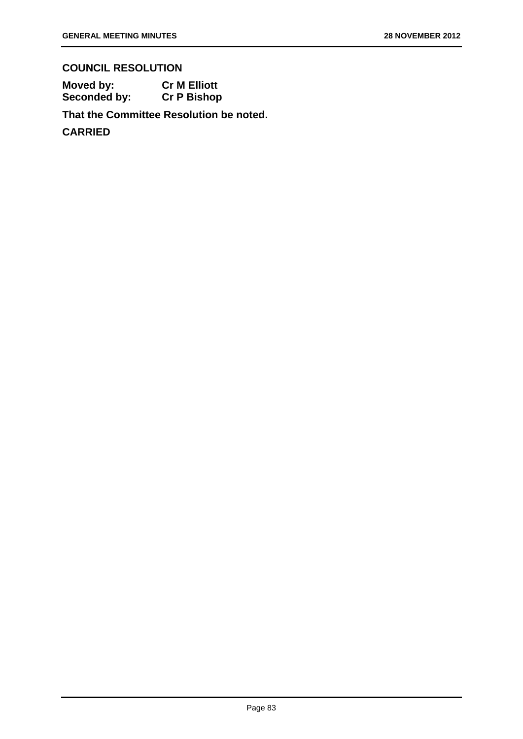**COUNCIL RESOLUTION**

**Moved by:** **Cr M Elliott**
**Seconded by:** **Cr P Bishop**

**That the Committee Resolution be noted.**

**CARRIED**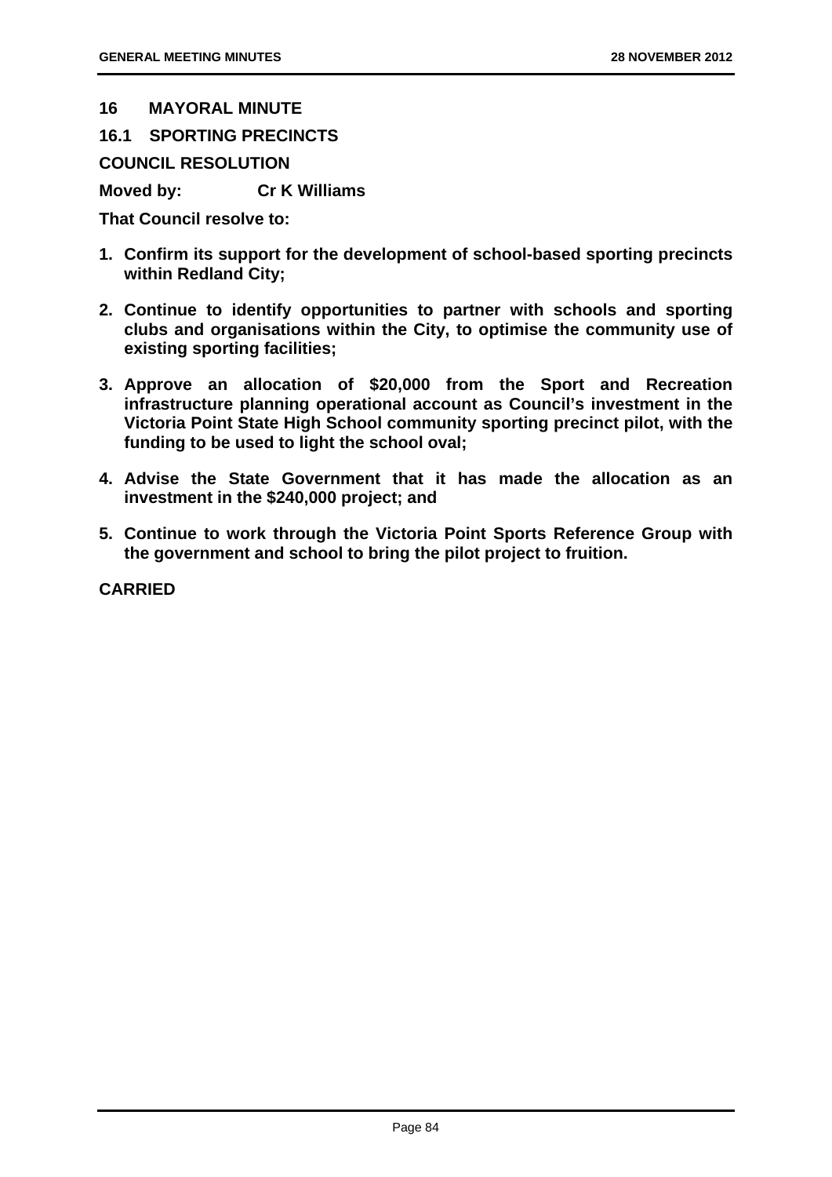## 16 MAYORAL MINUTE

### 16.1 SPORTING PRECINCTS

**COUNCIL RESOLUTION**

**Moved by: Cr K Williams**

**That Council resolve to:**

1. **Confirm its support for the development of school-based sporting precincts within Redland City;**
2. **Continue to identify opportunities to partner with schools and sporting clubs and organisations within the City, to optimise the community use of existing sporting facilities;**
3. **Approve an allocation of $20,000 from the Sport and Recreation infrastructure planning operational account as Council's investment in the Victoria Point State High School community sporting precinct pilot, with the funding to be used to light the school oval;**
4. **Advise the State Government that it has made the allocation as an investment in the $240,000 project; and**
5. **Continue to work through the Victoria Point Sports Reference Group with the government and school to bring the pilot project to fruition.**

**CARRIED**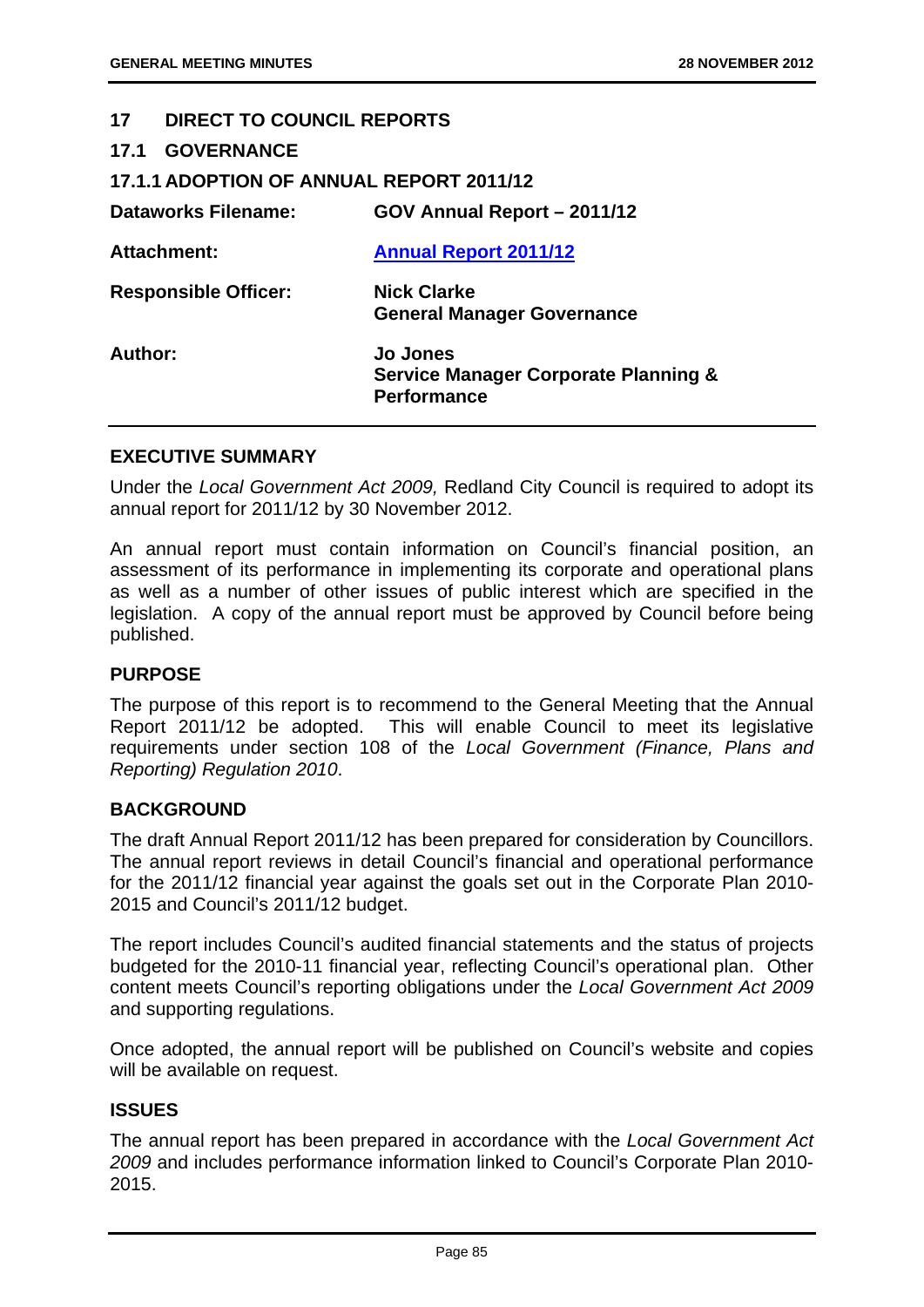## 17 DIRECT TO COUNCIL REPORTS

### 17.1 GOVERNANCE

#### 17.1.1 ADOPTION OF ANNUAL REPORT 2011/12

| | |
|---|---|
| **Dataworks Filename:** | **GOV Annual Report – 2011/12** |
| **Attachment:** | **Annual Report 2011/12** |
| **Responsible Officer:** | **Nick Clarke**<br>**General Manager Governance** |
| **Author:** | **Jo Jones**<br>**Service Manager Corporate Planning & Performance** |

**EXECUTIVE SUMMARY**

Under the *Local Government Act 2009,* Redland City Council is required to adopt its annual report for 2011/12 by 30 November 2012.

An annual report must contain information on Council's financial position, an assessment of its performance in implementing its corporate and operational plans as well as a number of other issues of public interest which are specified in the legislation. A copy of the annual report must be approved by Council before being published.

**PURPOSE**

The purpose of this report is to recommend to the General Meeting that the Annual Report 2011/12 be adopted. This will enable Council to meet its legislative requirements under section 108 of the *Local Government (Finance, Plans and Reporting) Regulation 2010*.

**BACKGROUND**

The draft Annual Report 2011/12 has been prepared for consideration by Councillors. The annual report reviews in detail Council's financial and operational performance for the 2011/12 financial year against the goals set out in the Corporate Plan 2010-2015 and Council's 2011/12 budget.

The report includes Council's audited financial statements and the status of projects budgeted for the 2010-11 financial year, reflecting Council's operational plan. Other content meets Council's reporting obligations under the *Local Government Act 2009* and supporting regulations.

Once adopted, the annual report will be published on Council's website and copies will be available on request.

**ISSUES**

The annual report has been prepared in accordance with the *Local Government Act 2009* and includes performance information linked to Council's Corporate Plan 2010-2015.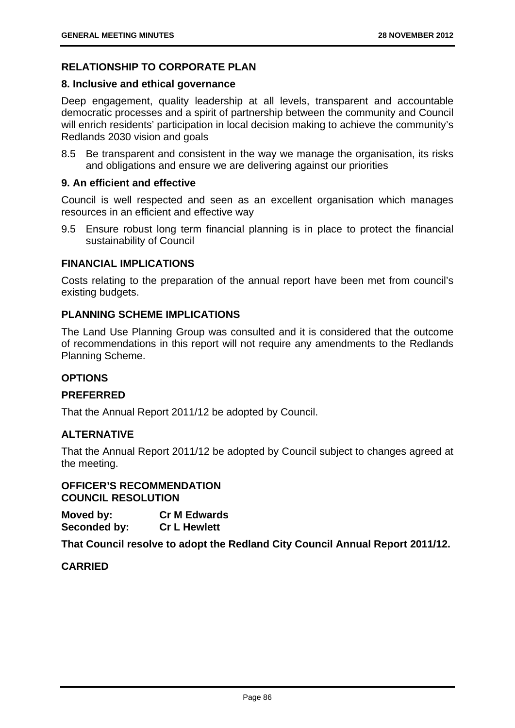### RELATIONSHIP TO CORPORATE PLAN

**8. Inclusive and ethical governance**

Deep engagement, quality leadership at all levels, transparent and accountable democratic processes and a spirit of partnership between the community and Council will enrich residents' participation in local decision making to achieve the community's Redlands 2030 vision and goals

8.5 Be transparent and consistent in the way we manage the organisation, its risks and obligations and ensure we are delivering against our priorities

**9. An efficient and effective**

Council is well respected and seen as an excellent organisation which manages resources in an efficient and effective way

9.5 Ensure robust long term financial planning is in place to protect the financial sustainability of Council

### FINANCIAL IMPLICATIONS

Costs relating to the preparation of the annual report have been met from council's existing budgets.

### PLANNING SCHEME IMPLICATIONS

The Land Use Planning Group was consulted and it is considered that the outcome of recommendations in this report will not require any amendments to the Redlands Planning Scheme.

### OPTIONS

### PREFERRED

That the Annual Report 2011/12 be adopted by Council.

### ALTERNATIVE

That the Annual Report 2011/12 be adopted by Council subject to changes agreed at the meeting.

**OFFICER'S RECOMMENDATION**
**COUNCIL RESOLUTION**

**Moved by:** **Cr M Edwards**
**Seconded by:** **Cr L Hewlett**

**That Council resolve to adopt the Redland City Council Annual Report 2011/12.**

**CARRIED**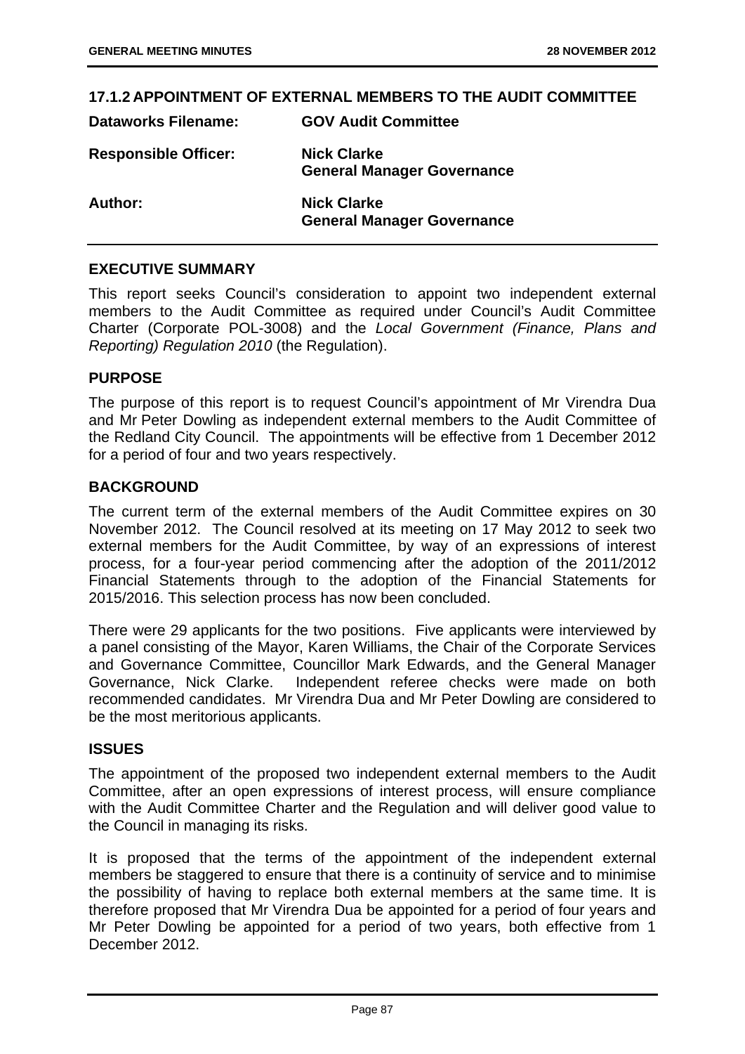## 17.1.2 APPOINTMENT OF EXTERNAL MEMBERS TO THE AUDIT COMMITTEE

| | |
|---|---|
| **Dataworks Filename:** | **GOV Audit Committee** |
| **Responsible Officer:** | **Nick Clarke**<br>**General Manager Governance** |
| **Author:** | **Nick Clarke**<br>**General Manager Governance** |

### EXECUTIVE SUMMARY

This report seeks Council's consideration to appoint two independent external members to the Audit Committee as required under Council's Audit Committee Charter (Corporate POL-3008) and the *Local Government (Finance, Plans and Reporting) Regulation 2010* (the Regulation).

### PURPOSE

The purpose of this report is to request Council's appointment of Mr Virendra Dua and Mr Peter Dowling as independent external members to the Audit Committee of the Redland City Council. The appointments will be effective from 1 December 2012 for a period of four and two years respectively.

### BACKGROUND

The current term of the external members of the Audit Committee expires on 30 November 2012. The Council resolved at its meeting on 17 May 2012 to seek two external members for the Audit Committee, by way of an expressions of interest process, for a four-year period commencing after the adoption of the 2011/2012 Financial Statements through to the adoption of the Financial Statements for 2015/2016. This selection process has now been concluded.

There were 29 applicants for the two positions. Five applicants were interviewed by a panel consisting of the Mayor, Karen Williams, the Chair of the Corporate Services and Governance Committee, Councillor Mark Edwards, and the General Manager Governance, Nick Clarke. Independent referee checks were made on both recommended candidates. Mr Virendra Dua and Mr Peter Dowling are considered to be the most meritorious applicants.

### ISSUES

The appointment of the proposed two independent external members to the Audit Committee, after an open expressions of interest process, will ensure compliance with the Audit Committee Charter and the Regulation and will deliver good value to the Council in managing its risks.

It is proposed that the terms of the appointment of the independent external members be staggered to ensure that there is a continuity of service and to minimise the possibility of having to replace both external members at the same time. It is therefore proposed that Mr Virendra Dua be appointed for a period of four years and Mr Peter Dowling be appointed for a period of two years, both effective from 1 December 2012.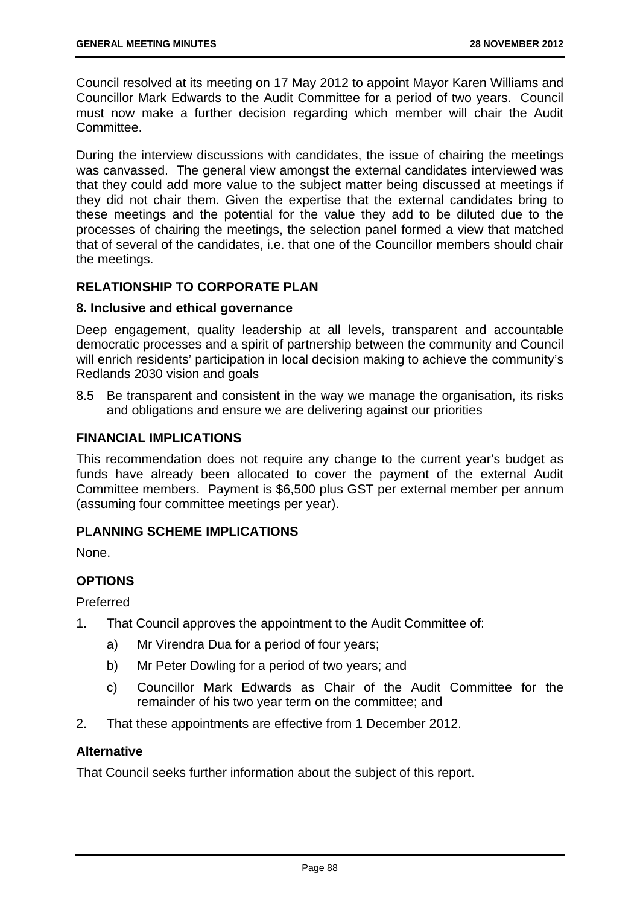Council resolved at its meeting on 17 May 2012 to appoint Mayor Karen Williams and Councillor Mark Edwards to the Audit Committee for a period of two years. Council must now make a further decision regarding which member will chair the Audit Committee.

During the interview discussions with candidates, the issue of chairing the meetings was canvassed. The general view amongst the external candidates interviewed was that they could add more value to the subject matter being discussed at meetings if they did not chair them. Given the expertise that the external candidates bring to these meetings and the potential for the value they add to be diluted due to the processes of chairing the meetings, the selection panel formed a view that matched that of several of the candidates, i.e. that one of the Councillor members should chair the meetings.

## RELATIONSHIP TO CORPORATE PLAN

### 8. Inclusive and ethical governance

Deep engagement, quality leadership at all levels, transparent and accountable democratic processes and a spirit of partnership between the community and Council will enrich residents' participation in local decision making to achieve the community's Redlands 2030 vision and goals

8.5 Be transparent and consistent in the way we manage the organisation, its risks and obligations and ensure we are delivering against our priorities

## FINANCIAL IMPLICATIONS

This recommendation does not require any change to the current year's budget as funds have already been allocated to cover the payment of the external Audit Committee members. Payment is $6,500 plus GST per external member per annum (assuming four committee meetings per year).

## PLANNING SCHEME IMPLICATIONS

None.

## OPTIONS

Preferred

1. That Council approves the appointment to the Audit Committee of:
   a) Mr Virendra Dua for a period of four years;
   b) Mr Peter Dowling for a period of two years; and
   c) Councillor Mark Edwards as Chair of the Audit Committee for the remainder of his two year term on the committee; and
2. That these appointments are effective from 1 December 2012.

**Alternative**

That Council seeks further information about the subject of this report.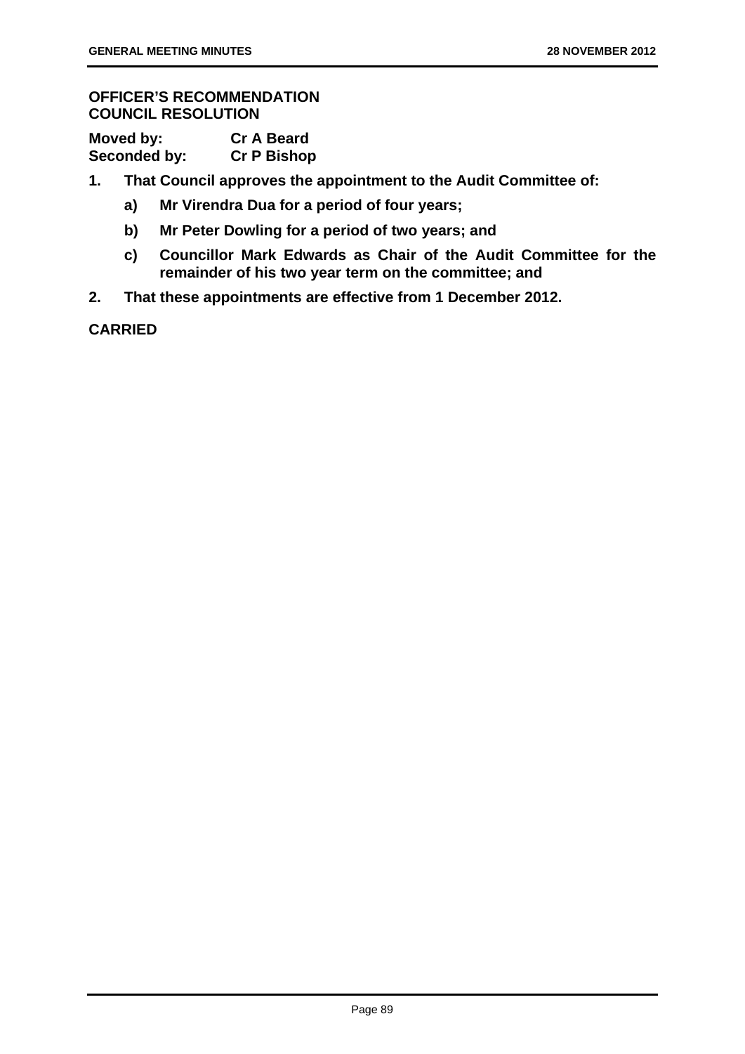**OFFICER'S RECOMMENDATION**
**COUNCIL RESOLUTION**

**Moved by: Cr A Beard**
**Seconded by: Cr P Bishop**

1. **That Council approves the appointment to the Audit Committee of:**
   a) **Mr Virendra Dua for a period of four years;**
   b) **Mr Peter Dowling for a period of two years; and**
   c) **Councillor Mark Edwards as Chair of the Audit Committee for the remainder of his two year term on the committee; and**
2. **That these appointments are effective from 1 December 2012.**

**CARRIED**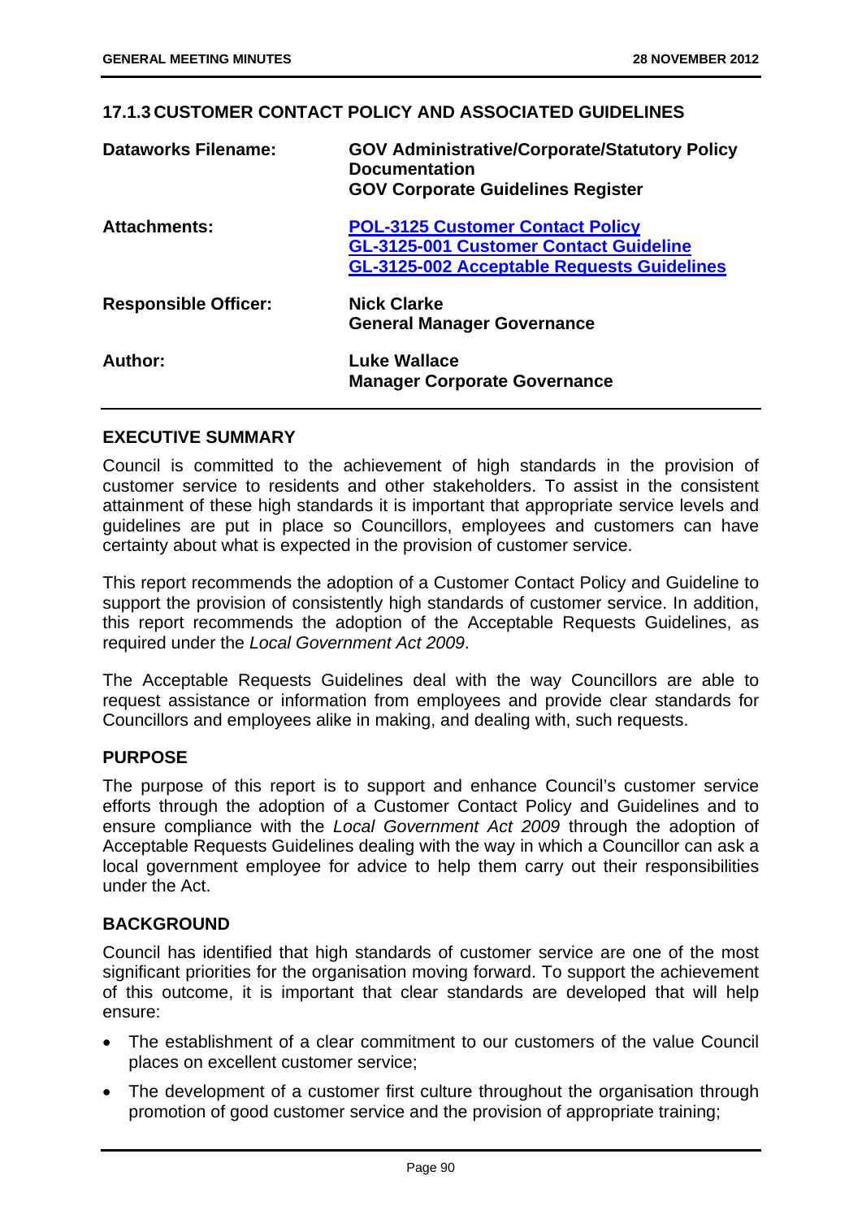### 17.1.3 CUSTOMER CONTACT POLICY AND ASSOCIATED GUIDELINES

| | |
|---|---|
| **Dataworks Filename:** | **GOV Administrative/Corporate/Statutory Policy Documentation**<br>**GOV Corporate Guidelines Register** |
| **Attachments:** | **POL-3125 Customer Contact Policy**<br>**GL-3125-001 Customer Contact Guideline**<br>**GL-3125-002 Acceptable Requests Guidelines** |
| **Responsible Officer:** | **Nick Clarke**<br>**General Manager Governance** |
| **Author:** | **Luke Wallace**<br>**Manager Corporate Governance** |

#### EXECUTIVE SUMMARY

Council is committed to the achievement of high standards in the provision of customer service to residents and other stakeholders. To assist in the consistent attainment of these high standards it is important that appropriate service levels and guidelines are put in place so Councillors, employees and customers can have certainty about what is expected in the provision of customer service.

This report recommends the adoption of a Customer Contact Policy and Guideline to support the provision of consistently high standards of customer service. In addition, this report recommends the adoption of the Acceptable Requests Guidelines, as required under the *Local Government Act 2009*.

The Acceptable Requests Guidelines deal with the way Councillors are able to request assistance or information from employees and provide clear standards for Councillors and employees alike in making, and dealing with, such requests.

#### PURPOSE

The purpose of this report is to support and enhance Council's customer service efforts through the adoption of a Customer Contact Policy and Guidelines and to ensure compliance with the *Local Government Act 2009* through the adoption of Acceptable Requests Guidelines dealing with the way in which a Councillor can ask a local government employee for advice to help them carry out their responsibilities under the Act.

#### BACKGROUND

Council has identified that high standards of customer service are one of the most significant priorities for the organisation moving forward. To support the achievement of this outcome, it is important that clear standards are developed that will help ensure:

- The establishment of a clear commitment to our customers of the value Council places on excellent customer service;
- The development of a customer first culture throughout the organisation through promotion of good customer service and the provision of appropriate training;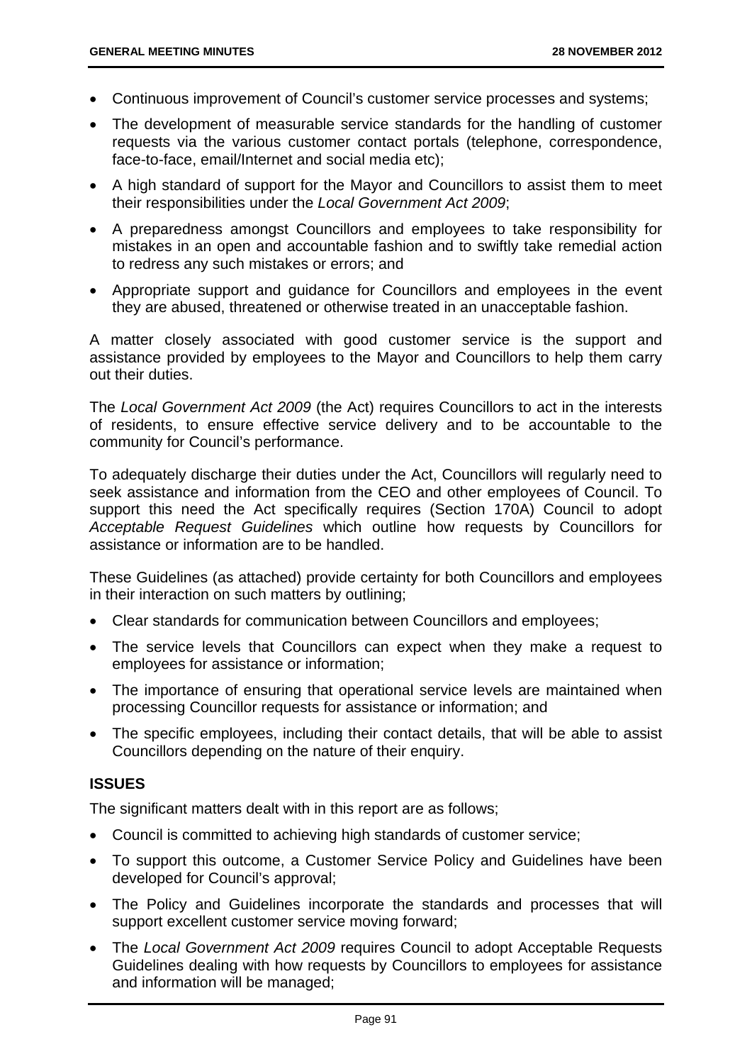- Continuous improvement of Council's customer service processes and systems;
- The development of measurable service standards for the handling of customer requests via the various customer contact portals (telephone, correspondence, face-to-face, email/Internet and social media etc);
- A high standard of support for the Mayor and Councillors to assist them to meet their responsibilities under the *Local Government Act 2009*;
- A preparedness amongst Councillors and employees to take responsibility for mistakes in an open and accountable fashion and to swiftly take remedial action to redress any such mistakes or errors; and
- Appropriate support and guidance for Councillors and employees in the event they are abused, threatened or otherwise treated in an unacceptable fashion.

A matter closely associated with good customer service is the support and assistance provided by employees to the Mayor and Councillors to help them carry out their duties.

The *Local Government Act 2009* (the Act) requires Councillors to act in the interests of residents, to ensure effective service delivery and to be accountable to the community for Council's performance.

To adequately discharge their duties under the Act, Councillors will regularly need to seek assistance and information from the CEO and other employees of Council. To support this need the Act specifically requires (Section 170A) Council to adopt *Acceptable Request Guidelines* which outline how requests by Councillors for assistance or information are to be handled.

These Guidelines (as attached) provide certainty for both Councillors and employees in their interaction on such matters by outlining;

- Clear standards for communication between Councillors and employees;
- The service levels that Councillors can expect when they make a request to employees for assistance or information;
- The importance of ensuring that operational service levels are maintained when processing Councillor requests for assistance or information; and
- The specific employees, including their contact details, that will be able to assist Councillors depending on the nature of their enquiry.

## ISSUES

The significant matters dealt with in this report are as follows;

- Council is committed to achieving high standards of customer service;
- To support this outcome, a Customer Service Policy and Guidelines have been developed for Council's approval;
- The Policy and Guidelines incorporate the standards and processes that will support excellent customer service moving forward;
- The *Local Government Act 2009* requires Council to adopt Acceptable Requests Guidelines dealing with how requests by Councillors to employees for assistance and information will be managed;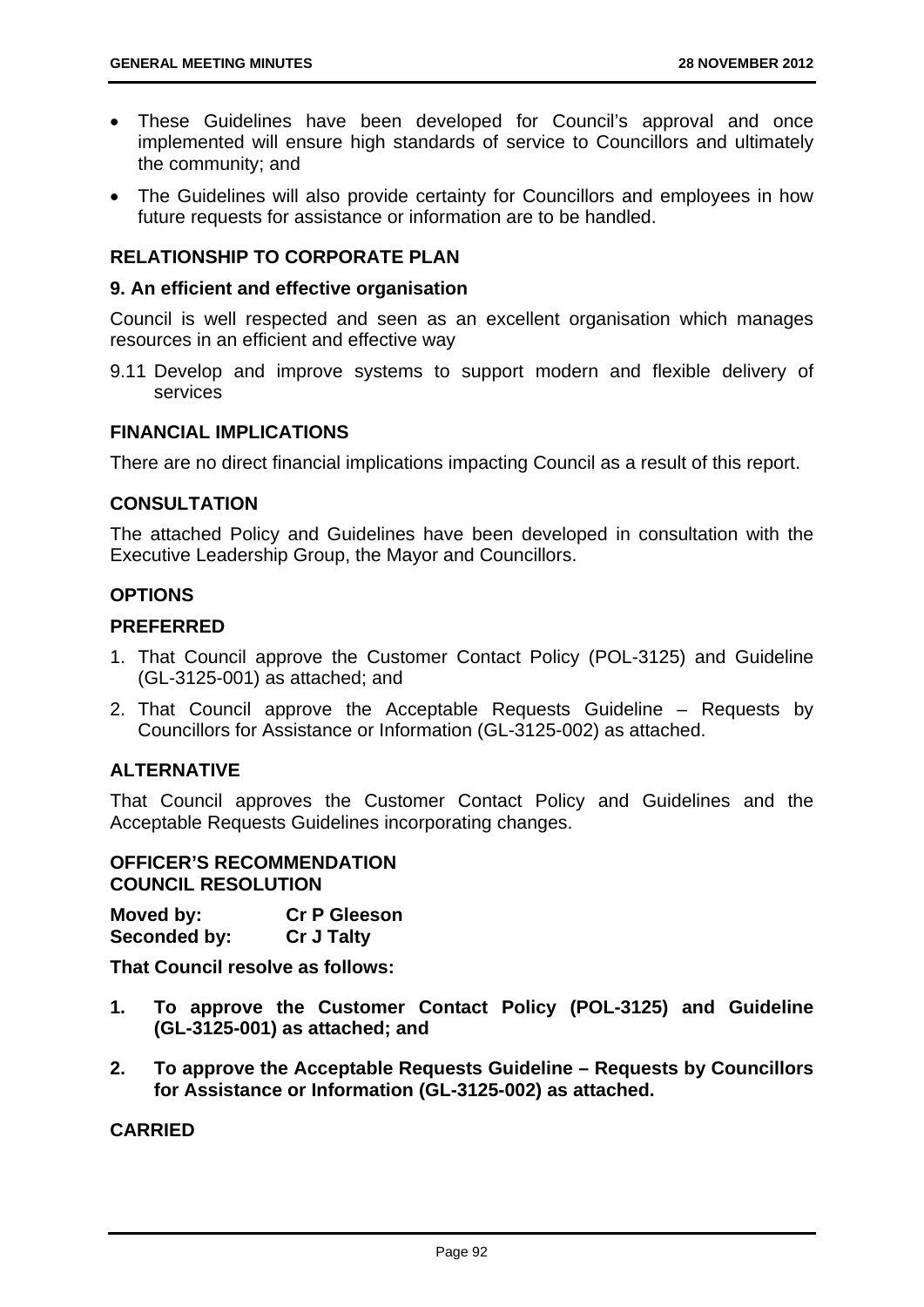- These Guidelines have been developed for Council's approval and once implemented will ensure high standards of service to Councillors and ultimately the community; and
- The Guidelines will also provide certainty for Councillors and employees in how future requests for assistance or information are to be handled.

## RELATIONSHIP TO CORPORATE PLAN

### 9. An efficient and effective organisation

Council is well respected and seen as an excellent organisation which manages resources in an efficient and effective way

9.11 Develop and improve systems to support modern and flexible delivery of services

## FINANCIAL IMPLICATIONS

There are no direct financial implications impacting Council as a result of this report.

## CONSULTATION

The attached Policy and Guidelines have been developed in consultation with the Executive Leadership Group, the Mayor and Councillors.

## OPTIONS

### PREFERRED

1. That Council approve the Customer Contact Policy (POL-3125) and Guideline (GL-3125-001) as attached; and
2. That Council approve the Acceptable Requests Guideline – Requests by Councillors for Assistance or Information (GL-3125-002) as attached.

### ALTERNATIVE

That Council approves the Customer Contact Policy and Guidelines and the Acceptable Requests Guidelines incorporating changes.

## OFFICER'S RECOMMENDATION
## COUNCIL RESOLUTION

**Moved by:** **Cr P Gleeson**
**Seconded by:** **Cr J Talty**

**That Council resolve as follows:**

1. **To approve the Customer Contact Policy (POL-3125) and Guideline (GL-3125-001) as attached; and**
2. **To approve the Acceptable Requests Guideline – Requests by Councillors for Assistance or Information (GL-3125-002) as attached.**

**CARRIED**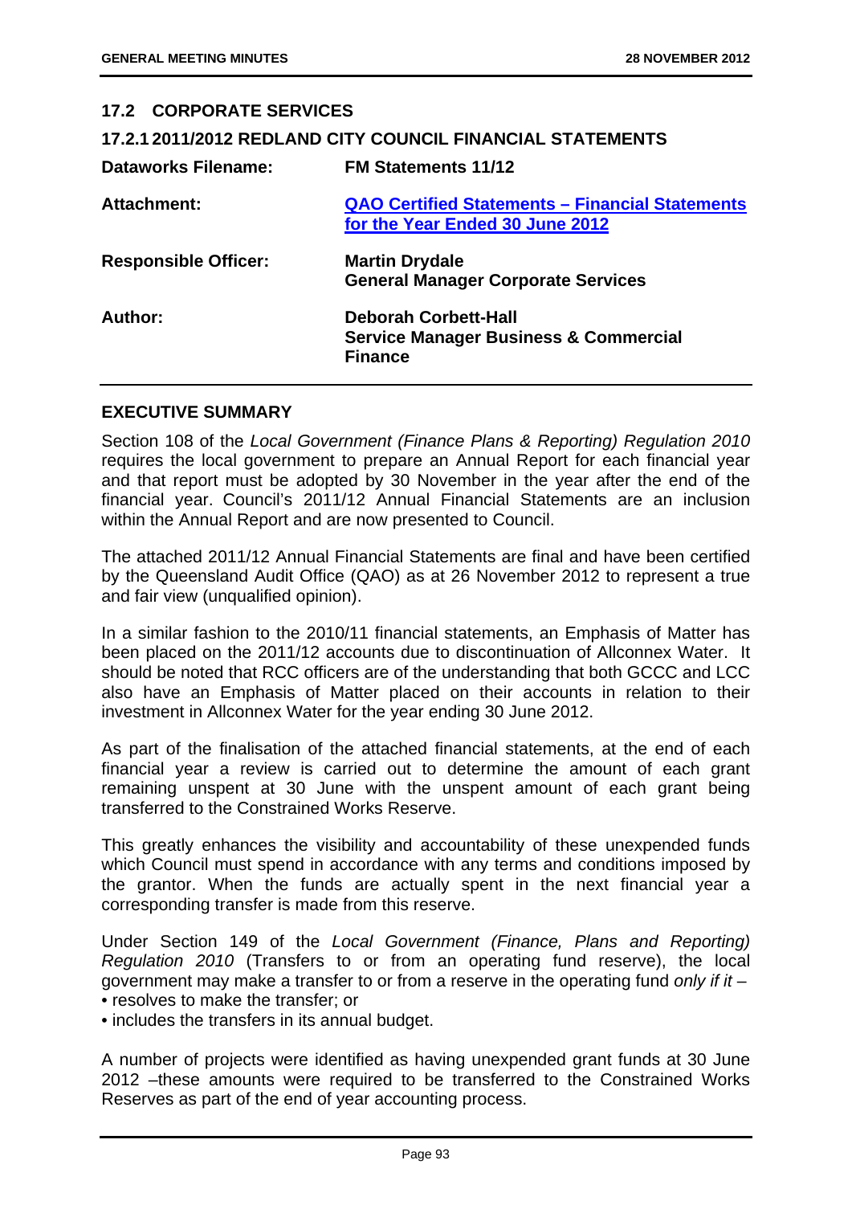## 17.2 CORPORATE SERVICES

### 17.2.1 2011/2012 REDLAND CITY COUNCIL FINANCIAL STATEMENTS

| | |
|---|---|
| **Dataworks Filename:** | **FM Statements 11/12** |
| **Attachment:** | **QAO Certified Statements – Financial Statements for the Year Ended 30 June 2012** |
| **Responsible Officer:** | **Martin Drydale**<br>**General Manager Corporate Services** |
| **Author:** | **Deborah Corbett-Hall**<br>**Service Manager Business & Commercial Finance** |

## EXECUTIVE SUMMARY

Section 108 of the *Local Government (Finance Plans & Reporting) Regulation 2010* requires the local government to prepare an Annual Report for each financial year and that report must be adopted by 30 November in the year after the end of the financial year. Council's 2011/12 Annual Financial Statements are an inclusion within the Annual Report and are now presented to Council.

The attached 2011/12 Annual Financial Statements are final and have been certified by the Queensland Audit Office (QAO) as at 26 November 2012 to represent a true and fair view (unqualified opinion).

In a similar fashion to the 2010/11 financial statements, an Emphasis of Matter has been placed on the 2011/12 accounts due to discontinuation of Allconnex Water. It should be noted that RCC officers are of the understanding that both GCCC and LCC also have an Emphasis of Matter placed on their accounts in relation to their investment in Allconnex Water for the year ending 30 June 2012.

As part of the finalisation of the attached financial statements, at the end of each financial year a review is carried out to determine the amount of each grant remaining unspent at 30 June with the unspent amount of each grant being transferred to the Constrained Works Reserve.

This greatly enhances the visibility and accountability of these unexpended funds which Council must spend in accordance with any terms and conditions imposed by the grantor. When the funds are actually spent in the next financial year a corresponding transfer is made from this reserve.

Under Section 149 of the *Local Government (Finance, Plans and Reporting) Regulation 2010* (Transfers to or from an operating fund reserve), the local government may make a transfer to or from a reserve in the operating fund *only if it* –

- resolves to make the transfer; or
- includes the transfers in its annual budget.

A number of projects were identified as having unexpended grant funds at 30 June 2012 –these amounts were required to be transferred to the Constrained Works Reserves as part of the end of year accounting process.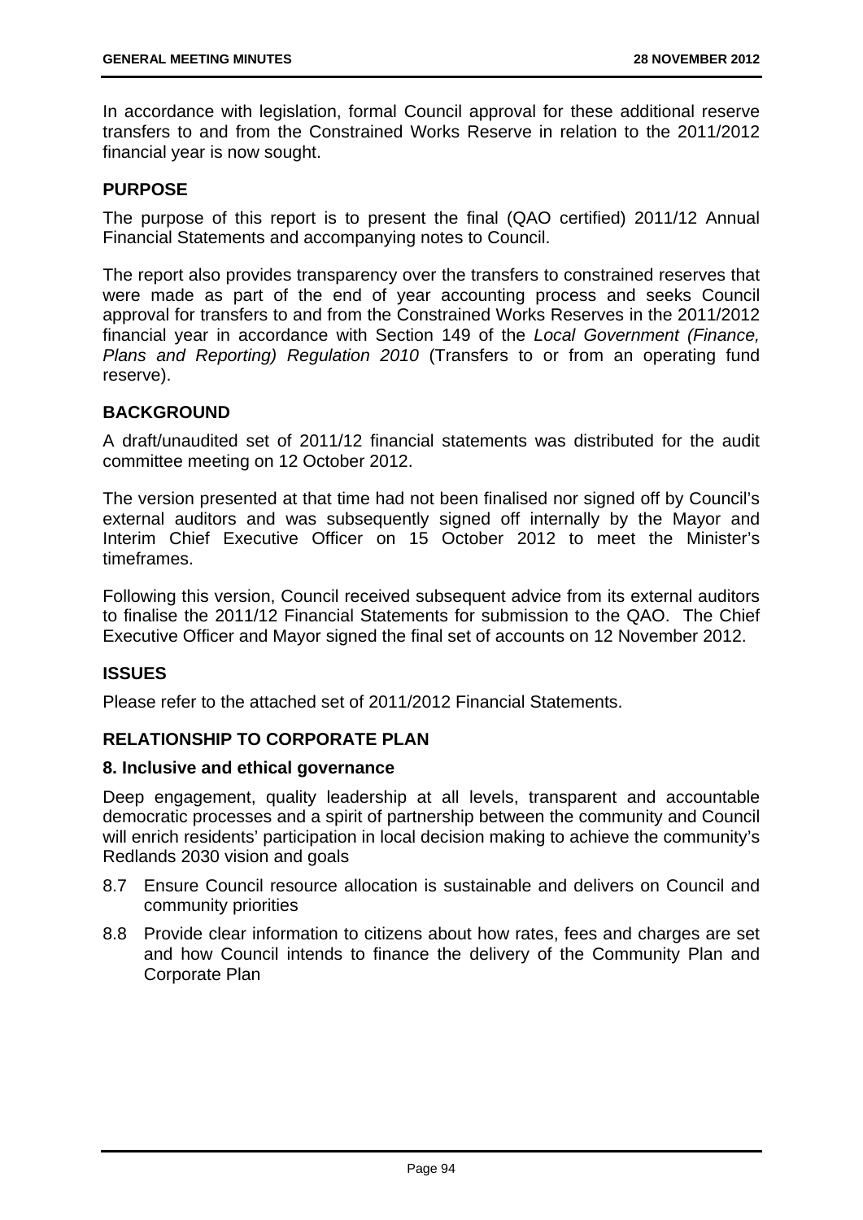In accordance with legislation, formal Council approval for these additional reserve transfers to and from the Constrained Works Reserve in relation to the 2011/2012 financial year is now sought.

## PURPOSE

The purpose of this report is to present the final (QAO certified) 2011/12 Annual Financial Statements and accompanying notes to Council.

The report also provides transparency over the transfers to constrained reserves that were made as part of the end of year accounting process and seeks Council approval for transfers to and from the Constrained Works Reserves in the 2011/2012 financial year in accordance with Section 149 of the *Local Government (Finance, Plans and Reporting) Regulation 2010* (Transfers to or from an operating fund reserve).

## BACKGROUND

A draft/unaudited set of 2011/12 financial statements was distributed for the audit committee meeting on 12 October 2012.

The version presented at that time had not been finalised nor signed off by Council's external auditors and was subsequently signed off internally by the Mayor and Interim Chief Executive Officer on 15 October 2012 to meet the Minister's timeframes.

Following this version, Council received subsequent advice from its external auditors to finalise the 2011/12 Financial Statements for submission to the QAO. The Chief Executive Officer and Mayor signed the final set of accounts on 12 November 2012.

## ISSUES

Please refer to the attached set of 2011/2012 Financial Statements.

## RELATIONSHIP TO CORPORATE PLAN

### 8. Inclusive and ethical governance

Deep engagement, quality leadership at all levels, transparent and accountable democratic processes and a spirit of partnership between the community and Council will enrich residents' participation in local decision making to achieve the community's Redlands 2030 vision and goals

- 8.7 Ensure Council resource allocation is sustainable and delivers on Council and community priorities
- 8.8 Provide clear information to citizens about how rates, fees and charges are set and how Council intends to finance the delivery of the Community Plan and Corporate Plan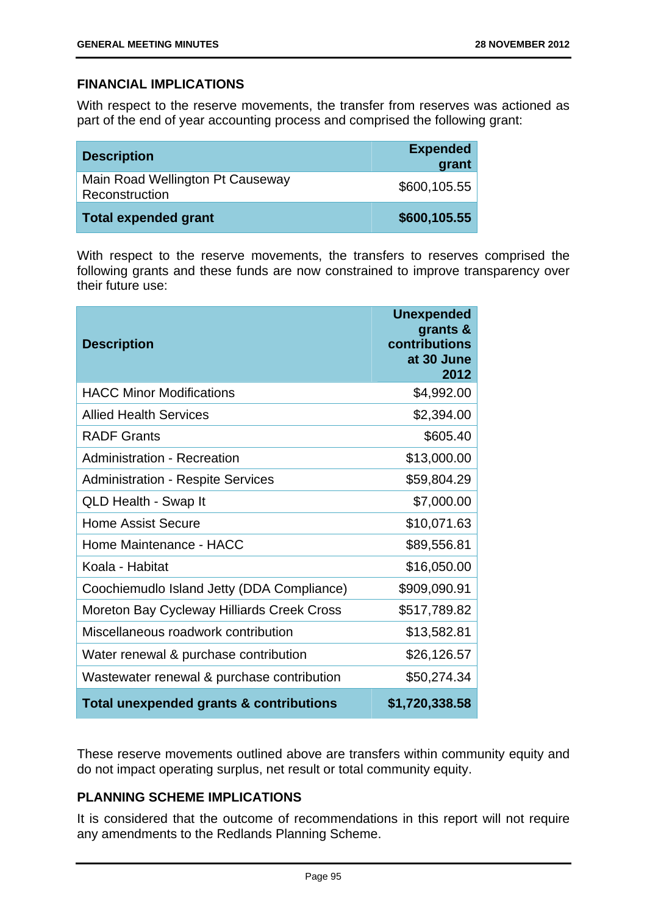## FINANCIAL IMPLICATIONS

With respect to the reserve movements, the transfer from reserves was actioned as part of the end of year accounting process and comprised the following grant:

| Description | Expended grant |
|---|---|
| Main Road Wellington Pt Causeway Reconstruction | $600,105.55 |
| **Total expended grant** | **$600,105.55** |

With respect to the reserve movements, the transfers to reserves comprised the following grants and these funds are now constrained to improve transparency over their future use:

| Description | Unexpended grants & contributions at 30 June 2012 |
|---|---|
| HACC Minor Modifications | $4,992.00 |
| Allied Health Services | $2,394.00 |
| RADF Grants | $605.40 |
| Administration - Recreation | $13,000.00 |
| Administration - Respite Services | $59,804.29 |
| QLD Health - Swap It | $7,000.00 |
| Home Assist Secure | $10,071.63 |
| Home Maintenance - HACC | $89,556.81 |
| Koala - Habitat | $16,050.00 |
| Coochiemudlo Island Jetty (DDA Compliance) | $909,090.91 |
| Moreton Bay Cycleway Hilliards Creek Cross | $517,789.82 |
| Miscellaneous roadwork contribution | $13,582.81 |
| Water renewal & purchase contribution | $26,126.57 |
| Wastewater renewal & purchase contribution | $50,274.34 |
| **Total unexpended grants & contributions** | **$1,720,338.58** |

These reserve movements outlined above are transfers within community equity and do not impact operating surplus, net result or total community equity.

## PLANNING SCHEME IMPLICATIONS

It is considered that the outcome of recommendations in this report will not require any amendments to the Redlands Planning Scheme.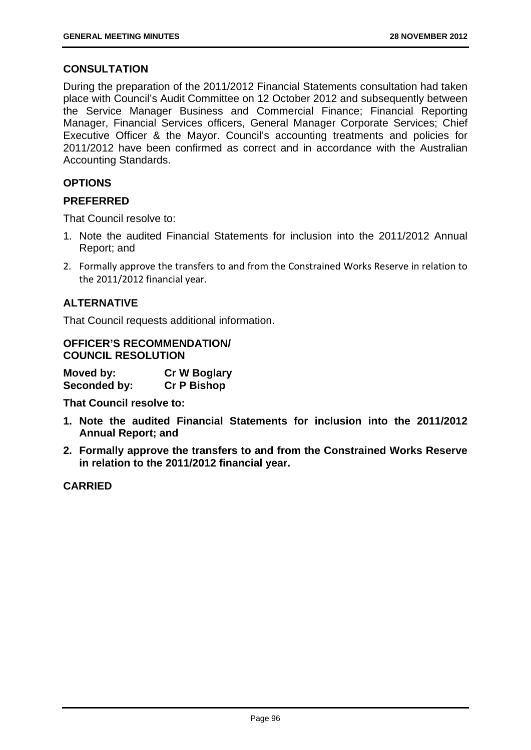## CONSULTATION

During the preparation of the 2011/2012 Financial Statements consultation had taken place with Council's Audit Committee on 12 October 2012 and subsequently between the Service Manager Business and Commercial Finance; Financial Reporting Manager, Financial Services officers, General Manager Corporate Services; Chief Executive Officer & the Mayor. Council's accounting treatments and policies for 2011/2012 have been confirmed as correct and in accordance with the Australian Accounting Standards.

## OPTIONS

## PREFERRED

That Council resolve to:

1. Note the audited Financial Statements for inclusion into the 2011/2012 Annual Report; and
2. Formally approve the transfers to and from the Constrained Works Reserve in relation to the 2011/2012 financial year.

## ALTERNATIVE

That Council requests additional information.

## OFFICER'S RECOMMENDATION/ COUNCIL RESOLUTION

**Moved by:** **Cr W Boglary**
**Seconded by:** **Cr P Bishop**

**That Council resolve to:**

1. **Note the audited Financial Statements for inclusion into the 2011/2012 Annual Report; and**
2. **Formally approve the transfers to and from the Constrained Works Reserve in relation to the 2011/2012 financial year.**

**CARRIED**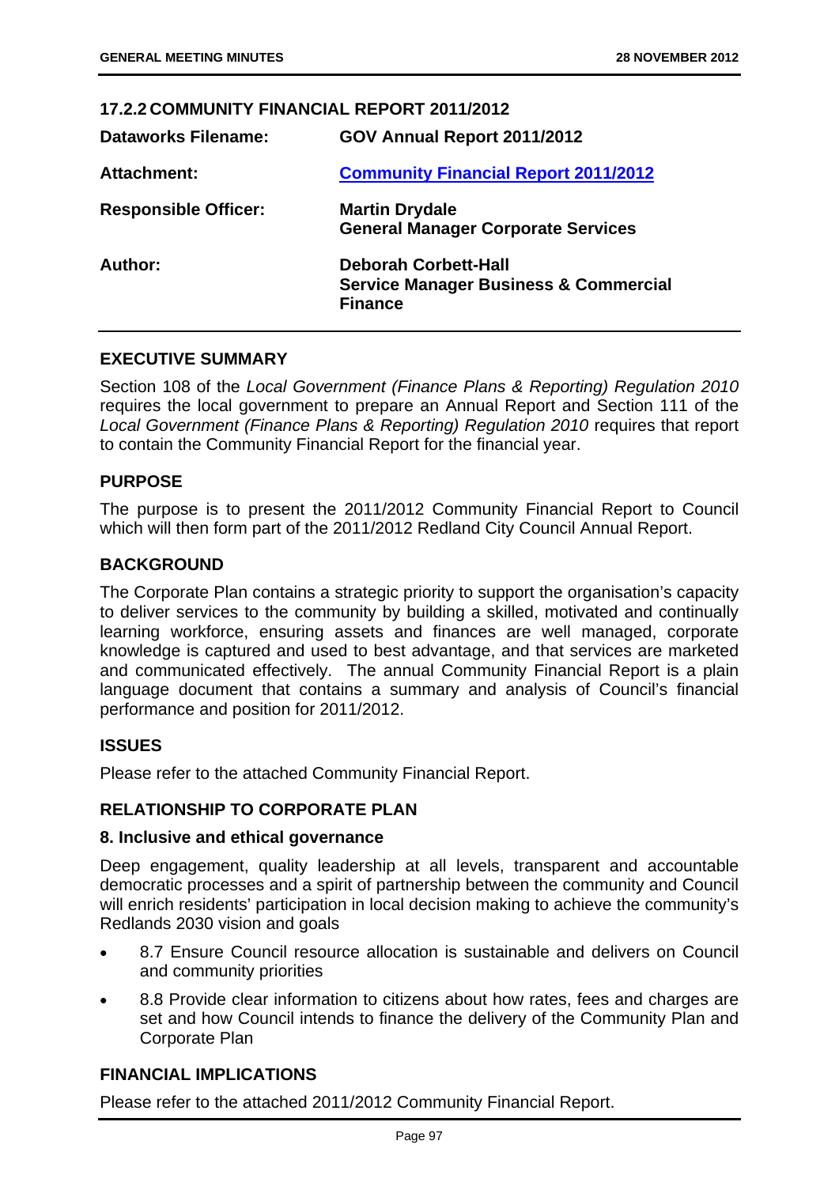### 17.2.2 COMMUNITY FINANCIAL REPORT 2011/2012

| | |
|---|---|
| **Dataworks Filename:** | **GOV Annual Report 2011/2012** |
| **Attachment:** | **Community Financial Report 2011/2012** |
| **Responsible Officer:** | **Martin Drydale**<br>**General Manager Corporate Services** |
| **Author:** | **Deborah Corbett-Hall**<br>**Service Manager Business & Commercial Finance** |

#### EXECUTIVE SUMMARY

Section 108 of the *Local Government (Finance Plans & Reporting) Regulation 2010* requires the local government to prepare an Annual Report and Section 111 of the *Local Government (Finance Plans & Reporting) Regulation 2010* requires that report to contain the Community Financial Report for the financial year.

#### PURPOSE

The purpose is to present the 2011/2012 Community Financial Report to Council which will then form part of the 2011/2012 Redland City Council Annual Report.

#### BACKGROUND

The Corporate Plan contains a strategic priority to support the organisation's capacity to deliver services to the community by building a skilled, motivated and continually learning workforce, ensuring assets and finances are well managed, corporate knowledge is captured and used to best advantage, and that services are marketed and communicated effectively. The annual Community Financial Report is a plain language document that contains a summary and analysis of Council's financial performance and position for 2011/2012.

#### ISSUES

Please refer to the attached Community Financial Report.

#### RELATIONSHIP TO CORPORATE PLAN

**8. Inclusive and ethical governance**

Deep engagement, quality leadership at all levels, transparent and accountable democratic processes and a spirit of partnership between the community and Council will enrich residents' participation in local decision making to achieve the community's Redlands 2030 vision and goals

- 8.7 Ensure Council resource allocation is sustainable and delivers on Council and community priorities
- 8.8 Provide clear information to citizens about how rates, fees and charges are set and how Council intends to finance the delivery of the Community Plan and Corporate Plan

#### FINANCIAL IMPLICATIONS

Please refer to the attached 2011/2012 Community Financial Report.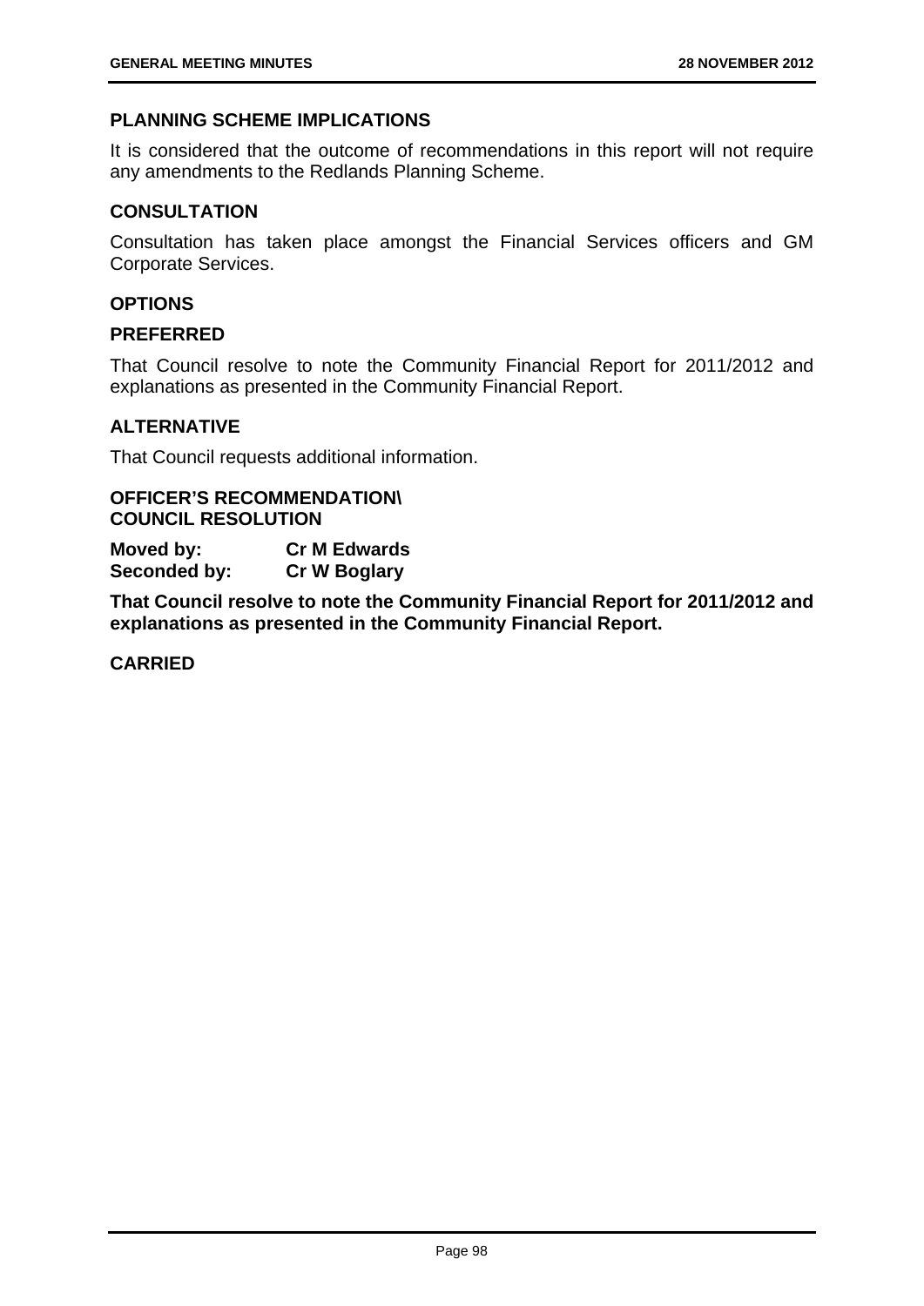## PLANNING SCHEME IMPLICATIONS

It is considered that the outcome of recommendations in this report will not require any amendments to the Redlands Planning Scheme.

## CONSULTATION

Consultation has taken place amongst the Financial Services officers and GM Corporate Services.

## OPTIONS

## PREFERRED

That Council resolve to note the Community Financial Report for 2011/2012 and explanations as presented in the Community Financial Report.

## ALTERNATIVE

That Council requests additional information.

**OFFICER'S RECOMMENDATION\**
**COUNCIL RESOLUTION**

**Moved by:** **Cr M Edwards**
**Seconded by:** **Cr W Boglary**

**That Council resolve to note the Community Financial Report for 2011/2012 and explanations as presented in the Community Financial Report.**

**CARRIED**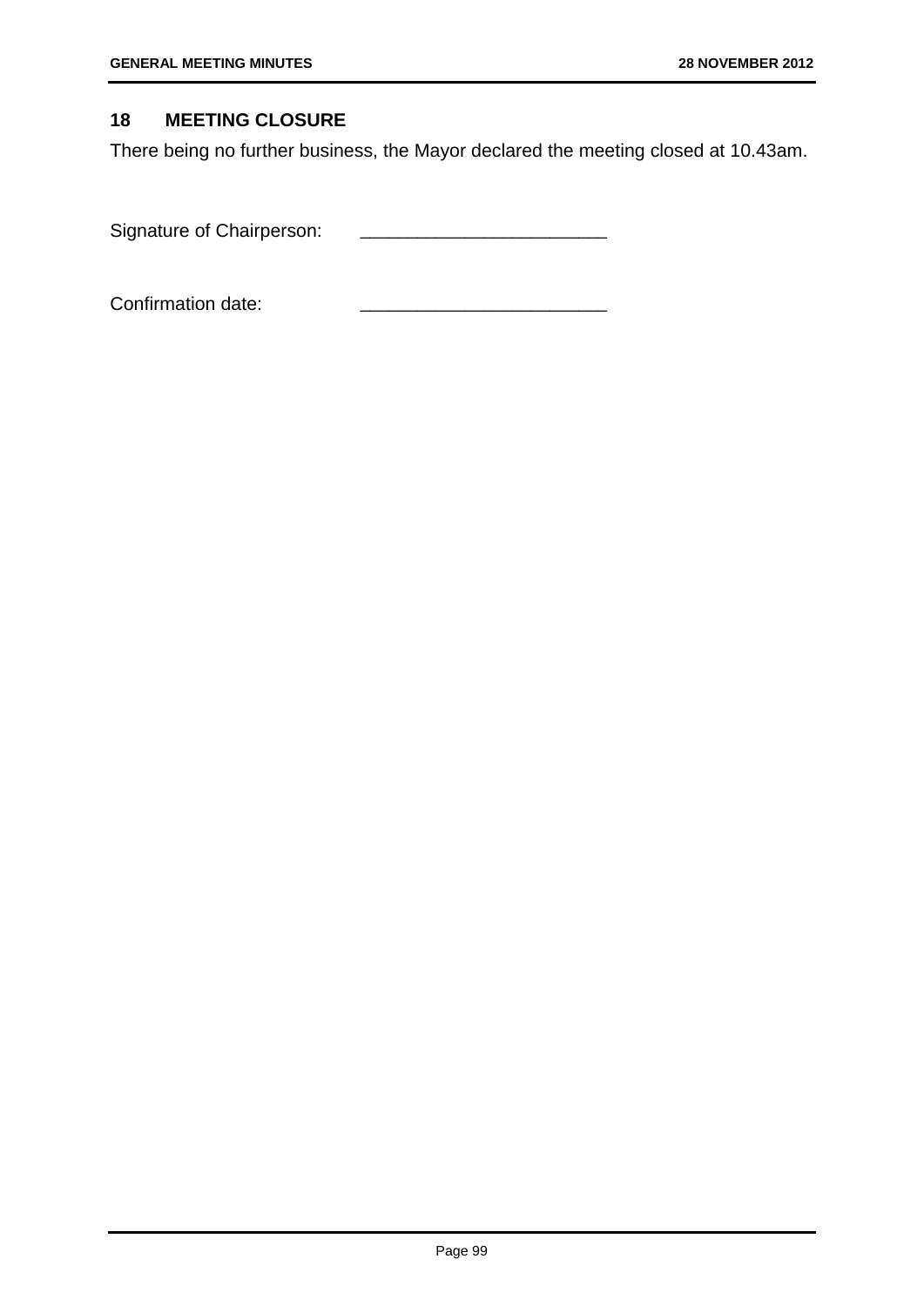## 18 MEETING CLOSURE

There being no further business, the Mayor declared the meeting closed at 10.43am.

Signature of Chairperson: ________________________

Confirmation date: ________________________